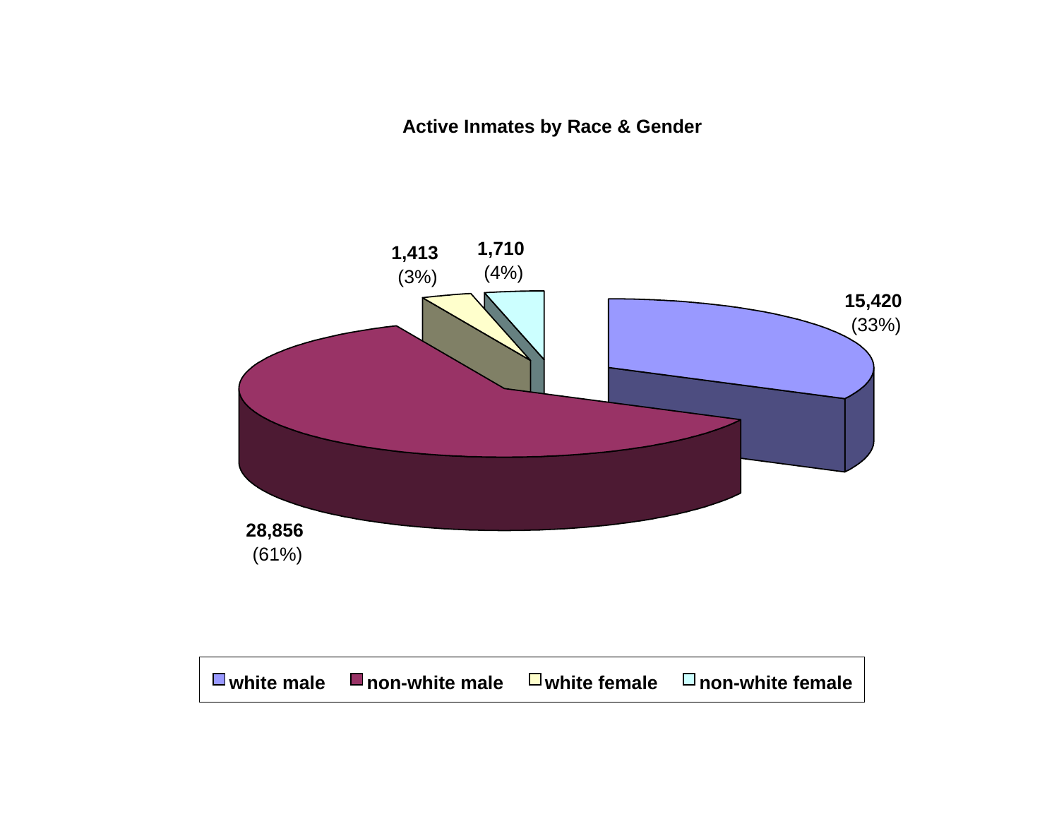**Active Inmates by Race & Gender**

| Category | Count | Percent |
| --- | --- | --- |
| white male | 15,420 | (33%) |
| non-white male | 28,856 | (61%) |
| white female | 1,413 | (3%) |
| non-white female | 1,710 | (4%) |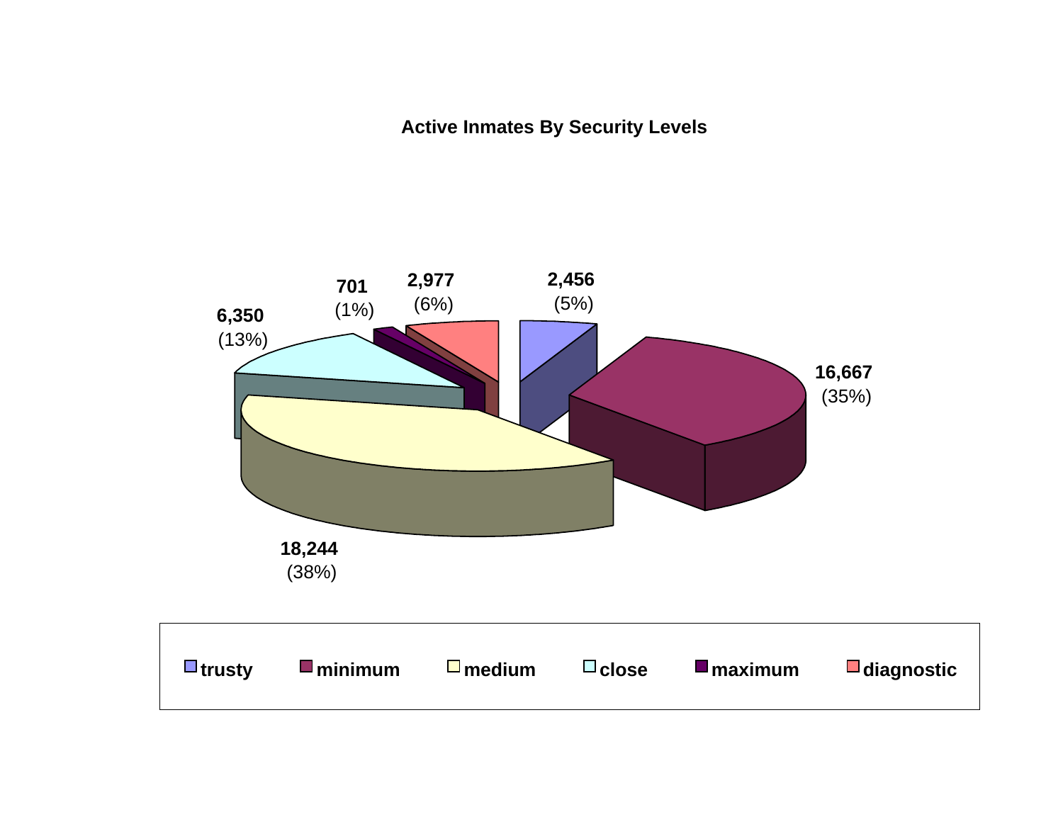## Active Inmates By Security Levels

| Security Level | Count | Percent |
|---|---|---|
| trusty | 2,456 | (5%) |
| minimum | 16,667 | (35%) |
| medium | 18,244 | (38%) |
| close | 6,350 | (13%) |
| maximum | 701 | (1%) |
| diagnostic | 2,977 | (6%) |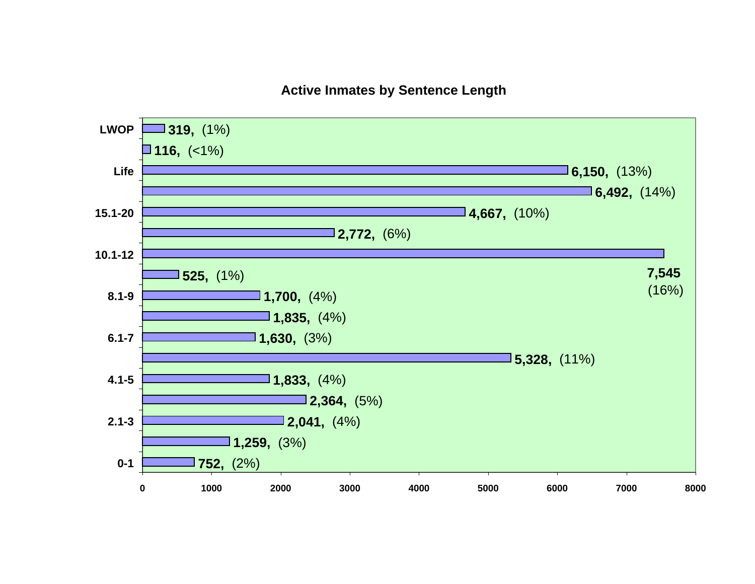## Active Inmates by Sentence Length

| Sentence Length | Inmates | Percent |
|---|---|---|
| LWOP | 319 | (1%) |
| | 116 | (<1%) |
| Life | 6,150 | (13%) |
| | 6,492 | (14%) |
| 15.1-20 | 4,667 | (10%) |
| | 2,772 | (6%) |
| 10.1-12 | 7,545 | (16%) |
| | 525 | (1%) |
| 8.1-9 | 1,700 | (4%) |
| | 1,835 | (4%) |
| 6.1-7 | 1,630 | (3%) |
| | 5,328 | (11%) |
| 4.1-5 | 1,833 | (4%) |
| | 2,364 | (5%) |
| 2.1-3 | 2,041 | (4%) |
| | 1,259 | (3%) |
| 0-1 | 752 | (2%) |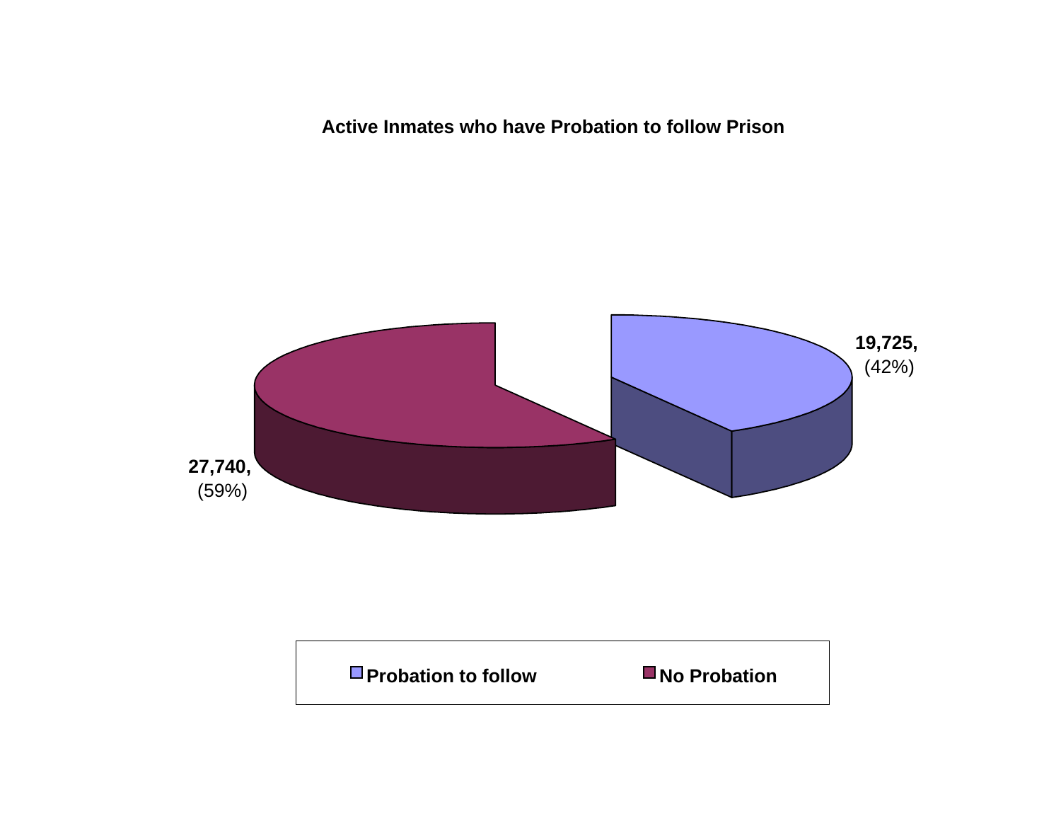**Active Inmates who have Probation to follow Prison**

**19,725,** (42%)

**27,740,** (59%)

**Probation to follow** **No Probation**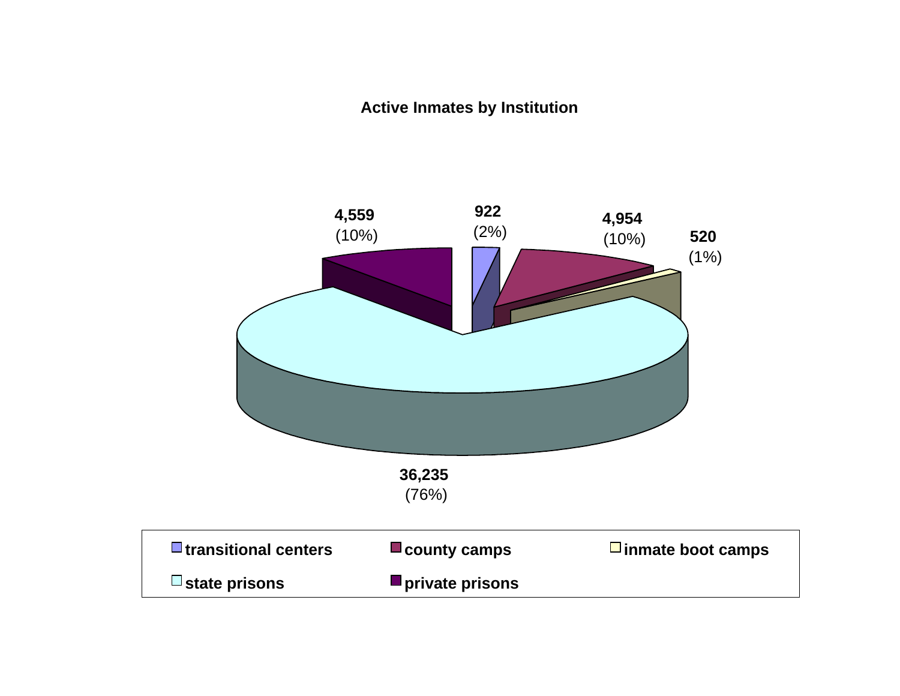**Active Inmates by Institution**

| Institution | Active Inmates | Percent |
|---|---|---|
| transitional centers | 922 | (2%) |
| county camps | 4,954 | (10%) |
| inmate boot camps | 520 | (1%) |
| state prisons | 36,235 | (76%) |
| private prisons | 4,559 | (10%) |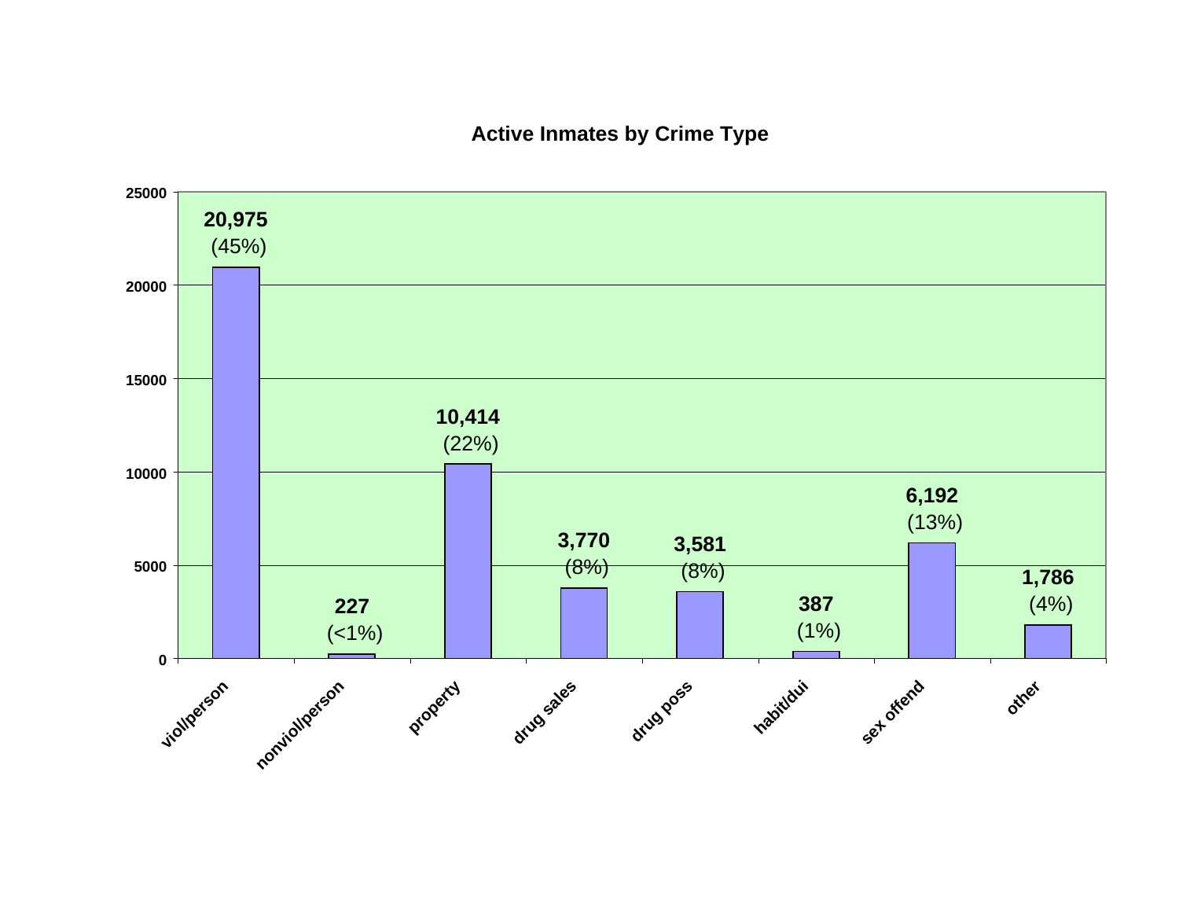## Active Inmates by Crime Type

| Crime Type | Inmates | Percent |
|---|---|---|
| viol/person | 20,975 | (45%) |
| nonviol/person | 227 | (<1%) |
| property | 10,414 | (22%) |
| drug sales | 3,770 | (8%) |
| drug poss | 3,581 | (8%) |
| habit/dui | 387 | (1%) |
| sex offend | 6,192 | (13%) |
| other | 1,786 | (4%) |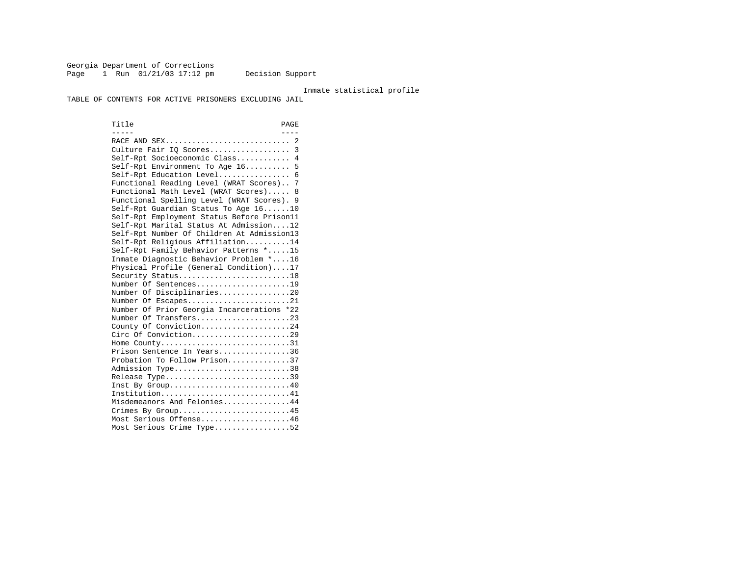Georgia Department of Corrections
Page 1 Run 01/21/03 17:12 pm Decision Support

Inmate statistical profile

TABLE OF CONTENTS FOR ACTIVE PRISONERS EXCLUDING JAIL

| Title | PAGE |
|---|---|
| RACE AND SEX | 2 |
| Culture Fair IQ Scores | 3 |
| Self-Rpt Socioeconomic Class | 4 |
| Self-Rpt Environment To Age 16 | 5 |
| Self-Rpt Education Level | 6 |
| Functional Reading Level (WRAT Scores) | 7 |
| Functional Math Level (WRAT Scores) | 8 |
| Functional Spelling Level (WRAT Scores) | 9 |
| Self-Rpt Guardian Status To Age 16 | 10 |
| Self-Rpt Employment Status Before Prison | 11 |
| Self-Rpt Marital Status At Admission | 12 |
| Self-Rpt Number Of Children At Admission | 13 |
| Self-Rpt Religious Affiliation | 14 |
| Self-Rpt Family Behavior Patterns * | 15 |
| Inmate Diagnostic Behavior Problem * | 16 |
| Physical Profile (General Condition) | 17 |
| Security Status | 18 |
| Number Of Sentences | 19 |
| Number Of Disciplinaries | 20 |
| Number Of Escapes | 21 |
| Number Of Prior Georgia Incarcerations * | 22 |
| Number Of Transfers | 23 |
| County Of Conviction | 24 |
| Circ Of Conviction | 29 |
| Home County | 31 |
| Prison Sentence In Years | 36 |
| Probation To Follow Prison | 37 |
| Admission Type | 38 |
| Release Type | 39 |
| Inst By Group | 40 |
| Institution | 41 |
| Misdemeanors And Felonies | 44 |
| Crimes By Group | 45 |
| Most Serious Offense | 46 |
| Most Serious Crime Type | 52 |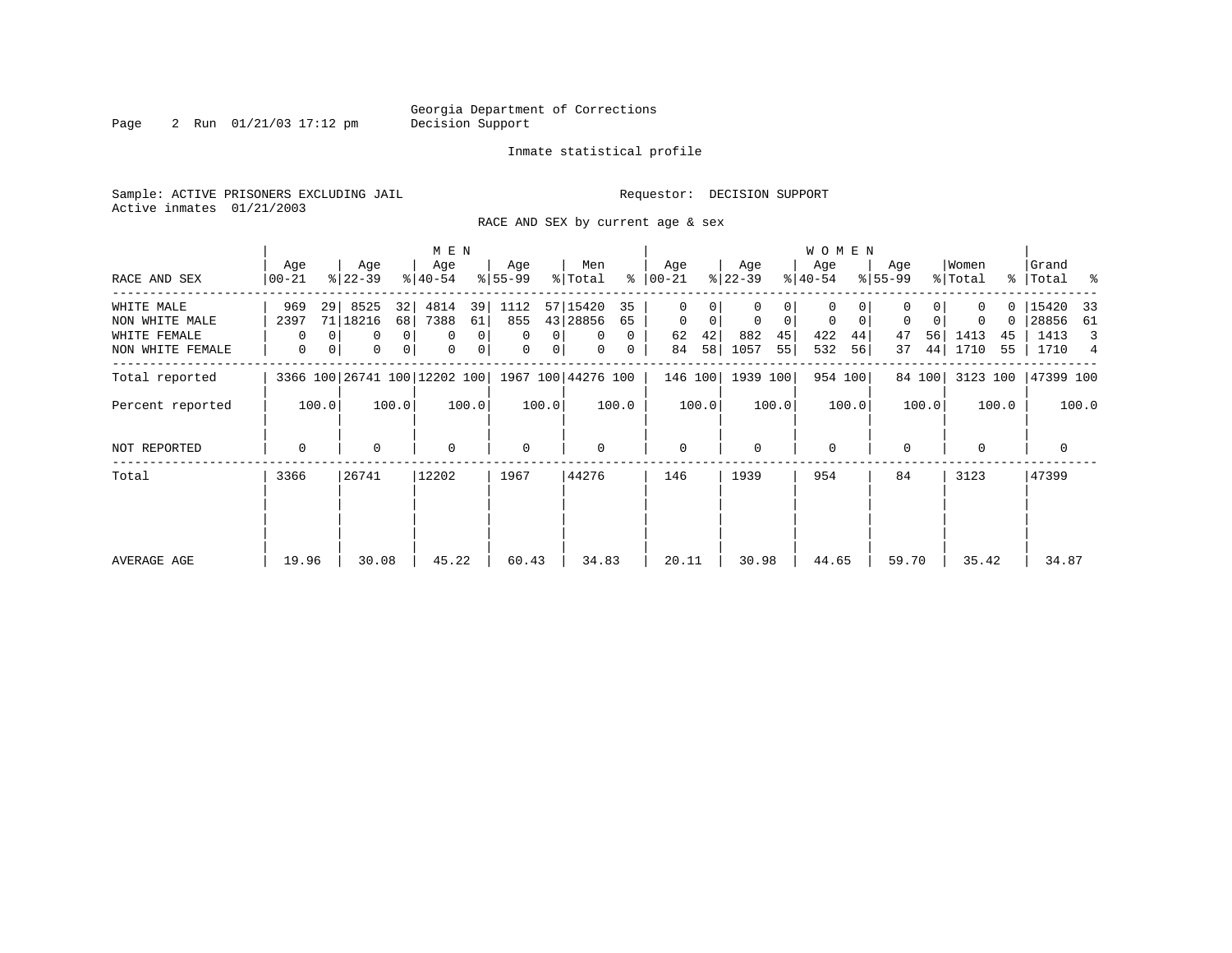Georgia Department of Corrections
Decision Support

Inmate statistical profile

Sample: ACTIVE PRISONERS EXCLUDING JAIL

Requestor: DECISION SUPPORT

Active inmates 01/21/2003

RACE AND SEX by current age & sex

| RACE AND SEX | MEN Age 00-21 | % | Age 22-39 | % | Age 40-54 | % | Age 55-99 | % | Men Total | % | WOMEN Age 00-21 | % | Age 22-39 | % | Age 40-54 | % | Age 55-99 | % | Women Total | % | Grand Total | % |
|---|---|---|---|---|---|---|---|---|---|---|---|---|---|---|---|---|---|---|---|---|---|---|
| WHITE MALE | 969 | 29 | 8525 | 32 | 4814 | 39 | 1112 | 57 | 15420 | 35 | 0 | 0 | 0 | 0 | 0 | 0 | 0 | 0 | 0 | 0 | 15420 | 33 |
| NON WHITE MALE | 2397 | 71 | 18216 | 68 | 7388 | 61 | 855 | 43 | 28856 | 65 | 0 | 0 | 0 | 0 | 0 | 0 | 0 | 0 | 0 | 0 | 28856 | 61 |
| WHITE FEMALE | 0 | 0 | 0 | 0 | 0 | 0 | 0 | 0 | 0 | 0 | 62 | 42 | 882 | 45 | 422 | 44 | 47 | 56 | 1413 | 45 | 1413 | 3 |
| NON WHITE FEMALE | 0 | 0 | 0 | 0 | 0 | 0 | 0 | 0 | 0 | 0 | 84 | 58 | 1057 | 55 | 532 | 56 | 37 | 44 | 1710 | 55 | 1710 | 4 |
| Total reported | 3366 | 100 | 26741 | 100 | 12202 | 100 | 1967 | 100 | 44276 | 100 | 146 | 100 | 1939 | 100 | 954 | 100 | 84 | 100 | 3123 | 100 | 47399 | 100 |
| Percent reported | | 100.0 | | 100.0 | | 100.0 | | 100.0 | | 100.0 | | 100.0 | | 100.0 | | 100.0 | | 100.0 | | 100.0 | | 100.0 |
| NOT REPORTED | 0 | | 0 | | 0 | | 0 | | 0 | | 0 | | 0 | | 0 | | 0 | | 0 | | 0 | |
| Total | 3366 | | 26741 | | 12202 | | 1967 | | 44276 | | 146 | | 1939 | | 954 | | 84 | | 3123 | | 47399 | |
| AVERAGE AGE | 19.96 | | 30.08 | | 45.22 | | 60.43 | | 34.83 | | 20.11 | | 30.98 | | 44.65 | | 59.70 | | 35.42 | | 34.87 | |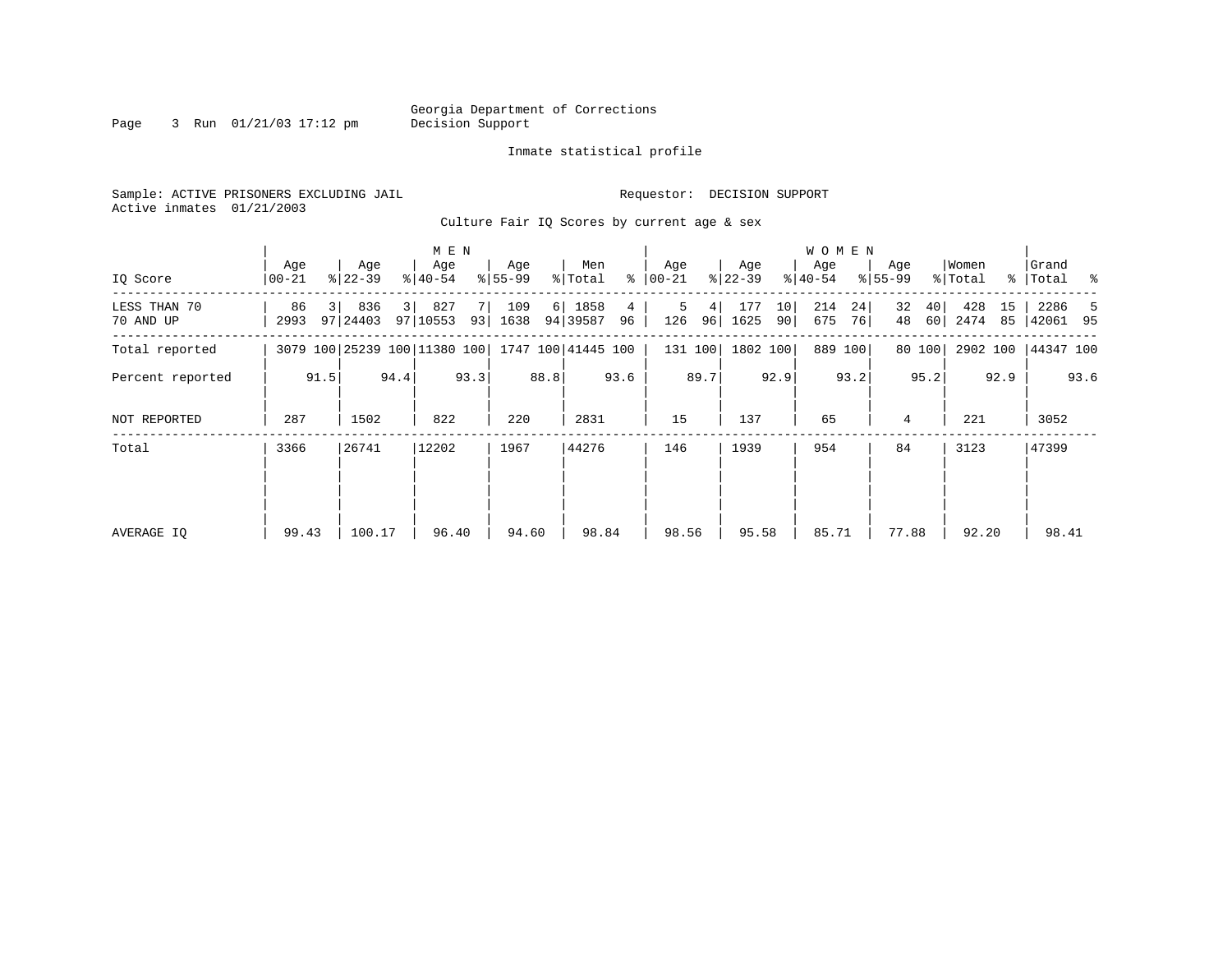Georgia Department of Corrections
Decision Support

Inmate statistical profile

Sample: ACTIVE PRISONERS EXCLUDING JAIL    Requestor: DECISION SUPPORT
Active inmates 01/21/2003

Culture Fair IQ Scores by current age & sex

| IQ Score | MEN Age 00-21 | % | Age 22-39 | % | Age 40-54 | % | Age 55-99 | % | Men Total | % | WOMEN Age 00-21 | % | Age 22-39 | % | Age 40-54 | % | Age 55-99 | % | Women Total | % | Grand Total | % |
|---|---|---|---|---|---|---|---|---|---|---|---|---|---|---|---|---|---|---|---|---|---|---|
| LESS THAN 70 | 86 | 3 | 836 | 3 | 827 | 7 | 109 | 6 | 1858 | 4 | 5 | 4 | 177 | 10 | 214 | 24 | 32 | 40 | 428 | 15 | 2286 | 5 |
| 70 AND UP | 2993 | 97 | 24403 | 97 | 10553 | 93 | 1638 | 94 | 39587 | 96 | 126 | 96 | 1625 | 90 | 675 | 76 | 48 | 60 | 2474 | 85 | 42061 | 95 |
| Total reported | 3079 | 100 | 25239 | 100 | 11380 | 100 | 1747 | 100 | 41445 | 100 | 131 | 100 | 1802 | 100 | 889 | 100 | 80 | 100 | 2902 | 100 | 44347 | 100 |
| Percent reported | | 91.5 | | 94.4 | | 93.3 | | 88.8 | | 93.6 | | 89.7 | | 92.9 | | 93.2 | | 95.2 | | 92.9 | | 93.6 |
| NOT REPORTED | 287 | | 1502 | | 822 | | 220 | | 2831 | | 15 | | 137 | | 65 | | 4 | | 221 | | 3052 | |
| Total | 3366 | | 26741 | | 12202 | | 1967 | | 44276 | | 146 | | 1939 | | 954 | | 84 | | 3123 | | 47399 | |
| AVERAGE IQ | 99.43 | | 100.17 | | 96.40 | | 94.60 | | 98.84 | | 98.56 | | 95.58 | | 85.71 | | 77.88 | | 92.20 | | 98.41 | |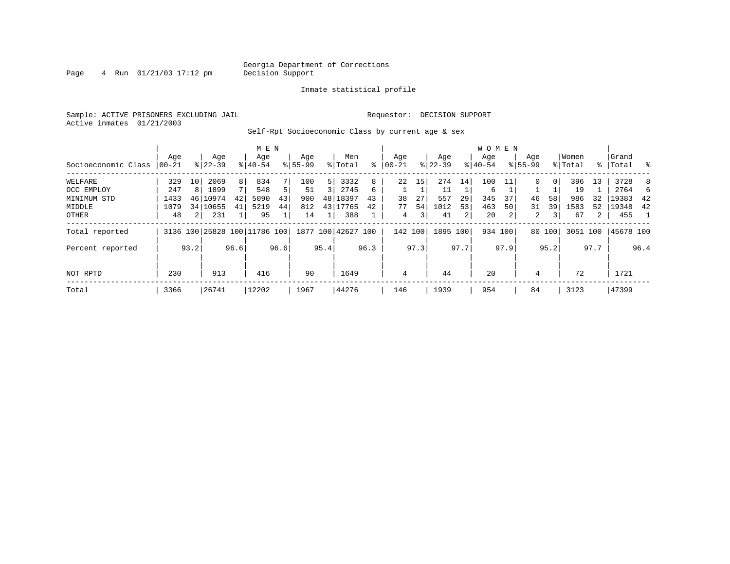Georgia Department of Corrections
Decision Support

Inmate statistical profile

Sample: ACTIVE PRISONERS EXCLUDING JAIL

Requestor: DECISION SUPPORT

Active inmates 01/21/2003

Self-Rpt Socioeconomic Class by current age & sex

| Socioeconomic Class | MEN Age 00-21 | % | Age 22-39 | % | Age 40-54 | % | Age 55-99 | % | Men Total | % | WOMEN Age 00-21 | % | Age 22-39 | % | Age 40-54 | % | Age 55-99 | % | Women Total | % | Grand Total | % |
|---|---|---|---|---|---|---|---|---|---|---|---|---|---|---|---|---|---|---|---|---|---|---|
| WELFARE | 329 | 10 | 2069 | 8 | 834 | 7 | 100 | 5 | 3332 | 8 | 22 | 15 | 274 | 14 | 100 | 11 | 0 | 0 | 396 | 13 | 3728 | 8 |
| OCC EMPLOY | 247 | 8 | 1899 | 7 | 548 | 5 | 51 | 3 | 2745 | 6 | 1 | 1 | 11 | 1 | 6 | 1 | 1 | 1 | 19 | 1 | 2764 | 6 |
| MINIMUM STD | 1433 | 46 | 10974 | 42 | 5090 | 43 | 900 | 48 | 18397 | 43 | 38 | 27 | 557 | 29 | 345 | 37 | 46 | 58 | 986 | 32 | 19383 | 42 |
| MIDDLE | 1079 | 34 | 10655 | 41 | 5219 | 44 | 812 | 43 | 17765 | 42 | 77 | 54 | 1012 | 53 | 463 | 50 | 31 | 39 | 1583 | 52 | 19348 | 42 |
| OTHER | 48 | 2 | 231 | 1 | 95 | 1 | 14 | 1 | 388 | 1 | 4 | 3 | 41 | 2 | 20 | 2 | 2 | 3 | 67 | 2 | 455 | 1 |
| Total reported | 3136 | 100 | 25828 | 100 | 11786 | 100 | 1877 | 100 | 42627 | 100 | 142 | 100 | 1895 | 100 | 934 | 100 | 80 | 100 | 3051 | 100 | 45678 | 100 |
| Percent reported | | 93.2 | | 96.6 | | 96.6 | | 95.4 | | 96.3 | | 97.3 | | 97.7 | | 97.9 | | 95.2 | | 97.7 | | 96.4 |
| NOT RPTD | 230 | | 913 | | 416 | | 90 | | 1649 | | 4 | | 44 | | 20 | | 4 | | 72 | | 1721 | |
| Total | 3366 | | 26741 | | 12202 | | 1967 | | 44276 | | 146 | | 1939 | | 954 | | 84 | | 3123 | | 47399 | |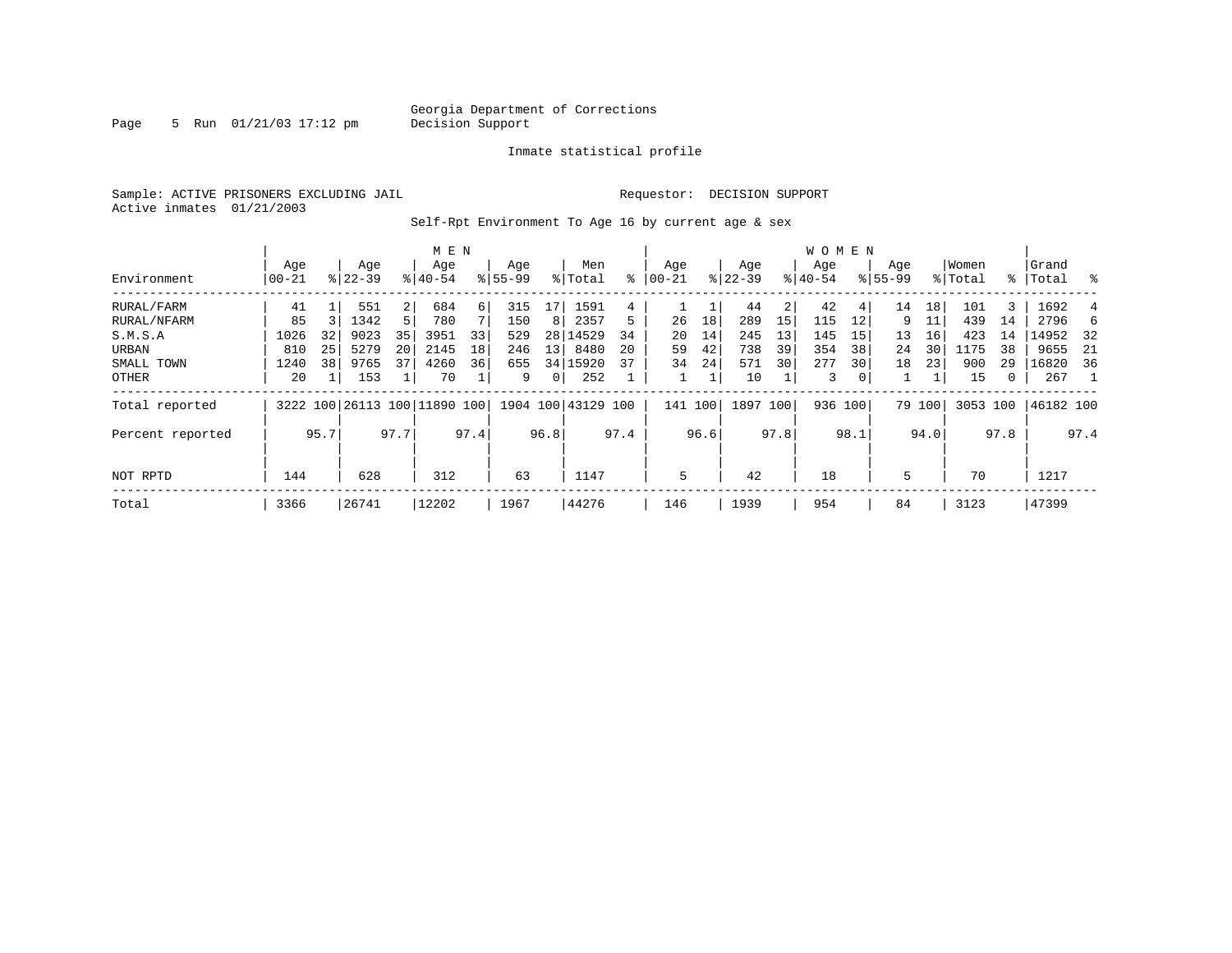Georgia Department of Corrections
Decision Support

Inmate statistical profile

Sample: ACTIVE PRISONERS EXCLUDING JAIL

Requestor: DECISION SUPPORT

Active inmates 01/21/2003

Self-Rpt Environment To Age 16 by current age & sex

| Environment | MEN Age 00-21 | % | Age 22-39 | % | Age 40-54 | % | Age 55-99 | % | Men Total | % | WOMEN Age 00-21 | % | Age 22-39 | % | Age 40-54 | % | Age 55-99 | % | Women Total | % | Grand Total | % |
|---|---|---|---|---|---|---|---|---|---|---|---|---|---|---|---|---|---|---|---|---|---|---|
| RURAL/FARM | 41 | 1 | 551 | 2 | 684 | 6 | 315 | 17 | 1591 | 4 | 1 | 1 | 44 | 2 | 42 | 4 | 14 | 18 | 101 | 3 | 1692 | 4 |
| RURAL/NFARM | 85 | 3 | 1342 | 5 | 780 | 7 | 150 | 8 | 2357 | 5 | 26 | 18 | 289 | 15 | 115 | 12 | 9 | 11 | 439 | 14 | 2796 | 6 |
| S.M.S.A | 1026 | 32 | 9023 | 35 | 3951 | 33 | 529 | 28 | 14529 | 34 | 20 | 14 | 245 | 13 | 145 | 15 | 13 | 16 | 423 | 14 | 14952 | 32 |
| URBAN | 810 | 25 | 5279 | 20 | 2145 | 18 | 246 | 13 | 8480 | 20 | 59 | 42 | 738 | 39 | 354 | 38 | 24 | 30 | 1175 | 38 | 9655 | 21 |
| SMALL TOWN | 1240 | 38 | 9765 | 37 | 4260 | 36 | 655 | 34 | 15920 | 37 | 34 | 24 | 571 | 30 | 277 | 30 | 18 | 23 | 900 | 29 | 16820 | 36 |
| OTHER | 20 | 1 | 153 | 1 | 70 | 1 | 9 | 0 | 252 | 1 | 1 | 1 | 10 | 1 | 3 | 0 | 1 | 1 | 15 | 0 | 267 | 1 |
| Total reported | 3222 | 100 | 26113 | 100 | 11890 | 100 | 1904 | 100 | 43129 | 100 | 141 | 100 | 1897 | 100 | 936 | 100 | 79 | 100 | 3053 | 100 | 46182 | 100 |
| Percent reported | | 95.7 | | 97.7 | | 97.4 | | 96.8 | | 97.4 | | 96.6 | | 97.8 | | 98.1 | | 94.0 | | 97.8 | | 97.4 |
| NOT RPTD | 144 | | 628 | | 312 | | 63 | | 1147 | | 5 | | 42 | | 18 | | 5 | | 70 | | 1217 | |
| Total | 3366 | | 26741 | | 12202 | | 1967 | | 44276 | | 146 | | 1939 | | 954 | | 84 | | 3123 | | 47399 | |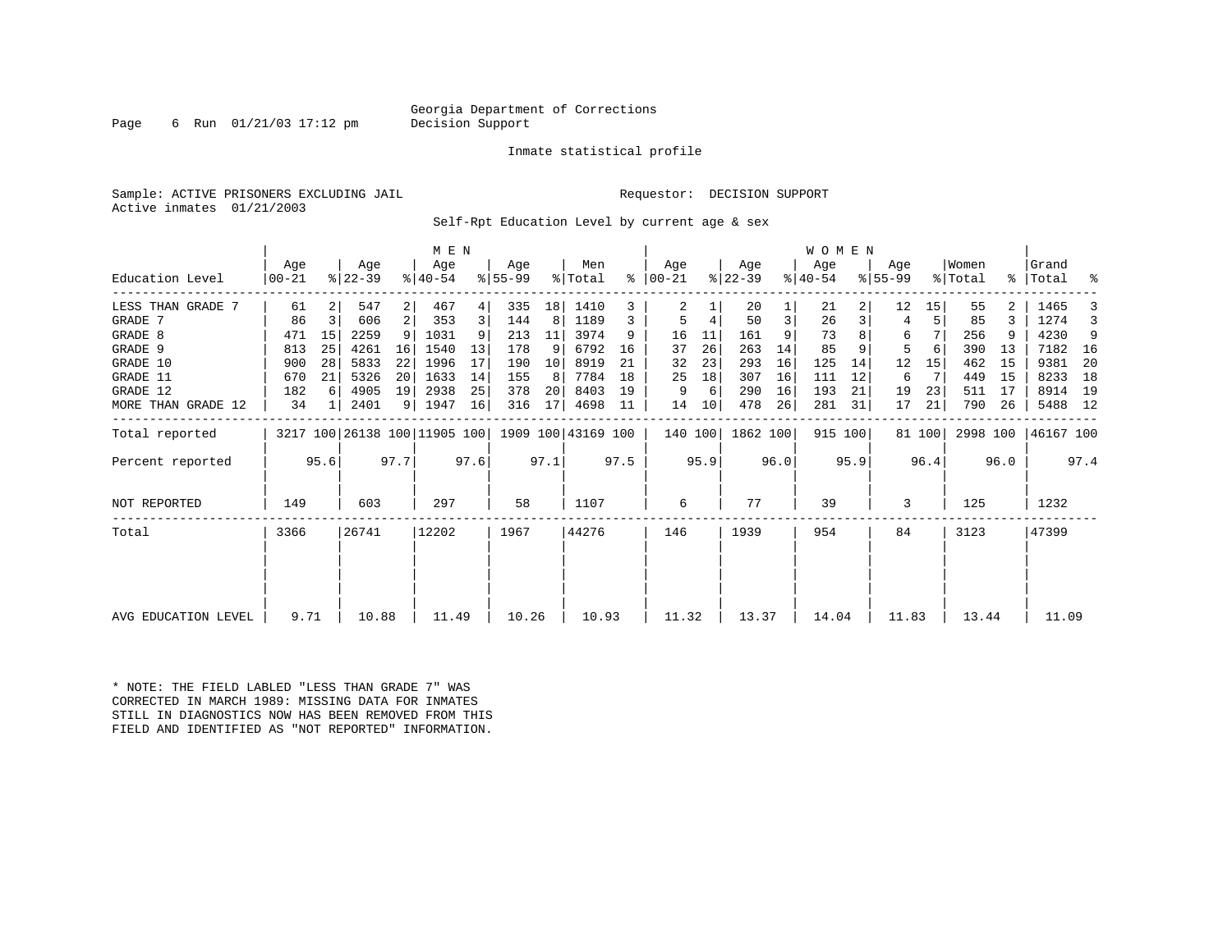Georgia Department of Corrections
Decision Support

Inmate statistical profile

Sample: ACTIVE PRISONERS EXCLUDING JAIL                Requestor: DECISION SUPPORT
Active inmates 01/21/2003

Self-Rpt Education Level by current age & sex

| Education Level | MEN Age 00-21 | % | Age 22-39 | % | Age 40-54 | % | Age 55-99 | % | Men Total | % | WOMEN Age 00-21 | % | Age 22-39 | % | Age 40-54 | % | Age 55-99 | % | Women Total | % | Grand Total | % |
|---|---|---|---|---|---|---|---|---|---|---|---|---|---|---|---|---|---|---|---|---|---|---|
| LESS THAN GRADE 7 | 61 | 2 | 547 | 2 | 467 | 4 | 335 | 18 | 1410 | 3 | 2 | 1 | 20 | 1 | 21 | 2 | 12 | 15 | 55 | 2 | 1465 | 3 |
| GRADE 7 | 86 | 3 | 606 | 2 | 353 | 3 | 144 | 8 | 1189 | 3 | 5 | 4 | 50 | 3 | 26 | 3 | 4 | 5 | 85 | 3 | 1274 | 3 |
| GRADE 8 | 471 | 15 | 2259 | 9 | 1031 | 9 | 213 | 11 | 3974 | 9 | 16 | 11 | 161 | 9 | 73 | 8 | 6 | 7 | 256 | 9 | 4230 | 9 |
| GRADE 9 | 813 | 25 | 4261 | 16 | 1540 | 13 | 178 | 9 | 6792 | 16 | 37 | 26 | 263 | 14 | 85 | 9 | 5 | 6 | 390 | 13 | 7182 | 16 |
| GRADE 10 | 900 | 28 | 5833 | 22 | 1996 | 17 | 190 | 10 | 8919 | 21 | 32 | 23 | 293 | 16 | 125 | 14 | 12 | 15 | 462 | 15 | 9381 | 20 |
| GRADE 11 | 670 | 21 | 5326 | 20 | 1633 | 14 | 155 | 8 | 7784 | 18 | 25 | 18 | 307 | 16 | 111 | 12 | 6 | 7 | 449 | 15 | 8233 | 18 |
| GRADE 12 | 182 | 6 | 4905 | 19 | 2938 | 25 | 378 | 20 | 8403 | 19 | 9 | 6 | 290 | 16 | 193 | 21 | 19 | 23 | 511 | 17 | 8914 | 19 |
| MORE THAN GRADE 12 | 34 | 1 | 2401 | 9 | 1947 | 16 | 316 | 17 | 4698 | 11 | 14 | 10 | 478 | 26 | 281 | 31 | 17 | 21 | 790 | 26 | 5488 | 12 |
| Total reported | 3217 | 100 | 26138 | 100 | 11905 | 100 | 1909 | 100 | 43169 | 100 | 140 | 100 | 1862 | 100 | 915 | 100 | 81 | 100 | 2998 | 100 | 46167 | 100 |
| Percent reported | | 95.6 | | 97.7 | | 97.6 | | 97.1 | | 97.5 | | 95.9 | | 96.0 | | 95.9 | | 96.4 | | 96.0 | | 97.4 |
| NOT REPORTED | 149 | | 603 | | 297 | | 58 | | 1107 | | 6 | | 77 | | 39 | | 3 | | 125 | | 1232 | |
| Total | 3366 | | 26741 | | 12202 | | 1967 | | 44276 | | 146 | | 1939 | | 954 | | 84 | | 3123 | | 47399 | |
| AVG EDUCATION LEVEL | 9.71 | | 10.88 | | 11.49 | | 10.26 | | 10.93 | | 11.32 | | 13.37 | | 14.04 | | 11.83 | | 13.44 | | 11.09 | |

* NOTE: THE FIELD LABLED "LESS THAN GRADE 7" WAS CORRECTED IN MARCH 1989: MISSING DATA FOR INMATES STILL IN DIAGNOSTICS NOW HAS BEEN REMOVED FROM THIS FIELD AND IDENTIFIED AS "NOT REPORTED" INFORMATION.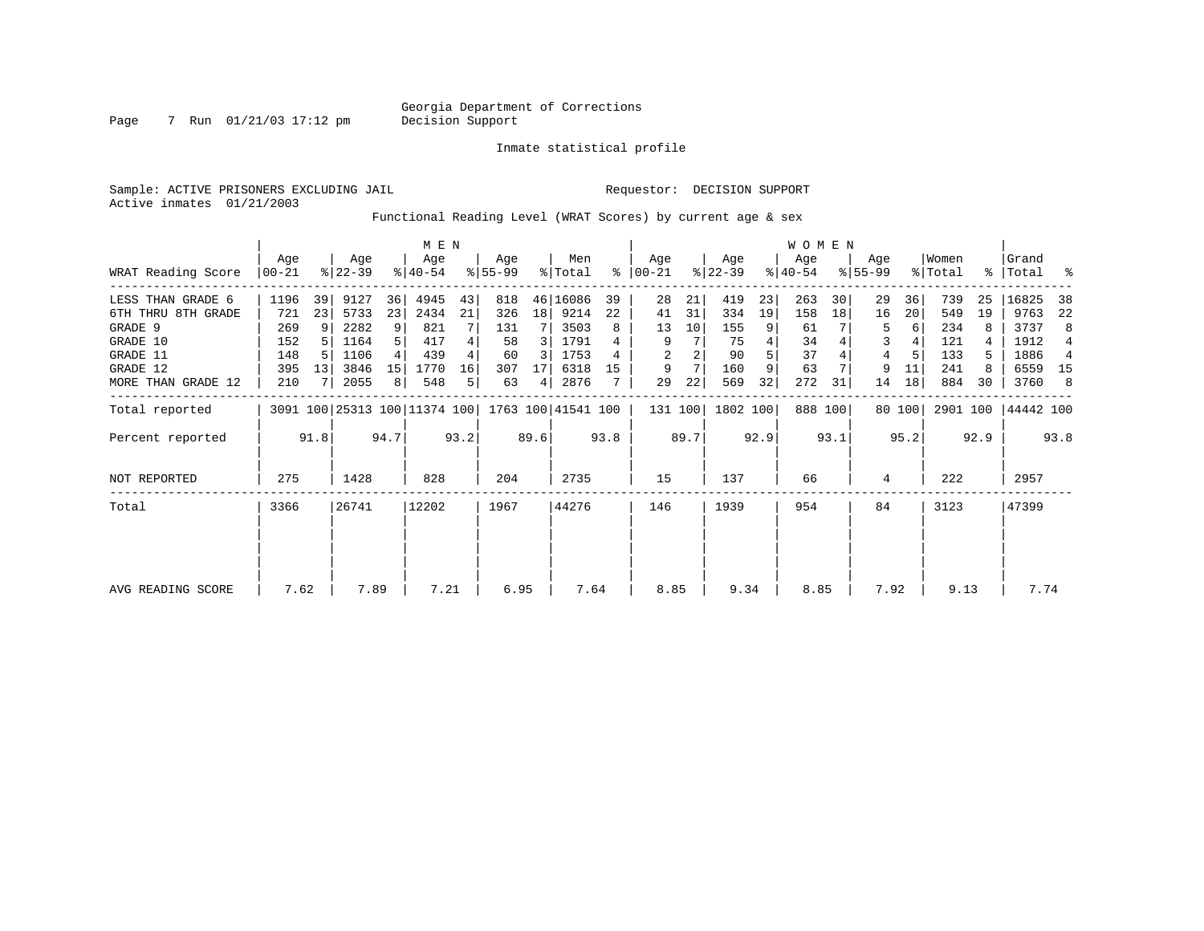Georgia Department of Corrections
Decision Support

Page 7 Run 01/21/03 17:12 pm

Inmate statistical profile

Sample: ACTIVE PRISONERS EXCLUDING JAIL

Requestor: DECISION SUPPORT

Active inmates 01/21/2003

Functional Reading Level (WRAT Scores) by current age & sex

| WRAT Reading Score | MEN Age 00-21 | % | Age 22-39 | % | Age 40-54 | % | Age 55-99 | % | Men Total | % | WOMEN Age 00-21 | % | Age 22-39 | % | Age 40-54 | % | Age 55-99 | % | Women Total | % | Grand Total | % |
|---|---|---|---|---|---|---|---|---|---|---|---|---|---|---|---|---|---|---|---|---|---|---|
| LESS THAN GRADE 6 | 1196 | 39 | 9127 | 36 | 4945 | 43 | 818 | 46 | 16086 | 39 | 28 | 21 | 419 | 23 | 263 | 30 | 29 | 36 | 739 | 25 | 16825 | 38 |
| 6TH THRU 8TH GRADE | 721 | 23 | 5733 | 23 | 2434 | 21 | 326 | 18 | 9214 | 22 | 41 | 31 | 334 | 19 | 158 | 18 | 16 | 20 | 549 | 19 | 9763 | 22 |
| GRADE 9 | 269 | 9 | 2282 | 9 | 821 | 7 | 131 | 7 | 3503 | 8 | 13 | 10 | 155 | 9 | 61 | 7 | 5 | 6 | 234 | 8 | 3737 | 8 |
| GRADE 10 | 152 | 5 | 1164 | 5 | 417 | 4 | 58 | 3 | 1791 | 4 | 9 | 7 | 75 | 4 | 34 | 4 | 3 | 4 | 121 | 4 | 1912 | 4 |
| GRADE 11 | 148 | 5 | 1106 | 4 | 439 | 4 | 60 | 3 | 1753 | 4 | 2 | 2 | 90 | 5 | 37 | 4 | 4 | 5 | 133 | 5 | 1886 | 4 |
| GRADE 12 | 395 | 13 | 3846 | 15 | 1770 | 16 | 307 | 17 | 6318 | 15 | 9 | 7 | 160 | 9 | 63 | 7 | 9 | 11 | 241 | 8 | 6559 | 15 |
| MORE THAN GRADE 12 | 210 | 7 | 2055 | 8 | 548 | 5 | 63 | 4 | 2876 | 7 | 29 | 22 | 569 | 32 | 272 | 31 | 14 | 18 | 884 | 30 | 3760 | 8 |
| Total reported | 3091 | 100 | 25313 | 100 | 11374 | 100 | 1763 | 100 | 41541 | 100 | 131 | 100 | 1802 | 100 | 888 | 100 | 80 | 100 | 2901 | 100 | 44442 | 100 |
| Percent reported | | 91.8 | | 94.7 | | 93.2 | | 89.6 | | 93.8 | | 89.7 | | 92.9 | | 93.1 | | 95.2 | | 92.9 | | 93.8 |
| NOT REPORTED | 275 | | 1428 | | 828 | | 204 | | 2735 | | 15 | | 137 | | 66 | | 4 | | 222 | | 2957 | |
| Total | 3366 | | 26741 | | 12202 | | 1967 | | 44276 | | 146 | | 1939 | | 954 | | 84 | | 3123 | | 47399 | |
| AVG READING SCORE | 7.62 | | 7.89 | | 7.21 | | 6.95 | | 7.64 | | 8.85 | | 9.34 | | 8.85 | | 7.92 | | 9.13 | | 7.74 | |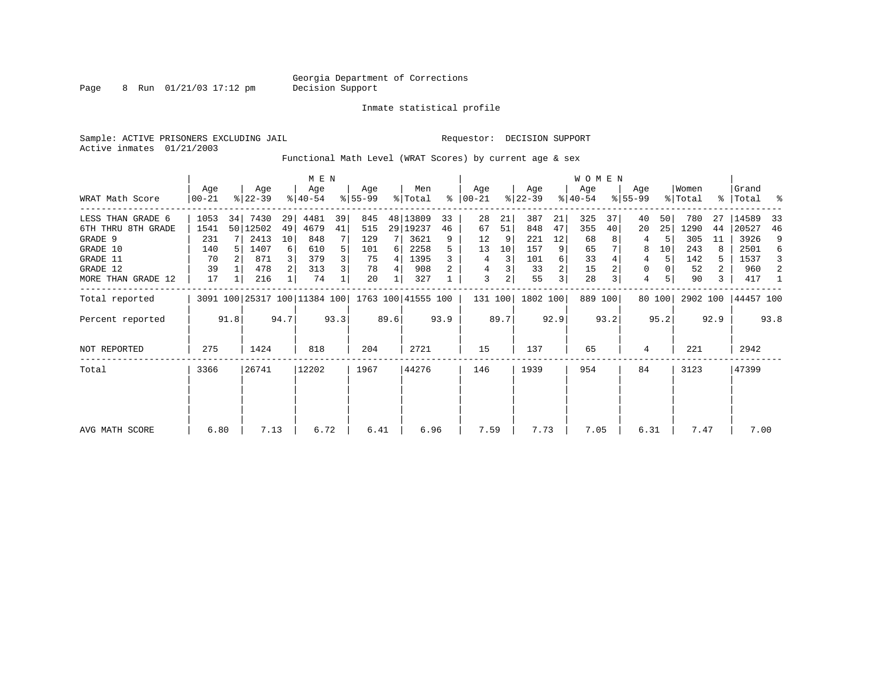Georgia Department of Corrections
Decision Support

Inmate statistical profile

Sample: ACTIVE PRISONERS EXCLUDING JAIL
Active inmates 01/21/2003

Requestor: DECISION SUPPORT

Functional Math Level (WRAT Scores) by current age & sex

| WRAT Math Score | MEN Age 00-21 | % | MEN Age 22-39 | % | MEN Age 40-54 | % | MEN Age 55-99 | % | Men Total | % | WOMEN Age 00-21 | % | WOMEN Age 22-39 | % | WOMEN Age 40-54 | % | WOMEN Age 55-99 | % | Women Total | % | Grand Total | % |
|---|---|---|---|---|---|---|---|---|---|---|---|---|---|---|---|---|---|---|---|---|---|---|
| LESS THAN GRADE 6 | 1053 | 34 | 7430 | 29 | 4481 | 39 | 845 | 48 | 13809 | 33 | 28 | 21 | 387 | 21 | 325 | 37 | 40 | 50 | 780 | 27 | 14589 | 33 |
| 6TH THRU 8TH GRADE | 1541 | 50 | 12502 | 49 | 4679 | 41 | 515 | 29 | 19237 | 46 | 67 | 51 | 848 | 47 | 355 | 40 | 20 | 25 | 1290 | 44 | 20527 | 46 |
| GRADE 9 | 231 | 7 | 2413 | 10 | 848 | 7 | 129 | 7 | 3621 | 9 | 12 | 9 | 221 | 12 | 68 | 8 | 4 | 5 | 305 | 11 | 3926 | 9 |
| GRADE 10 | 140 | 5 | 1407 | 6 | 610 | 5 | 101 | 6 | 2258 | 5 | 13 | 10 | 157 | 9 | 65 | 7 | 8 | 10 | 243 | 8 | 2501 | 6 |
| GRADE 11 | 70 | 2 | 871 | 3 | 379 | 3 | 75 | 4 | 1395 | 3 | 4 | 3 | 101 | 6 | 33 | 4 | 4 | 5 | 142 | 5 | 1537 | 3 |
| GRADE 12 | 39 | 1 | 478 | 2 | 313 | 3 | 78 | 4 | 908 | 2 | 4 | 3 | 33 | 2 | 15 | 2 | 0 | 0 | 52 | 2 | 960 | 2 |
| MORE THAN GRADE 12 | 17 | 1 | 216 | 1 | 74 | 1 | 20 | 1 | 327 | 1 | 3 | 2 | 55 | 3 | 28 | 3 | 4 | 5 | 90 | 3 | 417 | 1 |
| Total reported | 3091 | 100 | 25317 | 100 | 11384 | 100 | 1763 | 100 | 41555 | 100 | 131 | 100 | 1802 | 100 | 889 | 100 | 80 | 100 | 2902 | 100 | 44457 | 100 |
| Percent reported | | 91.8 | | 94.7 | | 93.3 | | 89.6 | | 93.9 | | 89.7 | | 92.9 | | 93.2 | | 95.2 | | 92.9 | | 93.8 |
| NOT REPORTED | 275 | | 1424 | | 818 | | 204 | | 2721 | | 15 | | 137 | | 65 | | 4 | | 221 | | 2942 | |
| Total | 3366 | | 26741 | | 12202 | | 1967 | | 44276 | | 146 | | 1939 | | 954 | | 84 | | 3123 | | 47399 | |
| AVG MATH SCORE | 6.80 | | 7.13 | | 6.72 | | 6.41 | | 6.96 | | 7.59 | | 7.73 | | 7.05 | | 6.31 | | 7.47 | | 7.00 | |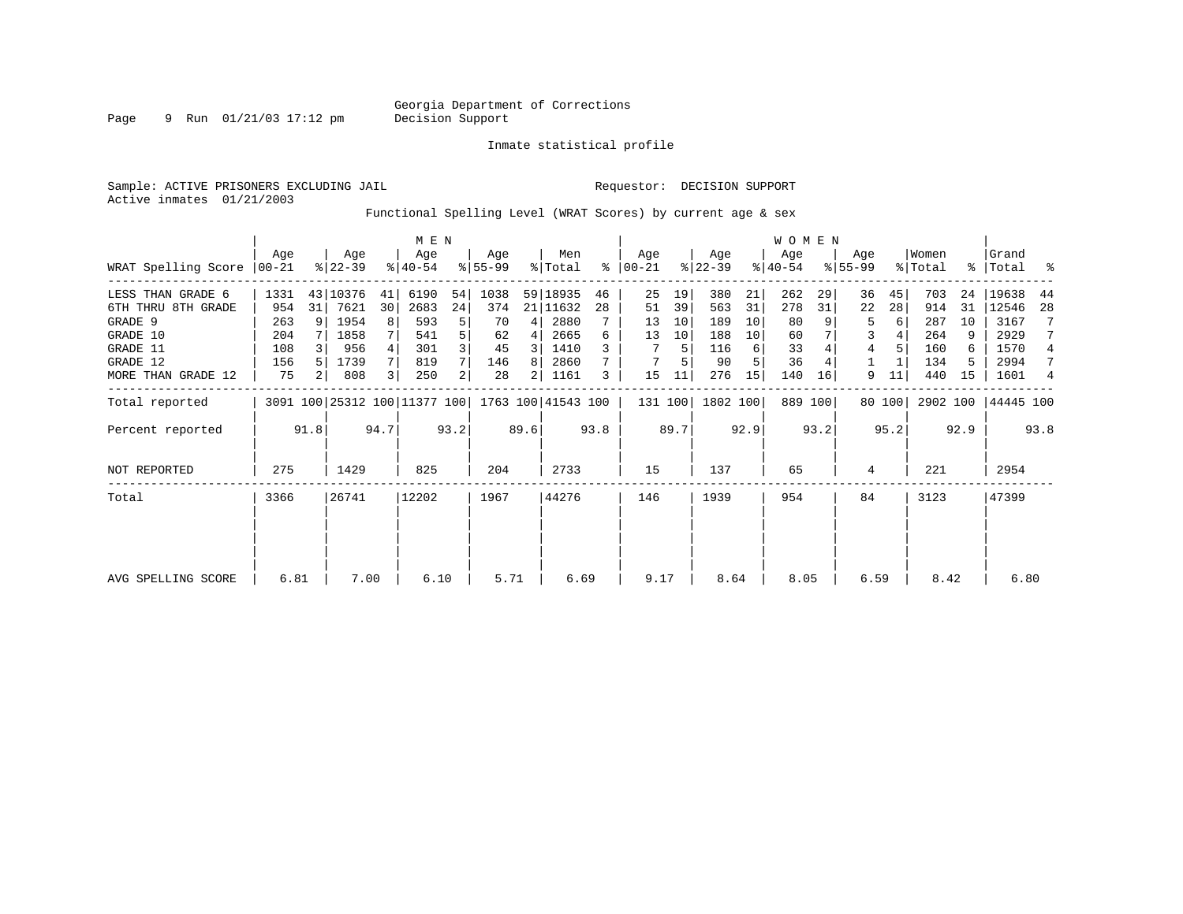Georgia Department of Corrections
Decision Support

Inmate statistical profile

Sample: ACTIVE PRISONERS EXCLUDING JAIL

Requestor: DECISION SUPPORT

Active inmates 01/21/2003

Functional Spelling Level (WRAT Scores) by current age & sex

| WRAT Spelling Score | MEN Age 00-21 | % | Age 22-39 | % | Age 40-54 | % | Age 55-99 | % | Men Total | % | WOMEN Age 00-21 | % | Age 22-39 | % | Age 40-54 | % | Age 55-99 | % | Women Total | % | Grand Total | % |
|---|---|---|---|---|---|---|---|---|---|---|---|---|---|---|---|---|---|---|---|---|---|---|
| LESS THAN GRADE 6 | 1331 | 43 | 10376 | 41 | 6190 | 54 | 1038 | 59 | 18935 | 46 | 25 | 19 | 380 | 21 | 262 | 29 | 36 | 45 | 703 | 24 | 19638 | 44 |
| 6TH THRU 8TH GRADE | 954 | 31 | 7621 | 30 | 2683 | 24 | 374 | 21 | 11632 | 28 | 51 | 39 | 563 | 31 | 278 | 31 | 22 | 28 | 914 | 31 | 12546 | 28 |
| GRADE 9 | 263 | 9 | 1954 | 8 | 593 | 5 | 70 | 4 | 2880 | 7 | 13 | 10 | 189 | 10 | 80 | 9 | 5 | 6 | 287 | 10 | 3167 | 7 |
| GRADE 10 | 204 | 7 | 1858 | 7 | 541 | 5 | 62 | 4 | 2665 | 6 | 13 | 10 | 188 | 10 | 60 | 7 | 3 | 4 | 264 | 9 | 2929 | 7 |
| GRADE 11 | 108 | 3 | 956 | 4 | 301 | 3 | 45 | 3 | 1410 | 3 | 7 | 5 | 116 | 6 | 33 | 4 | 4 | 5 | 160 | 6 | 1570 | 4 |
| GRADE 12 | 156 | 5 | 1739 | 7 | 819 | 7 | 146 | 8 | 2860 | 7 | 7 | 5 | 90 | 5 | 36 | 4 | 1 | 1 | 134 | 5 | 2994 | 7 |
| MORE THAN GRADE 12 | 75 | 2 | 808 | 3 | 250 | 2 | 28 | 2 | 1161 | 3 | 15 | 11 | 276 | 15 | 140 | 16 | 9 | 11 | 440 | 15 | 1601 | 4 |
| Total reported | 3091 | 100 | 25312 | 100 | 11377 | 100 | 1763 | 100 | 41543 | 100 | 131 | 100 | 1802 | 100 | 889 | 100 | 80 | 100 | 2902 | 100 | 44445 | 100 |
| Percent reported | | 91.8 | | 94.7 | | 93.2 | | 89.6 | | 93.8 | | 89.7 | | 92.9 | | 93.2 | | 95.2 | | 92.9 | | 93.8 |
| NOT REPORTED | 275 | | 1429 | | 825 | | 204 | | 2733 | | 15 | | 137 | | 65 | | 4 | | 221 | | 2954 | |
| Total | 3366 | | 26741 | | 12202 | | 1967 | | 44276 | | 146 | | 1939 | | 954 | | 84 | | 3123 | | 47399 | |
| AVG SPELLING SCORE | 6.81 | | 7.00 | | 6.10 | | 5.71 | | 6.69 | | 9.17 | | 8.64 | | 8.05 | | 6.59 | | 8.42 | | 6.80 | |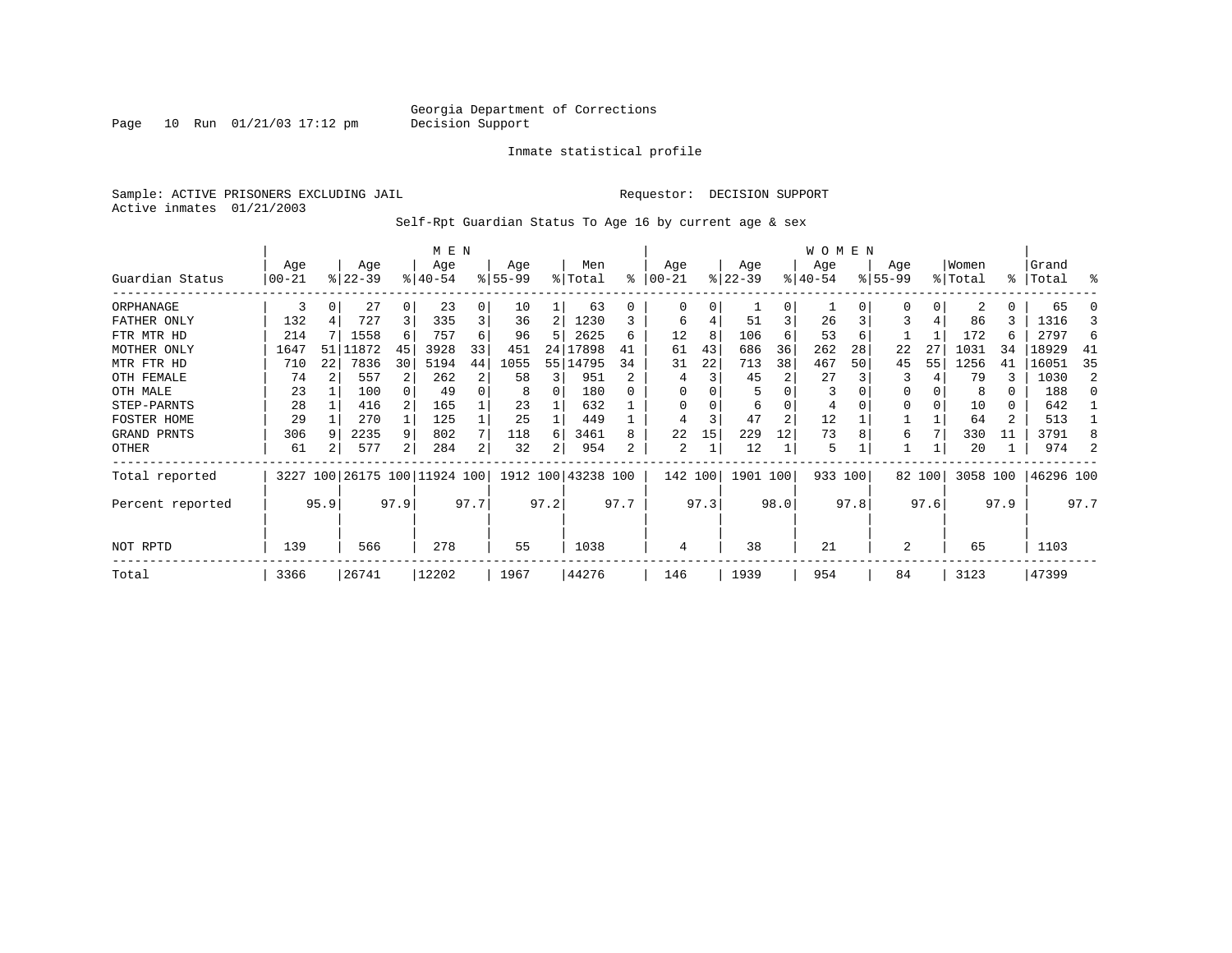Georgia Department of Corrections
Decision Support

Inmate statistical profile

Sample: ACTIVE PRISONERS EXCLUDING JAIL    Requestor: DECISION SUPPORT
Active inmates 01/21/2003

Self-Rpt Guardian Status To Age 16 by current age & sex

| Guardian Status | MEN Age 00-21 | % | Age 22-39 | % | Age 40-54 | % | Age 55-99 | % | Men Total | % | WOMEN Age 00-21 | % | Age 22-39 | % | Age 40-54 | % | Age 55-99 | % | Women Total | % | Grand Total | % |
|---|---|---|---|---|---|---|---|---|---|---|---|---|---|---|---|---|---|---|---|---|---|---|
| ORPHANAGE | 3 | 0 | 27 | 0 | 23 | 0 | 10 | 1 | 63 | 0 | 0 | 0 | 1 | 0 | 1 | 0 | 0 | 0 | 2 | 0 | 65 | 0 |
| FATHER ONLY | 132 | 4 | 727 | 3 | 335 | 3 | 36 | 2 | 1230 | 3 | 6 | 4 | 51 | 3 | 26 | 3 | 3 | 4 | 86 | 3 | 1316 | 3 |
| FTR MTR HD | 214 | 7 | 1558 | 6 | 757 | 6 | 96 | 5 | 2625 | 6 | 12 | 8 | 106 | 6 | 53 | 6 | 1 | 1 | 172 | 6 | 2797 | 6 |
| MOTHER ONLY | 1647 | 51 | 11872 | 45 | 3928 | 33 | 451 | 24 | 17898 | 41 | 61 | 43 | 686 | 36 | 262 | 28 | 22 | 27 | 1031 | 34 | 18929 | 41 |
| MTR FTR HD | 710 | 22 | 7836 | 30 | 5194 | 44 | 1055 | 55 | 14795 | 34 | 31 | 22 | 713 | 38 | 467 | 50 | 45 | 55 | 1256 | 41 | 16051 | 35 |
| OTH FEMALE | 74 | 2 | 557 | 2 | 262 | 2 | 58 | 3 | 951 | 2 | 4 | 3 | 45 | 2 | 27 | 3 | 3 | 4 | 79 | 3 | 1030 | 2 |
| OTH MALE | 23 | 1 | 100 | 0 | 49 | 0 | 8 | 0 | 180 | 0 | 0 | 0 | 5 | 0 | 3 | 0 | 0 | 0 | 8 | 0 | 188 | 0 |
| STEP-PARNTS | 28 | 1 | 416 | 2 | 165 | 1 | 23 | 1 | 632 | 1 | 0 | 0 | 6 | 0 | 4 | 0 | 0 | 0 | 10 | 0 | 642 | 1 |
| FOSTER HOME | 29 | 1 | 270 | 1 | 125 | 1 | 25 | 1 | 449 | 1 | 4 | 3 | 47 | 2 | 12 | 1 | 1 | 1 | 64 | 2 | 513 | 1 |
| GRAND PRNTS | 306 | 9 | 2235 | 9 | 802 | 7 | 118 | 6 | 3461 | 8 | 22 | 15 | 229 | 12 | 73 | 8 | 6 | 7 | 330 | 11 | 3791 | 8 |
| OTHER | 61 | 2 | 577 | 2 | 284 | 2 | 32 | 2 | 954 | 2 | 2 | 1 | 12 | 1 | 5 | 1 | 1 | 1 | 20 | 1 | 974 | 2 |
| Total reported | 3227 | 100 | 26175 | 100 | 11924 | 100 | 1912 | 100 | 43238 | 100 | 142 | 100 | 1901 | 100 | 933 | 100 | 82 | 100 | 3058 | 100 | 46296 | 100 |
| Percent reported | | 95.9 | | 97.9 | | 97.7 | | 97.2 | | 97.7 | | 97.3 | | 98.0 | | 97.8 | | 97.6 | | 97.9 | | 97.7 |
| NOT RPTD | 139 | | 566 | | 278 | | 55 | | 1038 | | 4 | | 38 | | 21 | | 2 | | 65 | | 1103 | |
| Total | 3366 | | 26741 | | 12202 | | 1967 | | 44276 | | 146 | | 1939 | | 954 | | 84 | | 3123 | | 47399 | |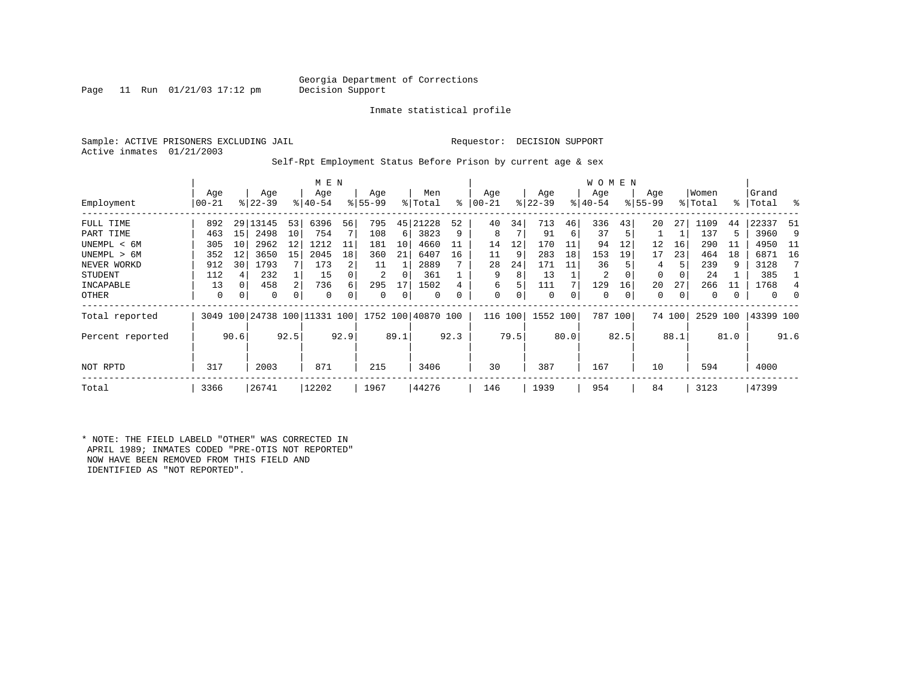Georgia Department of Corrections
Decision Support

Inmate statistical profile

Sample: ACTIVE PRISONERS EXCLUDING JAIL    Requestor: DECISION SUPPORT
Active inmates 01/21/2003

Self-Rpt Employment Status Before Prison by current age & sex

| | MEN | | | | | | | | | | WOMEN | | | | | | | | | | | |
|---|---|---|---|---|---|---|---|---|---|---|---|---|---|---|---|---|---|---|---|---|---|---|
| Employment | Age 00-21 | % | Age 22-39 | % | Age 40-54 | % | Age 55-99 | % | Men Total | % | Age 00-21 | % | Age 22-39 | % | Age 40-54 | % | Age 55-99 | % | Women Total | % | Grand Total | % |
| FULL TIME | 892 | 29 | 13145 | 53 | 6396 | 56 | 795 | 45 | 21228 | 52 | 40 | 34 | 713 | 46 | 336 | 43 | 20 | 27 | 1109 | 44 | 22337 | 51 |
| PART TIME | 463 | 15 | 2498 | 10 | 754 | 7 | 108 | 6 | 3823 | 9 | 8 | 7 | 91 | 6 | 37 | 5 | 1 | 1 | 137 | 5 | 3960 | 9 |
| UNEMPL < 6M | 305 | 10 | 2962 | 12 | 1212 | 11 | 181 | 10 | 4660 | 11 | 14 | 12 | 170 | 11 | 94 | 12 | 12 | 16 | 290 | 11 | 4950 | 11 |
| UNEMPL > 6M | 352 | 12 | 3650 | 15 | 2045 | 18 | 360 | 21 | 6407 | 16 | 11 | 9 | 283 | 18 | 153 | 19 | 17 | 23 | 464 | 18 | 6871 | 16 |
| NEVER WORKD | 912 | 30 | 1793 | 7 | 173 | 2 | 11 | 1 | 2889 | 7 | 28 | 24 | 171 | 11 | 36 | 5 | 4 | 5 | 239 | 9 | 3128 | 7 |
| STUDENT | 112 | 4 | 232 | 1 | 15 | 0 | 2 | 0 | 361 | 1 | 9 | 8 | 13 | 1 | 2 | 0 | 0 | 0 | 24 | 1 | 385 | 1 |
| INCAPABLE | 13 | 0 | 458 | 2 | 736 | 6 | 295 | 17 | 1502 | 4 | 6 | 5 | 111 | 7 | 129 | 16 | 20 | 27 | 266 | 11 | 1768 | 4 |
| OTHER | 0 | 0 | 0 | 0 | 0 | 0 | 0 | 0 | 0 | 0 | 0 | 0 | 0 | 0 | 0 | 0 | 0 | 0 | 0 | 0 | 0 | 0 |
| Total reported | 3049 | 100 | 24738 | 100 | 11331 | 100 | 1752 | 100 | 40870 | 100 | 116 | 100 | 1552 | 100 | 787 | 100 | 74 | 100 | 2529 | 100 | 43399 | 100 |
| Percent reported | | 90.6 | | 92.5 | | 92.9 | | 89.1 | | 92.3 | | 79.5 | | 80.0 | | 82.5 | | 88.1 | | 81.0 | | 91.6 |
| NOT RPTD | 317 | | 2003 | | 871 | | 215 | | 3406 | | 30 | | 387 | | 167 | | 10 | | 594 | | 4000 | |
| Total | 3366 | | 26741 | | 12202 | | 1967 | | 44276 | | 146 | | 1939 | | 954 | | 84 | | 3123 | | 47399 | |

* NOTE: THE FIELD LABELD "OTHER" WAS CORRECTED IN APRIL 1989; INMATES CODED "PRE-OTIS NOT REPORTED" NOW HAVE BEEN REMOVED FROM THIS FIELD AND IDENTIFIED AS "NOT REPORTED".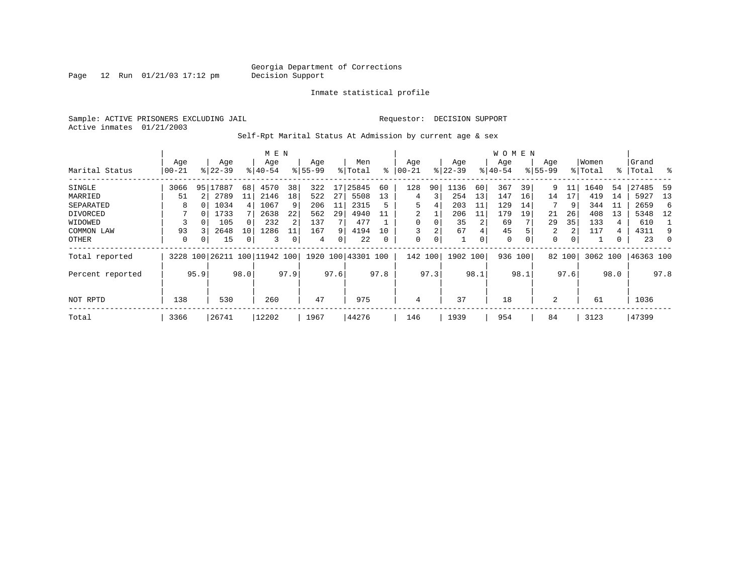Georgia Department of Corrections
Decision Support

Inmate statistical profile

Sample: ACTIVE PRISONERS EXCLUDING JAIL
Active inmates 01/21/2003

Requestor: DECISION SUPPORT

Self-Rpt Marital Status At Admission by current age & sex

| Marital Status | MEN Age 00-21 | % | Age 22-39 | % | Age 40-54 | % | Age 55-99 | % | Men Total | % | WOMEN Age 00-21 | % | Age 22-39 | % | Age 40-54 | % | Age 55-99 | % | Women Total | % | Grand Total | % |
|---|---|---|---|---|---|---|---|---|---|---|---|---|---|---|---|---|---|---|---|---|---|---|
| SINGLE | 3066 | 95 | 17887 | 68 | 4570 | 38 | 322 | 17 | 25845 | 60 | 128 | 90 | 1136 | 60 | 367 | 39 | 9 | 11 | 1640 | 54 | 27485 | 59 |
| MARRIED | 51 | 2 | 2789 | 11 | 2146 | 18 | 522 | 27 | 5508 | 13 | 4 | 3 | 254 | 13 | 147 | 16 | 14 | 17 | 419 | 14 | 5927 | 13 |
| SEPARATED | 8 | 0 | 1034 | 4 | 1067 | 9 | 206 | 11 | 2315 | 5 | 5 | 4 | 203 | 11 | 129 | 14 | 7 | 9 | 344 | 11 | 2659 | 6 |
| DIVORCED | 7 | 0 | 1733 | 7 | 2638 | 22 | 562 | 29 | 4940 | 11 | 2 | 1 | 206 | 11 | 179 | 19 | 21 | 26 | 408 | 13 | 5348 | 12 |
| WIDOWED | 3 | 0 | 105 | 0 | 232 | 2 | 137 | 7 | 477 | 1 | 0 | 0 | 35 | 2 | 69 | 7 | 29 | 35 | 133 | 4 | 610 | 1 |
| COMMON LAW | 93 | 3 | 2648 | 10 | 1286 | 11 | 167 | 9 | 4194 | 10 | 3 | 2 | 67 | 4 | 45 | 5 | 2 | 2 | 117 | 4 | 4311 | 9 |
| OTHER | 0 | 0 | 15 | 0 | 3 | 0 | 4 | 0 | 22 | 0 | 0 | 0 | 1 | 0 | 0 | 0 | 0 | 0 | 1 | 0 | 23 | 0 |
| Total reported | 3228 | 100 | 26211 | 100 | 11942 | 100 | 1920 | 100 | 43301 | 100 | 142 | 100 | 1902 | 100 | 936 | 100 | 82 | 100 | 3062 | 100 | 46363 | 100 |
| Percent reported | | 95.9 | | 98.0 | | 97.9 | | 97.6 | | 97.8 | | 97.3 | | 98.1 | | 98.1 | | 97.6 | | 98.0 | | 97.8 |
| NOT RPTD | 138 | | 530 | | 260 | | 47 | | 975 | | 4 | | 37 | | 18 | | 2 | | 61 | | 1036 | |
| Total | 3366 | | 26741 | | 12202 | | 1967 | | 44276 | | 146 | | 1939 | | 954 | | 84 | | 3123 | | 47399 | |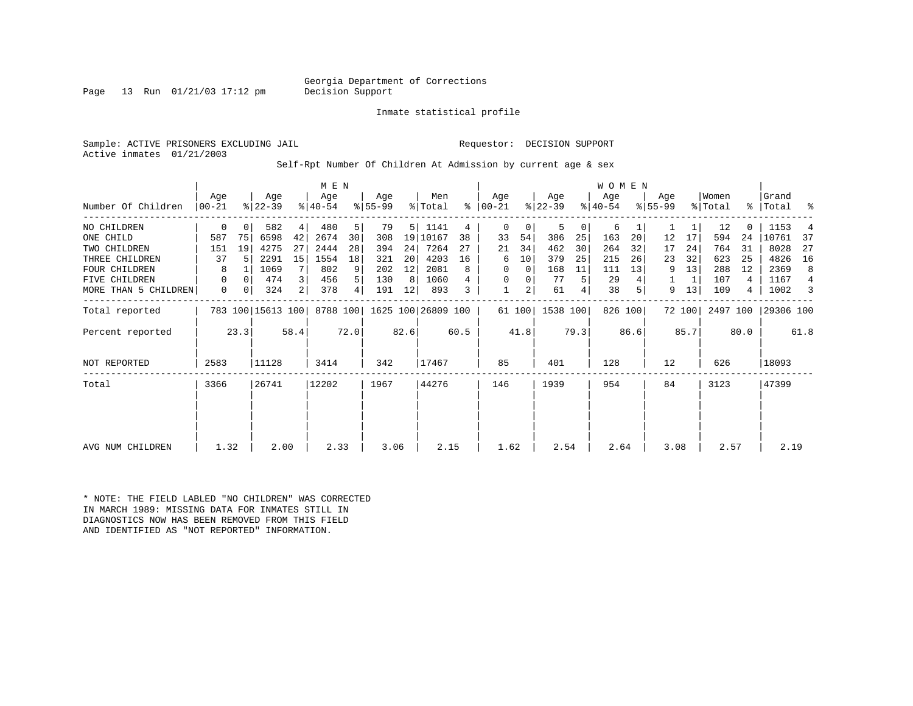Georgia Department of Corrections
Decision Support

Inmate statistical profile

Sample: ACTIVE PRISONERS EXCLUDING JAIL    Requestor: DECISION SUPPORT
Active inmates 01/21/2003

Self-Rpt Number Of Children At Admission by current age & sex

| Number Of Children | MEN Age 00-21 | % | Age 22-39 | % | Age 40-54 | % | Age 55-99 | % | Men Total | % | WOMEN Age 00-21 | % | Age 22-39 | % | Age 40-54 | % | Age 55-99 | % | Women Total | % | Grand Total | % |
|---|---|---|---|---|---|---|---|---|---|---|---|---|---|---|---|---|---|---|---|---|---|---|
| NO CHILDREN | 0 | 0 | 582 | 4 | 480 | 5 | 79 | 5 | 1141 | 4 | 0 | 0 | 5 | 0 | 6 | 1 | 1 | 1 | 12 | 0 | 1153 | 4 |
| ONE CHILD | 587 | 75 | 6598 | 42 | 2674 | 30 | 308 | 19 | 10167 | 38 | 33 | 54 | 386 | 25 | 163 | 20 | 12 | 17 | 594 | 24 | 10761 | 37 |
| TWO CHILDREN | 151 | 19 | 4275 | 27 | 2444 | 28 | 394 | 24 | 7264 | 27 | 21 | 34 | 462 | 30 | 264 | 32 | 17 | 24 | 764 | 31 | 8028 | 27 |
| THREE CHILDREN | 37 | 5 | 2291 | 15 | 1554 | 18 | 321 | 20 | 4203 | 16 | 6 | 10 | 379 | 25 | 215 | 26 | 23 | 32 | 623 | 25 | 4826 | 16 |
| FOUR CHILDREN | 8 | 1 | 1069 | 7 | 802 | 9 | 202 | 12 | 2081 | 8 | 0 | 0 | 168 | 11 | 111 | 13 | 9 | 13 | 288 | 12 | 2369 | 8 |
| FIVE CHILDREN | 0 | 0 | 474 | 3 | 456 | 5 | 130 | 8 | 1060 | 4 | 0 | 0 | 77 | 5 | 29 | 4 | 1 | 1 | 107 | 4 | 1167 | 4 |
| MORE THAN 5 CHILDREN | 0 | 0 | 324 | 2 | 378 | 4 | 191 | 12 | 893 | 3 | 1 | 2 | 61 | 4 | 38 | 5 | 9 | 13 | 109 | 4 | 1002 | 3 |
| Total reported | 783 | 100 | 15613 | 100 | 8788 | 100 | 1625 | 100 | 26809 | 100 | 61 | 100 | 1538 | 100 | 826 | 100 | 72 | 100 | 2497 | 100 | 29306 | 100 |
| Percent reported | | 23.3 | | 58.4 | | 72.0 | | 82.6 | | 60.5 | | 41.8 | | 79.3 | | 86.6 | | 85.7 | | 80.0 | | 61.8 |
| NOT REPORTED | 2583 | | 11128 | | 3414 | | 342 | | 17467 | | 85 | | 401 | | 128 | | 12 | | 626 | | 18093 | |
| Total | 3366 | | 26741 | | 12202 | | 1967 | | 44276 | | 146 | | 1939 | | 954 | | 84 | | 3123 | | 47399 | |
| AVG NUM CHILDREN | 1.32 | | 2.00 | | 2.33 | | 3.06 | | 2.15 | | 1.62 | | 2.54 | | 2.64 | | 3.08 | | 2.57 | | 2.19 | |

* NOTE: THE FIELD LABLED "NO CHILDREN" WAS CORRECTED IN MARCH 1989: MISSING DATA FOR INMATES STILL IN DIAGNOSTICS NOW HAS BEEN REMOVED FROM THIS FIELD AND IDENTIFIED AS "NOT REPORTED" INFORMATION.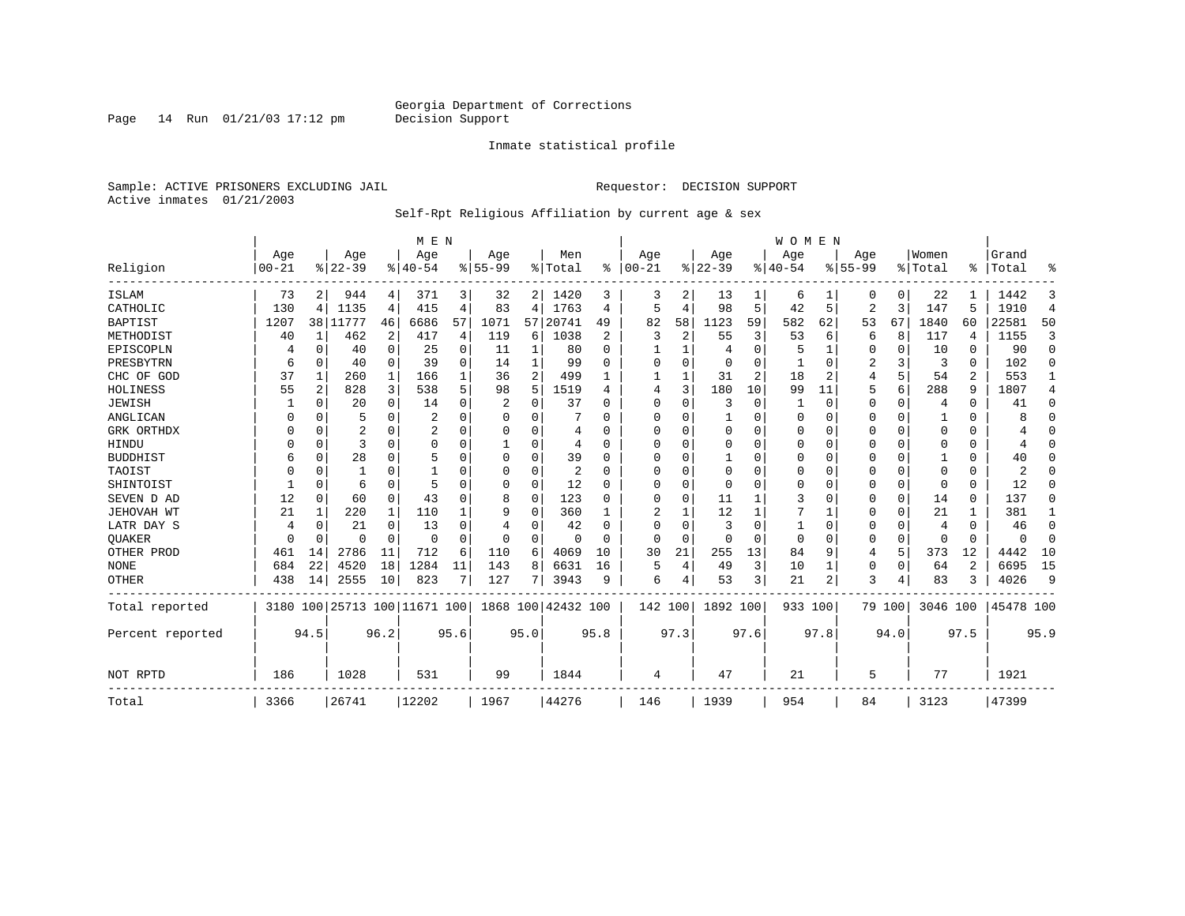Georgia Department of Corrections
Decision Support

Inmate statistical profile

Sample: ACTIVE PRISONERS EXCLUDING JAIL
Active inmates 01/21/2003

Requestor: DECISION SUPPORT

Self-Rpt Religious Affiliation by current age & sex

| Religion | MEN Age 00-21 | % | Age 22-39 | % | Age 40-54 | % | Age 55-99 | % | Men Total | % | WOMEN Age 00-21 | % | Age 22-39 | % | Age 40-54 | % | Age 55-99 | % | Women Total | % | Grand Total | % |
|---|---|---|---|---|---|---|---|---|---|---|---|---|---|---|---|---|---|---|---|---|---|---|
| ISLAM | 73 | 2 | 944 | 4 | 371 | 3 | 32 | 2 | 1420 | 3 | 3 | 2 | 13 | 1 | 6 | 1 | 0 | 0 | 22 | 1 | 1442 | 3 |
| CATHOLIC | 130 | 4 | 1135 | 4 | 415 | 4 | 83 | 4 | 1763 | 4 | 5 | 4 | 98 | 5 | 42 | 5 | 2 | 3 | 147 | 5 | 1910 | 4 |
| BAPTIST | 1207 | 38 | 11777 | 46 | 6686 | 57 | 1071 | 57 | 20741 | 49 | 82 | 58 | 1123 | 59 | 582 | 62 | 53 | 67 | 1840 | 60 | 22581 | 50 |
| METHODIST | 40 | 1 | 462 | 2 | 417 | 4 | 119 | 6 | 1038 | 2 | 3 | 2 | 55 | 3 | 53 | 6 | 6 | 8 | 117 | 4 | 1155 | 3 |
| EPISCOPLN | 4 | 0 | 40 | 0 | 25 | 0 | 11 | 1 | 80 | 0 | 1 | 1 | 4 | 0 | 5 | 1 | 0 | 0 | 10 | 0 | 90 | 0 |
| PRESBYTRN | 6 | 0 | 40 | 0 | 39 | 0 | 14 | 1 | 99 | 0 | 0 | 0 | 0 | 0 | 1 | 0 | 2 | 3 | 3 | 0 | 102 | 0 |
| CHC OF GOD | 37 | 1 | 260 | 1 | 166 | 1 | 36 | 2 | 499 | 1 | 1 | 1 | 31 | 2 | 18 | 2 | 4 | 5 | 54 | 2 | 553 | 1 |
| HOLINESS | 55 | 2 | 828 | 3 | 538 | 5 | 98 | 5 | 1519 | 4 | 4 | 3 | 180 | 10 | 99 | 11 | 5 | 6 | 288 | 9 | 1807 | 4 |
| JEWISH | 1 | 0 | 20 | 0 | 14 | 0 | 2 | 0 | 37 | 0 | 0 | 0 | 3 | 0 | 1 | 0 | 0 | 0 | 4 | 0 | 41 | 0 |
| ANGLICAN | 0 | 0 | 5 | 0 | 2 | 0 | 0 | 0 | 7 | 0 | 0 | 0 | 1 | 0 | 0 | 0 | 0 | 0 | 1 | 0 | 8 | 0 |
| GRK ORTHDX | 0 | 0 | 2 | 0 | 2 | 0 | 0 | 0 | 4 | 0 | 0 | 0 | 0 | 0 | 0 | 0 | 0 | 0 | 0 | 0 | 4 | 0 |
| HINDU | 0 | 0 | 3 | 0 | 0 | 0 | 1 | 0 | 4 | 0 | 0 | 0 | 0 | 0 | 0 | 0 | 0 | 0 | 0 | 0 | 4 | 0 |
| BUDDHIST | 6 | 0 | 28 | 0 | 5 | 0 | 0 | 0 | 39 | 0 | 0 | 0 | 1 | 0 | 0 | 0 | 0 | 0 | 1 | 0 | 40 | 0 |
| TAOIST | 0 | 0 | 1 | 0 | 1 | 0 | 0 | 0 | 2 | 0 | 0 | 0 | 0 | 0 | 0 | 0 | 0 | 0 | 0 | 0 | 2 | 0 |
| SHINTOIST | 1 | 0 | 6 | 0 | 5 | 0 | 0 | 0 | 12 | 0 | 0 | 0 | 0 | 0 | 0 | 0 | 0 | 0 | 0 | 0 | 12 | 0 |
| SEVEN D AD | 12 | 0 | 60 | 0 | 43 | 0 | 8 | 0 | 123 | 0 | 0 | 0 | 11 | 1 | 3 | 0 | 0 | 0 | 14 | 0 | 137 | 0 |
| JEHOVAH WT | 21 | 1 | 220 | 1 | 110 | 1 | 9 | 0 | 360 | 1 | 2 | 1 | 12 | 1 | 7 | 1 | 0 | 0 | 21 | 1 | 381 | 1 |
| LATR DAY S | 4 | 0 | 21 | 0 | 13 | 0 | 4 | 0 | 42 | 0 | 0 | 0 | 3 | 0 | 1 | 0 | 0 | 0 | 4 | 0 | 46 | 0 |
| QUAKER | 0 | 0 | 0 | 0 | 0 | 0 | 0 | 0 | 0 | 0 | 0 | 0 | 0 | 0 | 0 | 0 | 0 | 0 | 0 | 0 | 0 | 0 |
| OTHER PROD | 461 | 14 | 2786 | 11 | 712 | 6 | 110 | 6 | 4069 | 10 | 30 | 21 | 255 | 13 | 84 | 9 | 4 | 5 | 373 | 12 | 4442 | 10 |
| NONE | 684 | 22 | 4520 | 18 | 1284 | 11 | 143 | 8 | 6631 | 16 | 5 | 4 | 49 | 3 | 10 | 1 | 0 | 0 | 64 | 2 | 6695 | 15 |
| OTHER | 438 | 14 | 2555 | 10 | 823 | 7 | 127 | 7 | 3943 | 9 | 6 | 4 | 53 | 3 | 21 | 2 | 3 | 4 | 83 | 3 | 4026 | 9 |
| Total reported | 3180 | 100 | 25713 | 100 | 11671 | 100 | 1868 | 100 | 42432 | 100 | 142 | 100 | 1892 | 100 | 933 | 100 | 79 | 100 | 3046 | 100 | 45478 | 100 |
| Percent reported | | 94.5 | | 96.2 | | 95.6 | | 95.0 | | 95.8 | | 97.3 | | 97.6 | | 97.8 | | 94.0 | | 97.5 | | 95.9 |
| NOT RPTD | 186 | | 1028 | | 531 | | 99 | | 1844 | | 4 | | 47 | | 21 | | 5 | | 77 | | 1921 | |
| Total | 3366 | | 26741 | | 12202 | | 1967 | | 44276 | | 146 | | 1939 | | 954 | | 84 | | 3123 | | 47399 | |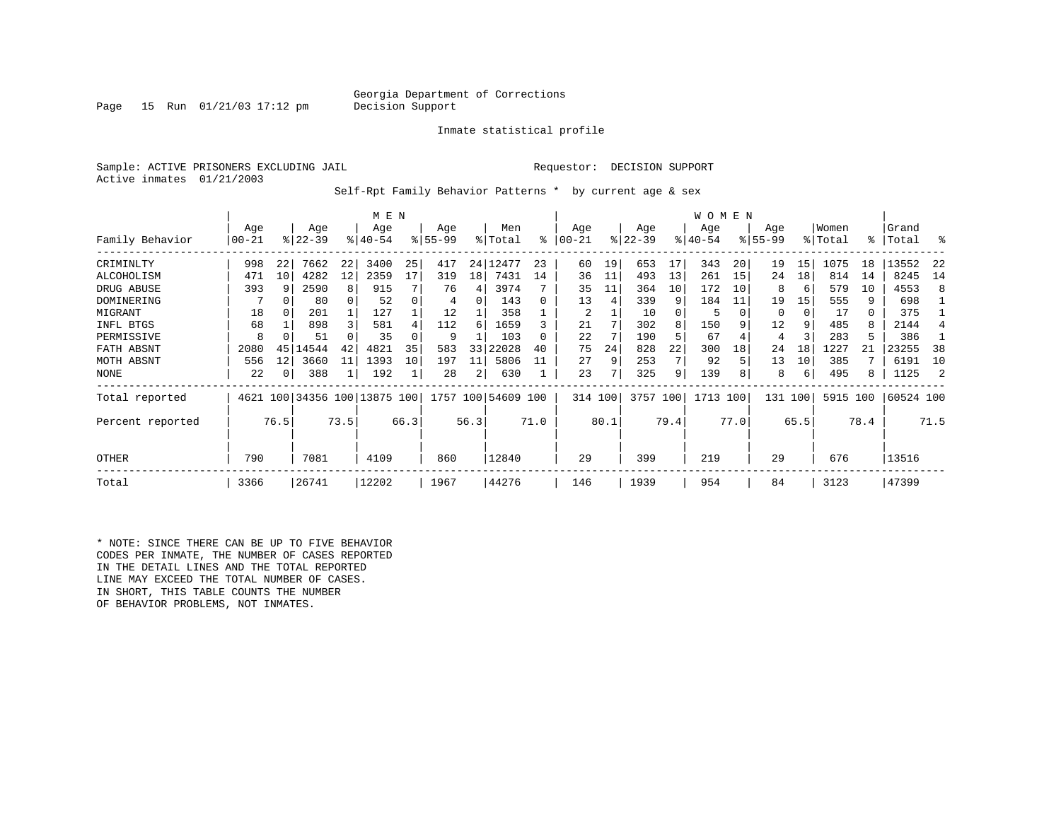Georgia Department of Corrections
Decision Support

Inmate statistical profile

Sample: ACTIVE PRISONERS EXCLUDING JAIL

Requestor: DECISION SUPPORT

Active inmates 01/21/2003

Self-Rpt Family Behavior Patterns * by current age & sex

| Family Behavior | MEN Age 00-21 | % | Age 22-39 | % | Age 40-54 | % | Age 55-99 | % | Men Total | % | WOMEN Age 00-21 | % | Age 22-39 | % | Age 40-54 | % | Age 55-99 | % | Women Total | % | Grand Total | % |
|---|---|---|---|---|---|---|---|---|---|---|---|---|---|---|---|---|---|---|---|---|---|---|
| CRIMINLTY | 998 | 22 | 7662 | 22 | 3400 | 25 | 417 | 24 | 12477 | 23 | 60 | 19 | 653 | 17 | 343 | 20 | 19 | 15 | 1075 | 18 | 13552 | 22 |
| ALCOHOLISM | 471 | 10 | 4282 | 12 | 2359 | 17 | 319 | 18 | 7431 | 14 | 36 | 11 | 493 | 13 | 261 | 15 | 24 | 18 | 814 | 14 | 8245 | 14 |
| DRUG ABUSE | 393 | 9 | 2590 | 8 | 915 | 7 | 76 | 4 | 3974 | 7 | 35 | 11 | 364 | 10 | 172 | 10 | 8 | 6 | 579 | 10 | 4553 | 8 |
| DOMINERING | 7 | 0 | 80 | 0 | 52 | 0 | 4 | 0 | 143 | 0 | 13 | 4 | 339 | 9 | 184 | 11 | 19 | 15 | 555 | 9 | 698 | 1 |
| MIGRANT | 18 | 0 | 201 | 1 | 127 | 1 | 12 | 1 | 358 | 1 | 2 | 1 | 10 | 0 | 5 | 0 | 0 | 0 | 17 | 0 | 375 | 1 |
| INFL BTGS | 68 | 1 | 898 | 3 | 581 | 4 | 112 | 6 | 1659 | 3 | 21 | 7 | 302 | 8 | 150 | 9 | 12 | 9 | 485 | 8 | 2144 | 4 |
| PERMISSIVE | 8 | 0 | 51 | 0 | 35 | 0 | 9 | 1 | 103 | 0 | 22 | 7 | 190 | 5 | 67 | 4 | 4 | 3 | 283 | 5 | 386 | 1 |
| FATH ABSNT | 2080 | 45 | 14544 | 42 | 4821 | 35 | 583 | 33 | 22028 | 40 | 75 | 24 | 828 | 22 | 300 | 18 | 24 | 18 | 1227 | 21 | 23255 | 38 |
| MOTH ABSNT | 556 | 12 | 3660 | 11 | 1393 | 10 | 197 | 11 | 5806 | 11 | 27 | 9 | 253 | 7 | 92 | 5 | 13 | 10 | 385 | 7 | 6191 | 10 |
| NONE | 22 | 0 | 388 | 1 | 192 | 1 | 28 | 2 | 630 | 1 | 23 | 7 | 325 | 9 | 139 | 8 | 8 | 6 | 495 | 8 | 1125 | 2 |
| Total reported | 4621 | 100 | 34356 | 100 | 13875 | 100 | 1757 | 100 | 54609 | 100 | 314 | 100 | 3757 | 100 | 1713 | 100 | 131 | 100 | 5915 | 100 | 60524 | 100 |
| Percent reported | | 76.5 | | 73.5 | | 66.3 | | 56.3 | | 71.0 | | 80.1 | | 79.4 | | 77.0 | | 65.5 | | 78.4 | | 71.5 |
| OTHER | 790 | | 7081 | | 4109 | | 860 | | 12840 | | 29 | | 399 | | 219 | | 29 | | 676 | | 13516 | |
| Total | 3366 | | 26741 | | 12202 | | 1967 | | 44276 | | 146 | | 1939 | | 954 | | 84 | | 3123 | | 47399 | |

* NOTE: SINCE THERE CAN BE UP TO FIVE BEHAVIOR CODES PER INMATE, THE NUMBER OF CASES REPORTED IN THE DETAIL LINES AND THE TOTAL REPORTED LINE MAY EXCEED THE TOTAL NUMBER OF CASES. IN SHORT, THIS TABLE COUNTS THE NUMBER OF BEHAVIOR PROBLEMS, NOT INMATES.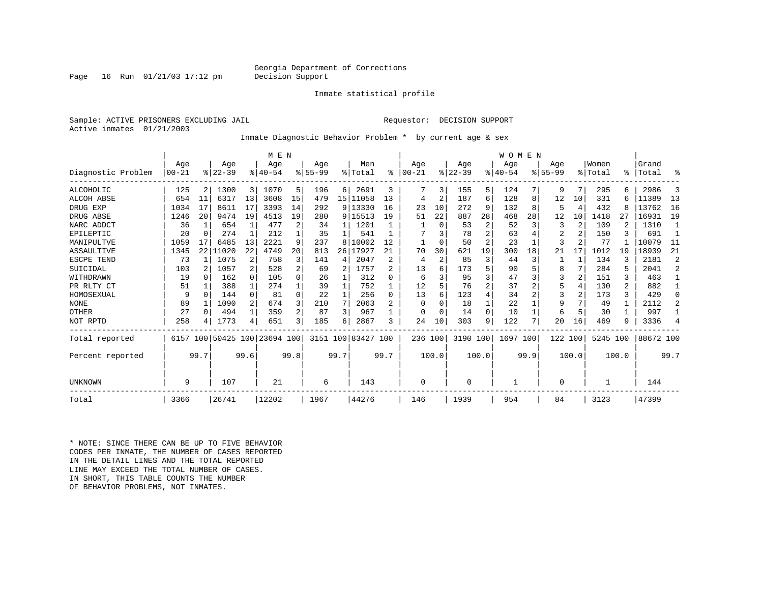Georgia Department of Corrections
Decision Support

Inmate statistical profile

Sample: ACTIVE PRISONERS EXCLUDING JAIL    Requestor: DECISION SUPPORT
Active inmates 01/21/2003

Inmate Diagnostic Behavior Problem * by current age & sex

| Diagnostic Problem | MEN Age 00-21 | % | Age 22-39 | % | Age 40-54 | % | Age 55-99 | % | Men Total | % | WOMEN Age 00-21 | % | Age 22-39 | % | Age 40-54 | % | Age 55-99 | % | Women Total | % | Grand Total | % |
|---|---|---|---|---|---|---|---|---|---|---|---|---|---|---|---|---|---|---|---|---|---|---|
| ALCOHOLIC | 125 | 2 | 1300 | 3 | 1070 | 5 | 196 | 6 | 2691 | 3 | 7 | 3 | 155 | 5 | 124 | 7 | 9 | 7 | 295 | 6 | 2986 | 3 |
| ALCOH ABSE | 654 | 11 | 6317 | 13 | 3608 | 15 | 479 | 15 | 11058 | 13 | 4 | 2 | 187 | 6 | 128 | 8 | 12 | 10 | 331 | 6 | 11389 | 13 |
| DRUG EXP | 1034 | 17 | 8611 | 17 | 3393 | 14 | 292 | 9 | 13330 | 16 | 23 | 10 | 272 | 9 | 132 | 8 | 5 | 4 | 432 | 8 | 13762 | 16 |
| DRUG ABSE | 1246 | 20 | 9474 | 19 | 4513 | 19 | 280 | 9 | 15513 | 19 | 51 | 22 | 887 | 28 | 468 | 28 | 12 | 10 | 1418 | 27 | 16931 | 19 |
| NARC ADDCT | 36 | 1 | 654 | 1 | 477 | 2 | 34 | 1 | 1201 | 1 | 1 | 0 | 53 | 2 | 52 | 3 | 3 | 2 | 109 | 2 | 1310 | 1 |
| EPILEPTIC | 20 | 0 | 274 | 1 | 212 | 1 | 35 | 1 | 541 | 1 | 7 | 3 | 78 | 2 | 63 | 4 | 2 | 2 | 150 | 3 | 691 | 1 |
| MANIPULTVE | 1059 | 17 | 6485 | 13 | 2221 | 9 | 237 | 8 | 10002 | 12 | 1 | 0 | 50 | 2 | 23 | 1 | 3 | 2 | 77 | 1 | 10079 | 11 |
| ASSAULTIVE | 1345 | 22 | 11020 | 22 | 4749 | 20 | 813 | 26 | 17927 | 21 | 70 | 30 | 621 | 19 | 300 | 18 | 21 | 17 | 1012 | 19 | 18939 | 21 |
| ESCPE TEND | 73 | 1 | 1075 | 2 | 758 | 3 | 141 | 4 | 2047 | 2 | 4 | 2 | 85 | 3 | 44 | 3 | 1 | 1 | 134 | 3 | 2181 | 2 |
| SUICIDAL | 103 | 2 | 1057 | 2 | 528 | 2 | 69 | 2 | 1757 | 2 | 13 | 6 | 173 | 5 | 90 | 5 | 8 | 7 | 284 | 5 | 2041 | 2 |
| WITHDRAWN | 19 | 0 | 162 | 0 | 105 | 0 | 26 | 1 | 312 | 0 | 6 | 3 | 95 | 3 | 47 | 3 | 3 | 2 | 151 | 3 | 463 | 1 |
| PR RLTY CT | 51 | 1 | 388 | 1 | 274 | 1 | 39 | 1 | 752 | 1 | 12 | 5 | 76 | 2 | 37 | 2 | 5 | 4 | 130 | 2 | 882 | 1 |
| HOMOSEXUAL | 9 | 0 | 144 | 0 | 81 | 0 | 22 | 1 | 256 | 0 | 13 | 6 | 123 | 4 | 34 | 2 | 3 | 2 | 173 | 3 | 429 | 0 |
| NONE | 89 | 1 | 1090 | 2 | 674 | 3 | 210 | 7 | 2063 | 2 | 0 | 0 | 18 | 1 | 22 | 1 | 9 | 7 | 49 | 1 | 2112 | 2 |
| OTHER | 27 | 0 | 494 | 1 | 359 | 2 | 87 | 3 | 967 | 1 | 0 | 0 | 14 | 0 | 10 | 1 | 6 | 5 | 30 | 1 | 997 | 1 |
| NOT RPTD | 258 | 4 | 1773 | 4 | 651 | 3 | 185 | 6 | 2867 | 3 | 24 | 10 | 303 | 9 | 122 | 7 | 20 | 16 | 469 | 9 | 3336 | 4 |
| Total reported | 6157 | 100 | 50425 | 100 | 23694 | 100 | 3151 | 100 | 83427 | 100 | 236 | 100 | 3190 | 100 | 1697 | 100 | 122 | 100 | 5245 | 100 | 88672 | 100 |
| Percent reported | | 99.7 | | 99.6 | | 99.8 | | 99.7 | | 99.7 | | 100.0 | | 100.0 | | 99.9 | | 100.0 | | 100.0 | | 99.7 |
| UNKNOWN | 9 | | 107 | | 21 | | 6 | | 143 | | 0 | | 0 | | 1 | | 0 | | 1 | | 144 | |
| Total | 3366 | | 26741 | | 12202 | | 1967 | | 44276 | | 146 | | 1939 | | 954 | | 84 | | 3123 | | 47399 | |

* NOTE: SINCE THERE CAN BE UP TO FIVE BEHAVIOR CODES PER INMATE, THE NUMBER OF CASES REPORTED IN THE DETAIL LINES AND THE TOTAL REPORTED LINE MAY EXCEED THE TOTAL NUMBER OF CASES. IN SHORT, THIS TABLE COUNTS THE NUMBER OF BEHAVIOR PROBLEMS, NOT INMATES.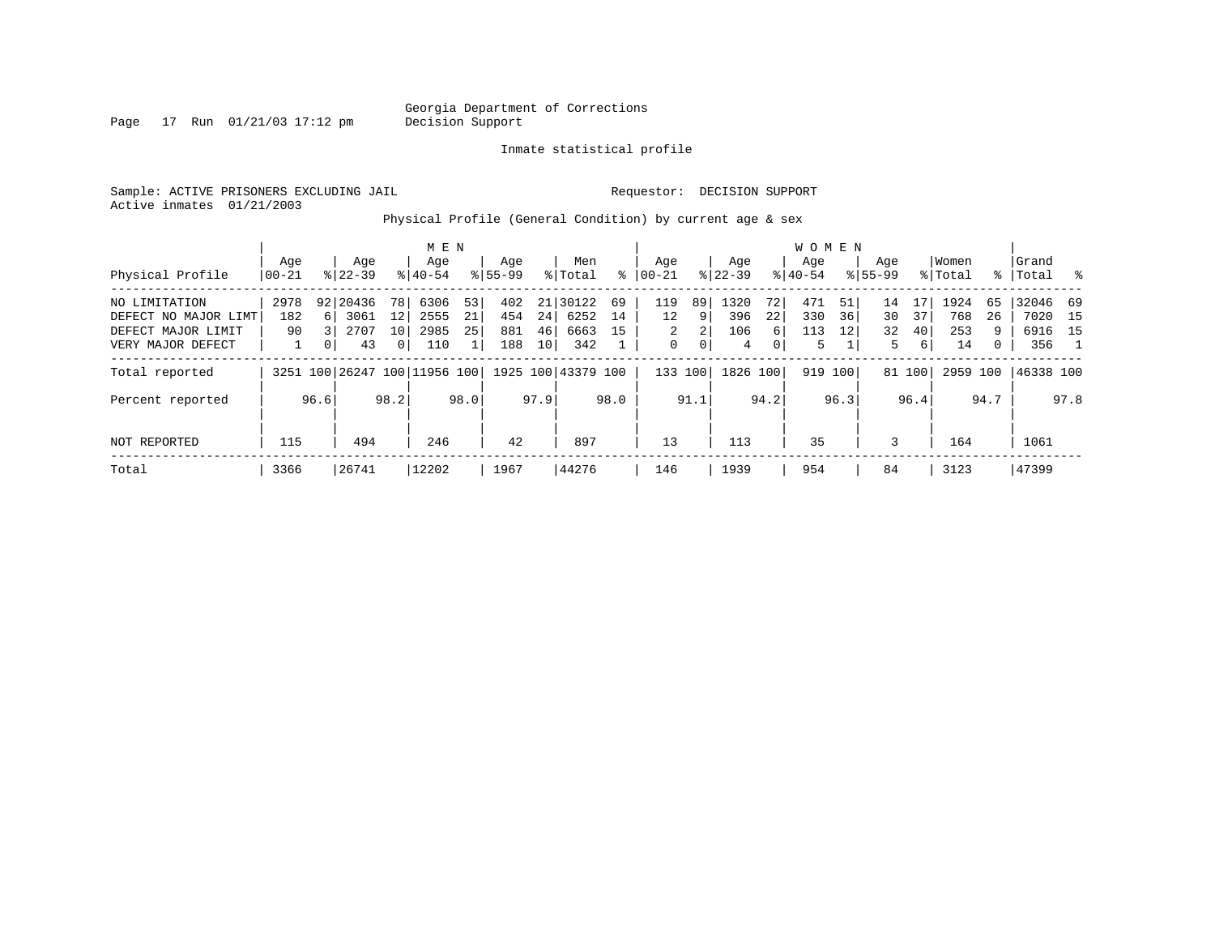Georgia Department of Corrections
Decision Support

Inmate statistical profile

Sample: ACTIVE PRISONERS EXCLUDING JAIL
Active inmates 01/21/2003

Requestor: DECISION SUPPORT

Physical Profile (General Condition) by current age & sex

| Physical Profile | MEN Age 00-21 | % | Age 22-39 | % | Age 40-54 | % | Age 55-99 | % | Men Total | % | WOMEN Age 00-21 | % | Age 22-39 | % | Age 40-54 | % | Age 55-99 | % | Women Total | % | Grand Total | % |
|---|---|---|---|---|---|---|---|---|---|---|---|---|---|---|---|---|---|---|---|---|---|---|
| NO LIMITATION | 2978 | 92 | 20436 | 78 | 6306 | 53 | 402 | 21 | 30122 | 69 | 119 | 89 | 1320 | 72 | 471 | 51 | 14 | 17 | 1924 | 65 | 32046 | 69 |
| DEFECT NO MAJOR LIMT | 182 | 6 | 3061 | 12 | 2555 | 21 | 454 | 24 | 6252 | 14 | 12 | 9 | 396 | 22 | 330 | 36 | 30 | 37 | 768 | 26 | 7020 | 15 |
| DEFECT MAJOR LIMIT | 90 | 3 | 2707 | 10 | 2985 | 25 | 881 | 46 | 6663 | 15 | 2 | 2 | 106 | 6 | 113 | 12 | 32 | 40 | 253 | 9 | 6916 | 15 |
| VERY MAJOR DEFECT | 1 | 0 | 43 | 0 | 110 | 1 | 188 | 10 | 342 | 1 | 0 | 0 | 4 | 0 | 5 | 1 | 5 | 6 | 14 | 0 | 356 | 1 |
| Total reported | 3251 | 100 | 26247 | 100 | 11956 | 100 | 1925 | 100 | 43379 | 100 | 133 | 100 | 1826 | 100 | 919 | 100 | 81 | 100 | 2959 | 100 | 46338 | 100 |
| Percent reported | | 96.6 | | 98.2 | | 98.0 | | 97.9 | | 98.0 | | 91.1 | | 94.2 | | 96.3 | | 96.4 | | 94.7 | | 97.8 |
| NOT REPORTED | 115 | | 494 | | 246 | | 42 | | 897 | | 13 | | 113 | | 35 | | 3 | | 164 | | 1061 | |
| Total | 3366 | | 26741 | | 12202 | | 1967 | | 44276 | | 146 | | 1939 | | 954 | | 84 | | 3123 | | 47399 | |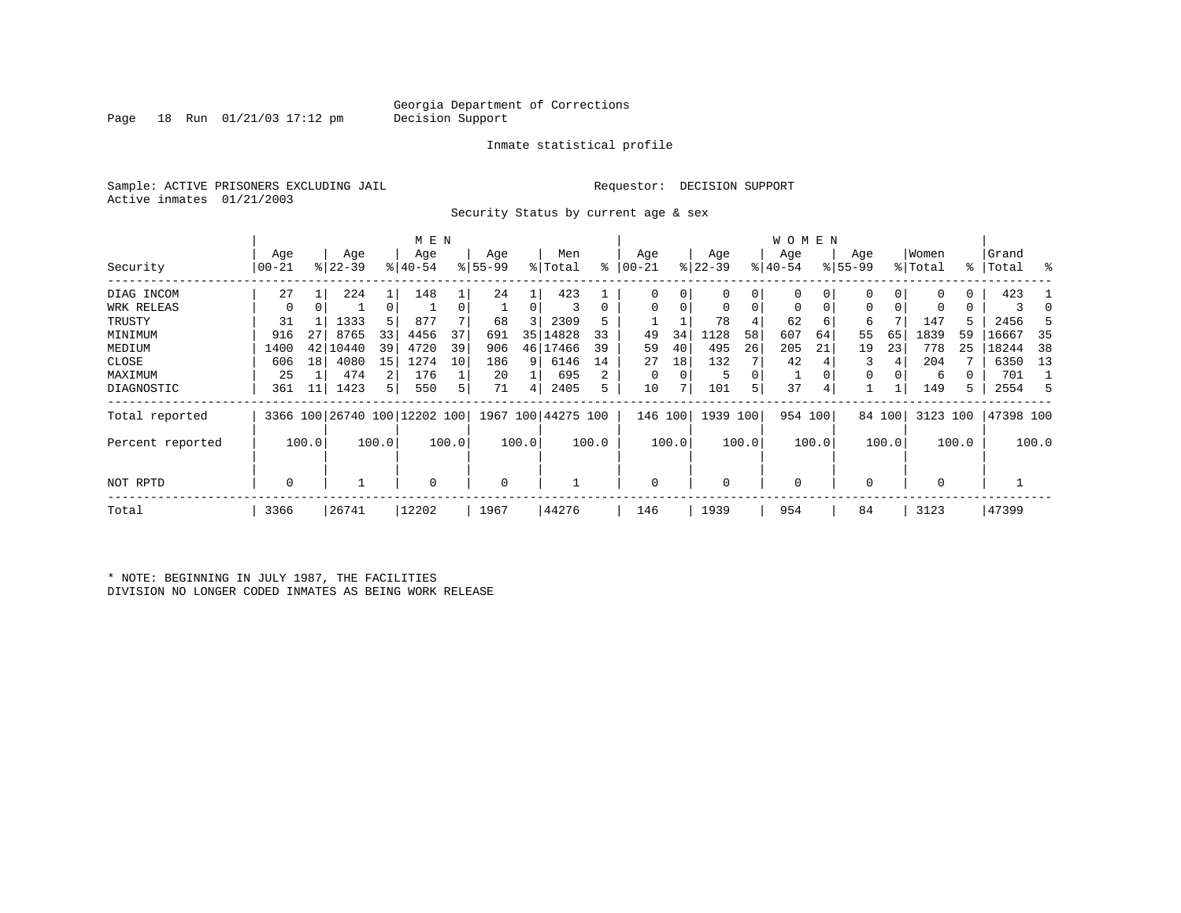Georgia Department of Corrections
Decision Support

Inmate statistical profile

Sample: ACTIVE PRISONERS EXCLUDING JAIL
Active inmates 01/21/2003

Requestor: DECISION SUPPORT

Security Status by current age & sex

| Security | MEN Age 00-21 | % | Age 22-39 | % | Age 40-54 | % | Age 55-99 | % | Men Total | % | WOMEN Age 00-21 | % | Age 22-39 | % | Age 40-54 | % | Age 55-99 | % | Women Total | % | Grand Total | % |
|---|---|---|---|---|---|---|---|---|---|---|---|---|---|---|---|---|---|---|---|---|---|---|
| DIAG INCOM | 27 | 1 | 224 | 1 | 148 | 1 | 24 | 1 | 423 | 1 | 0 | 0 | 0 | 0 | 0 | 0 | 0 | 0 | 0 | 0 | 423 | 1 |
| WRK RELEAS | 0 | 0 | 1 | 0 | 1 | 0 | 1 | 0 | 3 | 0 | 0 | 0 | 0 | 0 | 0 | 0 | 0 | 0 | 0 | 0 | 3 | 0 |
| TRUSTY | 31 | 1 | 1333 | 5 | 877 | 7 | 68 | 3 | 2309 | 5 | 1 | 1 | 78 | 4 | 62 | 6 | 6 | 7 | 147 | 5 | 2456 | 5 |
| MINIMUM | 916 | 27 | 8765 | 33 | 4456 | 37 | 691 | 35 | 14828 | 33 | 49 | 34 | 1128 | 58 | 607 | 64 | 55 | 65 | 1839 | 59 | 16667 | 35 |
| MEDIUM | 1400 | 42 | 10440 | 39 | 4720 | 39 | 906 | 46 | 17466 | 39 | 59 | 40 | 495 | 26 | 205 | 21 | 19 | 23 | 778 | 25 | 18244 | 38 |
| CLOSE | 606 | 18 | 4080 | 15 | 1274 | 10 | 186 | 9 | 6146 | 14 | 27 | 18 | 132 | 7 | 42 | 4 | 3 | 4 | 204 | 7 | 6350 | 13 |
| MAXIMUM | 25 | 1 | 474 | 2 | 176 | 1 | 20 | 1 | 695 | 2 | 0 | 0 | 5 | 0 | 1 | 0 | 0 | 0 | 6 | 0 | 701 | 1 |
| DIAGNOSTIC | 361 | 11 | 1423 | 5 | 550 | 5 | 71 | 4 | 2405 | 5 | 10 | 7 | 101 | 5 | 37 | 4 | 1 | 1 | 149 | 5 | 2554 | 5 |
| Total reported | 3366 | 100 | 26740 | 100 | 12202 | 100 | 1967 | 100 | 44275 | 100 | 146 | 100 | 1939 | 100 | 954 | 100 | 84 | 100 | 3123 | 100 | 47398 | 100 |
| Percent reported | | 100.0 | | 100.0 | | 100.0 | | 100.0 | | 100.0 | | 100.0 | | 100.0 | | 100.0 | | 100.0 | | 100.0 | | 100.0 |
| NOT RPTD | 0 | | 1 | | 0 | | 0 | | 1 | | 0 | | 0 | | 0 | | 0 | | 0 | | 1 | |
| Total | 3366 | | 26741 | | 12202 | | 1967 | | 44276 | | 146 | | 1939 | | 954 | | 84 | | 3123 | | 47399 | |

* NOTE: BEGINNING IN JULY 1987, THE FACILITIES DIVISION NO LONGER CODED INMATES AS BEING WORK RELEASE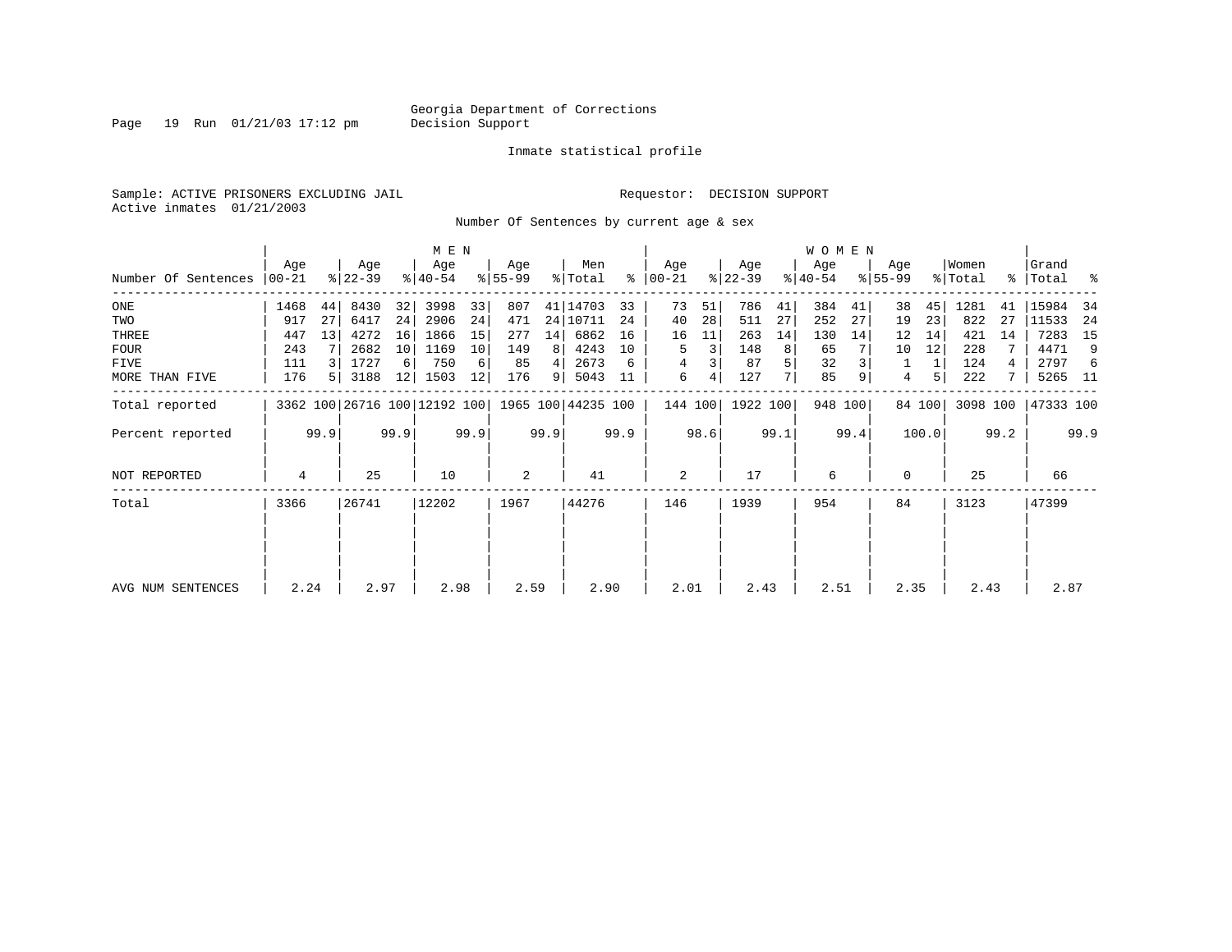Georgia Department of Corrections
Decision Support

Inmate statistical profile

Sample: ACTIVE PRISONERS EXCLUDING JAIL

Requestor: DECISION SUPPORT

Active inmates 01/21/2003

Number Of Sentences by current age & sex

| Number Of Sentences | MEN Age 00-21 | % | MEN Age 22-39 | % | MEN Age 40-54 | % | MEN Age 55-99 | % | Men Total | % | WOMEN Age 00-21 | % | WOMEN Age 22-39 | % | WOMEN Age 40-54 | % | WOMEN Age 55-99 | % | Women Total | % | Grand Total | % |
|---|---|---|---|---|---|---|---|---|---|---|---|---|---|---|---|---|---|---|---|---|---|---|
| ONE | 1468 | 44 | 8430 | 32 | 3998 | 33 | 807 | 41 | 14703 | 33 | 73 | 51 | 786 | 41 | 384 | 41 | 38 | 45 | 1281 | 41 | 15984 | 34 |
| TWO | 917 | 27 | 6417 | 24 | 2906 | 24 | 471 | 24 | 10711 | 24 | 40 | 28 | 511 | 27 | 252 | 27 | 19 | 23 | 822 | 27 | 11533 | 24 |
| THREE | 447 | 13 | 4272 | 16 | 1866 | 15 | 277 | 14 | 6862 | 16 | 16 | 11 | 263 | 14 | 130 | 14 | 12 | 14 | 421 | 14 | 7283 | 15 |
| FOUR | 243 | 7 | 2682 | 10 | 1169 | 10 | 149 | 8 | 4243 | 10 | 5 | 3 | 148 | 8 | 65 | 7 | 10 | 12 | 228 | 7 | 4471 | 9 |
| FIVE | 111 | 3 | 1727 | 6 | 750 | 6 | 85 | 4 | 2673 | 6 | 4 | 3 | 87 | 5 | 32 | 3 | 1 | 1 | 124 | 4 | 2797 | 6 |
| MORE THAN FIVE | 176 | 5 | 3188 | 12 | 1503 | 12 | 176 | 9 | 5043 | 11 | 6 | 4 | 127 | 7 | 85 | 9 | 4 | 5 | 222 | 7 | 5265 | 11 |
| Total reported | 3362 | 100 | 26716 | 100 | 12192 | 100 | 1965 | 100 | 44235 | 100 | 144 | 100 | 1922 | 100 | 948 | 100 | 84 | 100 | 3098 | 100 | 47333 | 100 |
| Percent reported | | 99.9 | | 99.9 | | 99.9 | | 99.9 | | 99.9 | | 98.6 | | 99.1 | | 99.4 | | 100.0 | | 99.2 | | 99.9 |
| NOT REPORTED | 4 | | 25 | | 10 | | 2 | | 41 | | 2 | | 17 | | 6 | | 0 | | 25 | | 66 | |
| Total | 3366 | | 26741 | | 12202 | | 1967 | | 44276 | | 146 | | 1939 | | 954 | | 84 | | 3123 | | 47399 | |
| AVG NUM SENTENCES | 2.24 | | 2.97 | | 2.98 | | 2.59 | | 2.90 | | 2.01 | | 2.43 | | 2.51 | | 2.35 | | 2.43 | | 2.87 | |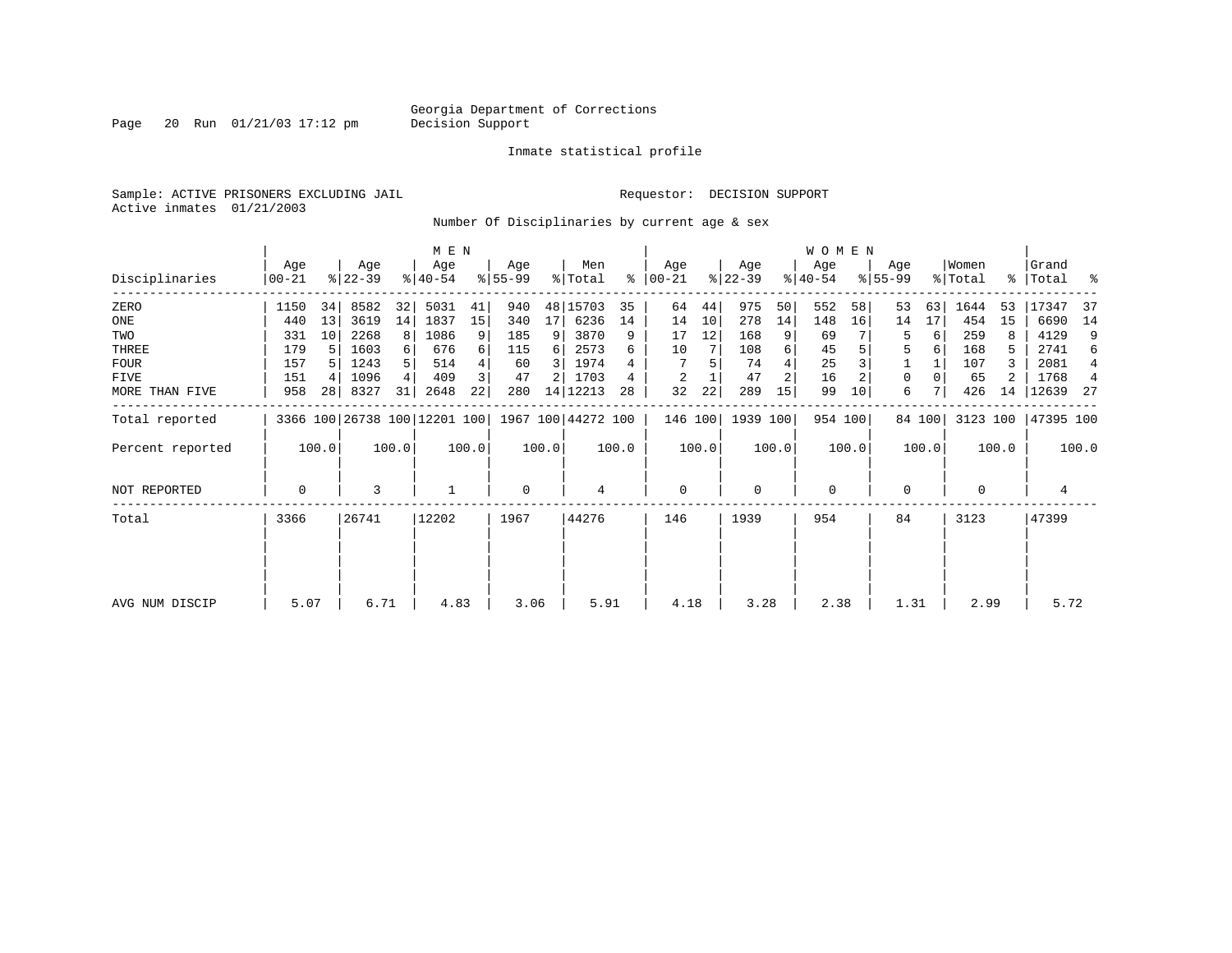Georgia Department of Corrections
Decision Support

Inmate statistical profile

Sample: ACTIVE PRISONERS EXCLUDING JAIL

Requestor: DECISION SUPPORT

Active inmates 01/21/2003

Number Of Disciplinaries by current age & sex

| Disciplinaries | MEN Age 00-21 | % | Age 22-39 | % | Age 40-54 | % | Age 55-99 | % | Men Total | % | WOMEN Age 00-21 | % | Age 22-39 | % | Age 40-54 | % | Age 55-99 | % | Women Total | % | Grand Total | % |
|---|---|---|---|---|---|---|---|---|---|---|---|---|---|---|---|---|---|---|---|---|---|---|
| ZERO | 1150 | 34 | 8582 | 32 | 5031 | 41 | 940 | 48 | 15703 | 35 | 64 | 44 | 975 | 50 | 552 | 58 | 53 | 63 | 1644 | 53 | 17347 | 37 |
| ONE | 440 | 13 | 3619 | 14 | 1837 | 15 | 340 | 17 | 6236 | 14 | 14 | 10 | 278 | 14 | 148 | 16 | 14 | 17 | 454 | 15 | 6690 | 14 |
| TWO | 331 | 10 | 2268 | 8 | 1086 | 9 | 185 | 9 | 3870 | 9 | 17 | 12 | 168 | 9 | 69 | 7 | 5 | 6 | 259 | 8 | 4129 | 9 |
| THREE | 179 | 5 | 1603 | 6 | 676 | 6 | 115 | 6 | 2573 | 6 | 10 | 7 | 108 | 6 | 45 | 5 | 5 | 6 | 168 | 5 | 2741 | 6 |
| FOUR | 157 | 5 | 1243 | 5 | 514 | 4 | 60 | 3 | 1974 | 4 | 7 | 5 | 74 | 4 | 25 | 3 | 1 | 1 | 107 | 3 | 2081 | 4 |
| FIVE | 151 | 4 | 1096 | 4 | 409 | 3 | 47 | 2 | 1703 | 4 | 2 | 1 | 47 | 2 | 16 | 2 | 0 | 0 | 65 | 2 | 1768 | 4 |
| MORE THAN FIVE | 958 | 28 | 8327 | 31 | 2648 | 22 | 280 | 14 | 12213 | 28 | 32 | 22 | 289 | 15 | 99 | 10 | 6 | 7 | 426 | 14 | 12639 | 27 |
| Total reported | 3366 | 100 | 26738 | 100 | 12201 | 100 | 1967 | 100 | 44272 | 100 | 146 | 100 | 1939 | 100 | 954 | 100 | 84 | 100 | 3123 | 100 | 47395 | 100 |
| Percent reported | 100.0 | | 100.0 | | 100.0 | | 100.0 | | 100.0 | | 100.0 | | 100.0 | | 100.0 | | 100.0 | | 100.0 | | 100.0 | |
| NOT REPORTED | 0 | | 3 | | 1 | | 0 | | 4 | | 0 | | 0 | | 0 | | 0 | | 0 | | 4 | |
| Total | 3366 | | 26741 | | 12202 | | 1967 | | 44276 | | 146 | | 1939 | | 954 | | 84 | | 3123 | | 47399 | |
| AVG NUM DISCIP | 5.07 | | 6.71 | | 4.83 | | 3.06 | | 5.91 | | 4.18 | | 3.28 | | 2.38 | | 1.31 | | 2.99 | | 5.72 | |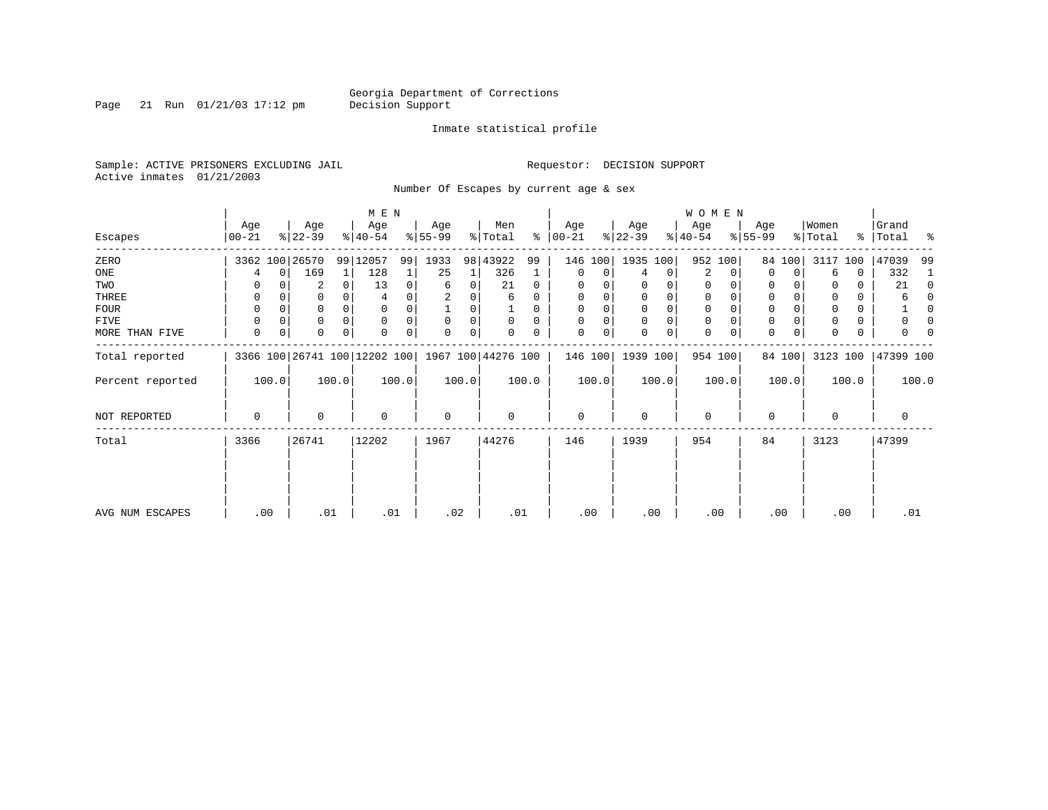Georgia Department of Corrections
Decision Support

Page 21 Run 01/21/03 17:12 pm

Inmate statistical profile

Sample: ACTIVE PRISONERS EXCLUDING JAIL

Requestor: DECISION SUPPORT

Active inmates 01/21/2003

Number Of Escapes by current age & sex

| Escapes | MEN Age 00-21 | % | Age 22-39 | % | Age 40-54 | % | Age 55-99 | % | Men Total | % | WOMEN Age 00-21 | % | Age 22-39 | % | Age 40-54 | % | Age 55-99 | % | Women Total | % | Grand Total | % |
|---|---|---|---|---|---|---|---|---|---|---|---|---|---|---|---|---|---|---|---|---|---|---|
| ZERO | 3362 | 100 | 26570 | 99 | 12057 | 99 | 1933 | 98 | 43922 | 99 | 146 | 100 | 1935 | 100 | 952 | 100 | 84 | 100 | 3117 | 100 | 47039 | 99 |
| ONE | 4 | 0 | 169 | 1 | 128 | 1 | 25 | 1 | 326 | 1 | 0 | 0 | 4 | 0 | 2 | 0 | 0 | 0 | 6 | 0 | 332 | 1 |
| TWO | 0 | 0 | 2 | 0 | 13 | 0 | 6 | 0 | 21 | 0 | 0 | 0 | 0 | 0 | 0 | 0 | 0 | 0 | 0 | 0 | 21 | 0 |
| THREE | 0 | 0 | 0 | 0 | 4 | 0 | 2 | 0 | 6 | 0 | 0 | 0 | 0 | 0 | 0 | 0 | 0 | 0 | 0 | 0 | 6 | 0 |
| FOUR | 0 | 0 | 0 | 0 | 0 | 0 | 1 | 0 | 1 | 0 | 0 | 0 | 0 | 0 | 0 | 0 | 0 | 0 | 0 | 0 | 1 | 0 |
| FIVE | 0 | 0 | 0 | 0 | 0 | 0 | 0 | 0 | 0 | 0 | 0 | 0 | 0 | 0 | 0 | 0 | 0 | 0 | 0 | 0 | 0 | 0 |
| MORE THAN FIVE | 0 | 0 | 0 | 0 | 0 | 0 | 0 | 0 | 0 | 0 | 0 | 0 | 0 | 0 | 0 | 0 | 0 | 0 | 0 | 0 | 0 | 0 |
| Total reported | 3366 | 100 | 26741 | 100 | 12202 | 100 | 1967 | 100 | 44276 | 100 | 146 | 100 | 1939 | 100 | 954 | 100 | 84 | 100 | 3123 | 100 | 47399 | 100 |
| Percent reported | 100.0 | | 100.0 | | 100.0 | | 100.0 | | 100.0 | | 100.0 | | 100.0 | | 100.0 | | 100.0 | | 100.0 | | 100.0 | |
| NOT REPORTED | 0 | | 0 | | 0 | | 0 | | 0 | | 0 | | 0 | | 0 | | 0 | | 0 | | 0 | |
| Total | 3366 | | 26741 | | 12202 | | 1967 | | 44276 | | 146 | | 1939 | | 954 | | 84 | | 3123 | | 47399 | |
| AVG NUM ESCAPES | .00 | | .01 | | .01 | | .02 | | .01 | | .00 | | .00 | | .00 | | .00 | | .00 | | .01 | |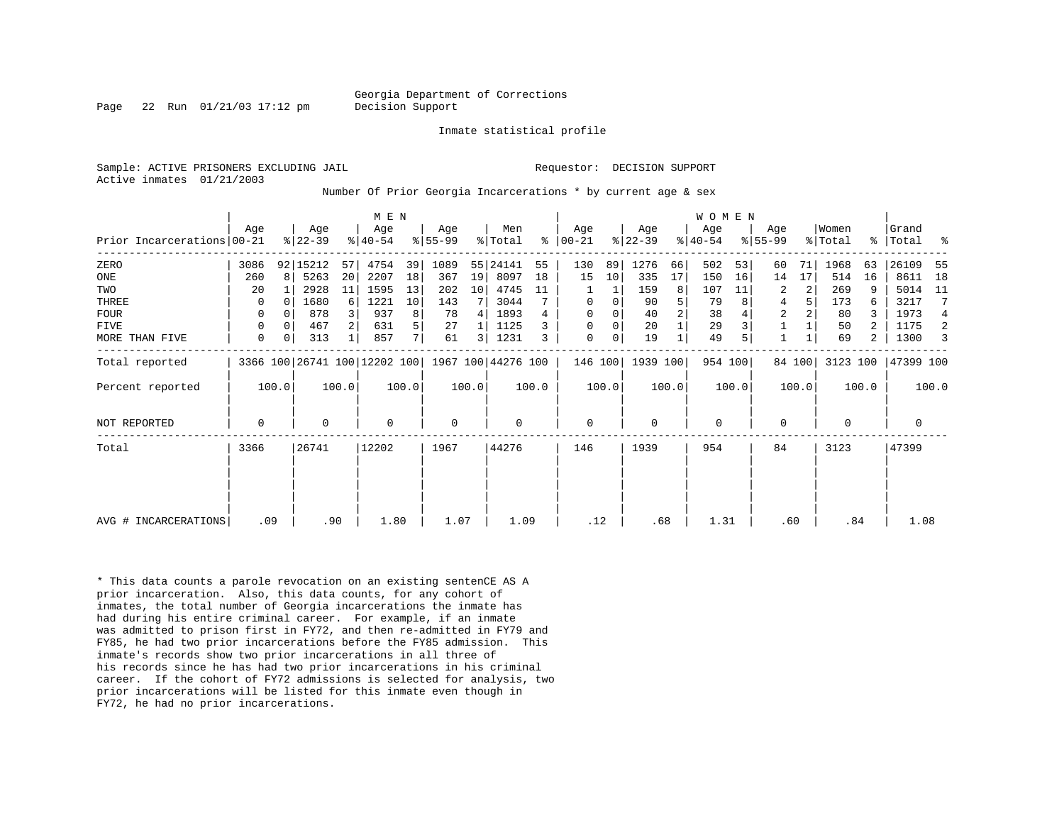Georgia Department of Corrections
Decision Support

Inmate statistical profile

Sample: ACTIVE PRISONERS EXCLUDING JAIL                Requestor: DECISION SUPPORT
Active inmates 01/21/2003

Number Of Prior Georgia Incarcerations * by current age & sex

| Prior Incarcerations | MEN Age 00-21 | % | Age 22-39 | % | Age 40-54 | % | Age 55-99 | % | Men Total | % | WOMEN Age 00-21 | % | Age 22-39 | % | Age 40-54 | % | Age 55-99 | % | Women Total | % | Grand Total | % |
|---|---|---|---|---|---|---|---|---|---|---|---|---|---|---|---|---|---|---|---|---|---|---|
| ZERO | 3086 | 92 | 15212 | 57 | 4754 | 39 | 1089 | 55 | 24141 | 55 | 130 | 89 | 1276 | 66 | 502 | 53 | 60 | 71 | 1968 | 63 | 26109 | 55 |
| ONE | 260 | 8 | 5263 | 20 | 2207 | 18 | 367 | 19 | 8097 | 18 | 15 | 10 | 335 | 17 | 150 | 16 | 14 | 17 | 514 | 16 | 8611 | 18 |
| TWO | 20 | 1 | 2928 | 11 | 1595 | 13 | 202 | 10 | 4745 | 11 | 1 | 1 | 159 | 8 | 107 | 11 | 2 | 2 | 269 | 9 | 5014 | 11 |
| THREE | 0 | 0 | 1680 | 6 | 1221 | 10 | 143 | 7 | 3044 | 7 | 0 | 0 | 90 | 5 | 79 | 8 | 4 | 5 | 173 | 6 | 3217 | 7 |
| FOUR | 0 | 0 | 878 | 3 | 937 | 8 | 78 | 4 | 1893 | 4 | 0 | 0 | 40 | 2 | 38 | 4 | 2 | 2 | 80 | 3 | 1973 | 4 |
| FIVE | 0 | 0 | 467 | 2 | 631 | 5 | 27 | 1 | 1125 | 3 | 0 | 0 | 20 | 1 | 29 | 3 | 1 | 1 | 50 | 2 | 1175 | 2 |
| MORE THAN FIVE | 0 | 0 | 313 | 1 | 857 | 7 | 61 | 3 | 1231 | 3 | 0 | 0 | 19 | 1 | 49 | 5 | 1 | 1 | 69 | 2 | 1300 | 3 |
| Total reported | 3366 | 100 | 26741 | 100 | 12202 | 100 | 1967 | 100 | 44276 | 100 | 146 | 100 | 1939 | 100 | 954 | 100 | 84 | 100 | 3123 | 100 | 47399 | 100 |
| Percent reported | 100.0 | | 100.0 | | 100.0 | | 100.0 | | 100.0 | | 100.0 | | 100.0 | | 100.0 | | 100.0 | | 100.0 | | 100.0 | |
| NOT REPORTED | 0 | | 0 | | 0 | | 0 | | 0 | | 0 | | 0 | | 0 | | 0 | | 0 | | 0 | |
| Total | 3366 | | 26741 | | 12202 | | 1967 | | 44276 | | 146 | | 1939 | | 954 | | 84 | | 3123 | | 47399 | |
| AVG # INCARCERATIONS | .09 | | .90 | | 1.80 | | 1.07 | | 1.09 | | .12 | | .68 | | 1.31 | | .60 | | .84 | | 1.08 | |

* This data counts a parole revocation on an existing sentenCE AS A prior incarceration. Also, this data counts, for any cohort of inmates, the total number of Georgia incarcerations the inmate has had during his entire criminal career. For example, if an inmate was admitted to prison first in FY72, and then re-admitted in FY79 and FY85, he had two prior incarcerations before the FY85 admission. This inmate's records show two prior incarcerations in all three of his records since he has had two prior incarcerations in his criminal career. If the cohort of FY72 admissions is selected for analysis, two prior incarcerations will be listed for this inmate even though in FY72, he had no prior incarcerations.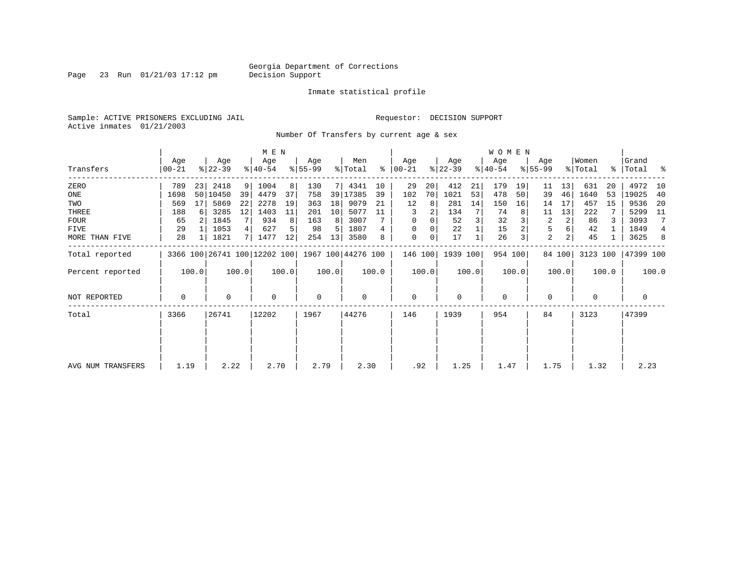Georgia Department of Corrections
Decision Support

Page 23 Run 01/21/03 17:12 pm

Inmate statistical profile

Sample: ACTIVE PRISONERS EXCLUDING JAIL

Active inmates 01/21/2003

Requestor: DECISION SUPPORT

Number Of Transfers by current age & sex

| Transfers | MEN Age 00-21 | % | Age 22-39 | % | Age 40-54 | % | Age 55-99 | % | Men Total | % | WOMEN Age 00-21 | % | Age 22-39 | % | Age 40-54 | % | Age 55-99 | % | Women Total | % | Grand Total | % |
|---|---|---|---|---|---|---|---|---|---|---|---|---|---|---|---|---|---|---|---|---|---|---|
| ZERO | 789 | 23 | 2418 | 9 | 1004 | 8 | 130 | 7 | 4341 | 10 | 29 | 20 | 412 | 21 | 179 | 19 | 11 | 13 | 631 | 20 | 4972 | 10 |
| ONE | 1698 | 50 | 10450 | 39 | 4479 | 37 | 758 | 39 | 17385 | 39 | 102 | 70 | 1021 | 53 | 478 | 50 | 39 | 46 | 1640 | 53 | 19025 | 40 |
| TWO | 569 | 17 | 5869 | 22 | 2278 | 19 | 363 | 18 | 9079 | 21 | 12 | 8 | 281 | 14 | 150 | 16 | 14 | 17 | 457 | 15 | 9536 | 20 |
| THREE | 188 | 6 | 3285 | 12 | 1403 | 11 | 201 | 10 | 5077 | 11 | 3 | 2 | 134 | 7 | 74 | 8 | 11 | 13 | 222 | 7 | 5299 | 11 |
| FOUR | 65 | 2 | 1845 | 7 | 934 | 8 | 163 | 8 | 3007 | 7 | 0 | 0 | 52 | 3 | 32 | 3 | 2 | 2 | 86 | 3 | 3093 | 7 |
| FIVE | 29 | 1 | 1053 | 4 | 627 | 5 | 98 | 5 | 1807 | 4 | 0 | 0 | 22 | 1 | 15 | 2 | 5 | 6 | 42 | 1 | 1849 | 4 |
| MORE THAN FIVE | 28 | 1 | 1821 | 7 | 1477 | 12 | 254 | 13 | 3580 | 8 | 0 | 0 | 17 | 1 | 26 | 3 | 2 | 2 | 45 | 1 | 3625 | 8 |
| Total reported | 3366 | 100 | 26741 | 100 | 12202 | 100 | 1967 | 100 | 44276 | 100 | 146 | 100 | 1939 | 100 | 954 | 100 | 84 | 100 | 3123 | 100 | 47399 | 100 |
| Percent reported | | 100.0 | | 100.0 | | 100.0 | | 100.0 | | 100.0 | | 100.0 | | 100.0 | | 100.0 | | 100.0 | | 100.0 | | 100.0 |
| NOT REPORTED | 0 | | 0 | | 0 | | 0 | | 0 | | 0 | | 0 | | 0 | | 0 | | 0 | | 0 | |
| Total | 3366 | | 26741 | | 12202 | | 1967 | | 44276 | | 146 | | 1939 | | 954 | | 84 | | 3123 | | 47399 | |
| AVG NUM TRANSFERS | 1.19 | | 2.22 | | 2.70 | | 2.79 | | 2.30 | | .92 | | 1.25 | | 1.47 | | 1.75 | | 1.32 | | 2.23 | |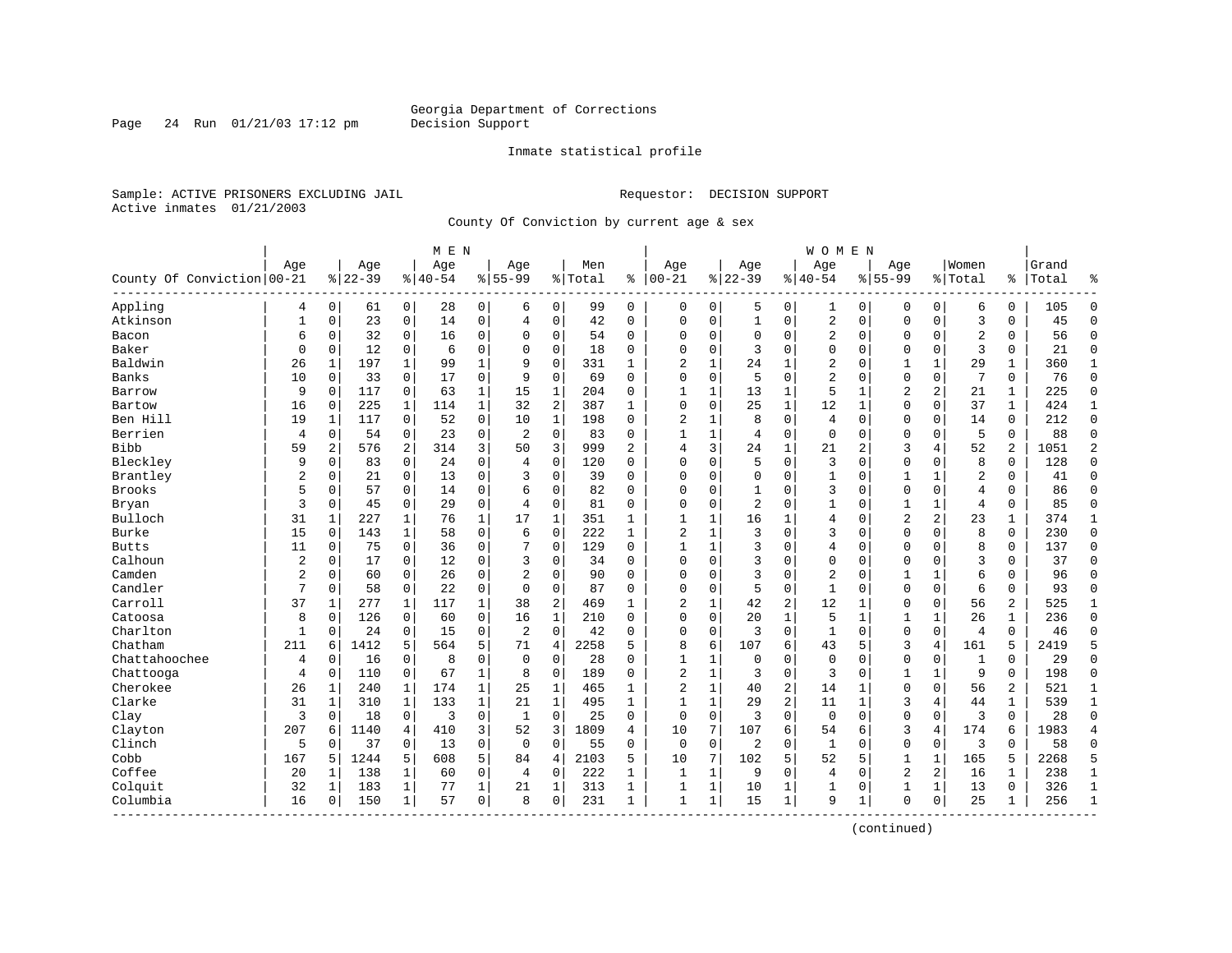Georgia Department of Corrections
Decision Support

Inmate statistical profile

Sample: ACTIVE PRISONERS EXCLUDING JAIL
Active inmates 01/21/2003

Requestor: DECISION SUPPORT

County Of Conviction by current age & sex

| County Of Conviction | MEN Age 00-21 | % | Age 22-39 | % | Age 40-54 | % | Age 55-99 | % | Men Total | % | WOMEN Age 00-21 | % | Age 22-39 | % | Age 40-54 | % | Age 55-99 | % | Women Total | % | Grand Total | % |
|---|---|---|---|---|---|---|---|---|---|---|---|---|---|---|---|---|---|---|---|---|---|---|
| Appling | 4 | 0 | 61 | 0 | 28 | 0 | 6 | 0 | 99 | 0 | 0 | 0 | 5 | 0 | 1 | 0 | 0 | 0 | 6 | 0 | 105 | 0 |
| Atkinson | 1 | 0 | 23 | 0 | 14 | 0 | 4 | 0 | 42 | 0 | 0 | 0 | 1 | 0 | 2 | 0 | 0 | 0 | 3 | 0 | 45 | 0 |
| Bacon | 6 | 0 | 32 | 0 | 16 | 0 | 0 | 0 | 54 | 0 | 0 | 0 | 0 | 0 | 2 | 0 | 0 | 0 | 2 | 0 | 56 | 0 |
| Baker | 0 | 0 | 12 | 0 | 6 | 0 | 0 | 0 | 18 | 0 | 0 | 0 | 3 | 0 | 0 | 0 | 0 | 0 | 3 | 0 | 21 | 0 |
| Baldwin | 26 | 1 | 197 | 1 | 99 | 1 | 9 | 0 | 331 | 1 | 2 | 1 | 24 | 1 | 2 | 0 | 1 | 1 | 29 | 1 | 360 | 1 |
| Banks | 10 | 0 | 33 | 0 | 17 | 0 | 9 | 0 | 69 | 0 | 0 | 0 | 5 | 0 | 2 | 0 | 0 | 0 | 7 | 0 | 76 | 0 |
| Barrow | 9 | 0 | 117 | 0 | 63 | 1 | 15 | 1 | 204 | 0 | 1 | 1 | 13 | 1 | 5 | 1 | 2 | 2 | 21 | 1 | 225 | 0 |
| Bartow | 16 | 0 | 225 | 1 | 114 | 1 | 32 | 2 | 387 | 1 | 0 | 0 | 25 | 1 | 12 | 1 | 0 | 0 | 37 | 1 | 424 | 1 |
| Ben Hill | 19 | 1 | 117 | 0 | 52 | 0 | 10 | 1 | 198 | 0 | 2 | 1 | 8 | 0 | 4 | 0 | 0 | 0 | 14 | 0 | 212 | 0 |
| Berrien | 4 | 0 | 54 | 0 | 23 | 0 | 2 | 0 | 83 | 0 | 1 | 1 | 4 | 0 | 0 | 0 | 0 | 0 | 5 | 0 | 88 | 0 |
| Bibb | 59 | 2 | 576 | 2 | 314 | 3 | 50 | 3 | 999 | 2 | 4 | 3 | 24 | 1 | 21 | 2 | 3 | 4 | 52 | 2 | 1051 | 2 |
| Bleckley | 9 | 0 | 83 | 0 | 24 | 0 | 4 | 0 | 120 | 0 | 0 | 0 | 5 | 0 | 3 | 0 | 0 | 0 | 8 | 0 | 128 | 0 |
| Brantley | 2 | 0 | 21 | 0 | 13 | 0 | 3 | 0 | 39 | 0 | 0 | 0 | 0 | 0 | 1 | 0 | 1 | 1 | 2 | 0 | 41 | 0 |
| Brooks | 5 | 0 | 57 | 0 | 14 | 0 | 6 | 0 | 82 | 0 | 0 | 0 | 1 | 0 | 3 | 0 | 0 | 0 | 4 | 0 | 86 | 0 |
| Bryan | 3 | 0 | 45 | 0 | 29 | 0 | 4 | 0 | 81 | 0 | 0 | 0 | 2 | 0 | 1 | 0 | 1 | 1 | 4 | 0 | 85 | 0 |
| Bulloch | 31 | 1 | 227 | 1 | 76 | 1 | 17 | 1 | 351 | 1 | 1 | 1 | 16 | 1 | 4 | 0 | 2 | 2 | 23 | 1 | 374 | 1 |
| Burke | 15 | 0 | 143 | 1 | 58 | 0 | 6 | 0 | 222 | 1 | 2 | 1 | 3 | 0 | 3 | 0 | 0 | 0 | 8 | 0 | 230 | 0 |
| Butts | 11 | 0 | 75 | 0 | 36 | 0 | 7 | 0 | 129 | 0 | 1 | 1 | 3 | 0 | 4 | 0 | 0 | 0 | 8 | 0 | 137 | 0 |
| Calhoun | 2 | 0 | 17 | 0 | 12 | 0 | 3 | 0 | 34 | 0 | 0 | 0 | 3 | 0 | 0 | 0 | 0 | 0 | 3 | 0 | 37 | 0 |
| Camden | 2 | 0 | 60 | 0 | 26 | 0 | 2 | 0 | 90 | 0 | 0 | 0 | 3 | 0 | 2 | 0 | 1 | 1 | 6 | 0 | 96 | 0 |
| Candler | 7 | 0 | 58 | 0 | 22 | 0 | 0 | 0 | 87 | 0 | 0 | 0 | 5 | 0 | 1 | 0 | 0 | 0 | 6 | 0 | 93 | 0 |
| Carroll | 37 | 1 | 277 | 1 | 117 | 1 | 38 | 2 | 469 | 1 | 2 | 1 | 42 | 2 | 12 | 1 | 0 | 0 | 56 | 2 | 525 | 1 |
| Catoosa | 8 | 0 | 126 | 0 | 60 | 0 | 16 | 1 | 210 | 0 | 0 | 0 | 20 | 1 | 5 | 1 | 1 | 1 | 26 | 1 | 236 | 0 |
| Charlton | 1 | 0 | 24 | 0 | 15 | 0 | 2 | 0 | 42 | 0 | 0 | 0 | 3 | 0 | 1 | 0 | 0 | 0 | 4 | 0 | 46 | 0 |
| Chatham | 211 | 6 | 1412 | 5 | 564 | 5 | 71 | 4 | 2258 | 5 | 8 | 6 | 107 | 6 | 43 | 5 | 3 | 4 | 161 | 5 | 2419 | 5 |
| Chattahoochee | 4 | 0 | 16 | 0 | 8 | 0 | 0 | 0 | 28 | 0 | 1 | 1 | 0 | 0 | 0 | 0 | 0 | 0 | 1 | 0 | 29 | 0 |
| Chattooga | 4 | 0 | 110 | 0 | 67 | 1 | 8 | 0 | 189 | 0 | 2 | 1 | 3 | 0 | 3 | 0 | 1 | 1 | 9 | 0 | 198 | 0 |
| Cherokee | 26 | 1 | 240 | 1 | 174 | 1 | 25 | 1 | 465 | 1 | 2 | 1 | 40 | 2 | 14 | 1 | 0 | 0 | 56 | 2 | 521 | 1 |
| Clarke | 31 | 1 | 310 | 1 | 133 | 1 | 21 | 1 | 495 | 1 | 1 | 1 | 29 | 2 | 11 | 1 | 3 | 4 | 44 | 1 | 539 | 1 |
| Clay | 3 | 0 | 18 | 0 | 3 | 0 | 1 | 0 | 25 | 0 | 0 | 0 | 3 | 0 | 0 | 0 | 0 | 0 | 3 | 0 | 28 | 0 |
| Clayton | 207 | 6 | 1140 | 4 | 410 | 3 | 52 | 3 | 1809 | 4 | 10 | 7 | 107 | 6 | 54 | 6 | 3 | 4 | 174 | 6 | 1983 | 4 |
| Clinch | 5 | 0 | 37 | 0 | 13 | 0 | 0 | 0 | 55 | 0 | 0 | 0 | 2 | 0 | 1 | 0 | 0 | 0 | 3 | 0 | 58 | 0 |
| Cobb | 167 | 5 | 1244 | 5 | 608 | 5 | 84 | 4 | 2103 | 5 | 10 | 7 | 102 | 5 | 52 | 5 | 1 | 1 | 165 | 5 | 2268 | 5 |
| Coffee | 20 | 1 | 138 | 1 | 60 | 0 | 4 | 0 | 222 | 1 | 1 | 1 | 9 | 0 | 4 | 0 | 2 | 2 | 16 | 1 | 238 | 1 |
| Colquit | 32 | 1 | 183 | 1 | 77 | 1 | 21 | 1 | 313 | 1 | 1 | 1 | 10 | 1 | 1 | 0 | 1 | 1 | 13 | 0 | 326 | 1 |
| Columbia | 16 | 0 | 150 | 1 | 57 | 0 | 8 | 0 | 231 | 1 | 1 | 1 | 15 | 1 | 9 | 1 | 0 | 0 | 25 | 1 | 256 | 1 |

(continued)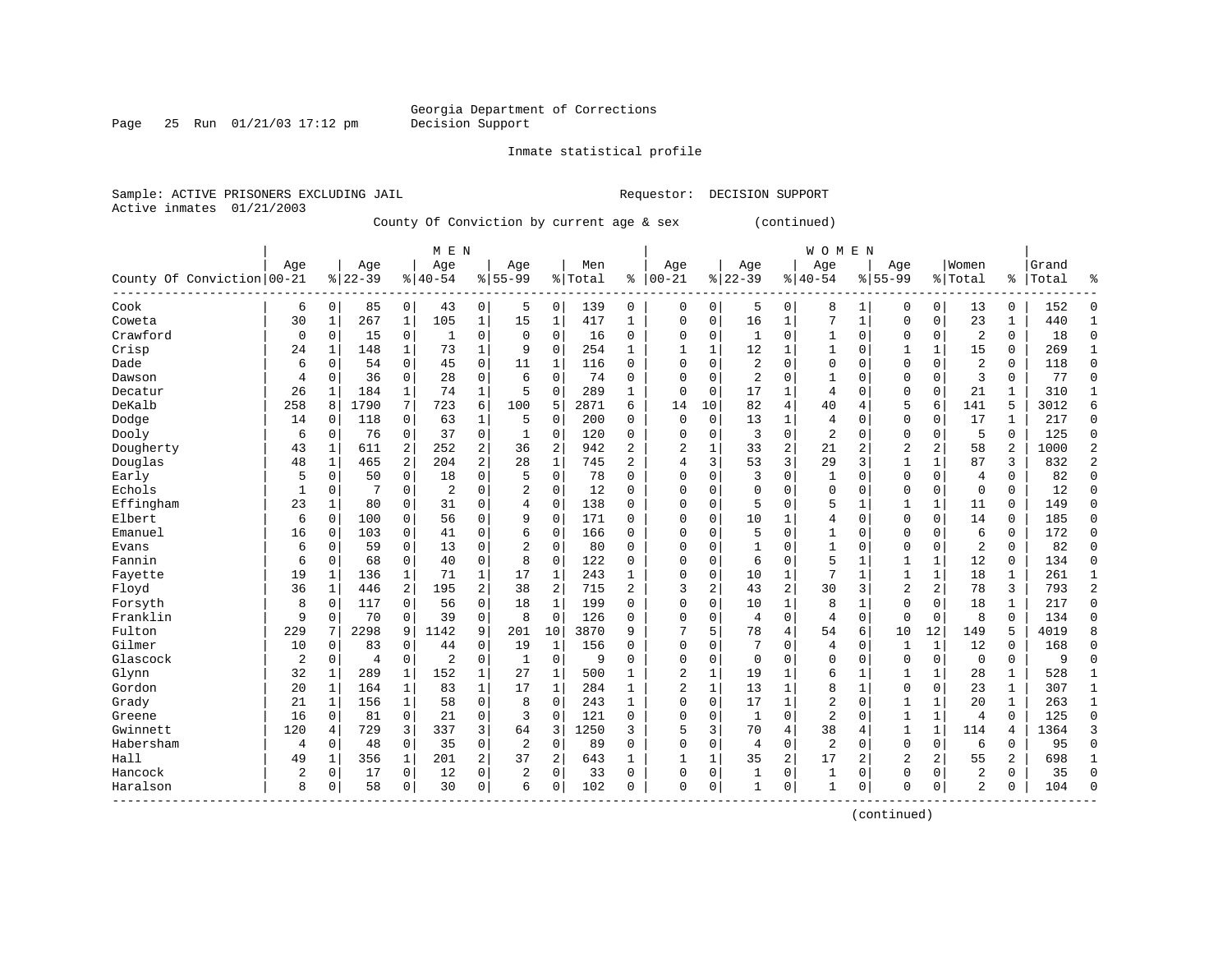Georgia Department of Corrections
Decision Support

Inmate statistical profile

Sample: ACTIVE PRISONERS EXCLUDING JAIL                                Requestor: DECISION SUPPORT
Active inmates 01/21/2003

County Of Conviction by current age & sex (continued)

| County Of Conviction | MEN Age 00-21 | % | Age 22-39 | % | Age 40-54 | % | Age 55-99 | % | Men Total | % | WOMEN Age 00-21 | % | Age 22-39 | % | Age 40-54 | % | Age 55-99 | % | Women Total | % | Grand Total | % |
|---|---|---|---|---|---|---|---|---|---|---|---|---|---|---|---|---|---|---|---|---|---|---|
| Cook | 6 | 0 | 85 | 0 | 43 | 0 | 5 | 0 | 139 | 0 | 0 | 0 | 5 | 0 | 8 | 1 | 0 | 0 | 13 | 0 | 152 | 0 |
| Coweta | 30 | 1 | 267 | 1 | 105 | 1 | 15 | 1 | 417 | 1 | 0 | 0 | 16 | 1 | 7 | 1 | 0 | 0 | 23 | 1 | 440 | 1 |
| Crawford | 0 | 0 | 15 | 0 | 1 | 0 | 0 | 0 | 16 | 0 | 0 | 0 | 1 | 0 | 1 | 0 | 0 | 0 | 2 | 0 | 18 | 0 |
| Crisp | 24 | 1 | 148 | 1 | 73 | 1 | 9 | 0 | 254 | 1 | 1 | 1 | 12 | 1 | 1 | 0 | 1 | 1 | 15 | 0 | 269 | 1 |
| Dade | 6 | 0 | 54 | 0 | 45 | 0 | 11 | 1 | 116 | 0 | 0 | 0 | 2 | 0 | 0 | 0 | 0 | 0 | 2 | 0 | 118 | 0 |
| Dawson | 4 | 0 | 36 | 0 | 28 | 0 | 6 | 0 | 74 | 0 | 0 | 0 | 2 | 0 | 1 | 0 | 0 | 0 | 3 | 0 | 77 | 0 |
| Decatur | 26 | 1 | 184 | 1 | 74 | 1 | 5 | 0 | 289 | 1 | 0 | 0 | 17 | 1 | 4 | 0 | 0 | 0 | 21 | 1 | 310 | 1 |
| DeKalb | 258 | 8 | 1790 | 7 | 723 | 6 | 100 | 5 | 2871 | 6 | 14 | 10 | 82 | 4 | 40 | 4 | 5 | 6 | 141 | 5 | 3012 | 6 |
| Dodge | 14 | 0 | 118 | 0 | 63 | 1 | 5 | 0 | 200 | 0 | 0 | 0 | 13 | 1 | 4 | 0 | 0 | 0 | 17 | 1 | 217 | 0 |
| Dooly | 6 | 0 | 76 | 0 | 37 | 0 | 1 | 0 | 120 | 0 | 0 | 0 | 3 | 0 | 2 | 0 | 0 | 0 | 5 | 0 | 125 | 0 |
| Dougherty | 43 | 1 | 611 | 2 | 252 | 2 | 36 | 2 | 942 | 2 | 2 | 1 | 33 | 2 | 21 | 2 | 2 | 2 | 58 | 2 | 1000 | 2 |
| Douglas | 48 | 1 | 465 | 2 | 204 | 2 | 28 | 1 | 745 | 2 | 4 | 3 | 53 | 3 | 29 | 3 | 1 | 1 | 87 | 3 | 832 | 2 |
| Early | 5 | 0 | 50 | 0 | 18 | 0 | 5 | 0 | 78 | 0 | 0 | 0 | 3 | 0 | 1 | 0 | 0 | 0 | 4 | 0 | 82 | 0 |
| Echols | 1 | 0 | 7 | 0 | 2 | 0 | 2 | 0 | 12 | 0 | 0 | 0 | 0 | 0 | 0 | 0 | 0 | 0 | 0 | 0 | 12 | 0 |
| Effingham | 23 | 1 | 80 | 0 | 31 | 0 | 4 | 0 | 138 | 0 | 0 | 0 | 5 | 0 | 5 | 1 | 1 | 1 | 11 | 0 | 149 | 0 |
| Elbert | 6 | 0 | 100 | 0 | 56 | 0 | 9 | 0 | 171 | 0 | 0 | 0 | 10 | 1 | 4 | 0 | 0 | 0 | 14 | 0 | 185 | 0 |
| Emanuel | 16 | 0 | 103 | 0 | 41 | 0 | 6 | 0 | 166 | 0 | 0 | 0 | 5 | 0 | 1 | 0 | 0 | 0 | 6 | 0 | 172 | 0 |
| Evans | 6 | 0 | 59 | 0 | 13 | 0 | 2 | 0 | 80 | 0 | 0 | 0 | 1 | 0 | 1 | 0 | 0 | 0 | 2 | 0 | 82 | 0 |
| Fannin | 6 | 0 | 68 | 0 | 40 | 0 | 8 | 0 | 122 | 0 | 0 | 0 | 6 | 0 | 5 | 1 | 1 | 1 | 12 | 0 | 134 | 0 |
| Fayette | 19 | 1 | 136 | 1 | 71 | 1 | 17 | 1 | 243 | 1 | 0 | 0 | 10 | 1 | 7 | 1 | 1 | 1 | 18 | 1 | 261 | 1 |
| Floyd | 36 | 1 | 446 | 2 | 195 | 2 | 38 | 2 | 715 | 2 | 3 | 2 | 43 | 2 | 30 | 3 | 2 | 2 | 78 | 3 | 793 | 2 |
| Forsyth | 8 | 0 | 117 | 0 | 56 | 0 | 18 | 1 | 199 | 0 | 0 | 0 | 10 | 1 | 8 | 1 | 0 | 0 | 18 | 1 | 217 | 0 |
| Franklin | 9 | 0 | 70 | 0 | 39 | 0 | 8 | 0 | 126 | 0 | 0 | 0 | 4 | 0 | 4 | 0 | 0 | 0 | 8 | 0 | 134 | 0 |
| Fulton | 229 | 7 | 2298 | 9 | 1142 | 9 | 201 | 10 | 3870 | 9 | 7 | 5 | 78 | 4 | 54 | 6 | 10 | 12 | 149 | 5 | 4019 | 8 |
| Gilmer | 10 | 0 | 83 | 0 | 44 | 0 | 19 | 1 | 156 | 0 | 0 | 0 | 7 | 0 | 4 | 0 | 1 | 1 | 12 | 0 | 168 | 0 |
| Glascock | 2 | 0 | 4 | 0 | 2 | 0 | 1 | 0 | 9 | 0 | 0 | 0 | 0 | 0 | 0 | 0 | 0 | 0 | 0 | 0 | 9 | 0 |
| Glynn | 32 | 1 | 289 | 1 | 152 | 1 | 27 | 1 | 500 | 1 | 2 | 1 | 19 | 1 | 6 | 1 | 1 | 1 | 28 | 1 | 528 | 1 |
| Gordon | 20 | 1 | 164 | 1 | 83 | 1 | 17 | 1 | 284 | 1 | 2 | 1 | 13 | 1 | 8 | 1 | 0 | 0 | 23 | 1 | 307 | 1 |
| Grady | 21 | 1 | 156 | 1 | 58 | 0 | 8 | 0 | 243 | 1 | 0 | 0 | 17 | 1 | 2 | 0 | 1 | 1 | 20 | 1 | 263 | 1 |
| Greene | 16 | 0 | 81 | 0 | 21 | 0 | 3 | 0 | 121 | 0 | 0 | 0 | 1 | 0 | 2 | 0 | 1 | 1 | 4 | 0 | 125 | 0 |
| Gwinnett | 120 | 4 | 729 | 3 | 337 | 3 | 64 | 3 | 1250 | 3 | 5 | 3 | 70 | 4 | 38 | 4 | 1 | 1 | 114 | 4 | 1364 | 3 |
| Habersham | 4 | 0 | 48 | 0 | 35 | 0 | 2 | 0 | 89 | 0 | 0 | 0 | 4 | 0 | 2 | 0 | 0 | 0 | 6 | 0 | 95 | 0 |
| Hall | 49 | 1 | 356 | 1 | 201 | 2 | 37 | 2 | 643 | 1 | 1 | 1 | 35 | 2 | 17 | 2 | 2 | 2 | 55 | 2 | 698 | 1 |
| Hancock | 2 | 0 | 17 | 0 | 12 | 0 | 2 | 0 | 33 | 0 | 0 | 0 | 1 | 0 | 1 | 0 | 0 | 0 | 2 | 0 | 35 | 0 |
| Haralson | 8 | 0 | 58 | 0 | 30 | 0 | 6 | 0 | 102 | 0 | 0 | 0 | 1 | 0 | 1 | 0 | 0 | 0 | 2 | 0 | 104 | 0 |

(continued)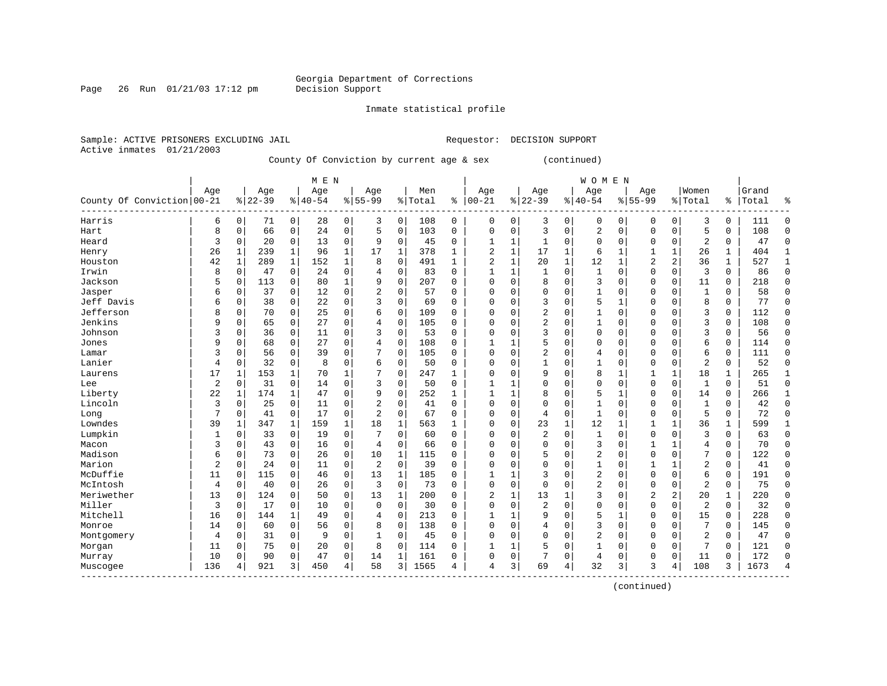Georgia Department of Corrections
Decision Support

Inmate statistical profile

Sample: ACTIVE PRISONERS EXCLUDING JAIL  Requestor: DECISION SUPPORT
Active inmates 01/21/2003

County Of Conviction by current age & sex (continued)

| County Of Conviction | MEN Age 00-21 | % | Age 22-39 | % | Age 40-54 | % | Age 55-99 | % | Men Total | % | WOMEN Age 00-21 | % | Age 22-39 | % | Age 40-54 | % | Age 55-99 | % | Women Total | % | Grand Total | % |
|---|---|---|---|---|---|---|---|---|---|---|---|---|---|---|---|---|---|---|---|---|---|---|
| Harris | 6 | 0 | 71 | 0 | 28 | 0 | 3 | 0 | 108 | 0 | 0 | 0 | 3 | 0 | 0 | 0 | 0 | 0 | 3 | 0 | 111 | 0 |
| Hart | 8 | 0 | 66 | 0 | 24 | 0 | 5 | 0 | 103 | 0 | 0 | 0 | 3 | 0 | 2 | 0 | 0 | 0 | 5 | 0 | 108 | 0 |
| Heard | 3 | 0 | 20 | 0 | 13 | 0 | 9 | 0 | 45 | 0 | 1 | 1 | 1 | 0 | 0 | 0 | 0 | 0 | 2 | 0 | 47 | 0 |
| Henry | 26 | 1 | 239 | 1 | 96 | 1 | 17 | 1 | 378 | 1 | 2 | 1 | 17 | 1 | 6 | 1 | 1 | 1 | 26 | 1 | 404 | 1 |
| Houston | 42 | 1 | 289 | 1 | 152 | 1 | 8 | 0 | 491 | 1 | 2 | 1 | 20 | 1 | 12 | 1 | 2 | 2 | 36 | 1 | 527 | 1 |
| Irwin | 8 | 0 | 47 | 0 | 24 | 0 | 4 | 0 | 83 | 0 | 1 | 1 | 1 | 0 | 1 | 0 | 0 | 0 | 3 | 0 | 86 | 0 |
| Jackson | 5 | 0 | 113 | 0 | 80 | 1 | 9 | 0 | 207 | 0 | 0 | 0 | 8 | 0 | 3 | 0 | 0 | 0 | 11 | 0 | 218 | 0 |
| Jasper | 6 | 0 | 37 | 0 | 12 | 0 | 2 | 0 | 57 | 0 | 0 | 0 | 0 | 0 | 1 | 0 | 0 | 0 | 1 | 0 | 58 | 0 |
| Jeff Davis | 6 | 0 | 38 | 0 | 22 | 0 | 3 | 0 | 69 | 0 | 0 | 0 | 3 | 0 | 5 | 1 | 0 | 0 | 8 | 0 | 77 | 0 |
| Jefferson | 8 | 0 | 70 | 0 | 25 | 0 | 6 | 0 | 109 | 0 | 0 | 0 | 2 | 0 | 1 | 0 | 0 | 0 | 3 | 0 | 112 | 0 |
| Jenkins | 9 | 0 | 65 | 0 | 27 | 0 | 4 | 0 | 105 | 0 | 0 | 0 | 2 | 0 | 1 | 0 | 0 | 0 | 3 | 0 | 108 | 0 |
| Johnson | 3 | 0 | 36 | 0 | 11 | 0 | 3 | 0 | 53 | 0 | 0 | 0 | 3 | 0 | 0 | 0 | 0 | 0 | 3 | 0 | 56 | 0 |
| Jones | 9 | 0 | 68 | 0 | 27 | 0 | 4 | 0 | 108 | 0 | 1 | 1 | 5 | 0 | 0 | 0 | 0 | 0 | 6 | 0 | 114 | 0 |
| Lamar | 3 | 0 | 56 | 0 | 39 | 0 | 7 | 0 | 105 | 0 | 0 | 0 | 2 | 0 | 4 | 0 | 0 | 0 | 6 | 0 | 111 | 0 |
| Lanier | 4 | 0 | 32 | 0 | 8 | 0 | 6 | 0 | 50 | 0 | 0 | 0 | 1 | 0 | 1 | 0 | 0 | 0 | 2 | 0 | 52 | 0 |
| Laurens | 17 | 1 | 153 | 1 | 70 | 1 | 7 | 0 | 247 | 1 | 0 | 0 | 9 | 0 | 8 | 1 | 1 | 1 | 18 | 1 | 265 | 1 |
| Lee | 2 | 0 | 31 | 0 | 14 | 0 | 3 | 0 | 50 | 0 | 1 | 1 | 0 | 0 | 0 | 0 | 0 | 0 | 1 | 0 | 51 | 0 |
| Liberty | 22 | 1 | 174 | 1 | 47 | 0 | 9 | 0 | 252 | 1 | 1 | 1 | 8 | 0 | 5 | 1 | 0 | 0 | 14 | 0 | 266 | 1 |
| Lincoln | 3 | 0 | 25 | 0 | 11 | 0 | 2 | 0 | 41 | 0 | 0 | 0 | 0 | 0 | 1 | 0 | 0 | 0 | 1 | 0 | 42 | 0 |
| Long | 7 | 0 | 41 | 0 | 17 | 0 | 2 | 0 | 67 | 0 | 0 | 0 | 4 | 0 | 1 | 0 | 0 | 0 | 5 | 0 | 72 | 0 |
| Lowndes | 39 | 1 | 347 | 1 | 159 | 1 | 18 | 1 | 563 | 1 | 0 | 0 | 23 | 1 | 12 | 1 | 1 | 1 | 36 | 1 | 599 | 1 |
| Lumpkin | 1 | 0 | 33 | 0 | 19 | 0 | 7 | 0 | 60 | 0 | 0 | 0 | 2 | 0 | 1 | 0 | 0 | 0 | 3 | 0 | 63 | 0 |
| Macon | 3 | 0 | 43 | 0 | 16 | 0 | 4 | 0 | 66 | 0 | 0 | 0 | 0 | 0 | 3 | 0 | 1 | 1 | 4 | 0 | 70 | 0 |
| Madison | 6 | 0 | 73 | 0 | 26 | 0 | 10 | 1 | 115 | 0 | 0 | 0 | 5 | 0 | 2 | 0 | 0 | 0 | 7 | 0 | 122 | 0 |
| Marion | 2 | 0 | 24 | 0 | 11 | 0 | 2 | 0 | 39 | 0 | 0 | 0 | 0 | 0 | 1 | 0 | 1 | 1 | 2 | 0 | 41 | 0 |
| McDuffie | 11 | 0 | 115 | 0 | 46 | 0 | 13 | 1 | 185 | 0 | 1 | 1 | 3 | 0 | 2 | 0 | 0 | 0 | 6 | 0 | 191 | 0 |
| McIntosh | 4 | 0 | 40 | 0 | 26 | 0 | 3 | 0 | 73 | 0 | 0 | 0 | 0 | 0 | 2 | 0 | 0 | 0 | 2 | 0 | 75 | 0 |
| Meriwether | 13 | 0 | 124 | 0 | 50 | 0 | 13 | 1 | 200 | 0 | 2 | 1 | 13 | 1 | 3 | 0 | 2 | 2 | 20 | 1 | 220 | 0 |
| Miller | 3 | 0 | 17 | 0 | 10 | 0 | 0 | 0 | 30 | 0 | 0 | 0 | 2 | 0 | 0 | 0 | 0 | 0 | 2 | 0 | 32 | 0 |
| Mitchell | 16 | 0 | 144 | 1 | 49 | 0 | 4 | 0 | 213 | 0 | 1 | 1 | 9 | 0 | 5 | 1 | 0 | 0 | 15 | 0 | 228 | 0 |
| Monroe | 14 | 0 | 60 | 0 | 56 | 0 | 8 | 0 | 138 | 0 | 0 | 0 | 4 | 0 | 3 | 0 | 0 | 0 | 7 | 0 | 145 | 0 |
| Montgomery | 4 | 0 | 31 | 0 | 9 | 0 | 1 | 0 | 45 | 0 | 0 | 0 | 0 | 0 | 2 | 0 | 0 | 0 | 2 | 0 | 47 | 0 |
| Morgan | 11 | 0 | 75 | 0 | 20 | 0 | 8 | 0 | 114 | 0 | 1 | 1 | 5 | 0 | 1 | 0 | 0 | 0 | 7 | 0 | 121 | 0 |
| Murray | 10 | 0 | 90 | 0 | 47 | 0 | 14 | 1 | 161 | 0 | 0 | 0 | 7 | 0 | 4 | 0 | 0 | 0 | 11 | 0 | 172 | 0 |
| Muscogee | 136 | 4 | 921 | 3 | 450 | 4 | 58 | 3 | 1565 | 4 | 4 | 3 | 69 | 4 | 32 | 3 | 3 | 4 | 108 | 3 | 1673 | 4 |

(continued)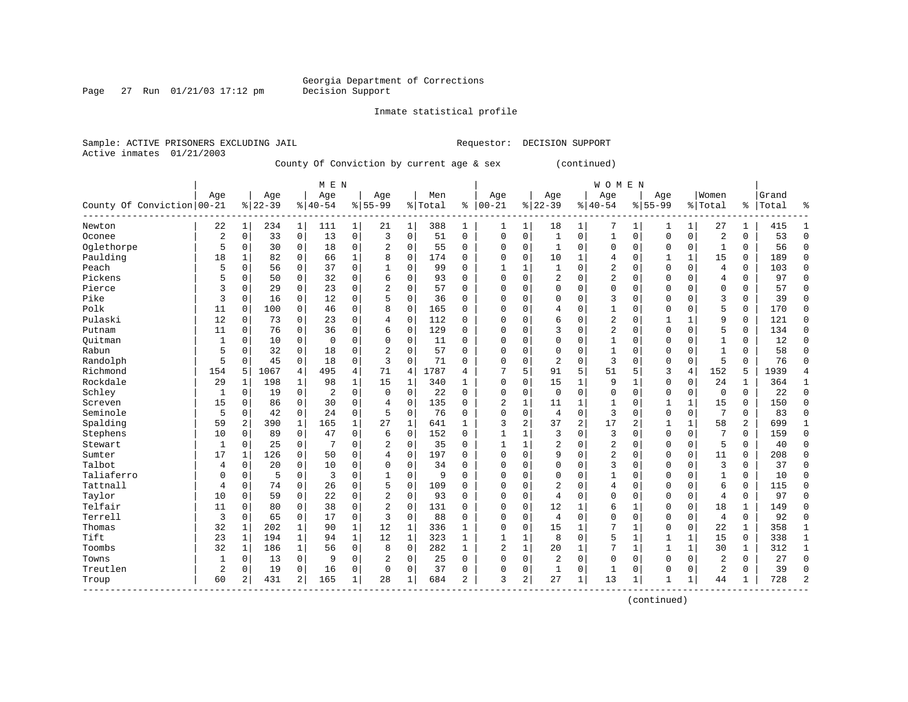Georgia Department of Corrections
Decision Support

Inmate statistical profile

Sample: ACTIVE PRISONERS EXCLUDING JAIL                Requestor: DECISION SUPPORT
Active inmates 01/21/2003

County Of Conviction by current age & sex (continued)

| County Of Conviction | MEN Age 00-21 | % | Age 22-39 | % | Age 40-54 | % | Age 55-99 | % | Men Total | % | WOMEN Age 00-21 | % | Age 22-39 | % | Age 40-54 | % | Age 55-99 | % | Women Total | % | Grand Total | % |
|---|---|---|---|---|---|---|---|---|---|---|---|---|---|---|---|---|---|---|---|---|---|---|
| Newton | 22 | 1 | 234 | 1 | 111 | 1 | 21 | 1 | 388 | 1 | 1 | 1 | 18 | 1 | 7 | 1 | 1 | 1 | 27 | 1 | 415 | 1 |
| Oconee | 2 | 0 | 33 | 0 | 13 | 0 | 3 | 0 | 51 | 0 | 0 | 0 | 1 | 0 | 1 | 0 | 0 | 0 | 2 | 0 | 53 | 0 |
| Oglethorpe | 5 | 0 | 30 | 0 | 18 | 0 | 2 | 0 | 55 | 0 | 0 | 0 | 1 | 0 | 0 | 0 | 0 | 0 | 1 | 0 | 56 | 0 |
| Paulding | 18 | 1 | 82 | 0 | 66 | 1 | 8 | 0 | 174 | 0 | 0 | 0 | 10 | 1 | 4 | 0 | 1 | 1 | 15 | 0 | 189 | 0 |
| Peach | 5 | 0 | 56 | 0 | 37 | 0 | 1 | 0 | 99 | 0 | 1 | 1 | 1 | 0 | 2 | 0 | 0 | 0 | 4 | 0 | 103 | 0 |
| Pickens | 5 | 0 | 50 | 0 | 32 | 0 | 6 | 0 | 93 | 0 | 0 | 0 | 2 | 0 | 2 | 0 | 0 | 0 | 4 | 0 | 97 | 0 |
| Pierce | 3 | 0 | 29 | 0 | 23 | 0 | 2 | 0 | 57 | 0 | 0 | 0 | 0 | 0 | 0 | 0 | 0 | 0 | 0 | 0 | 57 | 0 |
| Pike | 3 | 0 | 16 | 0 | 12 | 0 | 5 | 0 | 36 | 0 | 0 | 0 | 0 | 0 | 3 | 0 | 0 | 0 | 3 | 0 | 39 | 0 |
| Polk | 11 | 0 | 100 | 0 | 46 | 0 | 8 | 0 | 165 | 0 | 0 | 0 | 4 | 0 | 1 | 0 | 0 | 0 | 5 | 0 | 170 | 0 |
| Pulaski | 12 | 0 | 73 | 0 | 23 | 0 | 4 | 0 | 112 | 0 | 0 | 0 | 6 | 0 | 2 | 0 | 1 | 1 | 9 | 0 | 121 | 0 |
| Putnam | 11 | 0 | 76 | 0 | 36 | 0 | 6 | 0 | 129 | 0 | 0 | 0 | 3 | 0 | 2 | 0 | 0 | 0 | 5 | 0 | 134 | 0 |
| Quitman | 1 | 0 | 10 | 0 | 0 | 0 | 0 | 0 | 11 | 0 | 0 | 0 | 0 | 0 | 1 | 0 | 0 | 0 | 1 | 0 | 12 | 0 |
| Rabun | 5 | 0 | 32 | 0 | 18 | 0 | 2 | 0 | 57 | 0 | 0 | 0 | 0 | 0 | 1 | 0 | 0 | 0 | 1 | 0 | 58 | 0 |
| Randolph | 5 | 0 | 45 | 0 | 18 | 0 | 3 | 0 | 71 | 0 | 0 | 0 | 2 | 0 | 3 | 0 | 0 | 0 | 5 | 0 | 76 | 0 |
| Richmond | 154 | 5 | 1067 | 4 | 495 | 4 | 71 | 4 | 1787 | 4 | 7 | 5 | 91 | 5 | 51 | 5 | 3 | 4 | 152 | 5 | 1939 | 4 |
| Rockdale | 29 | 1 | 198 | 1 | 98 | 1 | 15 | 1 | 340 | 1 | 0 | 0 | 15 | 1 | 9 | 1 | 0 | 0 | 24 | 1 | 364 | 1 |
| Schley | 1 | 0 | 19 | 0 | 2 | 0 | 0 | 0 | 22 | 0 | 0 | 0 | 0 | 0 | 0 | 0 | 0 | 0 | 0 | 0 | 22 | 0 |
| Screven | 15 | 0 | 86 | 0 | 30 | 0 | 4 | 0 | 135 | 0 | 2 | 1 | 11 | 1 | 1 | 0 | 1 | 1 | 15 | 0 | 150 | 0 |
| Seminole | 5 | 0 | 42 | 0 | 24 | 0 | 5 | 0 | 76 | 0 | 0 | 0 | 4 | 0 | 3 | 0 | 0 | 0 | 7 | 0 | 83 | 0 |
| Spalding | 59 | 2 | 390 | 1 | 165 | 1 | 27 | 1 | 641 | 1 | 3 | 2 | 37 | 2 | 17 | 2 | 1 | 1 | 58 | 2 | 699 | 1 |
| Stephens | 10 | 0 | 89 | 0 | 47 | 0 | 6 | 0 | 152 | 0 | 1 | 1 | 3 | 0 | 3 | 0 | 0 | 0 | 7 | 0 | 159 | 0 |
| Stewart | 1 | 0 | 25 | 0 | 7 | 0 | 2 | 0 | 35 | 0 | 1 | 1 | 2 | 0 | 2 | 0 | 0 | 0 | 5 | 0 | 40 | 0 |
| Sumter | 17 | 1 | 126 | 0 | 50 | 0 | 4 | 0 | 197 | 0 | 0 | 0 | 9 | 0 | 2 | 0 | 0 | 0 | 11 | 0 | 208 | 0 |
| Talbot | 4 | 0 | 20 | 0 | 10 | 0 | 0 | 0 | 34 | 0 | 0 | 0 | 0 | 0 | 3 | 0 | 0 | 0 | 3 | 0 | 37 | 0 |
| Taliaferro | 0 | 0 | 5 | 0 | 3 | 0 | 1 | 0 | 9 | 0 | 0 | 0 | 0 | 0 | 1 | 0 | 0 | 0 | 1 | 0 | 10 | 0 |
| Tattnall | 4 | 0 | 74 | 0 | 26 | 0 | 5 | 0 | 109 | 0 | 0 | 0 | 2 | 0 | 4 | 0 | 0 | 0 | 6 | 0 | 115 | 0 |
| Taylor | 10 | 0 | 59 | 0 | 22 | 0 | 2 | 0 | 93 | 0 | 0 | 0 | 4 | 0 | 0 | 0 | 0 | 0 | 4 | 0 | 97 | 0 |
| Telfair | 11 | 0 | 80 | 0 | 38 | 0 | 2 | 0 | 131 | 0 | 0 | 0 | 12 | 1 | 6 | 1 | 0 | 0 | 18 | 1 | 149 | 0 |
| Terrell | 3 | 0 | 65 | 0 | 17 | 0 | 3 | 0 | 88 | 0 | 0 | 0 | 4 | 0 | 0 | 0 | 0 | 0 | 4 | 0 | 92 | 0 |
| Thomas | 32 | 1 | 202 | 1 | 90 | 1 | 12 | 1 | 336 | 1 | 0 | 0 | 15 | 1 | 7 | 1 | 0 | 0 | 22 | 1 | 358 | 1 |
| Tift | 23 | 1 | 194 | 1 | 94 | 1 | 12 | 1 | 323 | 1 | 1 | 1 | 8 | 0 | 5 | 1 | 1 | 1 | 15 | 0 | 338 | 1 |
| Toombs | 32 | 1 | 186 | 1 | 56 | 0 | 8 | 0 | 282 | 1 | 2 | 1 | 20 | 1 | 7 | 1 | 1 | 1 | 30 | 1 | 312 | 1 |
| Towns | 1 | 0 | 13 | 0 | 9 | 0 | 2 | 0 | 25 | 0 | 0 | 0 | 2 | 0 | 0 | 0 | 0 | 0 | 2 | 0 | 27 | 0 |
| Treutlen | 2 | 0 | 19 | 0 | 16 | 0 | 0 | 0 | 37 | 0 | 0 | 0 | 1 | 0 | 1 | 0 | 0 | 0 | 2 | 0 | 39 | 0 |
| Troup | 60 | 2 | 431 | 2 | 165 | 1 | 28 | 1 | 684 | 2 | 3 | 2 | 27 | 1 | 13 | 1 | 1 | 1 | 44 | 1 | 728 | 2 |

(continued)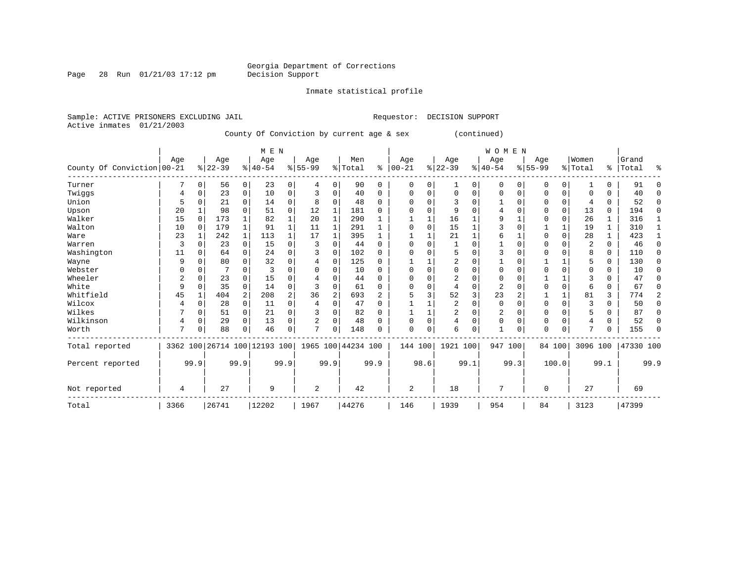Georgia Department of Corrections
Decision Support

Inmate statistical profile

Sample: ACTIVE PRISONERS EXCLUDING JAIL  Requestor: DECISION SUPPORT
Active inmates 01/21/2003

County Of Conviction by current age & sex (continued)

| County Of Conviction | MEN Age 00-21 | % | Age 22-39 | % | Age 40-54 | % | Age 55-99 | % | Men Total | % | WOMEN Age 00-21 | % | Age 22-39 | % | Age 40-54 | % | Age 55-99 | % | Women Total | % | Grand Total | % |
|---|---|---|---|---|---|---|---|---|---|---|---|---|---|---|---|---|---|---|---|---|---|---|
| Turner | 7 | 0 | 56 | 0 | 23 | 0 | 4 | 0 | 90 | 0 | 0 | 0 | 1 | 0 | 0 | 0 | 0 | 0 | 1 | 0 | 91 | 0 |
| Twiggs | 4 | 0 | 23 | 0 | 10 | 0 | 3 | 0 | 40 | 0 | 0 | 0 | 0 | 0 | 0 | 0 | 0 | 0 | 0 | 0 | 40 | 0 |
| Union | 5 | 0 | 21 | 0 | 14 | 0 | 8 | 0 | 48 | 0 | 0 | 0 | 3 | 0 | 1 | 0 | 0 | 0 | 4 | 0 | 52 | 0 |
| Upson | 20 | 1 | 98 | 0 | 51 | 0 | 12 | 1 | 181 | 0 | 0 | 0 | 9 | 0 | 4 | 0 | 0 | 0 | 13 | 0 | 194 | 0 |
| Walker | 15 | 0 | 173 | 1 | 82 | 1 | 20 | 1 | 290 | 1 | 1 | 1 | 16 | 1 | 9 | 1 | 0 | 0 | 26 | 1 | 316 | 1 |
| Walton | 10 | 0 | 179 | 1 | 91 | 1 | 11 | 1 | 291 | 1 | 0 | 0 | 15 | 1 | 3 | 0 | 1 | 1 | 19 | 1 | 310 | 1 |
| Ware | 23 | 1 | 242 | 1 | 113 | 1 | 17 | 1 | 395 | 1 | 1 | 1 | 21 | 1 | 6 | 1 | 0 | 0 | 28 | 1 | 423 | 1 |
| Warren | 3 | 0 | 23 | 0 | 15 | 0 | 3 | 0 | 44 | 0 | 0 | 0 | 1 | 0 | 1 | 0 | 0 | 0 | 2 | 0 | 46 | 0 |
| Washington | 11 | 0 | 64 | 0 | 24 | 0 | 3 | 0 | 102 | 0 | 0 | 0 | 5 | 0 | 3 | 0 | 0 | 0 | 8 | 0 | 110 | 0 |
| Wayne | 9 | 0 | 80 | 0 | 32 | 0 | 4 | 0 | 125 | 0 | 1 | 1 | 2 | 0 | 1 | 0 | 1 | 1 | 5 | 0 | 130 | 0 |
| Webster | 0 | 0 | 7 | 0 | 3 | 0 | 0 | 0 | 10 | 0 | 0 | 0 | 0 | 0 | 0 | 0 | 0 | 0 | 0 | 0 | 10 | 0 |
| Wheeler | 2 | 0 | 23 | 0 | 15 | 0 | 4 | 0 | 44 | 0 | 0 | 0 | 2 | 0 | 0 | 0 | 1 | 1 | 3 | 0 | 47 | 0 |
| White | 9 | 0 | 35 | 0 | 14 | 0 | 3 | 0 | 61 | 0 | 0 | 0 | 4 | 0 | 2 | 0 | 0 | 0 | 6 | 0 | 67 | 0 |
| Whitfield | 45 | 1 | 404 | 2 | 208 | 2 | 36 | 2 | 693 | 2 | 5 | 3 | 52 | 3 | 23 | 2 | 1 | 1 | 81 | 3 | 774 | 2 |
| Wilcox | 4 | 0 | 28 | 0 | 11 | 0 | 4 | 0 | 47 | 0 | 1 | 1 | 2 | 0 | 0 | 0 | 0 | 0 | 3 | 0 | 50 | 0 |
| Wilkes | 7 | 0 | 51 | 0 | 21 | 0 | 3 | 0 | 82 | 0 | 1 | 1 | 2 | 0 | 2 | 0 | 0 | 0 | 5 | 0 | 87 | 0 |
| Wilkinson | 4 | 0 | 29 | 0 | 13 | 0 | 2 | 0 | 48 | 0 | 0 | 0 | 4 | 0 | 0 | 0 | 0 | 0 | 4 | 0 | 52 | 0 |
| Worth | 7 | 0 | 88 | 0 | 46 | 0 | 7 | 0 | 148 | 0 | 0 | 0 | 6 | 0 | 1 | 0 | 0 | 0 | 7 | 0 | 155 | 0 |
| Total reported | 3362 | 100 | 26714 | 100 | 12193 | 100 | 1965 | 100 | 44234 | 100 | 144 | 100 | 1921 | 100 | 947 | 100 | 84 | 100 | 3096 | 100 | 47330 | 100 |
| Percent reported | | 99.9 | | 99.9 | | 99.9 | | 99.9 | | 99.9 | | 98.6 | | 99.1 | | 99.3 | | 100.0 | | 99.1 | | 99.9 |
| Not reported | 4 | | 27 | | 9 | | 2 | | 42 | | 2 | | 18 | | 7 | | 0 | | 27 | | 69 | |
| Total | 3366 | | 26741 | | 12202 | | 1967 | | 44276 | | 146 | | 1939 | | 954 | | 84 | | 3123 | | 47399 | |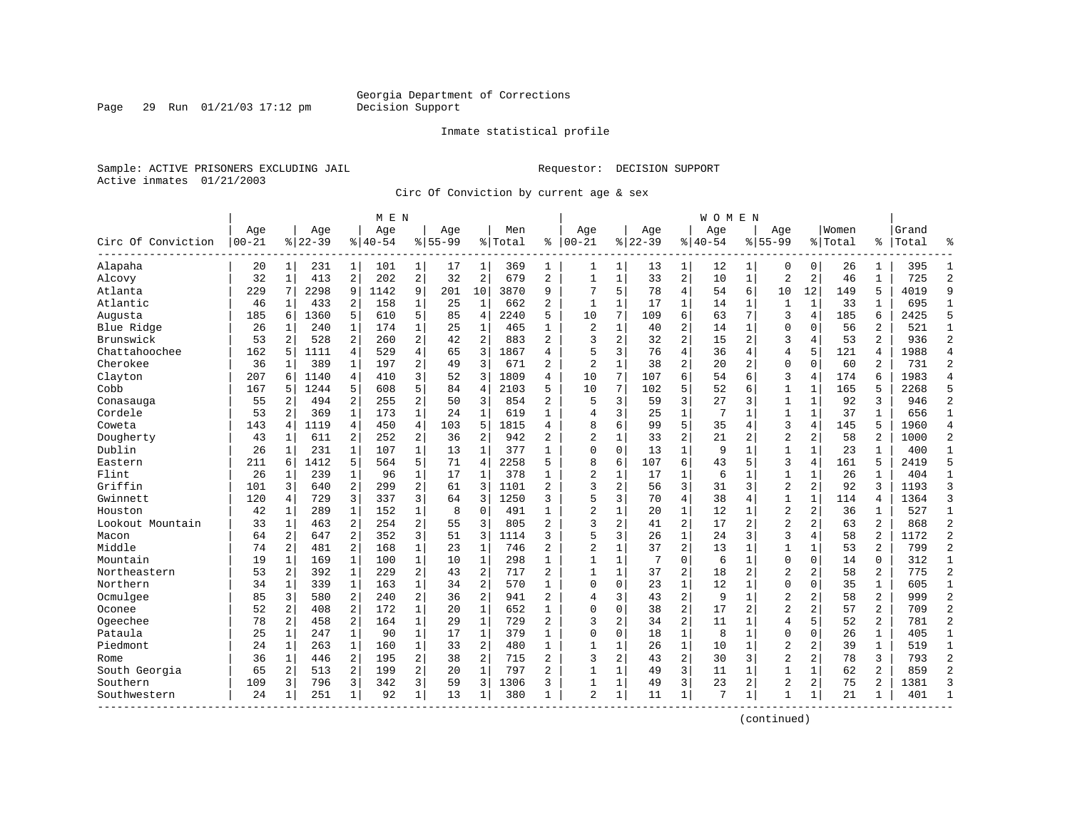Georgia Department of Corrections
Decision Support

Inmate statistical profile

Sample: ACTIVE PRISONERS EXCLUDING JAIL
Active inmates 01/21/2003

Requestor: DECISION SUPPORT

Circ Of Conviction by current age & sex

| Circ Of Conviction | MEN Age 00-21 | % | Age 22-39 | % | Age 40-54 | % | Age 55-99 | % | Men Total | % | WOMEN Age 00-21 | % | Age 22-39 | % | Age 40-54 | % | Age 55-99 | % | Women Total | % | Grand Total | % |
|---|---|---|---|---|---|---|---|---|---|---|---|---|---|---|---|---|---|---|---|---|---|---|
| Alapaha | 20 | 1 | 231 | 1 | 101 | 1 | 17 | 1 | 369 | 1 | 1 | 1 | 13 | 1 | 12 | 1 | 0 | 0 | 26 | 1 | 395 | 1 |
| Alcovy | 32 | 1 | 413 | 2 | 202 | 2 | 32 | 2 | 679 | 2 | 1 | 1 | 33 | 2 | 10 | 1 | 2 | 2 | 46 | 1 | 725 | 2 |
| Atlanta | 229 | 7 | 2298 | 9 | 1142 | 9 | 201 | 10 | 3870 | 9 | 7 | 5 | 78 | 4 | 54 | 6 | 10 | 12 | 149 | 5 | 4019 | 9 |
| Atlantic | 46 | 1 | 433 | 2 | 158 | 1 | 25 | 1 | 662 | 2 | 1 | 1 | 17 | 1 | 14 | 1 | 1 | 1 | 33 | 1 | 695 | 1 |
| Augusta | 185 | 6 | 1360 | 5 | 610 | 5 | 85 | 4 | 2240 | 5 | 10 | 7 | 109 | 6 | 63 | 7 | 3 | 4 | 185 | 6 | 2425 | 5 |
| Blue Ridge | 26 | 1 | 240 | 1 | 174 | 1 | 25 | 1 | 465 | 1 | 2 | 1 | 40 | 2 | 14 | 1 | 0 | 0 | 56 | 2 | 521 | 1 |
| Brunswick | 53 | 2 | 528 | 2 | 260 | 2 | 42 | 2 | 883 | 2 | 3 | 2 | 32 | 2 | 15 | 2 | 3 | 4 | 53 | 2 | 936 | 2 |
| Chattahoochee | 162 | 5 | 1111 | 4 | 529 | 4 | 65 | 3 | 1867 | 4 | 5 | 3 | 76 | 4 | 36 | 4 | 4 | 5 | 121 | 4 | 1988 | 4 |
| Cherokee | 36 | 1 | 389 | 1 | 197 | 2 | 49 | 3 | 671 | 2 | 2 | 1 | 38 | 2 | 20 | 2 | 0 | 0 | 60 | 2 | 731 | 2 |
| Clayton | 207 | 6 | 1140 | 4 | 410 | 3 | 52 | 3 | 1809 | 4 | 10 | 7 | 107 | 6 | 54 | 6 | 3 | 4 | 174 | 6 | 1983 | 4 |
| Cobb | 167 | 5 | 1244 | 5 | 608 | 5 | 84 | 4 | 2103 | 5 | 10 | 7 | 102 | 5 | 52 | 6 | 1 | 1 | 165 | 5 | 2268 | 5 |
| Conasauga | 55 | 2 | 494 | 2 | 255 | 2 | 50 | 3 | 854 | 2 | 5 | 3 | 59 | 3 | 27 | 3 | 1 | 1 | 92 | 3 | 946 | 2 |
| Cordele | 53 | 2 | 369 | 1 | 173 | 1 | 24 | 1 | 619 | 1 | 4 | 3 | 25 | 1 | 7 | 1 | 1 | 1 | 37 | 1 | 656 | 1 |
| Coweta | 143 | 4 | 1119 | 4 | 450 | 4 | 103 | 5 | 1815 | 4 | 8 | 6 | 99 | 5 | 35 | 4 | 3 | 4 | 145 | 5 | 1960 | 4 |
| Dougherty | 43 | 1 | 611 | 2 | 252 | 2 | 36 | 2 | 942 | 2 | 2 | 1 | 33 | 2 | 21 | 2 | 2 | 2 | 58 | 2 | 1000 | 2 |
| Dublin | 26 | 1 | 231 | 1 | 107 | 1 | 13 | 1 | 377 | 1 | 0 | 0 | 13 | 1 | 9 | 1 | 1 | 1 | 23 | 1 | 400 | 1 |
| Eastern | 211 | 6 | 1412 | 5 | 564 | 5 | 71 | 4 | 2258 | 5 | 8 | 6 | 107 | 6 | 43 | 5 | 3 | 4 | 161 | 5 | 2419 | 5 |
| Flint | 26 | 1 | 239 | 1 | 96 | 1 | 17 | 1 | 378 | 1 | 2 | 1 | 17 | 1 | 6 | 1 | 1 | 1 | 26 | 1 | 404 | 1 |
| Griffin | 101 | 3 | 640 | 2 | 299 | 2 | 61 | 3 | 1101 | 2 | 3 | 2 | 56 | 3 | 31 | 3 | 2 | 2 | 92 | 3 | 1193 | 3 |
| Gwinnett | 120 | 4 | 729 | 3 | 337 | 3 | 64 | 3 | 1250 | 3 | 5 | 3 | 70 | 4 | 38 | 4 | 1 | 1 | 114 | 4 | 1364 | 3 |
| Houston | 42 | 1 | 289 | 1 | 152 | 1 | 8 | 0 | 491 | 1 | 2 | 1 | 20 | 1 | 12 | 1 | 2 | 2 | 36 | 1 | 527 | 1 |
| Lookout Mountain | 33 | 1 | 463 | 2 | 254 | 2 | 55 | 3 | 805 | 2 | 3 | 2 | 41 | 2 | 17 | 2 | 2 | 2 | 63 | 2 | 868 | 2 |
| Macon | 64 | 2 | 647 | 2 | 352 | 3 | 51 | 3 | 1114 | 3 | 5 | 3 | 26 | 1 | 24 | 3 | 3 | 4 | 58 | 2 | 1172 | 2 |
| Middle | 74 | 2 | 481 | 2 | 168 | 1 | 23 | 1 | 746 | 2 | 2 | 1 | 37 | 2 | 13 | 1 | 1 | 1 | 53 | 2 | 799 | 2 |
| Mountain | 19 | 1 | 169 | 1 | 100 | 1 | 10 | 1 | 298 | 1 | 1 | 1 | 7 | 0 | 6 | 1 | 0 | 0 | 14 | 0 | 312 | 1 |
| Northeastern | 53 | 2 | 392 | 1 | 229 | 2 | 43 | 2 | 717 | 2 | 1 | 1 | 37 | 2 | 18 | 2 | 2 | 2 | 58 | 2 | 775 | 2 |
| Northern | 34 | 1 | 339 | 1 | 163 | 1 | 34 | 2 | 570 | 1 | 0 | 0 | 23 | 1 | 12 | 1 | 0 | 0 | 35 | 1 | 605 | 1 |
| Ocmulgee | 85 | 3 | 580 | 2 | 240 | 2 | 36 | 2 | 941 | 2 | 4 | 3 | 43 | 2 | 9 | 1 | 2 | 2 | 58 | 2 | 999 | 2 |
| Oconee | 52 | 2 | 408 | 2 | 172 | 1 | 20 | 1 | 652 | 1 | 0 | 0 | 38 | 2 | 17 | 2 | 2 | 2 | 57 | 2 | 709 | 2 |
| Ogeechee | 78 | 2 | 458 | 2 | 164 | 1 | 29 | 1 | 729 | 2 | 3 | 2 | 34 | 2 | 11 | 1 | 4 | 5 | 52 | 2 | 781 | 2 |
| Pataula | 25 | 1 | 247 | 1 | 90 | 1 | 17 | 1 | 379 | 1 | 0 | 0 | 18 | 1 | 8 | 1 | 0 | 0 | 26 | 1 | 405 | 1 |
| Piedmont | 24 | 1 | 263 | 1 | 160 | 1 | 33 | 2 | 480 | 1 | 1 | 1 | 26 | 1 | 10 | 1 | 2 | 2 | 39 | 1 | 519 | 1 |
| Rome | 36 | 1 | 446 | 2 | 195 | 2 | 38 | 2 | 715 | 2 | 3 | 2 | 43 | 2 | 30 | 3 | 2 | 2 | 78 | 3 | 793 | 2 |
| South Georgia | 65 | 2 | 513 | 2 | 199 | 2 | 20 | 1 | 797 | 2 | 1 | 1 | 49 | 3 | 11 | 1 | 1 | 1 | 62 | 2 | 859 | 2 |
| Southern | 109 | 3 | 796 | 3 | 342 | 3 | 59 | 3 | 1306 | 3 | 1 | 1 | 49 | 3 | 23 | 2 | 2 | 2 | 75 | 2 | 1381 | 3 |
| Southwestern | 24 | 1 | 251 | 1 | 92 | 1 | 13 | 1 | 380 | 1 | 2 | 1 | 11 | 1 | 7 | 1 | 1 | 1 | 21 | 1 | 401 | 1 |

(continued)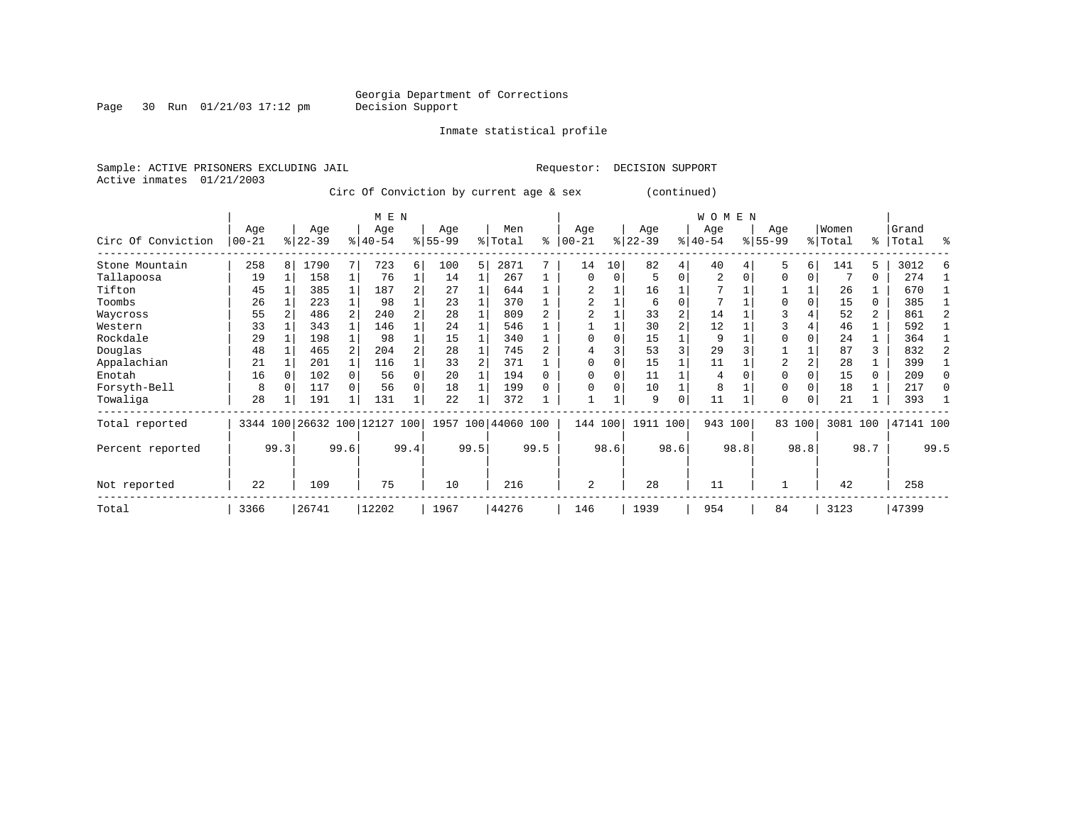Georgia Department of Corrections
Decision Support

Inmate statistical profile

Sample: ACTIVE PRISONERS EXCLUDING JAIL        Requestor: DECISION SUPPORT
Active inmates 01/21/2003

Circ Of Conviction by current age & sex (continued)

| Circ Of Conviction | MEN Age 00-21 | % | Age 22-39 | % | Age 40-54 | % | Age 55-99 | % | Men Total | % | WOMEN Age 00-21 | % | Age 22-39 | % | Age 40-54 | % | Age 55-99 | % | Women Total | % | Grand Total | % |
|---|---|---|---|---|---|---|---|---|---|---|---|---|---|---|---|---|---|---|---|---|---|---|
| Stone Mountain | 258 | 8 | 1790 | 7 | 723 | 6 | 100 | 5 | 2871 | 7 | 14 | 10 | 82 | 4 | 40 | 4 | 5 | 6 | 141 | 5 | 3012 | 6 |
| Tallapoosa | 19 | 1 | 158 | 1 | 76 | 1 | 14 | 1 | 267 | 1 | 0 | 0 | 5 | 0 | 2 | 0 | 0 | 0 | 7 | 0 | 274 | 1 |
| Tifton | 45 | 1 | 385 | 1 | 187 | 2 | 27 | 1 | 644 | 1 | 2 | 1 | 16 | 1 | 7 | 1 | 1 | 1 | 26 | 1 | 670 | 1 |
| Toombs | 26 | 1 | 223 | 1 | 98 | 1 | 23 | 1 | 370 | 1 | 2 | 1 | 6 | 0 | 7 | 1 | 0 | 0 | 15 | 0 | 385 | 1 |
| Waycross | 55 | 2 | 486 | 2 | 240 | 2 | 28 | 1 | 809 | 2 | 2 | 1 | 33 | 2 | 14 | 1 | 3 | 4 | 52 | 2 | 861 | 2 |
| Western | 33 | 1 | 343 | 1 | 146 | 1 | 24 | 1 | 546 | 1 | 1 | 1 | 30 | 2 | 12 | 1 | 3 | 4 | 46 | 1 | 592 | 1 |
| Rockdale | 29 | 1 | 198 | 1 | 98 | 1 | 15 | 1 | 340 | 1 | 0 | 0 | 15 | 1 | 9 | 1 | 0 | 0 | 24 | 1 | 364 | 1 |
| Douglas | 48 | 1 | 465 | 2 | 204 | 2 | 28 | 1 | 745 | 2 | 4 | 3 | 53 | 3 | 29 | 3 | 1 | 1 | 87 | 3 | 832 | 2 |
| Appalachian | 21 | 1 | 201 | 1 | 116 | 1 | 33 | 2 | 371 | 1 | 0 | 0 | 15 | 1 | 11 | 1 | 2 | 2 | 28 | 1 | 399 | 1 |
| Enotah | 16 | 0 | 102 | 0 | 56 | 0 | 20 | 1 | 194 | 0 | 0 | 0 | 11 | 1 | 4 | 0 | 0 | 0 | 15 | 0 | 209 | 0 |
| Forsyth-Bell | 8 | 0 | 117 | 0 | 56 | 0 | 18 | 1 | 199 | 0 | 0 | 0 | 10 | 1 | 8 | 1 | 0 | 0 | 18 | 1 | 217 | 0 |
| Towaliga | 28 | 1 | 191 | 1 | 131 | 1 | 22 | 1 | 372 | 1 | 1 | 1 | 9 | 0 | 11 | 1 | 0 | 0 | 21 | 1 | 393 | 1 |
| Total reported | 3344 | 100 | 26632 | 100 | 12127 | 100 | 1957 | 100 | 44060 | 100 | 144 | 100 | 1911 | 100 | 943 | 100 | 83 | 100 | 3081 | 100 | 47141 | 100 |
| Percent reported | | 99.3 | | 99.6 | | 99.4 | | 99.5 | | 99.5 | | 98.6 | | 98.6 | | 98.8 | | 98.8 | | 98.7 | | 99.5 |
| Not reported | 22 | | 109 | | 75 | | 10 | | 216 | | 2 | | 28 | | 11 | | 1 | | 42 | | 258 | |
| Total | 3366 | | 26741 | | 12202 | | 1967 | | 44276 | | 146 | | 1939 | | 954 | | 84 | | 3123 | | 47399 | |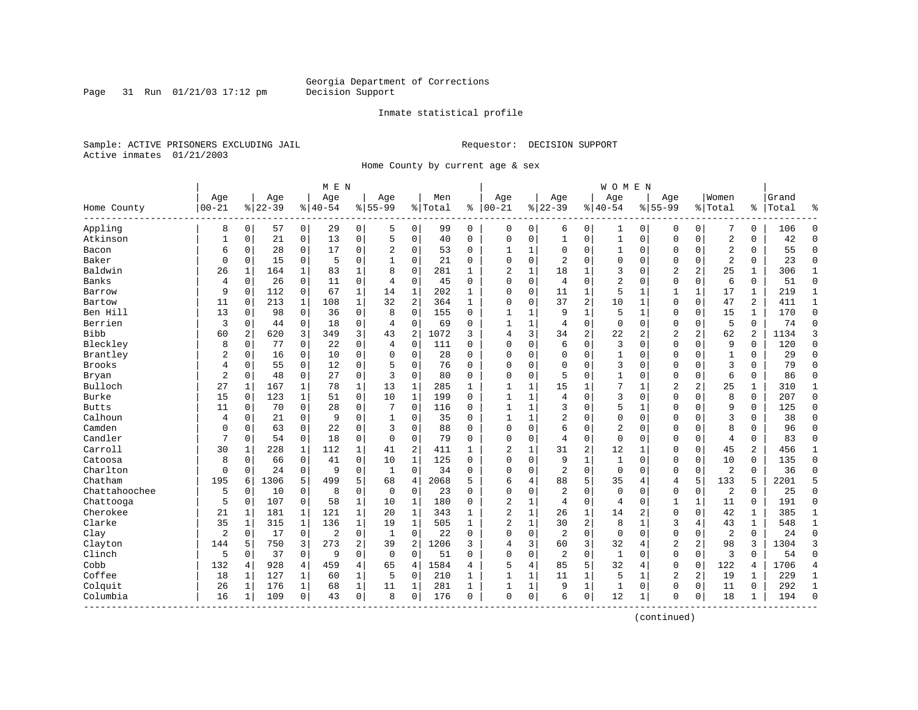Georgia Department of Corrections
Decision Support

Inmate statistical profile

Sample: ACTIVE PRISONERS EXCLUDING JAIL

Requestor: DECISION SUPPORT

Active inmates 01/21/2003

Home County by current age & sex

| Home County | MEN Age 00-21 | % | Age 22-39 | % | Age 40-54 | % | Age 55-99 | % | Men Total | % | WOMEN Age 00-21 | % | Age 22-39 | % | Age 40-54 | % | Age 55-99 | % | Women Total | % | Grand Total | % |
|---|---|---|---|---|---|---|---|---|---|---|---|---|---|---|---|---|---|---|---|---|---|---|
| Appling | 8 | 0 | 57 | 0 | 29 | 0 | 5 | 0 | 99 | 0 | 0 | 0 | 6 | 0 | 1 | 0 | 0 | 0 | 7 | 0 | 106 | 0 |
| Atkinson | 1 | 0 | 21 | 0 | 13 | 0 | 5 | 0 | 40 | 0 | 0 | 0 | 1 | 0 | 1 | 0 | 0 | 0 | 2 | 0 | 42 | 0 |
| Bacon | 6 | 0 | 28 | 0 | 17 | 0 | 2 | 0 | 53 | 0 | 1 | 1 | 0 | 0 | 1 | 0 | 0 | 0 | 2 | 0 | 55 | 0 |
| Baker | 0 | 0 | 15 | 0 | 5 | 0 | 1 | 0 | 21 | 0 | 0 | 0 | 2 | 0 | 0 | 0 | 0 | 0 | 2 | 0 | 23 | 0 |
| Baldwin | 26 | 1 | 164 | 1 | 83 | 1 | 8 | 0 | 281 | 1 | 2 | 1 | 18 | 1 | 3 | 0 | 2 | 2 | 25 | 1 | 306 | 1 |
| Banks | 4 | 0 | 26 | 0 | 11 | 0 | 4 | 0 | 45 | 0 | 0 | 0 | 4 | 0 | 2 | 0 | 0 | 0 | 6 | 0 | 51 | 0 |
| Barrow | 9 | 0 | 112 | 0 | 67 | 1 | 14 | 1 | 202 | 1 | 0 | 0 | 11 | 1 | 5 | 1 | 1 | 1 | 17 | 1 | 219 | 1 |
| Bartow | 11 | 0 | 213 | 1 | 108 | 1 | 32 | 2 | 364 | 1 | 0 | 0 | 37 | 2 | 10 | 1 | 0 | 0 | 47 | 2 | 411 | 1 |
| Ben Hill | 13 | 0 | 98 | 0 | 36 | 0 | 8 | 0 | 155 | 0 | 1 | 1 | 9 | 1 | 5 | 1 | 0 | 0 | 15 | 1 | 170 | 0 |
| Berrien | 3 | 0 | 44 | 0 | 18 | 0 | 4 | 0 | 69 | 0 | 1 | 1 | 4 | 0 | 0 | 0 | 0 | 0 | 5 | 0 | 74 | 0 |
| Bibb | 60 | 2 | 620 | 3 | 349 | 3 | 43 | 2 | 1072 | 3 | 4 | 3 | 34 | 2 | 22 | 2 | 2 | 2 | 62 | 2 | 1134 | 3 |
| Bleckley | 8 | 0 | 77 | 0 | 22 | 0 | 4 | 0 | 111 | 0 | 0 | 0 | 6 | 0 | 3 | 0 | 0 | 0 | 9 | 0 | 120 | 0 |
| Brantley | 2 | 0 | 16 | 0 | 10 | 0 | 0 | 0 | 28 | 0 | 0 | 0 | 0 | 0 | 1 | 0 | 0 | 0 | 1 | 0 | 29 | 0 |
| Brooks | 4 | 0 | 55 | 0 | 12 | 0 | 5 | 0 | 76 | 0 | 0 | 0 | 0 | 0 | 3 | 0 | 0 | 0 | 3 | 0 | 79 | 0 |
| Bryan | 2 | 0 | 48 | 0 | 27 | 0 | 3 | 0 | 80 | 0 | 0 | 0 | 5 | 0 | 1 | 0 | 0 | 0 | 6 | 0 | 86 | 0 |
| Bulloch | 27 | 1 | 167 | 1 | 78 | 1 | 13 | 1 | 285 | 1 | 1 | 1 | 15 | 1 | 7 | 1 | 2 | 2 | 25 | 1 | 310 | 1 |
| Burke | 15 | 0 | 123 | 1 | 51 | 0 | 10 | 1 | 199 | 0 | 1 | 1 | 4 | 0 | 3 | 0 | 0 | 0 | 8 | 0 | 207 | 0 |
| Butts | 11 | 0 | 70 | 0 | 28 | 0 | 7 | 0 | 116 | 0 | 1 | 1 | 3 | 0 | 5 | 1 | 0 | 0 | 9 | 0 | 125 | 0 |
| Calhoun | 4 | 0 | 21 | 0 | 9 | 0 | 1 | 0 | 35 | 0 | 1 | 1 | 2 | 0 | 0 | 0 | 0 | 0 | 3 | 0 | 38 | 0 |
| Camden | 0 | 0 | 63 | 0 | 22 | 0 | 3 | 0 | 88 | 0 | 0 | 0 | 6 | 0 | 2 | 0 | 0 | 0 | 8 | 0 | 96 | 0 |
| Candler | 7 | 0 | 54 | 0 | 18 | 0 | 0 | 0 | 79 | 0 | 0 | 0 | 4 | 0 | 0 | 0 | 0 | 0 | 4 | 0 | 83 | 0 |
| Carroll | 30 | 1 | 228 | 1 | 112 | 1 | 41 | 2 | 411 | 1 | 2 | 1 | 31 | 2 | 12 | 1 | 0 | 0 | 45 | 2 | 456 | 1 |
| Catoosa | 8 | 0 | 66 | 0 | 41 | 0 | 10 | 1 | 125 | 0 | 0 | 0 | 9 | 1 | 1 | 0 | 0 | 0 | 10 | 0 | 135 | 0 |
| Charlton | 0 | 0 | 24 | 0 | 9 | 0 | 1 | 0 | 34 | 0 | 0 | 0 | 2 | 0 | 0 | 0 | 0 | 0 | 2 | 0 | 36 | 0 |
| Chatham | 195 | 6 | 1306 | 5 | 499 | 5 | 68 | 4 | 2068 | 5 | 6 | 4 | 88 | 5 | 35 | 4 | 4 | 5 | 133 | 5 | 2201 | 5 |
| Chattahoochee | 5 | 0 | 10 | 0 | 8 | 0 | 0 | 0 | 23 | 0 | 0 | 0 | 2 | 0 | 0 | 0 | 0 | 0 | 2 | 0 | 25 | 0 |
| Chattooga | 5 | 0 | 107 | 0 | 58 | 1 | 10 | 1 | 180 | 0 | 2 | 1 | 4 | 0 | 4 | 0 | 1 | 1 | 11 | 0 | 191 | 0 |
| Cherokee | 21 | 1 | 181 | 1 | 121 | 1 | 20 | 1 | 343 | 1 | 2 | 1 | 26 | 1 | 14 | 2 | 0 | 0 | 42 | 1 | 385 | 1 |
| Clarke | 35 | 1 | 315 | 1 | 136 | 1 | 19 | 1 | 505 | 1 | 2 | 1 | 30 | 2 | 8 | 1 | 3 | 4 | 43 | 1 | 548 | 1 |
| Clay | 2 | 0 | 17 | 0 | 2 | 0 | 1 | 0 | 22 | 0 | 0 | 0 | 2 | 0 | 0 | 0 | 0 | 0 | 2 | 0 | 24 | 0 |
| Clayton | 144 | 5 | 750 | 3 | 273 | 2 | 39 | 2 | 1206 | 3 | 4 | 3 | 60 | 3 | 32 | 4 | 2 | 2 | 98 | 3 | 1304 | 3 |
| Clinch | 5 | 0 | 37 | 0 | 9 | 0 | 0 | 0 | 51 | 0 | 0 | 0 | 2 | 0 | 1 | 0 | 0 | 0 | 3 | 0 | 54 | 0 |
| Cobb | 132 | 4 | 928 | 4 | 459 | 4 | 65 | 4 | 1584 | 4 | 5 | 4 | 85 | 5 | 32 | 4 | 0 | 0 | 122 | 4 | 1706 | 4 |
| Coffee | 18 | 1 | 127 | 1 | 60 | 1 | 5 | 0 | 210 | 1 | 1 | 1 | 11 | 1 | 5 | 1 | 2 | 2 | 19 | 1 | 229 | 1 |
| Colquit | 26 | 1 | 176 | 1 | 68 | 1 | 11 | 1 | 281 | 1 | 1 | 1 | 9 | 1 | 1 | 0 | 0 | 0 | 11 | 0 | 292 | 1 |
| Columbia | 16 | 1 | 109 | 0 | 43 | 0 | 8 | 0 | 176 | 0 | 0 | 0 | 6 | 0 | 12 | 1 | 0 | 0 | 18 | 1 | 194 | 0 |

(continued)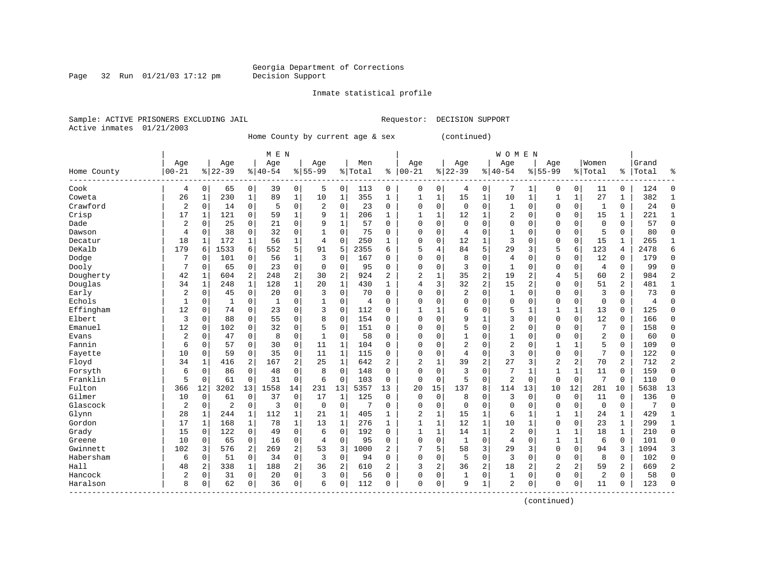Georgia Department of Corrections
Decision Support

Inmate statistical profile

Sample: ACTIVE PRISONERS EXCLUDING JAIL

Requestor: DECISION SUPPORT

Active inmates 01/21/2003

Home County by current age & sex (continued)

| | MEN | | | | | | | | | | WOMEN | | | | | | | | | | | |
|---|---|---|---|---|---|---|---|---|---|---|---|---|---|---|---|---|---|---|---|---|---|---|
| Home County | Age 00-21 | % | Age 22-39 | % | Age 40-54 | % | Age 55-99 | % | Men Total | % | Age 00-21 | % | Age 22-39 | % | Age 40-54 | % | Age 55-99 | % | Women Total | % | Grand Total | % |
| Cook | 4 | 0 | 65 | 0 | 39 | 0 | 5 | 0 | 113 | 0 | 0 | 0 | 4 | 0 | 7 | 1 | 0 | 0 | 11 | 0 | 124 | 0 |
| Coweta | 26 | 1 | 230 | 1 | 89 | 1 | 10 | 1 | 355 | 1 | 1 | 1 | 15 | 1 | 10 | 1 | 1 | 1 | 27 | 1 | 382 | 1 |
| Crawford | 2 | 0 | 14 | 0 | 5 | 0 | 2 | 0 | 23 | 0 | 0 | 0 | 0 | 0 | 1 | 0 | 0 | 0 | 1 | 0 | 24 | 0 |
| Crisp | 17 | 1 | 121 | 0 | 59 | 1 | 9 | 1 | 206 | 1 | 1 | 1 | 12 | 1 | 2 | 0 | 0 | 0 | 15 | 1 | 221 | 1 |
| Dade | 2 | 0 | 25 | 0 | 21 | 0 | 9 | 1 | 57 | 0 | 0 | 0 | 0 | 0 | 0 | 0 | 0 | 0 | 0 | 0 | 57 | 0 |
| Dawson | 4 | 0 | 38 | 0 | 32 | 0 | 1 | 0 | 75 | 0 | 0 | 0 | 4 | 0 | 1 | 0 | 0 | 0 | 5 | 0 | 80 | 0 |
| Decatur | 18 | 1 | 172 | 1 | 56 | 1 | 4 | 0 | 250 | 1 | 0 | 0 | 12 | 1 | 3 | 0 | 0 | 0 | 15 | 1 | 265 | 1 |
| DeKalb | 179 | 6 | 1533 | 6 | 552 | 5 | 91 | 5 | 2355 | 6 | 5 | 4 | 84 | 5 | 29 | 3 | 5 | 6 | 123 | 4 | 2478 | 6 |
| Dodge | 7 | 0 | 101 | 0 | 56 | 1 | 3 | 0 | 167 | 0 | 0 | 0 | 8 | 0 | 4 | 0 | 0 | 0 | 12 | 0 | 179 | 0 |
| Dooly | 7 | 0 | 65 | 0 | 23 | 0 | 0 | 0 | 95 | 0 | 0 | 0 | 3 | 0 | 1 | 0 | 0 | 0 | 4 | 0 | 99 | 0 |
| Dougherty | 42 | 1 | 604 | 2 | 248 | 2 | 30 | 2 | 924 | 2 | 2 | 1 | 35 | 2 | 19 | 2 | 4 | 5 | 60 | 2 | 984 | 2 |
| Douglas | 34 | 1 | 248 | 1 | 128 | 1 | 20 | 1 | 430 | 1 | 4 | 3 | 32 | 2 | 15 | 2 | 0 | 0 | 51 | 2 | 481 | 1 |
| Early | 2 | 0 | 45 | 0 | 20 | 0 | 3 | 0 | 70 | 0 | 0 | 0 | 2 | 0 | 1 | 0 | 0 | 0 | 3 | 0 | 73 | 0 |
| Echols | 1 | 0 | 1 | 0 | 1 | 0 | 1 | 0 | 4 | 0 | 0 | 0 | 0 | 0 | 0 | 0 | 0 | 0 | 0 | 0 | 4 | 0 |
| Effingham | 12 | 0 | 74 | 0 | 23 | 0 | 3 | 0 | 112 | 0 | 1 | 1 | 6 | 0 | 5 | 1 | 1 | 1 | 13 | 0 | 125 | 0 |
| Elbert | 3 | 0 | 88 | 0 | 55 | 0 | 8 | 0 | 154 | 0 | 0 | 0 | 9 | 1 | 3 | 0 | 0 | 0 | 12 | 0 | 166 | 0 |
| Emanuel | 12 | 0 | 102 | 0 | 32 | 0 | 5 | 0 | 151 | 0 | 0 | 0 | 5 | 0 | 2 | 0 | 0 | 0 | 7 | 0 | 158 | 0 |
| Evans | 2 | 0 | 47 | 0 | 8 | 0 | 1 | 0 | 58 | 0 | 0 | 0 | 1 | 0 | 1 | 0 | 0 | 0 | 2 | 0 | 60 | 0 |
| Fannin | 6 | 0 | 57 | 0 | 30 | 0 | 11 | 1 | 104 | 0 | 0 | 0 | 2 | 0 | 2 | 0 | 1 | 1 | 5 | 0 | 109 | 0 |
| Fayette | 10 | 0 | 59 | 0 | 35 | 0 | 11 | 1 | 115 | 0 | 0 | 0 | 4 | 0 | 3 | 0 | 0 | 0 | 7 | 0 | 122 | 0 |
| Floyd | 34 | 1 | 416 | 2 | 167 | 2 | 25 | 1 | 642 | 2 | 2 | 1 | 39 | 2 | 27 | 3 | 2 | 2 | 70 | 2 | 712 | 2 |
| Forsyth | 6 | 0 | 86 | 0 | 48 | 0 | 8 | 0 | 148 | 0 | 0 | 0 | 3 | 0 | 7 | 1 | 1 | 1 | 11 | 0 | 159 | 0 |
| Franklin | 5 | 0 | 61 | 0 | 31 | 0 | 6 | 0 | 103 | 0 | 0 | 0 | 5 | 0 | 2 | 0 | 0 | 0 | 7 | 0 | 110 | 0 |
| Fulton | 366 | 12 | 3202 | 13 | 1558 | 14 | 231 | 13 | 5357 | 13 | 20 | 15 | 137 | 8 | 114 | 13 | 10 | 12 | 281 | 10 | 5638 | 13 |
| Gilmer | 10 | 0 | 61 | 0 | 37 | 0 | 17 | 1 | 125 | 0 | 0 | 0 | 8 | 0 | 3 | 0 | 0 | 0 | 11 | 0 | 136 | 0 |
| Glascock | 2 | 0 | 2 | 0 | 3 | 0 | 0 | 0 | 7 | 0 | 0 | 0 | 0 | 0 | 0 | 0 | 0 | 0 | 0 | 0 | 7 | 0 |
| Glynn | 28 | 1 | 244 | 1 | 112 | 1 | 21 | 1 | 405 | 1 | 2 | 1 | 15 | 1 | 6 | 1 | 1 | 1 | 24 | 1 | 429 | 1 |
| Gordon | 17 | 1 | 168 | 1 | 78 | 1 | 13 | 1 | 276 | 1 | 1 | 1 | 12 | 1 | 10 | 1 | 0 | 0 | 23 | 1 | 299 | 1 |
| Grady | 15 | 0 | 122 | 0 | 49 | 0 | 6 | 0 | 192 | 0 | 1 | 1 | 14 | 1 | 2 | 0 | 1 | 1 | 18 | 1 | 210 | 0 |
| Greene | 10 | 0 | 65 | 0 | 16 | 0 | 4 | 0 | 95 | 0 | 0 | 0 | 1 | 0 | 4 | 0 | 1 | 1 | 6 | 0 | 101 | 0 |
| Gwinnett | 102 | 3 | 576 | 2 | 269 | 2 | 53 | 3 | 1000 | 2 | 7 | 5 | 58 | 3 | 29 | 3 | 0 | 0 | 94 | 3 | 1094 | 3 |
| Habersham | 6 | 0 | 51 | 0 | 34 | 0 | 3 | 0 | 94 | 0 | 0 | 0 | 5 | 0 | 3 | 0 | 0 | 0 | 8 | 0 | 102 | 0 |
| Hall | 48 | 2 | 338 | 1 | 188 | 2 | 36 | 2 | 610 | 2 | 3 | 2 | 36 | 2 | 18 | 2 | 2 | 2 | 59 | 2 | 669 | 2 |
| Hancock | 2 | 0 | 31 | 0 | 20 | 0 | 3 | 0 | 56 | 0 | 0 | 0 | 1 | 0 | 1 | 0 | 0 | 0 | 2 | 0 | 58 | 0 |
| Haralson | 8 | 0 | 62 | 0 | 36 | 0 | 6 | 0 | 112 | 0 | 0 | 0 | 9 | 1 | 2 | 0 | 0 | 0 | 11 | 0 | 123 | 0 |

(continued)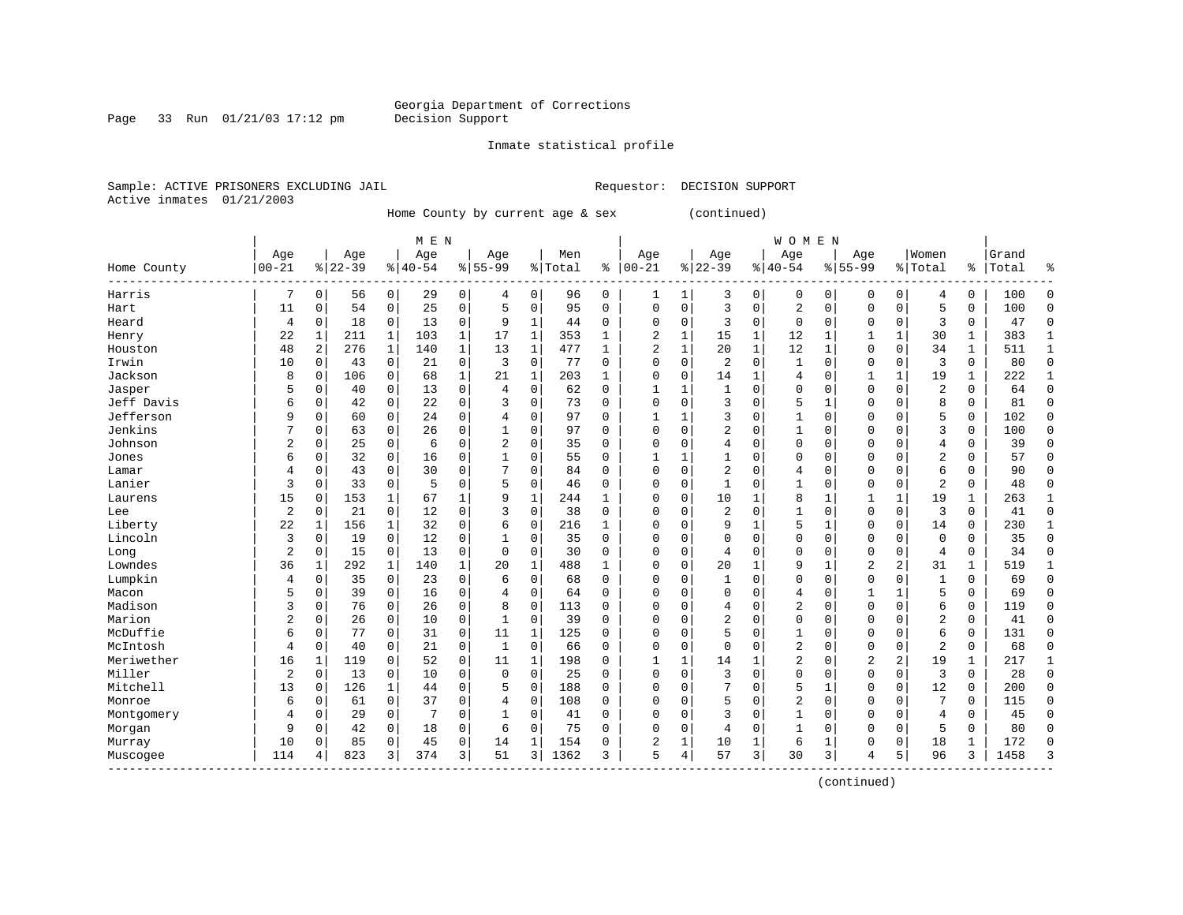Georgia Department of Corrections
Decision Support

Inmate statistical profile

Sample: ACTIVE PRISONERS EXCLUDING JAIL    Requestor: DECISION SUPPORT
Active inmates 01/21/2003

Home County by current age & sex (continued)

| Home County | MEN Age 00-21 | % | Age 22-39 | % | Age 40-54 | % | Age 55-99 | % | Men Total | % | WOMEN Age 00-21 | % | Age 22-39 | % | Age 40-54 | % | Age 55-99 | % | Women Total | % | Grand Total | % |
|---|---|---|---|---|---|---|---|---|---|---|---|---|---|---|---|---|---|---|---|---|---|---|
| Harris | 7 | 0 | 56 | 0 | 29 | 0 | 4 | 0 | 96 | 0 | 1 | 1 | 3 | 0 | 0 | 0 | 0 | 0 | 4 | 0 | 100 | 0 |
| Hart | 11 | 0 | 54 | 0 | 25 | 0 | 5 | 0 | 95 | 0 | 0 | 0 | 3 | 0 | 2 | 0 | 0 | 0 | 5 | 0 | 100 | 0 |
| Heard | 4 | 0 | 18 | 0 | 13 | 0 | 9 | 1 | 44 | 0 | 0 | 0 | 3 | 0 | 0 | 0 | 0 | 0 | 3 | 0 | 47 | 0 |
| Henry | 22 | 1 | 211 | 1 | 103 | 1 | 17 | 1 | 353 | 1 | 2 | 1 | 15 | 1 | 12 | 1 | 1 | 1 | 30 | 1 | 383 | 1 |
| Houston | 48 | 2 | 276 | 1 | 140 | 1 | 13 | 1 | 477 | 1 | 2 | 1 | 20 | 1 | 12 | 1 | 0 | 0 | 34 | 1 | 511 | 1 |
| Irwin | 10 | 0 | 43 | 0 | 21 | 0 | 3 | 0 | 77 | 0 | 0 | 0 | 2 | 0 | 1 | 0 | 0 | 0 | 3 | 0 | 80 | 0 |
| Jackson | 8 | 0 | 106 | 0 | 68 | 1 | 21 | 1 | 203 | 1 | 0 | 0 | 14 | 1 | 4 | 0 | 1 | 1 | 19 | 1 | 222 | 1 |
| Jasper | 5 | 0 | 40 | 0 | 13 | 0 | 4 | 0 | 62 | 0 | 1 | 1 | 1 | 0 | 0 | 0 | 0 | 0 | 2 | 0 | 64 | 0 |
| Jeff Davis | 6 | 0 | 42 | 0 | 22 | 0 | 3 | 0 | 73 | 0 | 0 | 0 | 3 | 0 | 5 | 1 | 0 | 0 | 8 | 0 | 81 | 0 |
| Jefferson | 9 | 0 | 60 | 0 | 24 | 0 | 4 | 0 | 97 | 0 | 1 | 1 | 3 | 0 | 1 | 0 | 0 | 0 | 5 | 0 | 102 | 0 |
| Jenkins | 7 | 0 | 63 | 0 | 26 | 0 | 1 | 0 | 97 | 0 | 0 | 0 | 2 | 0 | 1 | 0 | 0 | 0 | 3 | 0 | 100 | 0 |
| Johnson | 2 | 0 | 25 | 0 | 6 | 0 | 2 | 0 | 35 | 0 | 0 | 0 | 4 | 0 | 0 | 0 | 0 | 0 | 4 | 0 | 39 | 0 |
| Jones | 6 | 0 | 32 | 0 | 16 | 0 | 1 | 0 | 55 | 0 | 1 | 1 | 1 | 0 | 0 | 0 | 0 | 0 | 2 | 0 | 57 | 0 |
| Lamar | 4 | 0 | 43 | 0 | 30 | 0 | 7 | 0 | 84 | 0 | 0 | 0 | 2 | 0 | 4 | 0 | 0 | 0 | 6 | 0 | 90 | 0 |
| Lanier | 3 | 0 | 33 | 0 | 5 | 0 | 5 | 0 | 46 | 0 | 0 | 0 | 1 | 0 | 1 | 0 | 0 | 0 | 2 | 0 | 48 | 0 |
| Laurens | 15 | 0 | 153 | 1 | 67 | 1 | 9 | 1 | 244 | 1 | 0 | 0 | 10 | 1 | 8 | 1 | 1 | 1 | 19 | 1 | 263 | 1 |
| Lee | 2 | 0 | 21 | 0 | 12 | 0 | 3 | 0 | 38 | 0 | 0 | 0 | 2 | 0 | 1 | 0 | 0 | 0 | 3 | 0 | 41 | 0 |
| Liberty | 22 | 1 | 156 | 1 | 32 | 0 | 6 | 0 | 216 | 1 | 0 | 0 | 9 | 1 | 5 | 1 | 0 | 0 | 14 | 0 | 230 | 1 |
| Lincoln | 3 | 0 | 19 | 0 | 12 | 0 | 1 | 0 | 35 | 0 | 0 | 0 | 0 | 0 | 0 | 0 | 0 | 0 | 0 | 0 | 35 | 0 |
| Long | 2 | 0 | 15 | 0 | 13 | 0 | 0 | 0 | 30 | 0 | 0 | 0 | 4 | 0 | 0 | 0 | 0 | 0 | 4 | 0 | 34 | 0 |
| Lowndes | 36 | 1 | 292 | 1 | 140 | 1 | 20 | 1 | 488 | 1 | 0 | 0 | 20 | 1 | 9 | 1 | 2 | 2 | 31 | 1 | 519 | 1 |
| Lumpkin | 4 | 0 | 35 | 0 | 23 | 0 | 6 | 0 | 68 | 0 | 0 | 0 | 1 | 0 | 0 | 0 | 0 | 0 | 1 | 0 | 69 | 0 |
| Macon | 5 | 0 | 39 | 0 | 16 | 0 | 4 | 0 | 64 | 0 | 0 | 0 | 0 | 0 | 4 | 0 | 1 | 1 | 5 | 0 | 69 | 0 |
| Madison | 3 | 0 | 76 | 0 | 26 | 0 | 8 | 0 | 113 | 0 | 0 | 0 | 4 | 0 | 2 | 0 | 0 | 0 | 6 | 0 | 119 | 0 |
| Marion | 2 | 0 | 26 | 0 | 10 | 0 | 1 | 0 | 39 | 0 | 0 | 0 | 2 | 0 | 0 | 0 | 0 | 0 | 2 | 0 | 41 | 0 |
| McDuffie | 6 | 0 | 77 | 0 | 31 | 0 | 11 | 1 | 125 | 0 | 0 | 0 | 5 | 0 | 1 | 0 | 0 | 0 | 6 | 0 | 131 | 0 |
| McIntosh | 4 | 0 | 40 | 0 | 21 | 0 | 1 | 0 | 66 | 0 | 0 | 0 | 0 | 0 | 2 | 0 | 0 | 0 | 2 | 0 | 68 | 0 |
| Meriwether | 16 | 1 | 119 | 0 | 52 | 0 | 11 | 1 | 198 | 0 | 1 | 1 | 14 | 1 | 2 | 0 | 2 | 2 | 19 | 1 | 217 | 1 |
| Miller | 2 | 0 | 13 | 0 | 10 | 0 | 0 | 0 | 25 | 0 | 0 | 0 | 3 | 0 | 0 | 0 | 0 | 0 | 3 | 0 | 28 | 0 |
| Mitchell | 13 | 0 | 126 | 1 | 44 | 0 | 5 | 0 | 188 | 0 | 0 | 0 | 7 | 0 | 5 | 1 | 0 | 0 | 12 | 0 | 200 | 0 |
| Monroe | 6 | 0 | 61 | 0 | 37 | 0 | 4 | 0 | 108 | 0 | 0 | 0 | 5 | 0 | 2 | 0 | 0 | 0 | 7 | 0 | 115 | 0 |
| Montgomery | 4 | 0 | 29 | 0 | 7 | 0 | 1 | 0 | 41 | 0 | 0 | 0 | 3 | 0 | 1 | 0 | 0 | 0 | 4 | 0 | 45 | 0 |
| Morgan | 9 | 0 | 42 | 0 | 18 | 0 | 6 | 0 | 75 | 0 | 0 | 0 | 4 | 0 | 1 | 0 | 0 | 0 | 5 | 0 | 80 | 0 |
| Murray | 10 | 0 | 85 | 0 | 45 | 0 | 14 | 1 | 154 | 0 | 2 | 1 | 10 | 1 | 6 | 1 | 0 | 0 | 18 | 1 | 172 | 0 |
| Muscogee | 114 | 4 | 823 | 3 | 374 | 3 | 51 | 3 | 1362 | 3 | 5 | 4 | 57 | 3 | 30 | 3 | 4 | 5 | 96 | 3 | 1458 | 3 |

(continued)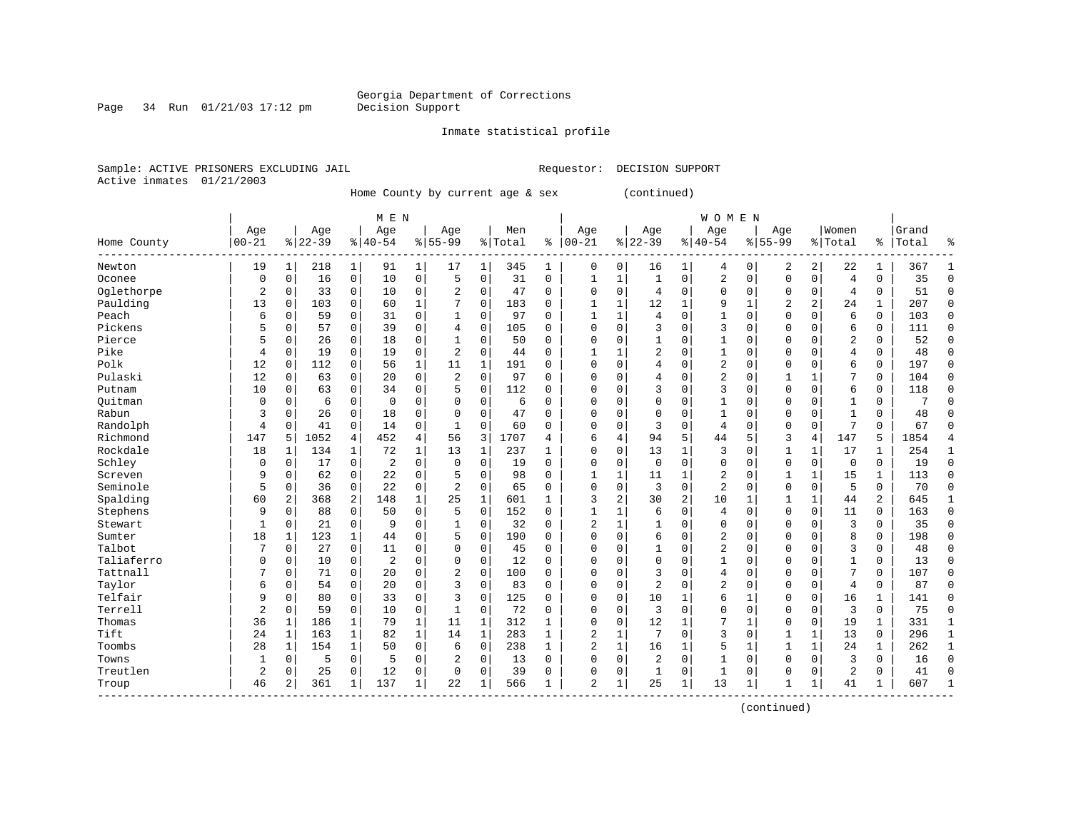Georgia Department of Corrections
Decision Support

Inmate statistical profile

Sample: ACTIVE PRISONERS EXCLUDING JAIL                    Requestor: DECISION SUPPORT
Active inmates 01/21/2003

Home County by current age & sex (continued)

| Home County | MEN Age 00-21 | % | Age 22-39 | % | Age 40-54 | % | Age 55-99 | % | Men Total | % | WOMEN Age 00-21 | % | Age 22-39 | % | Age 40-54 | % | Age 55-99 | % | Women Total | % | Grand Total | % |
|---|---|---|---|---|---|---|---|---|---|---|---|---|---|---|---|---|---|---|---|---|---|---|
| Newton | 19 | 1 | 218 | 1 | 91 | 1 | 17 | 1 | 345 | 1 | 0 | 0 | 16 | 1 | 4 | 0 | 2 | 2 | 22 | 1 | 367 | 1 |
| Oconee | 0 | 0 | 16 | 0 | 10 | 0 | 5 | 0 | 31 | 0 | 1 | 1 | 1 | 0 | 2 | 0 | 0 | 0 | 4 | 0 | 35 | 0 |
| Oglethorpe | 2 | 0 | 33 | 0 | 10 | 0 | 2 | 0 | 47 | 0 | 0 | 0 | 4 | 0 | 0 | 0 | 0 | 0 | 4 | 0 | 51 | 0 |
| Paulding | 13 | 0 | 103 | 0 | 60 | 1 | 7 | 0 | 183 | 0 | 1 | 1 | 12 | 1 | 9 | 1 | 2 | 2 | 24 | 1 | 207 | 0 |
| Peach | 6 | 0 | 59 | 0 | 31 | 0 | 1 | 0 | 97 | 0 | 1 | 1 | 4 | 0 | 1 | 0 | 0 | 0 | 6 | 0 | 103 | 0 |
| Pickens | 5 | 0 | 57 | 0 | 39 | 0 | 4 | 0 | 105 | 0 | 0 | 0 | 3 | 0 | 3 | 0 | 0 | 0 | 6 | 0 | 111 | 0 |
| Pierce | 5 | 0 | 26 | 0 | 18 | 0 | 1 | 0 | 50 | 0 | 0 | 0 | 1 | 0 | 1 | 0 | 0 | 0 | 2 | 0 | 52 | 0 |
| Pike | 4 | 0 | 19 | 0 | 19 | 0 | 2 | 0 | 44 | 0 | 1 | 1 | 2 | 0 | 1 | 0 | 0 | 0 | 4 | 0 | 48 | 0 |
| Polk | 12 | 0 | 112 | 0 | 56 | 1 | 11 | 1 | 191 | 0 | 0 | 0 | 4 | 0 | 2 | 0 | 0 | 0 | 6 | 0 | 197 | 0 |
| Pulaski | 12 | 0 | 63 | 0 | 20 | 0 | 2 | 0 | 97 | 0 | 0 | 0 | 4 | 0 | 2 | 0 | 1 | 1 | 7 | 0 | 104 | 0 |
| Putnam | 10 | 0 | 63 | 0 | 34 | 0 | 5 | 0 | 112 | 0 | 0 | 0 | 3 | 0 | 3 | 0 | 0 | 0 | 6 | 0 | 118 | 0 |
| Quitman | 0 | 0 | 6 | 0 | 0 | 0 | 0 | 0 | 6 | 0 | 0 | 0 | 0 | 0 | 1 | 0 | 0 | 0 | 1 | 0 | 7 | 0 |
| Rabun | 3 | 0 | 26 | 0 | 18 | 0 | 0 | 0 | 47 | 0 | 0 | 0 | 0 | 0 | 1 | 0 | 0 | 0 | 1 | 0 | 48 | 0 |
| Randolph | 4 | 0 | 41 | 0 | 14 | 0 | 1 | 0 | 60 | 0 | 0 | 0 | 3 | 0 | 4 | 0 | 0 | 0 | 7 | 0 | 67 | 0 |
| Richmond | 147 | 5 | 1052 | 4 | 452 | 4 | 56 | 3 | 1707 | 4 | 6 | 4 | 94 | 5 | 44 | 5 | 3 | 4 | 147 | 5 | 1854 | 4 |
| Rockdale | 18 | 1 | 134 | 1 | 72 | 1 | 13 | 1 | 237 | 1 | 0 | 0 | 13 | 1 | 3 | 0 | 1 | 1 | 17 | 1 | 254 | 1 |
| Schley | 0 | 0 | 17 | 0 | 2 | 0 | 0 | 0 | 19 | 0 | 0 | 0 | 0 | 0 | 0 | 0 | 0 | 0 | 0 | 0 | 19 | 0 |
| Screven | 9 | 0 | 62 | 0 | 22 | 0 | 5 | 0 | 98 | 0 | 1 | 1 | 11 | 1 | 2 | 0 | 1 | 1 | 15 | 1 | 113 | 0 |
| Seminole | 5 | 0 | 36 | 0 | 22 | 0 | 2 | 0 | 65 | 0 | 0 | 0 | 3 | 0 | 2 | 0 | 0 | 0 | 5 | 0 | 70 | 0 |
| Spalding | 60 | 2 | 368 | 2 | 148 | 1 | 25 | 1 | 601 | 1 | 3 | 2 | 30 | 2 | 10 | 1 | 1 | 1 | 44 | 2 | 645 | 1 |
| Stephens | 9 | 0 | 88 | 0 | 50 | 0 | 5 | 0 | 152 | 0 | 1 | 1 | 6 | 0 | 4 | 0 | 0 | 0 | 11 | 0 | 163 | 0 |
| Stewart | 1 | 0 | 21 | 0 | 9 | 0 | 1 | 0 | 32 | 0 | 2 | 1 | 1 | 0 | 0 | 0 | 0 | 0 | 3 | 0 | 35 | 0 |
| Sumter | 18 | 1 | 123 | 1 | 44 | 0 | 5 | 0 | 190 | 0 | 0 | 0 | 6 | 0 | 2 | 0 | 0 | 0 | 8 | 0 | 198 | 0 |
| Talbot | 7 | 0 | 27 | 0 | 11 | 0 | 0 | 0 | 45 | 0 | 0 | 0 | 1 | 0 | 2 | 0 | 0 | 0 | 3 | 0 | 48 | 0 |
| Taliaferro | 0 | 0 | 10 | 0 | 2 | 0 | 0 | 0 | 12 | 0 | 0 | 0 | 0 | 0 | 1 | 0 | 0 | 0 | 1 | 0 | 13 | 0 |
| Tattnall | 7 | 0 | 71 | 0 | 20 | 0 | 2 | 0 | 100 | 0 | 0 | 0 | 3 | 0 | 4 | 0 | 0 | 0 | 7 | 0 | 107 | 0 |
| Taylor | 6 | 0 | 54 | 0 | 20 | 0 | 3 | 0 | 83 | 0 | 0 | 0 | 2 | 0 | 2 | 0 | 0 | 0 | 4 | 0 | 87 | 0 |
| Telfair | 9 | 0 | 80 | 0 | 33 | 0 | 3 | 0 | 125 | 0 | 0 | 0 | 10 | 1 | 6 | 1 | 0 | 0 | 16 | 1 | 141 | 0 |
| Terrell | 2 | 0 | 59 | 0 | 10 | 0 | 1 | 0 | 72 | 0 | 0 | 0 | 3 | 0 | 0 | 0 | 0 | 0 | 3 | 0 | 75 | 0 |
| Thomas | 36 | 1 | 186 | 1 | 79 | 1 | 11 | 1 | 312 | 1 | 0 | 0 | 12 | 1 | 7 | 1 | 0 | 0 | 19 | 1 | 331 | 1 |
| Tift | 24 | 1 | 163 | 1 | 82 | 1 | 14 | 1 | 283 | 1 | 2 | 1 | 7 | 0 | 3 | 0 | 1 | 1 | 13 | 0 | 296 | 1 |
| Toombs | 28 | 1 | 154 | 1 | 50 | 0 | 6 | 0 | 238 | 1 | 2 | 1 | 16 | 1 | 5 | 1 | 1 | 1 | 24 | 1 | 262 | 1 |
| Towns | 1 | 0 | 5 | 0 | 5 | 0 | 2 | 0 | 13 | 0 | 0 | 0 | 2 | 0 | 1 | 0 | 0 | 0 | 3 | 0 | 16 | 0 |
| Treutlen | 2 | 0 | 25 | 0 | 12 | 0 | 0 | 0 | 39 | 0 | 0 | 0 | 1 | 0 | 1 | 0 | 0 | 0 | 2 | 0 | 41 | 0 |
| Troup | 46 | 2 | 361 | 1 | 137 | 1 | 22 | 1 | 566 | 1 | 2 | 1 | 25 | 1 | 13 | 1 | 1 | 1 | 41 | 1 | 607 | 1 |

(continued)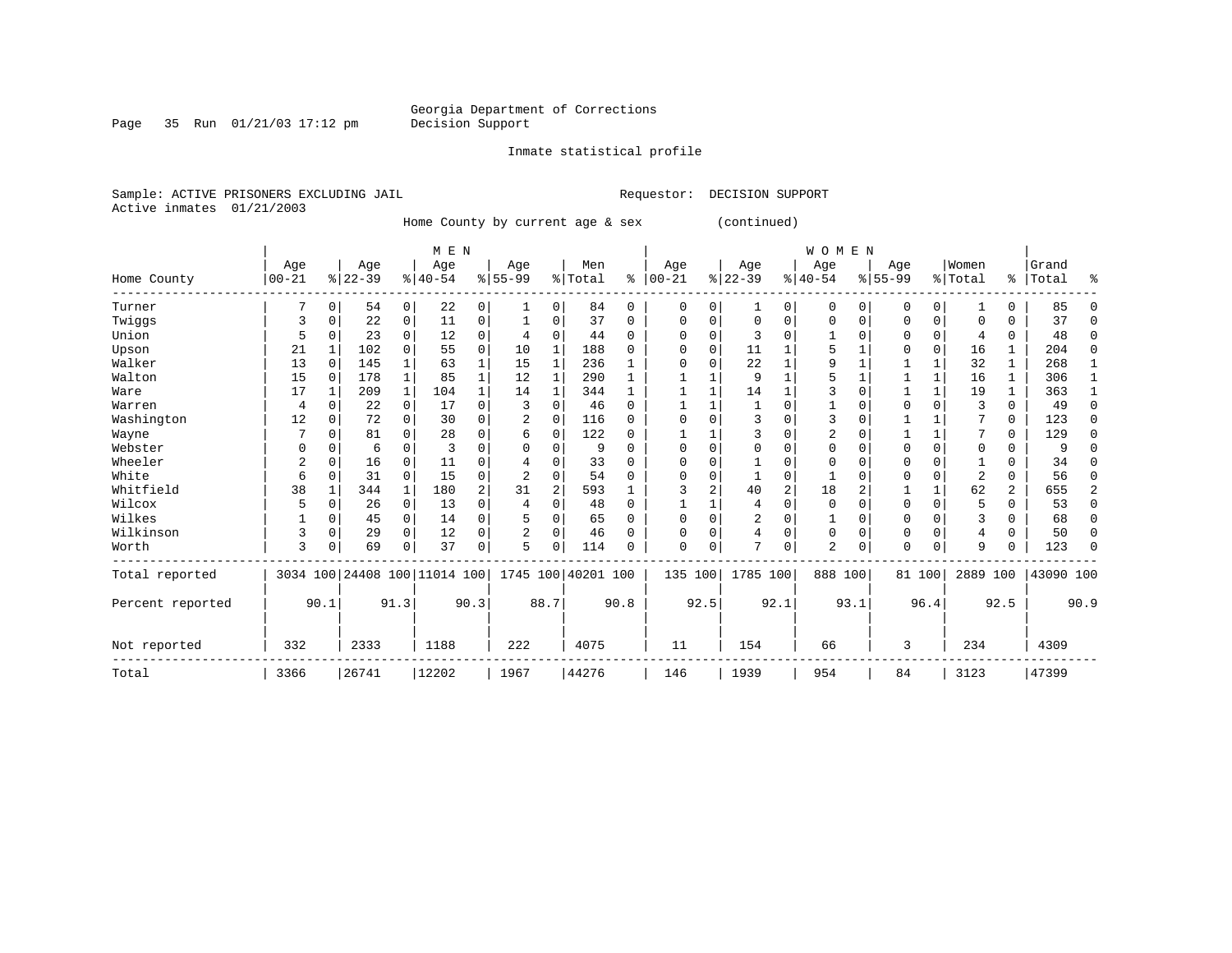Georgia Department of Corrections
Decision Support

Inmate statistical profile

Sample: ACTIVE PRISONERS EXCLUDING JAIL    Requestor: DECISION SUPPORT
Active inmates 01/21/2003

Home County by current age & sex (continued)

| Home County | MEN Age 00-21 | % | Age 22-39 | % | Age 40-54 | % | Age 55-99 | % | Men Total | % | WOMEN Age 00-21 | % | Age 22-39 | % | Age 40-54 | % | Age 55-99 | % | Women Total | % | Grand Total | % |
|---|---|---|---|---|---|---|---|---|---|---|---|---|---|---|---|---|---|---|---|---|---|---|
| Turner | 7 | 0 | 54 | 0 | 22 | 0 | 1 | 0 | 84 | 0 | 0 | 0 | 1 | 0 | 0 | 0 | 0 | 0 | 1 | 0 | 85 | 0 |
| Twiggs | 3 | 0 | 22 | 0 | 11 | 0 | 1 | 0 | 37 | 0 | 0 | 0 | 0 | 0 | 0 | 0 | 0 | 0 | 0 | 0 | 37 | 0 |
| Union | 5 | 0 | 23 | 0 | 12 | 0 | 4 | 0 | 44 | 0 | 0 | 0 | 3 | 0 | 1 | 0 | 0 | 0 | 4 | 0 | 48 | 0 |
| Upson | 21 | 1 | 102 | 0 | 55 | 0 | 10 | 1 | 188 | 0 | 0 | 0 | 11 | 1 | 5 | 1 | 0 | 0 | 16 | 1 | 204 | 0 |
| Walker | 13 | 0 | 145 | 1 | 63 | 1 | 15 | 1 | 236 | 1 | 0 | 0 | 22 | 1 | 9 | 1 | 1 | 1 | 32 | 1 | 268 | 1 |
| Walton | 15 | 0 | 178 | 1 | 85 | 1 | 12 | 1 | 290 | 1 | 1 | 1 | 9 | 1 | 5 | 1 | 1 | 1 | 16 | 1 | 306 | 1 |
| Ware | 17 | 1 | 209 | 1 | 104 | 1 | 14 | 1 | 344 | 1 | 1 | 1 | 14 | 1 | 3 | 0 | 1 | 1 | 19 | 1 | 363 | 1 |
| Warren | 4 | 0 | 22 | 0 | 17 | 0 | 3 | 0 | 46 | 0 | 1 | 1 | 1 | 0 | 1 | 0 | 0 | 0 | 3 | 0 | 49 | 0 |
| Washington | 12 | 0 | 72 | 0 | 30 | 0 | 2 | 0 | 116 | 0 | 0 | 0 | 3 | 0 | 3 | 0 | 1 | 1 | 7 | 0 | 123 | 0 |
| Wayne | 7 | 0 | 81 | 0 | 28 | 0 | 6 | 0 | 122 | 0 | 1 | 1 | 3 | 0 | 2 | 0 | 1 | 1 | 7 | 0 | 129 | 0 |
| Webster | 0 | 0 | 6 | 0 | 3 | 0 | 0 | 0 | 9 | 0 | 0 | 0 | 0 | 0 | 0 | 0 | 0 | 0 | 0 | 0 | 9 | 0 |
| Wheeler | 2 | 0 | 16 | 0 | 11 | 0 | 4 | 0 | 33 | 0 | 0 | 0 | 1 | 0 | 0 | 0 | 0 | 0 | 1 | 0 | 34 | 0 |
| White | 6 | 0 | 31 | 0 | 15 | 0 | 2 | 0 | 54 | 0 | 0 | 0 | 1 | 0 | 1 | 0 | 0 | 0 | 2 | 0 | 56 | 0 |
| Whitfield | 38 | 1 | 344 | 1 | 180 | 2 | 31 | 2 | 593 | 1 | 3 | 2 | 40 | 2 | 18 | 2 | 1 | 1 | 62 | 2 | 655 | 2 |
| Wilcox | 5 | 0 | 26 | 0 | 13 | 0 | 4 | 0 | 48 | 0 | 1 | 1 | 4 | 0 | 0 | 0 | 0 | 0 | 5 | 0 | 53 | 0 |
| Wilkes | 1 | 0 | 45 | 0 | 14 | 0 | 5 | 0 | 65 | 0 | 0 | 0 | 2 | 0 | 1 | 0 | 0 | 0 | 3 | 0 | 68 | 0 |
| Wilkinson | 3 | 0 | 29 | 0 | 12 | 0 | 2 | 0 | 46 | 0 | 0 | 0 | 4 | 0 | 0 | 0 | 0 | 0 | 4 | 0 | 50 | 0 |
| Worth | 3 | 0 | 69 | 0 | 37 | 0 | 5 | 0 | 114 | 0 | 0 | 0 | 7 | 0 | 2 | 0 | 0 | 0 | 9 | 0 | 123 | 0 |
| Total reported | 3034 | 100 | 24408 | 100 | 11014 | 100 | 1745 | 100 | 40201 | 100 | 135 | 100 | 1785 | 100 | 888 | 100 | 81 | 100 | 2889 | 100 | 43090 | 100 |
| Percent reported | | 90.1 | | 91.3 | | 90.3 | | 88.7 | | 90.8 | | 92.5 | | 92.1 | | 93.1 | | 96.4 | | 92.5 | | 90.9 |
| Not reported | 332 | | 2333 | | 1188 | | 222 | | 4075 | | 11 | | 154 | | 66 | | 3 | | 234 | | 4309 | |
| Total | 3366 | | 26741 | | 12202 | | 1967 | | 44276 | | 146 | | 1939 | | 954 | | 84 | | 3123 | | 47399 | |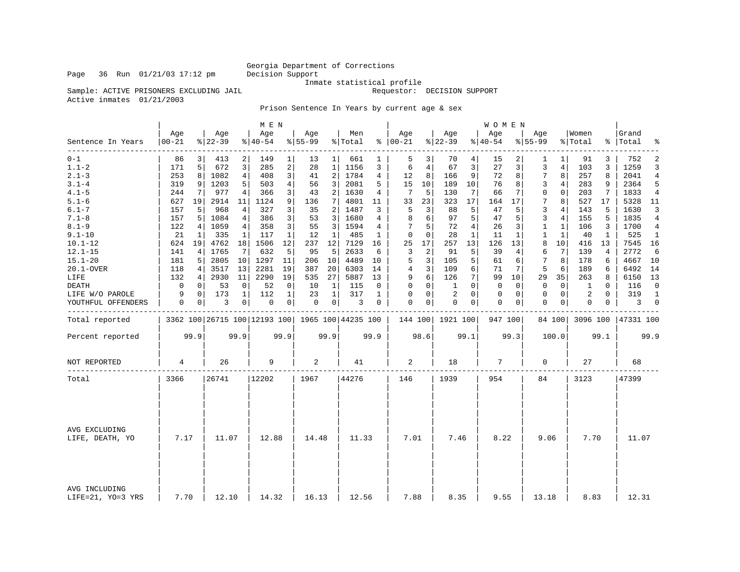Georgia Department of Corrections
Decision Support
Inmate statistical profile

Page 36 Run 01/21/03 17:12 pm

Sample: ACTIVE PRISONERS EXCLUDING JAIL     Requestor: DECISION SUPPORT

Active inmates 01/21/2003

## Prison Sentence In Years by current age & sex

| | MEN | | | | | | | | | | WOMEN | | | | | | | | | | | |
|---|---|---|---|---|---|---|---|---|---|---|---|---|---|---|---|---|---|---|---|---|---|---|
| Sentence In Years | Age 00-21 | % | Age 22-39 | % | Age 40-54 | % | Age 55-99 | % | Men Total | % | Age 00-21 | % | Age 22-39 | % | Age 40-54 | % | Age 55-99 | % | Women Total | % | Grand Total | % |
| 0-1 | 86 | 3 | 413 | 2 | 149 | 1 | 13 | 1 | 661 | 1 | 5 | 3 | 70 | 4 | 15 | 2 | 1 | 1 | 91 | 3 | 752 | 2 |
| 1.1-2 | 171 | 5 | 672 | 3 | 285 | 2 | 28 | 1 | 1156 | 3 | 6 | 4 | 67 | 3 | 27 | 3 | 3 | 4 | 103 | 3 | 1259 | 3 |
| 2.1-3 | 253 | 8 | 1082 | 4 | 408 | 3 | 41 | 2 | 1784 | 4 | 12 | 8 | 166 | 9 | 72 | 8 | 7 | 8 | 257 | 8 | 2041 | 4 |
| 3.1-4 | 319 | 9 | 1203 | 5 | 503 | 4 | 56 | 3 | 2081 | 5 | 15 | 10 | 189 | 10 | 76 | 8 | 3 | 4 | 283 | 9 | 2364 | 5 |
| 4.1-5 | 244 | 7 | 977 | 4 | 366 | 3 | 43 | 2 | 1630 | 4 | 7 | 5 | 130 | 7 | 66 | 7 | 0 | 0 | 203 | 7 | 1833 | 4 |
| 5.1-6 | 627 | 19 | 2914 | 11 | 1124 | 9 | 136 | 7 | 4801 | 11 | 33 | 23 | 323 | 17 | 164 | 17 | 7 | 8 | 527 | 17 | 5328 | 11 |
| 6.1-7 | 157 | 5 | 968 | 4 | 327 | 3 | 35 | 2 | 1487 | 3 | 5 | 3 | 88 | 5 | 47 | 5 | 3 | 4 | 143 | 5 | 1630 | 3 |
| 7.1-8 | 157 | 5 | 1084 | 4 | 386 | 3 | 53 | 3 | 1680 | 4 | 8 | 6 | 97 | 5 | 47 | 5 | 3 | 4 | 155 | 5 | 1835 | 4 |
| 8.1-9 | 122 | 4 | 1059 | 4 | 358 | 3 | 55 | 3 | 1594 | 4 | 7 | 5 | 72 | 4 | 26 | 3 | 1 | 1 | 106 | 3 | 1700 | 4 |
| 9.1-10 | 21 | 1 | 335 | 1 | 117 | 1 | 12 | 1 | 485 | 1 | 0 | 0 | 28 | 1 | 11 | 1 | 1 | 1 | 40 | 1 | 525 | 1 |
| 10.1-12 | 624 | 19 | 4762 | 18 | 1506 | 12 | 237 | 12 | 7129 | 16 | 25 | 17 | 257 | 13 | 126 | 13 | 8 | 10 | 416 | 13 | 7545 | 16 |
| 12.1-15 | 141 | 4 | 1765 | 7 | 632 | 5 | 95 | 5 | 2633 | 6 | 3 | 2 | 91 | 5 | 39 | 4 | 6 | 7 | 139 | 4 | 2772 | 6 |
| 15.1-20 | 181 | 5 | 2805 | 10 | 1297 | 11 | 206 | 10 | 4489 | 10 | 5 | 3 | 105 | 5 | 61 | 6 | 7 | 8 | 178 | 6 | 4667 | 10 |
| 20.1-OVER | 118 | 4 | 3517 | 13 | 2281 | 19 | 387 | 20 | 6303 | 14 | 4 | 3 | 109 | 6 | 71 | 7 | 5 | 6 | 189 | 6 | 6492 | 14 |
| LIFE | 132 | 4 | 2930 | 11 | 2290 | 19 | 535 | 27 | 5887 | 13 | 9 | 6 | 126 | 7 | 99 | 10 | 29 | 35 | 263 | 8 | 6150 | 13 |
| DEATH | 0 | 0 | 53 | 0 | 52 | 0 | 10 | 1 | 115 | 0 | 0 | 0 | 1 | 0 | 0 | 0 | 0 | 0 | 1 | 0 | 116 | 0 |
| LIFE W/O PAROLE | 9 | 0 | 173 | 1 | 112 | 1 | 23 | 1 | 317 | 1 | 0 | 0 | 2 | 0 | 0 | 0 | 0 | 0 | 2 | 0 | 319 | 1 |
| YOUTHFUL OFFENDERS | 0 | 0 | 3 | 0 | 0 | 0 | 0 | 0 | 3 | 0 | 0 | 0 | 0 | 0 | 0 | 0 | 0 | 0 | 0 | 0 | 3 | 0 |
| Total reported | 3362 | 100 | 26715 | 100 | 12193 | 100 | 1965 | 100 | 44235 | 100 | 144 | 100 | 1921 | 100 | 947 | 100 | 84 | 100 | 3096 | 100 | 47331 | 100 |
| Percent reported | 99.9 | | 99.9 | | 99.9 | | 99.9 | | 99.9 | | 98.6 | | 99.1 | | 99.3 | | 100.0 | | 99.1 | | 99.9 | |
| NOT REPORTED | 4 | | 26 | | 9 | | 2 | | 41 | | 2 | | 18 | | 7 | | 0 | | 27 | | 68 | |
| Total | 3366 | | 26741 | | 12202 | | 1967 | | 44276 | | 146 | | 1939 | | 954 | | 84 | | 3123 | | 47399 | |
| AVG EXCLUDING LIFE, DEATH, YO | 7.17 | | 11.07 | | 12.88 | | 14.48 | | 11.33 | | 7.01 | | 7.46 | | 8.22 | | 9.06 | | 7.70 | | 11.07 | |
| AVG INCLUDING LIFE=21, YO=3 YRS | 7.70 | | 12.10 | | 14.32 | | 16.13 | | 12.56 | | 7.88 | | 8.35 | | 9.55 | | 13.18 | | 8.83 | | 12.31 | |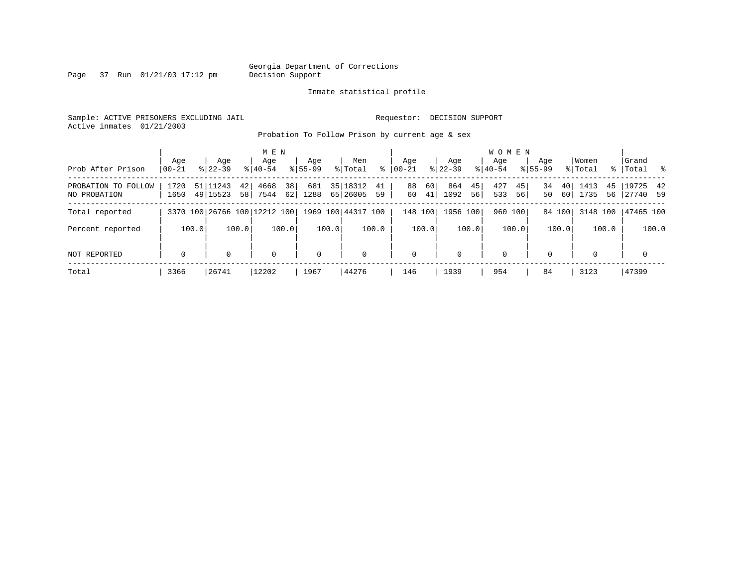Georgia Department of Corrections
Decision Support

Inmate statistical profile

Sample: ACTIVE PRISONERS EXCLUDING JAIL                Requestor: DECISION SUPPORT
Active inmates 01/21/2003

Probation To Follow Prison by current age & sex

| Prob After Prison | MEN Age 00-21 | % | MEN Age 22-39 | % | MEN Age 40-54 | % | MEN Age 55-99 | % | Men Total | % | WOMEN Age 00-21 | % | WOMEN Age 22-39 | % | WOMEN Age 40-54 | % | WOMEN Age 55-99 | % | Women Total | % | Grand Total | % |
|---|---|---|---|---|---|---|---|---|---|---|---|---|---|---|---|---|---|---|---|---|---|---|
| PROBATION TO FOLLOW | 1720 | 51 | 11243 | 42 | 4668 | 38 | 681 | 35 | 18312 | 41 | 88 | 60 | 864 | 45 | 427 | 45 | 34 | 40 | 1413 | 45 | 19725 | 42 |
| NO PROBATION | 1650 | 49 | 15523 | 58 | 7544 | 62 | 1288 | 65 | 26005 | 59 | 60 | 41 | 1092 | 56 | 533 | 56 | 50 | 60 | 1735 | 56 | 27740 | 59 |
| Total reported | 3370 | 100 | 26766 | 100 | 12212 | 100 | 1969 | 100 | 44317 | 100 | 148 | 100 | 1956 | 100 | 960 | 100 | 84 | 100 | 3148 | 100 | 47465 | 100 |
| Percent reported | | 100.0 | | 100.0 | | 100.0 | | 100.0 | | 100.0 | | 100.0 | | 100.0 | | 100.0 | | 100.0 | | 100.0 | | 100.0 |
| NOT REPORTED | 0 | | 0 | | 0 | | 0 | | 0 | | 0 | | 0 | | 0 | | 0 | | 0 | | 0 | |
| Total | 3366 | | 26741 | | 12202 | | 1967 | | 44276 | | 146 | | 1939 | | 954 | | 84 | | 3123 | | 47399 | |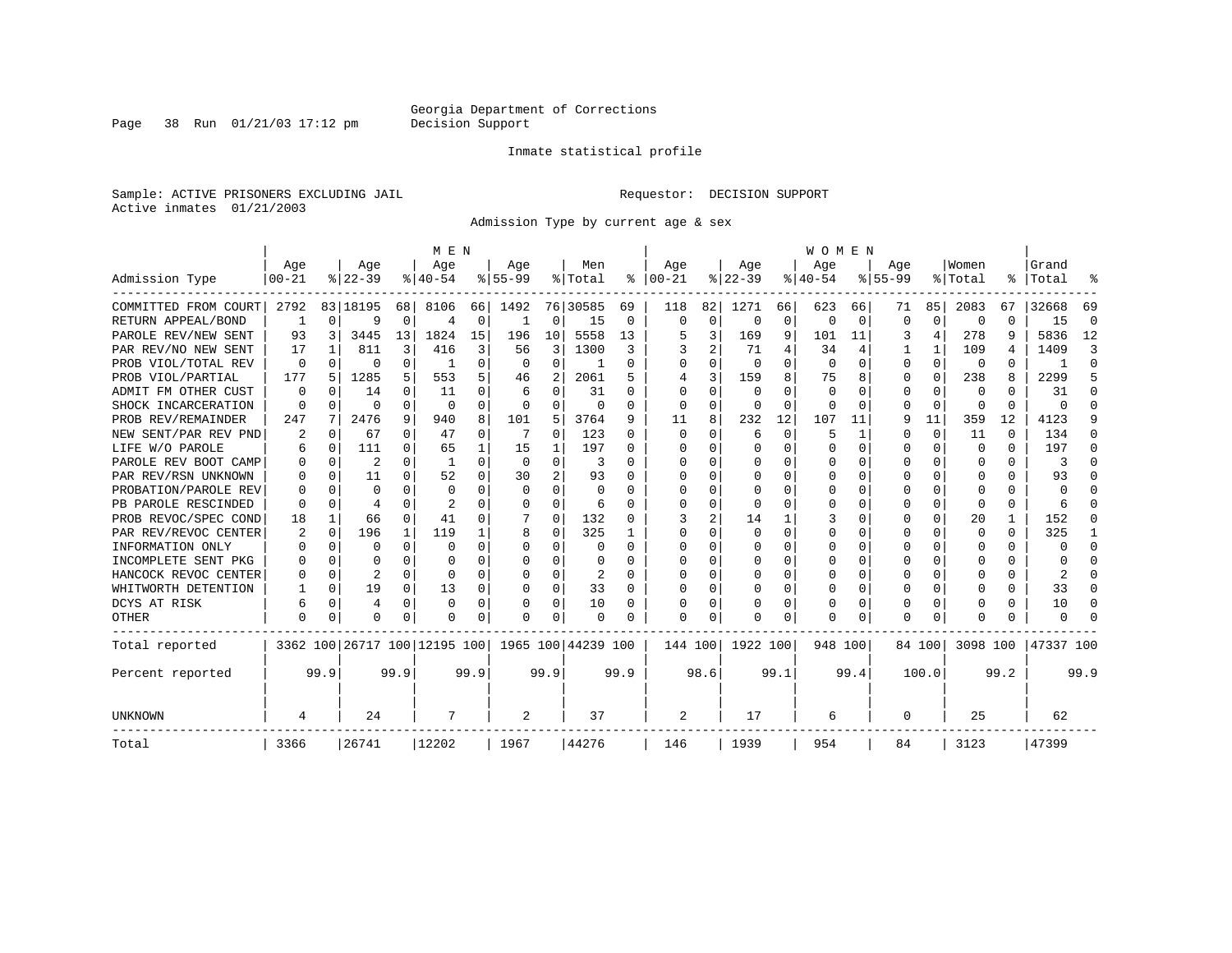Georgia Department of Corrections
Decision Support

Inmate statistical profile

Sample: ACTIVE PRISONERS EXCLUDING JAIL

Requestor: DECISION SUPPORT

Active inmates 01/21/2003

Admission Type by current age & sex

| Admission Type | MEN Age 00-21 | % | Age 22-39 | % | Age 40-54 | % | Age 55-99 | % | Men Total | % | WOMEN Age 00-21 | % | Age 22-39 | % | Age 40-54 | % | Age 55-99 | % | Women Total | % | Grand Total | % |
|---|---|---|---|---|---|---|---|---|---|---|---|---|---|---|---|---|---|---|---|---|---|---|
| COMMITTED FROM COURT | 2792 | 83 | 18195 | 68 | 8106 | 66 | 1492 | 76 | 30585 | 69 | 118 | 82 | 1271 | 66 | 623 | 66 | 71 | 85 | 2083 | 67 | 32668 | 69 |
| RETURN APPEAL/BOND | 1 | 0 | 9 | 0 | 4 | 0 | 1 | 0 | 15 | 0 | 0 | 0 | 0 | 0 | 0 | 0 | 0 | 0 | 0 | 0 | 15 | 0 |
| PAROLE REV/NEW SENT | 93 | 3 | 3445 | 13 | 1824 | 15 | 196 | 10 | 5558 | 13 | 5 | 3 | 169 | 9 | 101 | 11 | 3 | 4 | 278 | 9 | 5836 | 12 |
| PAR REV/NO NEW SENT | 17 | 1 | 811 | 3 | 416 | 3 | 56 | 3 | 1300 | 3 | 3 | 2 | 71 | 4 | 34 | 4 | 1 | 1 | 109 | 4 | 1409 | 3 |
| PROB VIOL/TOTAL REV | 0 | 0 | 0 | 0 | 1 | 0 | 0 | 0 | 1 | 0 | 0 | 0 | 0 | 0 | 0 | 0 | 0 | 0 | 0 | 0 | 1 | 0 |
| PROB VIOL/PARTIAL | 177 | 5 | 1285 | 5 | 553 | 5 | 46 | 2 | 2061 | 5 | 4 | 3 | 159 | 8 | 75 | 8 | 0 | 0 | 238 | 8 | 2299 | 5 |
| ADMIT FM OTHER CUST | 0 | 0 | 14 | 0 | 11 | 0 | 6 | 0 | 31 | 0 | 0 | 0 | 0 | 0 | 0 | 0 | 0 | 0 | 0 | 0 | 31 | 0 |
| SHOCK INCARCERATION | 0 | 0 | 0 | 0 | 0 | 0 | 0 | 0 | 0 | 0 | 0 | 0 | 0 | 0 | 0 | 0 | 0 | 0 | 0 | 0 | 0 | 0 |
| PROB REV/REMAINDER | 247 | 7 | 2476 | 9 | 940 | 8 | 101 | 5 | 3764 | 9 | 11 | 8 | 232 | 12 | 107 | 11 | 9 | 11 | 359 | 12 | 4123 | 9 |
| NEW SENT/PAR REV PND | 2 | 0 | 67 | 0 | 47 | 0 | 7 | 0 | 123 | 0 | 0 | 0 | 6 | 0 | 5 | 1 | 0 | 0 | 11 | 0 | 134 | 0 |
| LIFE W/O PAROLE | 6 | 0 | 111 | 0 | 65 | 1 | 15 | 1 | 197 | 0 | 0 | 0 | 0 | 0 | 0 | 0 | 0 | 0 | 0 | 0 | 197 | 0 |
| PAROLE REV BOOT CAMP | 0 | 0 | 2 | 0 | 1 | 0 | 0 | 0 | 3 | 0 | 0 | 0 | 0 | 0 | 0 | 0 | 0 | 0 | 0 | 0 | 3 | 0 |
| PAR REV/RSN UNKNOWN | 0 | 0 | 11 | 0 | 52 | 0 | 30 | 2 | 93 | 0 | 0 | 0 | 0 | 0 | 0 | 0 | 0 | 0 | 0 | 0 | 93 | 0 |
| PROBATION/PAROLE REV | 0 | 0 | 0 | 0 | 0 | 0 | 0 | 0 | 0 | 0 | 0 | 0 | 0 | 0 | 0 | 0 | 0 | 0 | 0 | 0 | 0 | 0 |
| PB PAROLE RESCINDED | 0 | 0 | 4 | 0 | 2 | 0 | 0 | 0 | 6 | 0 | 0 | 0 | 0 | 0 | 0 | 0 | 0 | 0 | 0 | 0 | 6 | 0 |
| PROB REVOC/SPEC COND | 18 | 1 | 66 | 0 | 41 | 0 | 7 | 0 | 132 | 0 | 3 | 2 | 14 | 1 | 3 | 0 | 0 | 0 | 20 | 1 | 152 | 0 |
| PAR REV/REVOC CENTER | 2 | 0 | 196 | 1 | 119 | 1 | 8 | 0 | 325 | 1 | 0 | 0 | 0 | 0 | 0 | 0 | 0 | 0 | 0 | 0 | 325 | 1 |
| INFORMATION ONLY | 0 | 0 | 0 | 0 | 0 | 0 | 0 | 0 | 0 | 0 | 0 | 0 | 0 | 0 | 0 | 0 | 0 | 0 | 0 | 0 | 0 | 0 |
| INCOMPLETE SENT PKG | 0 | 0 | 0 | 0 | 0 | 0 | 0 | 0 | 0 | 0 | 0 | 0 | 0 | 0 | 0 | 0 | 0 | 0 | 0 | 0 | 0 | 0 |
| HANCOCK REVOC CENTER | 0 | 0 | 2 | 0 | 0 | 0 | 0 | 0 | 2 | 0 | 0 | 0 | 0 | 0 | 0 | 0 | 0 | 0 | 0 | 0 | 2 | 0 |
| WHITWORTH DETENTION | 1 | 0 | 19 | 0 | 13 | 0 | 0 | 0 | 33 | 0 | 0 | 0 | 0 | 0 | 0 | 0 | 0 | 0 | 0 | 0 | 33 | 0 |
| DCYS AT RISK | 6 | 0 | 4 | 0 | 0 | 0 | 0 | 0 | 10 | 0 | 0 | 0 | 0 | 0 | 0 | 0 | 0 | 0 | 0 | 0 | 10 | 0 |
| OTHER | 0 | 0 | 0 | 0 | 0 | 0 | 0 | 0 | 0 | 0 | 0 | 0 | 0 | 0 | 0 | 0 | 0 | 0 | 0 | 0 | 0 | 0 |
| Total reported | 3362 | 100 | 26717 | 100 | 12195 | 100 | 1965 | 100 | 44239 | 100 | 144 | 100 | 1922 | 100 | 948 | 100 | 84 | 100 | 3098 | 100 | 47337 | 100 |
| Percent reported | | 99.9 | | 99.9 | | 99.9 | | 99.9 | | 99.9 | | 98.6 | | 99.1 | | 99.4 | | 100.0 | | 99.2 | | 99.9 |
| UNKNOWN | 4 | | 24 | | 7 | | 2 | | 37 | | 2 | | 17 | | 6 | | 0 | | 25 | | 62 | |
| Total | 3366 | | 26741 | | 12202 | | 1967 | | 44276 | | 146 | | 1939 | | 954 | | 84 | | 3123 | | 47399 | |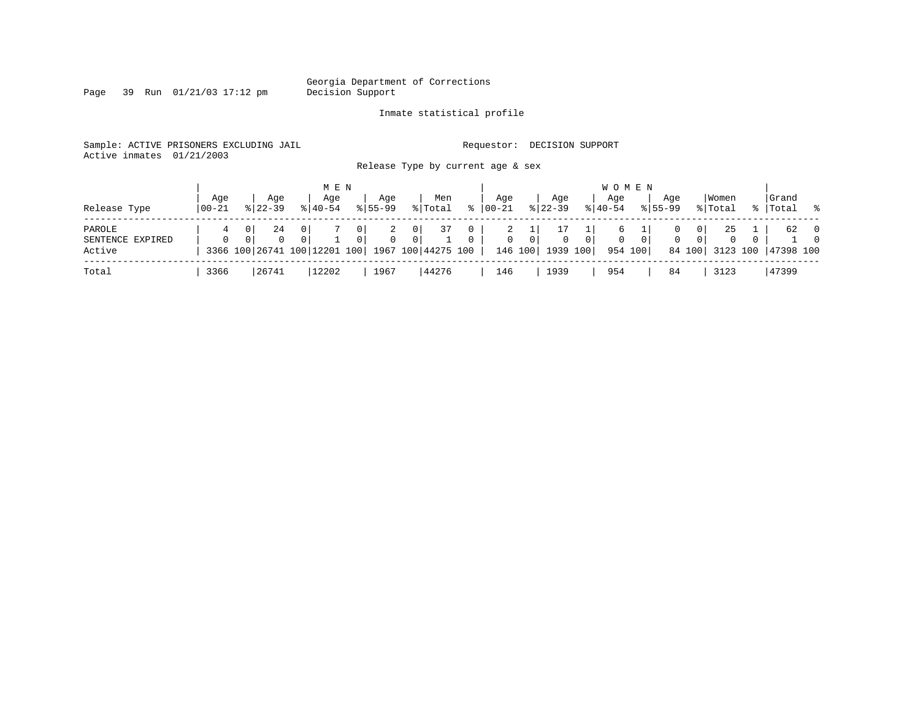Georgia Department of Corrections
Decision Support

Inmate statistical profile

Sample: ACTIVE PRISONERS EXCLUDING JAIL

Requestor: DECISION SUPPORT

Active inmates 01/21/2003

Release Type by current age & sex

| Release Type | MEN Age 00-21 | % | Age 22-39 | % | Age 40-54 | % | Age 55-99 | % | Men Total | % | WOMEN Age 00-21 | % | Age 22-39 | % | Age 40-54 | % | Age 55-99 | % | Women Total | % | Grand Total | % |
|---|---|---|---|---|---|---|---|---|---|---|---|---|---|---|---|---|---|---|---|---|---|---|
| PAROLE | 4 | 0 | 24 | 0 | 7 | 0 | 2 | 0 | 37 | 0 | 2 | 1 | 17 | 1 | 6 | 1 | 0 | 0 | 25 | 1 | 62 | 0 |
| SENTENCE EXPIRED | 0 | 0 | 0 | 0 | 1 | 0 | 0 | 0 | 1 | 0 | 0 | 0 | 0 | 0 | 0 | 0 | 0 | 0 | 0 | 0 | 1 | 0 |
| Active | 3366 | 100 | 26741 | 100 | 12201 | 100 | 1967 | 100 | 44275 | 100 | 146 | 100 | 1939 | 100 | 954 | 100 | 84 | 100 | 3123 | 100 | 47398 | 100 |
| Total | 3366 | | 26741 | | 12202 | | 1967 | | 44276 | | 146 | | 1939 | | 954 | | 84 | | 3123 | | 47399 | |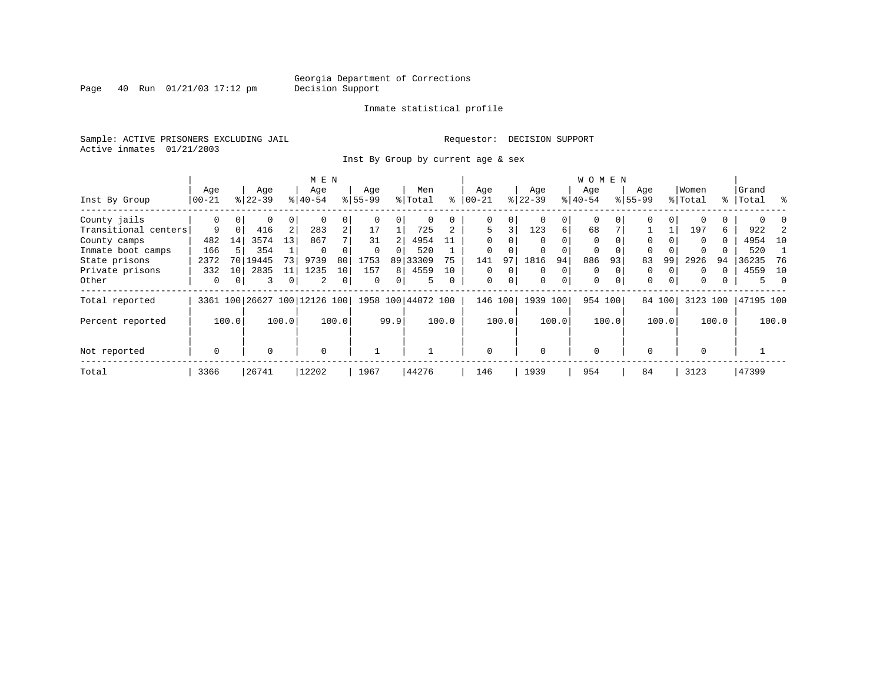Georgia Department of Corrections
Decision Support

Inmate statistical profile

Sample: ACTIVE PRISONERS EXCLUDING JAIL    Requestor: DECISION SUPPORT
Active inmates 01/21/2003

Inst By Group by current age & sex

| Inst By Group | MEN Age 00-21 | % | Age 22-39 | % | Age 40-54 | % | Age 55-99 | % | Men Total | % | WOMEN Age 00-21 | % | Age 22-39 | % | Age 40-54 | % | Age 55-99 | % | Women Total | % | Grand Total | % |
|---|---|---|---|---|---|---|---|---|---|---|---|---|---|---|---|---|---|---|---|---|---|---|
| County jails | 0 | 0 | 0 | 0 | 0 | 0 | 0 | 0 | 0 | 0 | 0 | 0 | 0 | 0 | 0 | 0 | 0 | 0 | 0 | 0 | 0 | 0 |
| Transitional centers | 9 | 0 | 416 | 2 | 283 | 2 | 17 | 1 | 725 | 2 | 5 | 3 | 123 | 6 | 68 | 7 | 1 | 1 | 197 | 6 | 922 | 2 |
| County camps | 482 | 14 | 3574 | 13 | 867 | 7 | 31 | 2 | 4954 | 11 | 0 | 0 | 0 | 0 | 0 | 0 | 0 | 0 | 0 | 0 | 4954 | 10 |
| Inmate boot camps | 166 | 5 | 354 | 1 | 0 | 0 | 0 | 0 | 520 | 1 | 0 | 0 | 0 | 0 | 0 | 0 | 0 | 0 | 0 | 0 | 520 | 1 |
| State prisons | 2372 | 70 | 19445 | 73 | 9739 | 80 | 1753 | 89 | 33309 | 75 | 141 | 97 | 1816 | 94 | 886 | 93 | 83 | 99 | 2926 | 94 | 36235 | 76 |
| Private prisons | 332 | 10 | 2835 | 11 | 1235 | 10 | 157 | 8 | 4559 | 10 | 0 | 0 | 0 | 0 | 0 | 0 | 0 | 0 | 0 | 0 | 4559 | 10 |
| Other | 0 | 0 | 3 | 0 | 2 | 0 | 0 | 0 | 5 | 0 | 0 | 0 | 0 | 0 | 0 | 0 | 0 | 0 | 0 | 0 | 5 | 0 |
| Total reported | 3361 | 100 | 26627 | 100 | 12126 | 100 | 1958 | 100 | 44072 | 100 | 146 | 100 | 1939 | 100 | 954 | 100 | 84 | 100 | 3123 | 100 | 47195 | 100 |
| Percent reported | | 100.0 | | 100.0 | | 100.0 | | 99.9 | | 100.0 | | 100.0 | | 100.0 | | 100.0 | | 100.0 | | 100.0 | | 100.0 |
| Not reported | 0 | | 0 | | 0 | | 1 | | 1 | | 0 | | 0 | | 0 | | 0 | | 0 | | 1 | |
| Total | 3366 | | 26741 | | 12202 | | 1967 | | 44276 | | 146 | | 1939 | | 954 | | 84 | | 3123 | | 47399 | |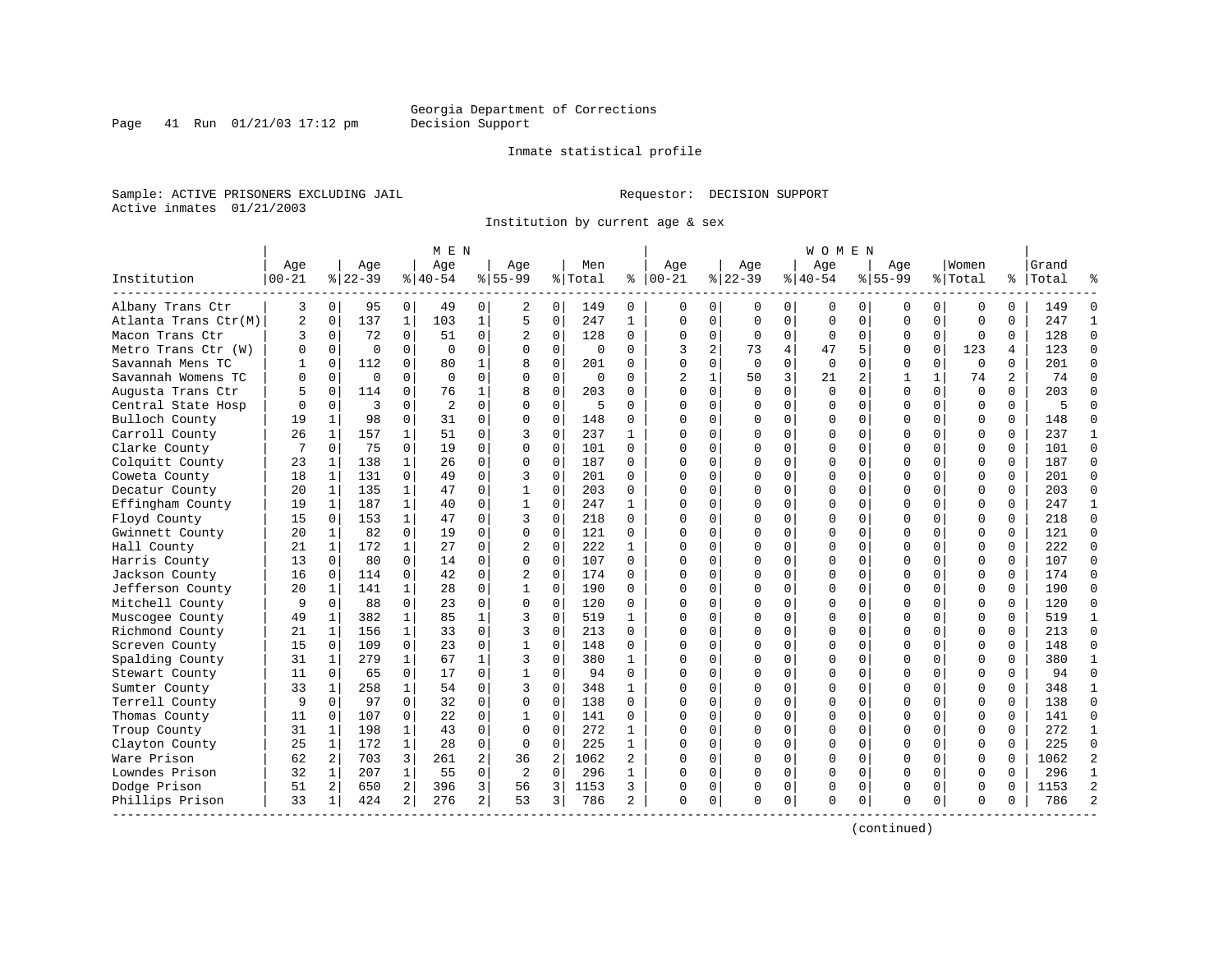Georgia Department of Corrections
Decision Support

Inmate statistical profile

Sample: ACTIVE PRISONERS EXCLUDING JAIL

Requestor: DECISION SUPPORT

Active inmates 01/21/2003

Institution by current age & sex

| Institution | MEN Age 00-21 | % | Age 22-39 | % | Age 40-54 | % | Age 55-99 | % | Men Total | % | WOMEN Age 00-21 | % | Age 22-39 | % | Age 40-54 | % | Age 55-99 | % | Women Total | % | Grand Total | % |
|---|---|---|---|---|---|---|---|---|---|---|---|---|---|---|---|---|---|---|---|---|---|---|
| Albany Trans Ctr | 3 | 0 | 95 | 0 | 49 | 0 | 2 | 0 | 149 | 0 | 0 | 0 | 0 | 0 | 0 | 0 | 0 | 0 | 0 | 0 | 149 | 0 |
| Atlanta Trans Ctr(M) | 2 | 0 | 137 | 1 | 103 | 1 | 5 | 0 | 247 | 1 | 0 | 0 | 0 | 0 | 0 | 0 | 0 | 0 | 0 | 0 | 247 | 1 |
| Macon Trans Ctr | 3 | 0 | 72 | 0 | 51 | 0 | 2 | 0 | 128 | 0 | 0 | 0 | 0 | 0 | 0 | 0 | 0 | 0 | 0 | 0 | 128 | 0 |
| Metro Trans Ctr (W) | 0 | 0 | 0 | 0 | 0 | 0 | 0 | 0 | 0 | 0 | 3 | 2 | 73 | 4 | 47 | 5 | 0 | 0 | 123 | 4 | 123 | 0 |
| Savannah Mens TC | 1 | 0 | 112 | 0 | 80 | 1 | 8 | 0 | 201 | 0 | 0 | 0 | 0 | 0 | 0 | 0 | 0 | 0 | 0 | 0 | 201 | 0 |
| Savannah Womens TC | 0 | 0 | 0 | 0 | 0 | 0 | 0 | 0 | 0 | 0 | 2 | 1 | 50 | 3 | 21 | 2 | 1 | 1 | 74 | 2 | 74 | 0 |
| Augusta Trans Ctr | 5 | 0 | 114 | 0 | 76 | 1 | 8 | 0 | 203 | 0 | 0 | 0 | 0 | 0 | 0 | 0 | 0 | 0 | 0 | 0 | 203 | 0 |
| Central State Hosp | 0 | 0 | 3 | 0 | 2 | 0 | 0 | 0 | 5 | 0 | 0 | 0 | 0 | 0 | 0 | 0 | 0 | 0 | 0 | 0 | 5 | 0 |
| Bulloch County | 19 | 1 | 98 | 0 | 31 | 0 | 0 | 0 | 148 | 0 | 0 | 0 | 0 | 0 | 0 | 0 | 0 | 0 | 0 | 0 | 148 | 0 |
| Carroll County | 26 | 1 | 157 | 1 | 51 | 0 | 3 | 0 | 237 | 1 | 0 | 0 | 0 | 0 | 0 | 0 | 0 | 0 | 0 | 0 | 237 | 1 |
| Clarke County | 7 | 0 | 75 | 0 | 19 | 0 | 0 | 0 | 101 | 0 | 0 | 0 | 0 | 0 | 0 | 0 | 0 | 0 | 0 | 0 | 101 | 0 |
| Colquitt County | 23 | 1 | 138 | 1 | 26 | 0 | 0 | 0 | 187 | 0 | 0 | 0 | 0 | 0 | 0 | 0 | 0 | 0 | 0 | 0 | 187 | 0 |
| Coweta County | 18 | 1 | 131 | 0 | 49 | 0 | 3 | 0 | 201 | 0 | 0 | 0 | 0 | 0 | 0 | 0 | 0 | 0 | 0 | 0 | 201 | 0 |
| Decatur County | 20 | 1 | 135 | 1 | 47 | 0 | 1 | 0 | 203 | 0 | 0 | 0 | 0 | 0 | 0 | 0 | 0 | 0 | 0 | 0 | 203 | 0 |
| Effingham County | 19 | 1 | 187 | 1 | 40 | 0 | 1 | 0 | 247 | 1 | 0 | 0 | 0 | 0 | 0 | 0 | 0 | 0 | 0 | 0 | 247 | 1 |
| Floyd County | 15 | 0 | 153 | 1 | 47 | 0 | 3 | 0 | 218 | 0 | 0 | 0 | 0 | 0 | 0 | 0 | 0 | 0 | 0 | 0 | 218 | 0 |
| Gwinnett County | 20 | 1 | 82 | 0 | 19 | 0 | 0 | 0 | 121 | 0 | 0 | 0 | 0 | 0 | 0 | 0 | 0 | 0 | 0 | 0 | 121 | 0 |
| Hall County | 21 | 1 | 172 | 1 | 27 | 0 | 2 | 0 | 222 | 1 | 0 | 0 | 0 | 0 | 0 | 0 | 0 | 0 | 0 | 0 | 222 | 0 |
| Harris County | 13 | 0 | 80 | 0 | 14 | 0 | 0 | 0 | 107 | 0 | 0 | 0 | 0 | 0 | 0 | 0 | 0 | 0 | 0 | 0 | 107 | 0 |
| Jackson County | 16 | 0 | 114 | 0 | 42 | 0 | 2 | 0 | 174 | 0 | 0 | 0 | 0 | 0 | 0 | 0 | 0 | 0 | 0 | 0 | 174 | 0 |
| Jefferson County | 20 | 1 | 141 | 1 | 28 | 0 | 1 | 0 | 190 | 0 | 0 | 0 | 0 | 0 | 0 | 0 | 0 | 0 | 0 | 0 | 190 | 0 |
| Mitchell County | 9 | 0 | 88 | 0 | 23 | 0 | 0 | 0 | 120 | 0 | 0 | 0 | 0 | 0 | 0 | 0 | 0 | 0 | 0 | 0 | 120 | 0 |
| Muscogee County | 49 | 1 | 382 | 1 | 85 | 1 | 3 | 0 | 519 | 1 | 0 | 0 | 0 | 0 | 0 | 0 | 0 | 0 | 0 | 0 | 519 | 1 |
| Richmond County | 21 | 1 | 156 | 1 | 33 | 0 | 3 | 0 | 213 | 0 | 0 | 0 | 0 | 0 | 0 | 0 | 0 | 0 | 0 | 0 | 213 | 0 |
| Screven County | 15 | 0 | 109 | 0 | 23 | 0 | 1 | 0 | 148 | 0 | 0 | 0 | 0 | 0 | 0 | 0 | 0 | 0 | 0 | 0 | 148 | 0 |
| Spalding County | 31 | 1 | 279 | 1 | 67 | 1 | 3 | 0 | 380 | 1 | 0 | 0 | 0 | 0 | 0 | 0 | 0 | 0 | 0 | 0 | 380 | 1 |
| Stewart County | 11 | 0 | 65 | 0 | 17 | 0 | 1 | 0 | 94 | 0 | 0 | 0 | 0 | 0 | 0 | 0 | 0 | 0 | 0 | 0 | 94 | 0 |
| Sumter County | 33 | 1 | 258 | 1 | 54 | 0 | 3 | 0 | 348 | 1 | 0 | 0 | 0 | 0 | 0 | 0 | 0 | 0 | 0 | 0 | 348 | 1 |
| Terrell County | 9 | 0 | 97 | 0 | 32 | 0 | 0 | 0 | 138 | 0 | 0 | 0 | 0 | 0 | 0 | 0 | 0 | 0 | 0 | 0 | 138 | 0 |
| Thomas County | 11 | 0 | 107 | 0 | 22 | 0 | 1 | 0 | 141 | 0 | 0 | 0 | 0 | 0 | 0 | 0 | 0 | 0 | 0 | 0 | 141 | 0 |
| Troup County | 31 | 1 | 198 | 1 | 43 | 0 | 0 | 0 | 272 | 1 | 0 | 0 | 0 | 0 | 0 | 0 | 0 | 0 | 0 | 0 | 272 | 1 |
| Clayton County | 25 | 1 | 172 | 1 | 28 | 0 | 0 | 0 | 225 | 1 | 0 | 0 | 0 | 0 | 0 | 0 | 0 | 0 | 0 | 0 | 225 | 0 |
| Ware Prison | 62 | 2 | 703 | 3 | 261 | 2 | 36 | 2 | 1062 | 2 | 0 | 0 | 0 | 0 | 0 | 0 | 0 | 0 | 0 | 0 | 1062 | 2 |
| Lowndes Prison | 32 | 1 | 207 | 1 | 55 | 0 | 2 | 0 | 296 | 1 | 0 | 0 | 0 | 0 | 0 | 0 | 0 | 0 | 0 | 0 | 296 | 1 |
| Dodge Prison | 51 | 2 | 650 | 2 | 396 | 3 | 56 | 3 | 1153 | 3 | 0 | 0 | 0 | 0 | 0 | 0 | 0 | 0 | 0 | 0 | 1153 | 2 |
| Phillips Prison | 33 | 1 | 424 | 2 | 276 | 2 | 53 | 3 | 786 | 2 | 0 | 0 | 0 | 0 | 0 | 0 | 0 | 0 | 0 | 0 | 786 | 2 |

(continued)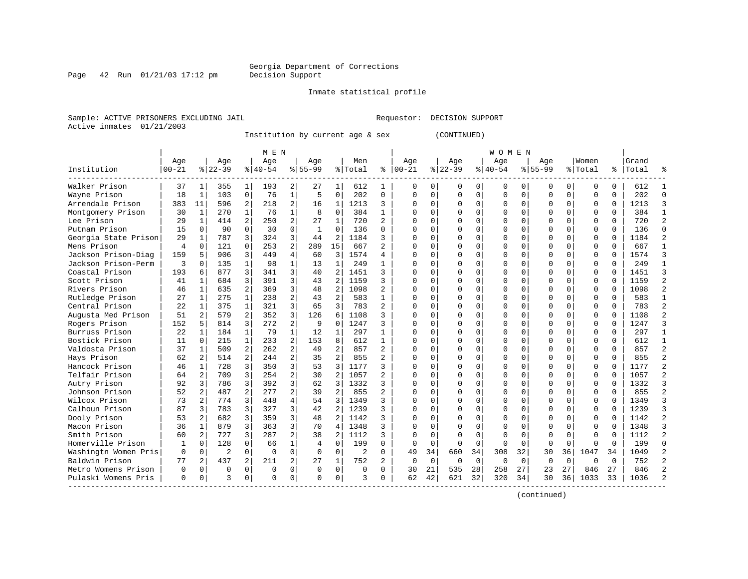Georgia Department of Corrections
Decision Support

Inmate statistical profile

Sample: ACTIVE PRISONERS EXCLUDING JAIL    Requestor: DECISION SUPPORT
Active inmates 01/21/2003

Institution by current age & sex (CONTINUED)

| Institution | MEN Age 00-21 | % | Age 22-39 | % | Age 40-54 | % | Age 55-99 | % | Men Total | % | WOMEN Age 00-21 | % | Age 22-39 | % | Age 40-54 | % | Age 55-99 | % | Women Total | % | Grand Total | % |
|---|---|---|---|---|---|---|---|---|---|---|---|---|---|---|---|---|---|---|---|---|---|---|
| Walker Prison | 37 | 1 | 355 | 1 | 193 | 2 | 27 | 1 | 612 | 1 | 0 | 0 | 0 | 0 | 0 | 0 | 0 | 0 | 0 | 0 | 612 | 1 |
| Wayne Prison | 18 | 1 | 103 | 0 | 76 | 1 | 5 | 0 | 202 | 0 | 0 | 0 | 0 | 0 | 0 | 0 | 0 | 0 | 0 | 0 | 202 | 0 |
| Arrendale Prison | 383 | 11 | 596 | 2 | 218 | 2 | 16 | 1 | 1213 | 3 | 0 | 0 | 0 | 0 | 0 | 0 | 0 | 0 | 0 | 0 | 1213 | 3 |
| Montgomery Prison | 30 | 1 | 270 | 1 | 76 | 1 | 8 | 0 | 384 | 1 | 0 | 0 | 0 | 0 | 0 | 0 | 0 | 0 | 0 | 0 | 384 | 1 |
| Lee Prison | 29 | 1 | 414 | 2 | 250 | 2 | 27 | 1 | 720 | 2 | 0 | 0 | 0 | 0 | 0 | 0 | 0 | 0 | 0 | 0 | 720 | 2 |
| Putnam Prison | 15 | 0 | 90 | 0 | 30 | 0 | 1 | 0 | 136 | 0 | 0 | 0 | 0 | 0 | 0 | 0 | 0 | 0 | 0 | 0 | 136 | 0 |
| Georgia State Prison | 29 | 1 | 787 | 3 | 324 | 3 | 44 | 2 | 1184 | 3 | 0 | 0 | 0 | 0 | 0 | 0 | 0 | 0 | 0 | 0 | 1184 | 2 |
| Mens Prison | 4 | 0 | 121 | 0 | 253 | 2 | 289 | 15 | 667 | 2 | 0 | 0 | 0 | 0 | 0 | 0 | 0 | 0 | 0 | 0 | 667 | 1 |
| Jackson Prison-Diag | 159 | 5 | 906 | 3 | 449 | 4 | 60 | 3 | 1574 | 4 | 0 | 0 | 0 | 0 | 0 | 0 | 0 | 0 | 0 | 0 | 1574 | 3 |
| Jackson Prison-Perm | 3 | 0 | 135 | 1 | 98 | 1 | 13 | 1 | 249 | 1 | 0 | 0 | 0 | 0 | 0 | 0 | 0 | 0 | 0 | 0 | 249 | 1 |
| Coastal Prison | 193 | 6 | 877 | 3 | 341 | 3 | 40 | 2 | 1451 | 3 | 0 | 0 | 0 | 0 | 0 | 0 | 0 | 0 | 0 | 0 | 1451 | 3 |
| Scott Prison | 41 | 1 | 684 | 3 | 391 | 3 | 43 | 2 | 1159 | 3 | 0 | 0 | 0 | 0 | 0 | 0 | 0 | 0 | 0 | 0 | 1159 | 2 |
| Rivers Prison | 46 | 1 | 635 | 2 | 369 | 3 | 48 | 2 | 1098 | 2 | 0 | 0 | 0 | 0 | 0 | 0 | 0 | 0 | 0 | 0 | 1098 | 2 |
| Rutledge Prison | 27 | 1 | 275 | 1 | 238 | 2 | 43 | 2 | 583 | 1 | 0 | 0 | 0 | 0 | 0 | 0 | 0 | 0 | 0 | 0 | 583 | 1 |
| Central Prison | 22 | 1 | 375 | 1 | 321 | 3 | 65 | 3 | 783 | 2 | 0 | 0 | 0 | 0 | 0 | 0 | 0 | 0 | 0 | 0 | 783 | 2 |
| Augusta Med Prison | 51 | 2 | 579 | 2 | 352 | 3 | 126 | 6 | 1108 | 3 | 0 | 0 | 0 | 0 | 0 | 0 | 0 | 0 | 0 | 0 | 1108 | 2 |
| Rogers Prison | 152 | 5 | 814 | 3 | 272 | 2 | 9 | 0 | 1247 | 3 | 0 | 0 | 0 | 0 | 0 | 0 | 0 | 0 | 0 | 0 | 1247 | 3 |
| Burruss Prison | 22 | 1 | 184 | 1 | 79 | 1 | 12 | 1 | 297 | 1 | 0 | 0 | 0 | 0 | 0 | 0 | 0 | 0 | 0 | 0 | 297 | 1 |
| Bostick Prison | 11 | 0 | 215 | 1 | 233 | 2 | 153 | 8 | 612 | 1 | 0 | 0 | 0 | 0 | 0 | 0 | 0 | 0 | 0 | 0 | 612 | 1 |
| Valdosta Prison | 37 | 1 | 509 | 2 | 262 | 2 | 49 | 2 | 857 | 2 | 0 | 0 | 0 | 0 | 0 | 0 | 0 | 0 | 0 | 0 | 857 | 2 |
| Hays Prison | 62 | 2 | 514 | 2 | 244 | 2 | 35 | 2 | 855 | 2 | 0 | 0 | 0 | 0 | 0 | 0 | 0 | 0 | 0 | 0 | 855 | 2 |
| Hancock Prison | 46 | 1 | 728 | 3 | 350 | 3 | 53 | 3 | 1177 | 3 | 0 | 0 | 0 | 0 | 0 | 0 | 0 | 0 | 0 | 0 | 1177 | 2 |
| Telfair Prison | 64 | 2 | 709 | 3 | 254 | 2 | 30 | 2 | 1057 | 2 | 0 | 0 | 0 | 0 | 0 | 0 | 0 | 0 | 0 | 0 | 1057 | 2 |
| Autry Prison | 92 | 3 | 786 | 3 | 392 | 3 | 62 | 3 | 1332 | 3 | 0 | 0 | 0 | 0 | 0 | 0 | 0 | 0 | 0 | 0 | 1332 | 3 |
| Johnson Prison | 52 | 2 | 487 | 2 | 277 | 2 | 39 | 2 | 855 | 2 | 0 | 0 | 0 | 0 | 0 | 0 | 0 | 0 | 0 | 0 | 855 | 2 |
| Wilcox Prison | 73 | 2 | 774 | 3 | 448 | 4 | 54 | 3 | 1349 | 3 | 0 | 0 | 0 | 0 | 0 | 0 | 0 | 0 | 0 | 0 | 1349 | 3 |
| Calhoun Prison | 87 | 3 | 783 | 3 | 327 | 3 | 42 | 2 | 1239 | 3 | 0 | 0 | 0 | 0 | 0 | 0 | 0 | 0 | 0 | 0 | 1239 | 3 |
| Dooly Prison | 53 | 2 | 682 | 3 | 359 | 3 | 48 | 2 | 1142 | 3 | 0 | 0 | 0 | 0 | 0 | 0 | 0 | 0 | 0 | 0 | 1142 | 2 |
| Macon Prison | 36 | 1 | 879 | 3 | 363 | 3 | 70 | 4 | 1348 | 3 | 0 | 0 | 0 | 0 | 0 | 0 | 0 | 0 | 0 | 0 | 1348 | 3 |
| Smith Prison | 60 | 2 | 727 | 3 | 287 | 2 | 38 | 2 | 1112 | 3 | 0 | 0 | 0 | 0 | 0 | 0 | 0 | 0 | 0 | 0 | 1112 | 2 |
| Homerville Prison | 1 | 0 | 128 | 0 | 66 | 1 | 4 | 0 | 199 | 0 | 0 | 0 | 0 | 0 | 0 | 0 | 0 | 0 | 0 | 0 | 199 | 0 |
| Washingtn Women Pris | 0 | 0 | 2 | 0 | 0 | 0 | 0 | 0 | 2 | 0 | 49 | 34 | 660 | 34 | 308 | 32 | 30 | 36 | 1047 | 34 | 1049 | 2 |
| Baldwin Prison | 77 | 2 | 437 | 2 | 211 | 2 | 27 | 1 | 752 | 2 | 0 | 0 | 0 | 0 | 0 | 0 | 0 | 0 | 0 | 0 | 752 | 2 |
| Metro Womens Prison | 0 | 0 | 0 | 0 | 0 | 0 | 0 | 0 | 0 | 0 | 30 | 21 | 535 | 28 | 258 | 27 | 23 | 27 | 846 | 27 | 846 | 2 |
| Pulaski Womens Pris | 0 | 0 | 3 | 0 | 0 | 0 | 0 | 0 | 3 | 0 | 62 | 42 | 621 | 32 | 320 | 34 | 30 | 36 | 1033 | 33 | 1036 | 2 |

(continued)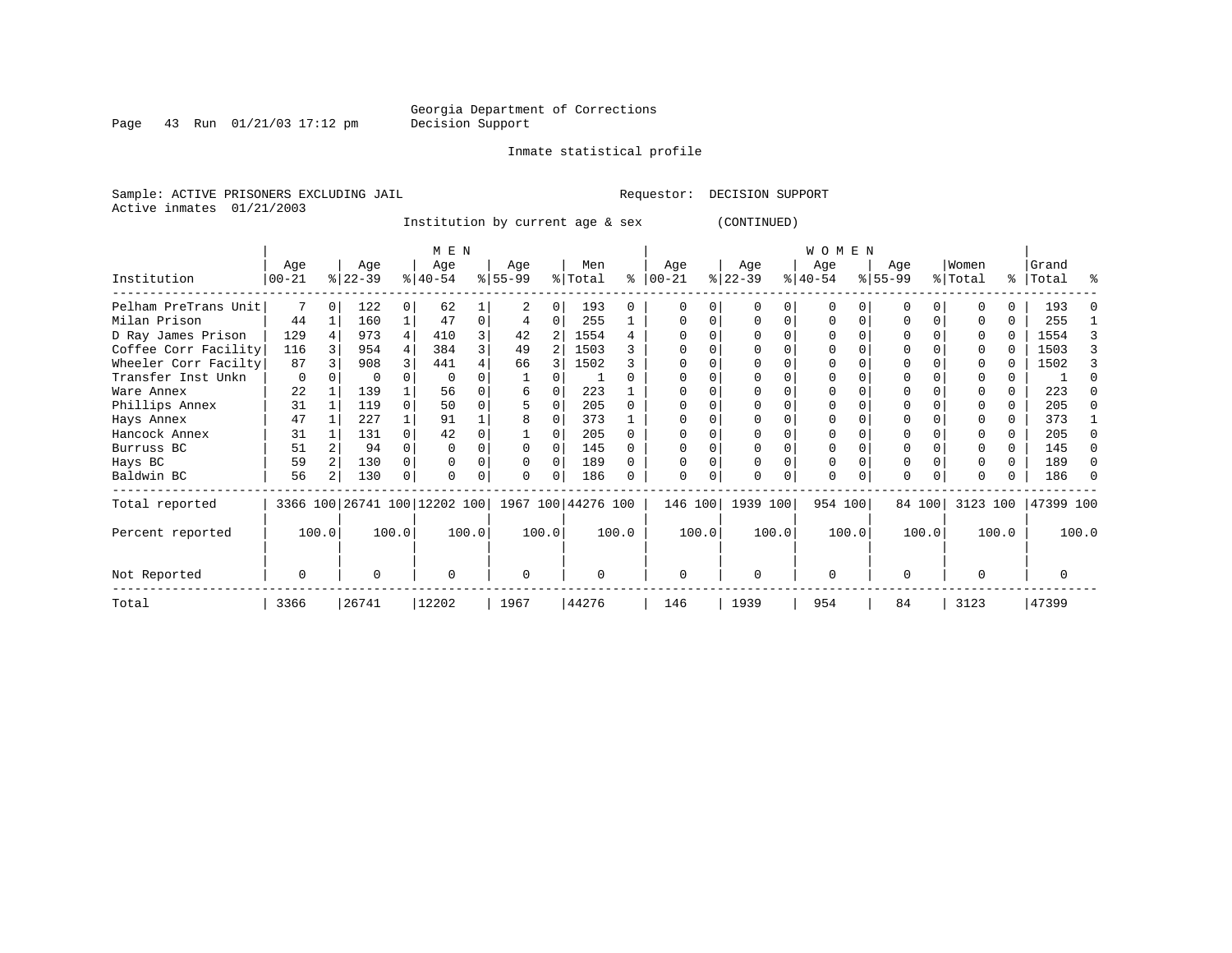Georgia Department of Corrections
Decision Support

Inmate statistical profile

Sample: ACTIVE PRISONERS EXCLUDING JAIL  Requestor: DECISION SUPPORT
Active inmates 01/21/2003

Institution by current age & sex (CONTINUED)

| Institution | MEN Age 00-21 | % | MEN Age 22-39 | % | MEN Age 40-54 | % | MEN Age 55-99 | % | Men Total | % | WOMEN Age 00-21 | % | WOMEN Age 22-39 | % | WOMEN Age 40-54 | % | WOMEN Age 55-99 | % | Women Total | % | Grand Total | % |
|---|---|---|---|---|---|---|---|---|---|---|---|---|---|---|---|---|---|---|---|---|---|---|
| Pelham PreTrans Unit | 7 | 0 | 122 | 0 | 62 | 1 | 2 | 0 | 193 | 0 | 0 | 0 | 0 | 0 | 0 | 0 | 0 | 0 | 0 | 0 | 193 | 0 |
| Milan Prison | 44 | 1 | 160 | 1 | 47 | 0 | 4 | 0 | 255 | 1 | 0 | 0 | 0 | 0 | 0 | 0 | 0 | 0 | 0 | 0 | 255 | 1 |
| D Ray James Prison | 129 | 4 | 973 | 4 | 410 | 3 | 42 | 2 | 1554 | 4 | 0 | 0 | 0 | 0 | 0 | 0 | 0 | 0 | 0 | 0 | 1554 | 3 |
| Coffee Corr Facility | 116 | 3 | 954 | 4 | 384 | 3 | 49 | 2 | 1503 | 3 | 0 | 0 | 0 | 0 | 0 | 0 | 0 | 0 | 0 | 0 | 1503 | 3 |
| Wheeler Corr Facilty | 87 | 3 | 908 | 3 | 441 | 4 | 66 | 3 | 1502 | 3 | 0 | 0 | 0 | 0 | 0 | 0 | 0 | 0 | 0 | 0 | 1502 | 3 |
| Transfer Inst Unkn | 0 | 0 | 0 | 0 | 0 | 0 | 1 | 0 | 1 | 0 | 0 | 0 | 0 | 0 | 0 | 0 | 0 | 0 | 0 | 0 | 1 | 0 |
| Ware Annex | 22 | 1 | 139 | 1 | 56 | 0 | 6 | 0 | 223 | 1 | 0 | 0 | 0 | 0 | 0 | 0 | 0 | 0 | 0 | 0 | 223 | 0 |
| Phillips Annex | 31 | 1 | 119 | 0 | 50 | 0 | 5 | 0 | 205 | 0 | 0 | 0 | 0 | 0 | 0 | 0 | 0 | 0 | 0 | 0 | 205 | 0 |
| Hays Annex | 47 | 1 | 227 | 1 | 91 | 1 | 8 | 0 | 373 | 1 | 0 | 0 | 0 | 0 | 0 | 0 | 0 | 0 | 0 | 0 | 373 | 1 |
| Hancock Annex | 31 | 1 | 131 | 0 | 42 | 0 | 1 | 0 | 205 | 0 | 0 | 0 | 0 | 0 | 0 | 0 | 0 | 0 | 0 | 0 | 205 | 0 |
| Burruss BC | 51 | 2 | 94 | 0 | 0 | 0 | 0 | 0 | 145 | 0 | 0 | 0 | 0 | 0 | 0 | 0 | 0 | 0 | 0 | 0 | 145 | 0 |
| Hays BC | 59 | 2 | 130 | 0 | 0 | 0 | 0 | 0 | 189 | 0 | 0 | 0 | 0 | 0 | 0 | 0 | 0 | 0 | 0 | 0 | 189 | 0 |
| Baldwin BC | 56 | 2 | 130 | 0 | 0 | 0 | 0 | 0 | 186 | 0 | 0 | 0 | 0 | 0 | 0 | 0 | 0 | 0 | 0 | 0 | 186 | 0 |
| Total reported | 3366 | 100 | 26741 | 100 | 12202 | 100 | 1967 | 100 | 44276 | 100 | 146 | 100 | 1939 | 100 | 954 | 100 | 84 | 100 | 3123 | 100 | 47399 | 100 |
| Percent reported | | 100.0 | | 100.0 | | 100.0 | | 100.0 | | 100.0 | | 100.0 | | 100.0 | | 100.0 | | 100.0 | | 100.0 | | 100.0 |
| Not Reported | 0 | | 0 | | 0 | | 0 | | 0 | | 0 | | 0 | | 0 | | 0 | | 0 | | 0 | |
| Total | 3366 | | 26741 | | 12202 | | 1967 | | 44276 | | 146 | | 1939 | | 954 | | 84 | | 3123 | | 47399 | |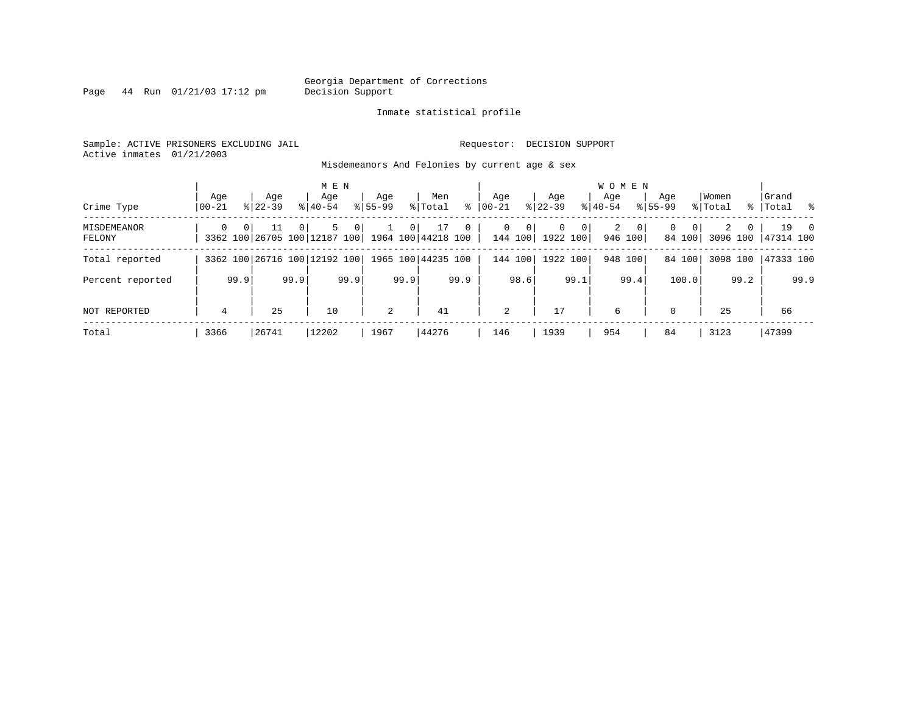Georgia Department of Corrections
Decision Support

Inmate statistical profile

Sample: ACTIVE PRISONERS EXCLUDING JAIL        Requestor: DECISION SUPPORT
Active inmates 01/21/2003

Misdemeanors And Felonies by current age & sex

| Crime Type | MEN Age 00-21 | % | Age 22-39 | % | Age 40-54 | % | Age 55-99 | % | Men Total | % | WOMEN Age 00-21 | % | Age 22-39 | % | Age 40-54 | % | Age 55-99 | % | Women Total | % | Grand Total | % |
|---|---|---|---|---|---|---|---|---|---|---|---|---|---|---|---|---|---|---|---|---|---|---|
| MISDEMEANOR | 0 | 0 | 11 | 0 | 5 | 0 | 1 | 0 | 17 | 0 | 0 | 0 | 0 | 0 | 2 | 0 | 0 | 0 | 2 | 0 | 19 | 0 |
| FELONY | 3362 | 100 | 26705 | 100 | 12187 | 100 | 1964 | 100 | 44218 | 100 | 144 | 100 | 1922 | 100 | 946 | 100 | 84 | 100 | 3096 | 100 | 47314 | 100 |
| Total reported | 3362 | 100 | 26716 | 100 | 12192 | 100 | 1965 | 100 | 44235 | 100 | 144 | 100 | 1922 | 100 | 948 | 100 | 84 | 100 | 3098 | 100 | 47333 | 100 |
| Percent reported | | 99.9 | | 99.9 | | 99.9 | | 99.9 | | 99.9 | | 98.6 | | 99.1 | | 99.4 | | 100.0 | | 99.2 | | 99.9 |
| NOT REPORTED | 4 | | 25 | | 10 | | 2 | | 41 | | 2 | | 17 | | 6 | | 0 | | 25 | | 66 | |
| Total | 3366 | | 26741 | | 12202 | | 1967 | | 44276 | | 146 | | 1939 | | 954 | | 84 | | 3123 | | 47399 | |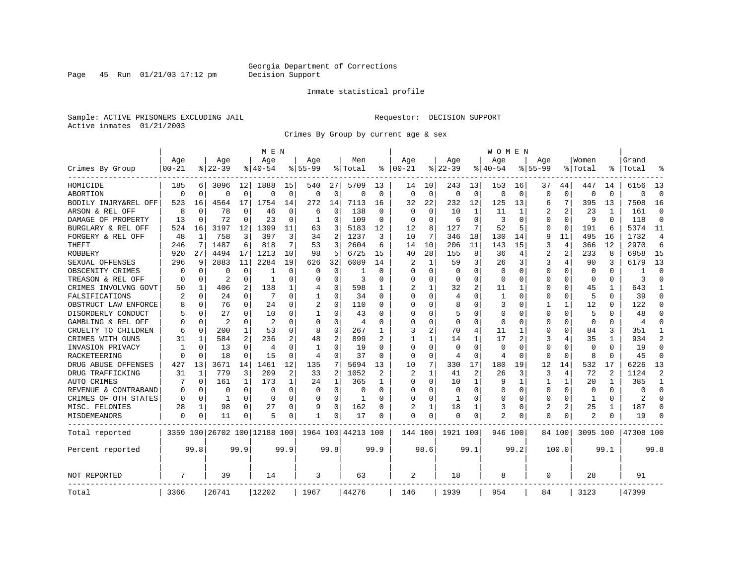Georgia Department of Corrections
Decision Support

Inmate statistical profile

Sample: ACTIVE PRISONERS EXCLUDING JAIL

Requestor: DECISION SUPPORT

Active inmates 01/21/2003

Crimes By Group by current age & sex

| Crimes By Group | MEN Age 00-21 | % | Age 22-39 | % | Age 40-54 | % | Age 55-99 | % | Men Total | % | WOMEN Age 00-21 | % | Age 22-39 | % | Age 40-54 | % | Age 55-99 | % | Women Total | % | Grand Total | % |
|---|---|---|---|---|---|---|---|---|---|---|---|---|---|---|---|---|---|---|---|---|---|---|
| HOMICIDE | 185 | 6 | 3096 | 12 | 1888 | 15 | 540 | 27 | 5709 | 13 | 14 | 10 | 243 | 13 | 153 | 16 | 37 | 44 | 447 | 14 | 6156 | 13 |
| ABORTION | 0 | 0 | 0 | 0 | 0 | 0 | 0 | 0 | 0 | 0 | 0 | 0 | 0 | 0 | 0 | 0 | 0 | 0 | 0 | 0 | 0 | 0 |
| BODILY INJRY&REL OFF | 523 | 16 | 4564 | 17 | 1754 | 14 | 272 | 14 | 7113 | 16 | 32 | 22 | 232 | 12 | 125 | 13 | 6 | 7 | 395 | 13 | 7508 | 16 |
| ARSON & REL OFF | 8 | 0 | 78 | 0 | 46 | 0 | 6 | 0 | 138 | 0 | 0 | 0 | 10 | 1 | 11 | 1 | 2 | 2 | 23 | 1 | 161 | 0 |
| DAMAGE OF PROPERTY | 13 | 0 | 72 | 0 | 23 | 0 | 1 | 0 | 109 | 0 | 0 | 0 | 6 | 0 | 3 | 0 | 0 | 0 | 9 | 0 | 118 | 0 |
| BURGLARY & REL OFF | 524 | 16 | 3197 | 12 | 1399 | 11 | 63 | 3 | 5183 | 12 | 12 | 8 | 127 | 7 | 52 | 5 | 0 | 0 | 191 | 6 | 5374 | 11 |
| FORGERY & REL OFF | 48 | 1 | 758 | 3 | 397 | 3 | 34 | 2 | 1237 | 3 | 10 | 7 | 346 | 18 | 130 | 14 | 9 | 11 | 495 | 16 | 1732 | 4 |
| THEFT | 246 | 7 | 1487 | 6 | 818 | 7 | 53 | 3 | 2604 | 6 | 14 | 10 | 206 | 11 | 143 | 15 | 3 | 4 | 366 | 12 | 2970 | 6 |
| ROBBERY | 920 | 27 | 4494 | 17 | 1213 | 10 | 98 | 5 | 6725 | 15 | 40 | 28 | 155 | 8 | 36 | 4 | 2 | 2 | 233 | 8 | 6958 | 15 |
| SEXUAL OFFENSES | 296 | 9 | 2883 | 11 | 2284 | 19 | 626 | 32 | 6089 | 14 | 2 | 1 | 59 | 3 | 26 | 3 | 3 | 4 | 90 | 3 | 6179 | 13 |
| OBSCENITY CRIMES | 0 | 0 | 0 | 0 | 1 | 0 | 0 | 0 | 1 | 0 | 0 | 0 | 0 | 0 | 0 | 0 | 0 | 0 | 0 | 0 | 1 | 0 |
| TREASON & REL OFF | 0 | 0 | 2 | 0 | 1 | 0 | 0 | 0 | 3 | 0 | 0 | 0 | 0 | 0 | 0 | 0 | 0 | 0 | 0 | 0 | 3 | 0 |
| CRIMES INVOLVNG GOVT | 50 | 1 | 406 | 2 | 138 | 1 | 4 | 0 | 598 | 1 | 2 | 1 | 32 | 2 | 11 | 1 | 0 | 0 | 45 | 1 | 643 | 1 |
| FALSIFICATIONS | 2 | 0 | 24 | 0 | 7 | 0 | 1 | 0 | 34 | 0 | 0 | 0 | 4 | 0 | 1 | 0 | 0 | 0 | 5 | 0 | 39 | 0 |
| OBSTRUCT LAW ENFORCE | 8 | 0 | 76 | 0 | 24 | 0 | 2 | 0 | 110 | 0 | 0 | 0 | 8 | 0 | 3 | 0 | 1 | 1 | 12 | 0 | 122 | 0 |
| DISORDERLY CONDUCT | 5 | 0 | 27 | 0 | 10 | 0 | 1 | 0 | 43 | 0 | 0 | 0 | 5 | 0 | 0 | 0 | 0 | 0 | 5 | 0 | 48 | 0 |
| GAMBLING & REL OFF | 0 | 0 | 2 | 0 | 2 | 0 | 0 | 0 | 4 | 0 | 0 | 0 | 0 | 0 | 0 | 0 | 0 | 0 | 0 | 0 | 4 | 0 |
| CRUELTY TO CHILDREN | 6 | 0 | 200 | 1 | 53 | 0 | 8 | 0 | 267 | 1 | 3 | 2 | 70 | 4 | 11 | 1 | 0 | 0 | 84 | 3 | 351 | 1 |
| CRIMES WITH GUNS | 31 | 1 | 584 | 2 | 236 | 2 | 48 | 2 | 899 | 2 | 1 | 1 | 14 | 1 | 17 | 2 | 3 | 4 | 35 | 1 | 934 | 2 |
| INVASION PRIVACY | 1 | 0 | 13 | 0 | 4 | 0 | 1 | 0 | 19 | 0 | 0 | 0 | 0 | 0 | 0 | 0 | 0 | 0 | 0 | 0 | 19 | 0 |
| RACKETEERING | 0 | 0 | 18 | 0 | 15 | 0 | 4 | 0 | 37 | 0 | 0 | 0 | 4 | 0 | 4 | 0 | 0 | 0 | 8 | 0 | 45 | 0 |
| DRUG ABUSE OFFENSES | 427 | 13 | 3671 | 14 | 1461 | 12 | 135 | 7 | 5694 | 13 | 10 | 7 | 330 | 17 | 180 | 19 | 12 | 14 | 532 | 17 | 6226 | 13 |
| DRUG TRAFFICKING | 31 | 1 | 779 | 3 | 209 | 2 | 33 | 2 | 1052 | 2 | 2 | 1 | 41 | 2 | 26 | 3 | 3 | 4 | 72 | 2 | 1124 | 2 |
| AUTO CRIMES | 7 | 0 | 161 | 1 | 173 | 1 | 24 | 1 | 365 | 1 | 0 | 0 | 10 | 1 | 9 | 1 | 1 | 1 | 20 | 1 | 385 | 1 |
| REVENUE & CONTRABAND | 0 | 0 | 0 | 0 | 0 | 0 | 0 | 0 | 0 | 0 | 0 | 0 | 0 | 0 | 0 | 0 | 0 | 0 | 0 | 0 | 0 | 0 |
| CRIMES OF OTH STATES | 0 | 0 | 1 | 0 | 0 | 0 | 0 | 0 | 1 | 0 | 0 | 0 | 1 | 0 | 0 | 0 | 0 | 0 | 1 | 0 | 2 | 0 |
| MISC. FELONIES | 28 | 1 | 98 | 0 | 27 | 0 | 9 | 0 | 162 | 0 | 2 | 1 | 18 | 1 | 3 | 0 | 2 | 2 | 25 | 1 | 187 | 0 |
| MISDEMEANORS | 0 | 0 | 11 | 0 | 5 | 0 | 1 | 0 | 17 | 0 | 0 | 0 | 0 | 0 | 2 | 0 | 0 | 0 | 2 | 0 | 19 | 0 |
| Total reported | 3359 | 100 | 26702 | 100 | 12188 | 100 | 1964 | 100 | 44213 | 100 | 144 | 100 | 1921 | 100 | 946 | 100 | 84 | 100 | 3095 | 100 | 47308 | 100 |
| Percent reported | | 99.8 | | 99.9 | | 99.9 | | 99.8 | | 99.9 | | 98.6 | | 99.1 | | 99.2 | | 100.0 | | 99.1 | | 99.8 |
| NOT REPORTED | 7 | | 39 | | 14 | | 3 | | 63 | | 2 | | 18 | | 8 | | 0 | | 28 | | 91 | |
| Total | 3366 | | 26741 | | 12202 | | 1967 | | 44276 | | 146 | | 1939 | | 954 | | 84 | | 3123 | | 47399 | |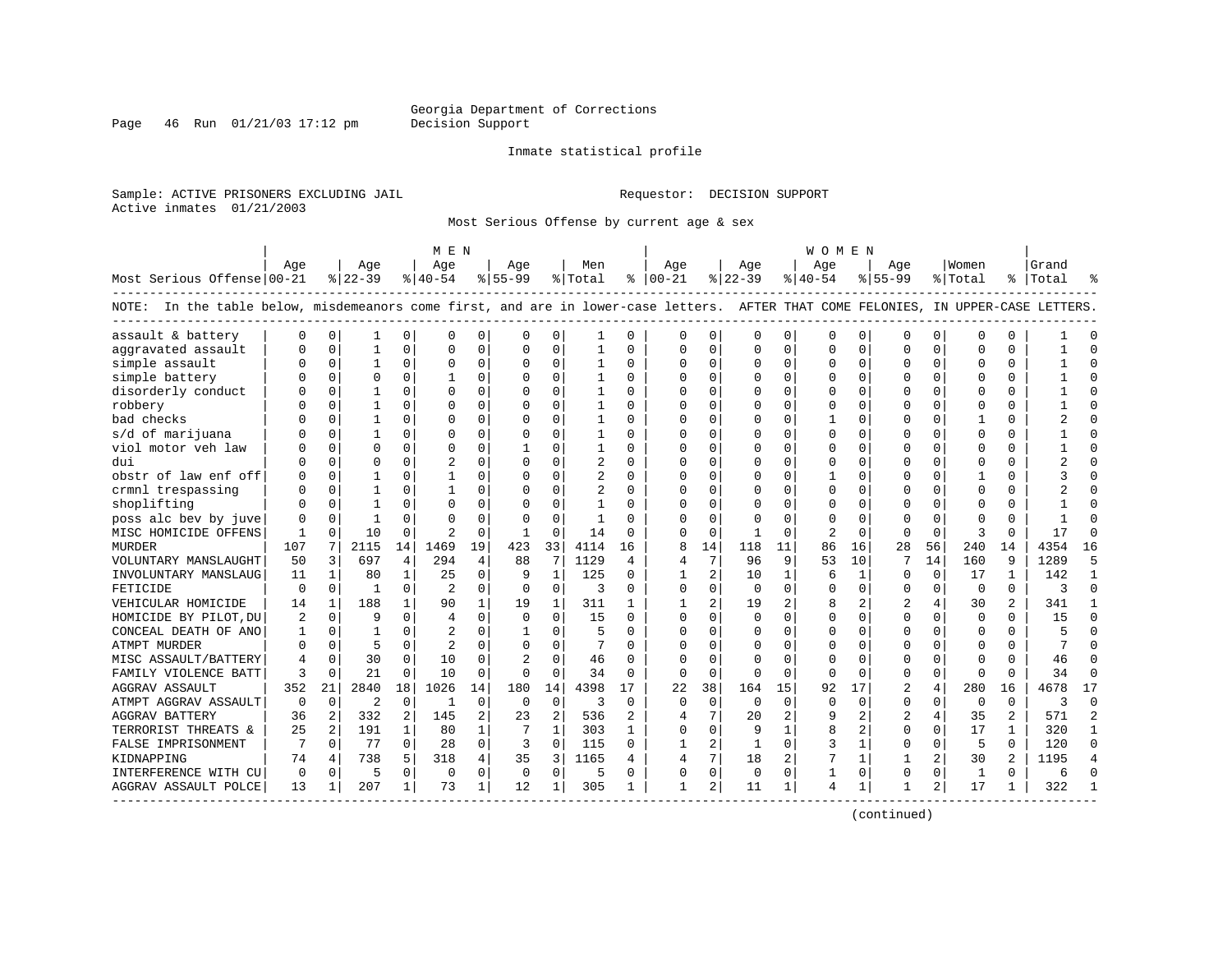Georgia Department of Corrections
Decision Support

Inmate statistical profile

Sample: ACTIVE PRISONERS EXCLUDING JAIL
Active inmates 01/21/2003

Requestor: DECISION SUPPORT

Most Serious Offense by current age & sex

| Most Serious Offense | MEN Age 00-21 | % | Age 22-39 | % | Age 40-54 | % | Age 55-99 | % | Men Total | % | WOMEN Age 00-21 | % | Age 22-39 | % | Age 40-54 | % | Age 55-99 | % | Women Total | % | Grand Total | % |
|---|---|---|---|---|---|---|---|---|---|---|---|---|---|---|---|---|---|---|---|---|---|---|
| NOTE: In the table below, misdemeanors come first, and are in lower-case letters. AFTER THAT COME FELONIES, IN UPPER-CASE LETTERS. | | | | | | | | | | | | | | | | | | | | | | |
| assault & battery | 0 | 0 | 1 | 0 | 0 | 0 | 0 | 0 | 1 | 0 | 0 | 0 | 0 | 0 | 0 | 0 | 0 | 0 | 0 | 0 | 1 | 0 |
| aggravated assault | 0 | 0 | 1 | 0 | 0 | 0 | 0 | 0 | 1 | 0 | 0 | 0 | 0 | 0 | 0 | 0 | 0 | 0 | 0 | 0 | 1 | 0 |
| simple assault | 0 | 0 | 1 | 0 | 0 | 0 | 0 | 0 | 1 | 0 | 0 | 0 | 0 | 0 | 0 | 0 | 0 | 0 | 0 | 0 | 1 | 0 |
| simple battery | 0 | 0 | 0 | 0 | 1 | 0 | 0 | 0 | 1 | 0 | 0 | 0 | 0 | 0 | 0 | 0 | 0 | 0 | 0 | 0 | 1 | 0 |
| disorderly conduct | 0 | 0 | 1 | 0 | 0 | 0 | 0 | 0 | 1 | 0 | 0 | 0 | 0 | 0 | 0 | 0 | 0 | 0 | 0 | 0 | 1 | 0 |
| robbery | 0 | 0 | 1 | 0 | 0 | 0 | 0 | 0 | 1 | 0 | 0 | 0 | 0 | 0 | 0 | 0 | 0 | 0 | 0 | 0 | 1 | 0 |
| bad checks | 0 | 0 | 1 | 0 | 0 | 0 | 0 | 0 | 1 | 0 | 0 | 0 | 0 | 0 | 1 | 0 | 0 | 0 | 1 | 0 | 2 | 0 |
| s/d of marijuana | 0 | 0 | 1 | 0 | 0 | 0 | 0 | 0 | 1 | 0 | 0 | 0 | 0 | 0 | 0 | 0 | 0 | 0 | 0 | 0 | 1 | 0 |
| viol motor veh law | 0 | 0 | 0 | 0 | 0 | 0 | 1 | 0 | 1 | 0 | 0 | 0 | 0 | 0 | 0 | 0 | 0 | 0 | 0 | 0 | 1 | 0 |
| dui | 0 | 0 | 0 | 0 | 2 | 0 | 0 | 0 | 2 | 0 | 0 | 0 | 0 | 0 | 0 | 0 | 0 | 0 | 0 | 0 | 2 | 0 |
| obstr of law enf off | 0 | 0 | 1 | 0 | 1 | 0 | 0 | 0 | 2 | 0 | 0 | 0 | 0 | 0 | 1 | 0 | 0 | 0 | 1 | 0 | 3 | 0 |
| crmnl trespassing | 0 | 0 | 1 | 0 | 1 | 0 | 0 | 0 | 2 | 0 | 0 | 0 | 0 | 0 | 0 | 0 | 0 | 0 | 0 | 0 | 2 | 0 |
| shoplifting | 0 | 0 | 1 | 0 | 0 | 0 | 0 | 0 | 1 | 0 | 0 | 0 | 0 | 0 | 0 | 0 | 0 | 0 | 0 | 0 | 1 | 0 |
| poss alc bev by juve | 0 | 0 | 1 | 0 | 0 | 0 | 0 | 0 | 1 | 0 | 0 | 0 | 0 | 0 | 0 | 0 | 0 | 0 | 0 | 0 | 1 | 0 |
| MISC HOMICIDE OFFENS | 1 | 0 | 10 | 0 | 2 | 0 | 1 | 0 | 14 | 0 | 0 | 0 | 1 | 0 | 2 | 0 | 0 | 0 | 3 | 0 | 17 | 0 |
| MURDER | 107 | 7 | 2115 | 14 | 1469 | 19 | 423 | 33 | 4114 | 16 | 8 | 14 | 118 | 11 | 86 | 16 | 28 | 56 | 240 | 14 | 4354 | 16 |
| VOLUNTARY MANSLAUGHT | 50 | 3 | 697 | 4 | 294 | 4 | 88 | 7 | 1129 | 4 | 4 | 7 | 96 | 9 | 53 | 10 | 7 | 14 | 160 | 9 | 1289 | 5 |
| INVOLUNTARY MANSLAUG | 11 | 1 | 80 | 1 | 25 | 0 | 9 | 1 | 125 | 0 | 1 | 2 | 10 | 1 | 6 | 1 | 0 | 0 | 17 | 1 | 142 | 1 |
| FETICIDE | 0 | 0 | 1 | 0 | 2 | 0 | 0 | 0 | 3 | 0 | 0 | 0 | 0 | 0 | 0 | 0 | 0 | 0 | 0 | 0 | 3 | 0 |
| VEHICULAR HOMICIDE | 14 | 1 | 188 | 1 | 90 | 1 | 19 | 1 | 311 | 1 | 1 | 2 | 19 | 2 | 8 | 2 | 2 | 4 | 30 | 2 | 341 | 1 |
| HOMICIDE BY PILOT,DU | 2 | 0 | 9 | 0 | 4 | 0 | 0 | 0 | 15 | 0 | 0 | 0 | 0 | 0 | 0 | 0 | 0 | 0 | 0 | 0 | 15 | 0 |
| CONCEAL DEATH OF ANO | 1 | 0 | 1 | 0 | 2 | 0 | 1 | 0 | 5 | 0 | 0 | 0 | 0 | 0 | 0 | 0 | 0 | 0 | 0 | 0 | 5 | 0 |
| ATMPT MURDER | 0 | 0 | 5 | 0 | 2 | 0 | 0 | 0 | 7 | 0 | 0 | 0 | 0 | 0 | 0 | 0 | 0 | 0 | 0 | 0 | 7 | 0 |
| MISC ASSAULT/BATTERY | 4 | 0 | 30 | 0 | 10 | 0 | 2 | 0 | 46 | 0 | 0 | 0 | 0 | 0 | 0 | 0 | 0 | 0 | 0 | 0 | 46 | 0 |
| FAMILY VIOLENCE BATT | 3 | 0 | 21 | 0 | 10 | 0 | 0 | 0 | 34 | 0 | 0 | 0 | 0 | 0 | 0 | 0 | 0 | 0 | 0 | 0 | 34 | 0 |
| AGGRAV ASSAULT | 352 | 21 | 2840 | 18 | 1026 | 14 | 180 | 14 | 4398 | 17 | 22 | 38 | 164 | 15 | 92 | 17 | 2 | 4 | 280 | 16 | 4678 | 17 |
| ATMPT AGGRAV ASSAULT | 0 | 0 | 2 | 0 | 1 | 0 | 0 | 0 | 3 | 0 | 0 | 0 | 0 | 0 | 0 | 0 | 0 | 0 | 0 | 0 | 3 | 0 |
| AGGRAV BATTERY | 36 | 2 | 332 | 2 | 145 | 2 | 23 | 2 | 536 | 2 | 4 | 7 | 20 | 2 | 9 | 2 | 2 | 4 | 35 | 2 | 571 | 2 |
| TERRORIST THREATS & | 25 | 2 | 191 | 1 | 80 | 1 | 7 | 1 | 303 | 1 | 0 | 0 | 9 | 1 | 8 | 2 | 0 | 0 | 17 | 1 | 320 | 1 |
| FALSE IMPRISONMENT | 7 | 0 | 77 | 0 | 28 | 0 | 3 | 0 | 115 | 0 | 1 | 2 | 1 | 0 | 3 | 1 | 0 | 0 | 5 | 0 | 120 | 0 |
| KIDNAPPING | 74 | 4 | 738 | 5 | 318 | 4 | 35 | 3 | 1165 | 4 | 4 | 7 | 18 | 2 | 7 | 1 | 1 | 2 | 30 | 2 | 1195 | 4 |
| INTERFERENCE WITH CU | 0 | 0 | 5 | 0 | 0 | 0 | 0 | 0 | 5 | 0 | 0 | 0 | 0 | 0 | 1 | 0 | 0 | 0 | 1 | 0 | 6 | 0 |
| AGGRAV ASSAULT POLCE | 13 | 1 | 207 | 1 | 73 | 1 | 12 | 1 | 305 | 1 | 1 | 2 | 11 | 1 | 4 | 1 | 1 | 2 | 17 | 1 | 322 | 1 |

(continued)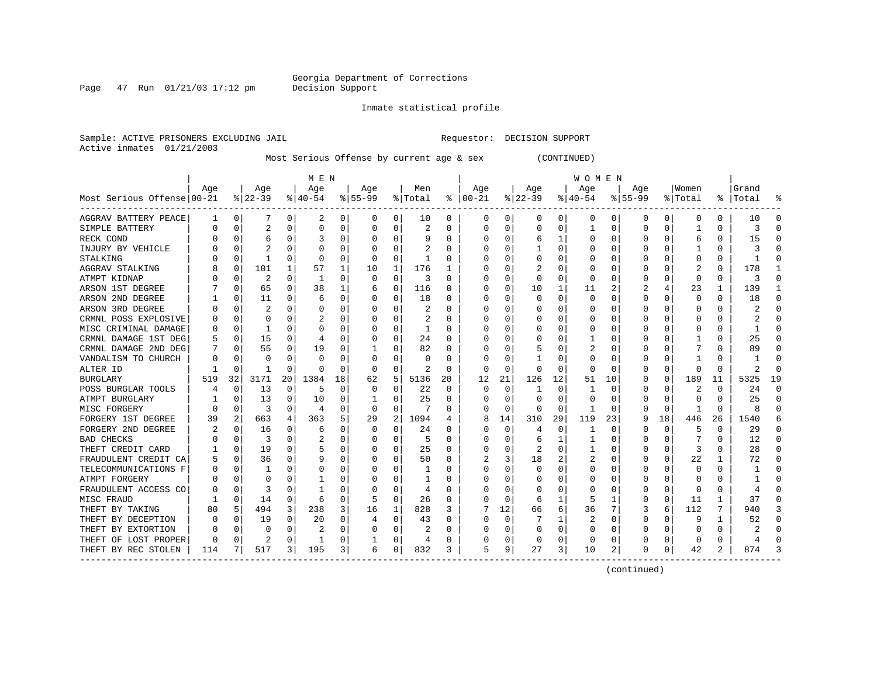Georgia Department of Corrections
Decision Support

Inmate statistical profile

Sample: ACTIVE PRISONERS EXCLUDING JAIL

Requestor: DECISION SUPPORT

Active inmates 01/21/2003

Most Serious Offense by current age & sex (CONTINUED)

| Most Serious Offense | MEN Age 00-21 | % | Age 22-39 | % | Age 40-54 | % | Age 55-99 | % | Men Total | % | WOMEN Age 00-21 | % | Age 22-39 | % | Age 40-54 | % | Age 55-99 | % | Women Total | % | Grand Total | % |
|---|---|---|---|---|---|---|---|---|---|---|---|---|---|---|---|---|---|---|---|---|---|---|
| AGGRAV BATTERY PEACE | 1 | 0 | 7 | 0 | 2 | 0 | 0 | 0 | 10 | 0 | 0 | 0 | 0 | 0 | 0 | 0 | 0 | 0 | 0 | 0 | 10 | 0 |
| SIMPLE BATTERY | 0 | 0 | 2 | 0 | 0 | 0 | 0 | 0 | 2 | 0 | 0 | 0 | 0 | 0 | 1 | 0 | 0 | 0 | 1 | 0 | 3 | 0 |
| RECK COND | 0 | 0 | 6 | 0 | 3 | 0 | 0 | 0 | 9 | 0 | 0 | 0 | 6 | 1 | 0 | 0 | 0 | 0 | 6 | 0 | 15 | 0 |
| INJURY BY VEHICLE | 0 | 0 | 2 | 0 | 0 | 0 | 0 | 0 | 2 | 0 | 0 | 0 | 1 | 0 | 0 | 0 | 0 | 0 | 1 | 0 | 3 | 0 |
| STALKING | 0 | 0 | 1 | 0 | 0 | 0 | 0 | 0 | 1 | 0 | 0 | 0 | 0 | 0 | 0 | 0 | 0 | 0 | 0 | 0 | 1 | 0 |
| AGGRAV STALKING | 8 | 0 | 101 | 1 | 57 | 1 | 10 | 1 | 176 | 1 | 0 | 0 | 2 | 0 | 0 | 0 | 0 | 0 | 2 | 0 | 178 | 1 |
| ATMPT KIDNAP | 0 | 0 | 2 | 0 | 1 | 0 | 0 | 0 | 3 | 0 | 0 | 0 | 0 | 0 | 0 | 0 | 0 | 0 | 0 | 0 | 3 | 0 |
| ARSON 1ST DEGREE | 7 | 0 | 65 | 0 | 38 | 1 | 6 | 0 | 116 | 0 | 0 | 0 | 10 | 1 | 11 | 2 | 2 | 4 | 23 | 1 | 139 | 1 |
| ARSON 2ND DEGREE | 1 | 0 | 11 | 0 | 6 | 0 | 0 | 0 | 18 | 0 | 0 | 0 | 0 | 0 | 0 | 0 | 0 | 0 | 0 | 0 | 18 | 0 |
| ARSON 3RD DEGREE | 0 | 0 | 2 | 0 | 0 | 0 | 0 | 0 | 2 | 0 | 0 | 0 | 0 | 0 | 0 | 0 | 0 | 0 | 0 | 0 | 2 | 0 |
| CRMNL POSS EXPLOSIVE | 0 | 0 | 0 | 0 | 2 | 0 | 0 | 0 | 2 | 0 | 0 | 0 | 0 | 0 | 0 | 0 | 0 | 0 | 0 | 0 | 2 | 0 |
| MISC CRIMINAL DAMAGE | 0 | 0 | 1 | 0 | 0 | 0 | 0 | 0 | 1 | 0 | 0 | 0 | 0 | 0 | 0 | 0 | 0 | 0 | 0 | 0 | 1 | 0 |
| CRMNL DAMAGE 1ST DEG | 5 | 0 | 15 | 0 | 4 | 0 | 0 | 0 | 24 | 0 | 0 | 0 | 0 | 0 | 1 | 0 | 0 | 0 | 1 | 0 | 25 | 0 |
| CRMNL DAMAGE 2ND DEG | 7 | 0 | 55 | 0 | 19 | 0 | 1 | 0 | 82 | 0 | 0 | 0 | 5 | 0 | 2 | 0 | 0 | 0 | 7 | 0 | 89 | 0 |
| VANDALISM TO CHURCH | 0 | 0 | 0 | 0 | 0 | 0 | 0 | 0 | 0 | 0 | 0 | 0 | 1 | 0 | 0 | 0 | 0 | 0 | 1 | 0 | 1 | 0 |
| ALTER ID | 1 | 0 | 1 | 0 | 0 | 0 | 0 | 0 | 2 | 0 | 0 | 0 | 0 | 0 | 0 | 0 | 0 | 0 | 0 | 0 | 2 | 0 |
| BURGLARY | 519 | 32 | 3171 | 20 | 1384 | 18 | 62 | 5 | 5136 | 20 | 12 | 21 | 126 | 12 | 51 | 10 | 0 | 0 | 189 | 11 | 5325 | 19 |
| POSS BURGLAR TOOLS | 4 | 0 | 13 | 0 | 5 | 0 | 0 | 0 | 22 | 0 | 0 | 0 | 1 | 0 | 1 | 0 | 0 | 0 | 2 | 0 | 24 | 0 |
| ATMPT BURGLARY | 1 | 0 | 13 | 0 | 10 | 0 | 1 | 0 | 25 | 0 | 0 | 0 | 0 | 0 | 0 | 0 | 0 | 0 | 0 | 0 | 25 | 0 |
| MISC FORGERY | 0 | 0 | 3 | 0 | 4 | 0 | 0 | 0 | 7 | 0 | 0 | 0 | 0 | 0 | 1 | 0 | 0 | 0 | 1 | 0 | 8 | 0 |
| FORGERY 1ST DEGREE | 39 | 2 | 663 | 4 | 363 | 5 | 29 | 2 | 1094 | 4 | 8 | 14 | 310 | 29 | 119 | 23 | 9 | 18 | 446 | 26 | 1540 | 6 |
| FORGERY 2ND DEGREE | 2 | 0 | 16 | 0 | 6 | 0 | 0 | 0 | 24 | 0 | 0 | 0 | 4 | 0 | 1 | 0 | 0 | 0 | 5 | 0 | 29 | 0 |
| BAD CHECKS | 0 | 0 | 3 | 0 | 2 | 0 | 0 | 0 | 5 | 0 | 0 | 0 | 6 | 1 | 1 | 0 | 0 | 0 | 7 | 0 | 12 | 0 |
| THEFT CREDIT CARD | 1 | 0 | 19 | 0 | 5 | 0 | 0 | 0 | 25 | 0 | 0 | 0 | 2 | 0 | 1 | 0 | 0 | 0 | 3 | 0 | 28 | 0 |
| FRAUDULENT CREDIT CA | 5 | 0 | 36 | 0 | 9 | 0 | 0 | 0 | 50 | 0 | 2 | 3 | 18 | 2 | 2 | 0 | 0 | 0 | 22 | 1 | 72 | 0 |
| TELECOMMUNICATIONS F | 0 | 0 | 1 | 0 | 0 | 0 | 0 | 0 | 1 | 0 | 0 | 0 | 0 | 0 | 0 | 0 | 0 | 0 | 0 | 0 | 1 | 0 |
| ATMPT FORGERY | 0 | 0 | 0 | 0 | 1 | 0 | 0 | 0 | 1 | 0 | 0 | 0 | 0 | 0 | 0 | 0 | 0 | 0 | 0 | 0 | 1 | 0 |
| FRAUDULENT ACCESS CO | 0 | 0 | 3 | 0 | 1 | 0 | 0 | 0 | 4 | 0 | 0 | 0 | 0 | 0 | 0 | 0 | 0 | 0 | 0 | 0 | 4 | 0 |
| MISC FRAUD | 1 | 0 | 14 | 0 | 6 | 0 | 5 | 0 | 26 | 0 | 0 | 0 | 6 | 1 | 5 | 1 | 0 | 0 | 11 | 1 | 37 | 0 |
| THEFT BY TAKING | 80 | 5 | 494 | 3 | 238 | 3 | 16 | 1 | 828 | 3 | 7 | 12 | 66 | 6 | 36 | 7 | 3 | 6 | 112 | 7 | 940 | 3 |
| THEFT BY DECEPTION | 0 | 0 | 19 | 0 | 20 | 0 | 4 | 0 | 43 | 0 | 0 | 0 | 7 | 1 | 2 | 0 | 0 | 0 | 9 | 1 | 52 | 0 |
| THEFT BY EXTORTION | 0 | 0 | 0 | 0 | 2 | 0 | 0 | 0 | 2 | 0 | 0 | 0 | 0 | 0 | 0 | 0 | 0 | 0 | 0 | 0 | 2 | 0 |
| THEFT OF LOST PROPER | 0 | 0 | 2 | 0 | 1 | 0 | 1 | 0 | 4 | 0 | 0 | 0 | 0 | 0 | 0 | 0 | 0 | 0 | 0 | 0 | 4 | 0 |
| THEFT BY REC STOLEN | 114 | 7 | 517 | 3 | 195 | 3 | 6 | 0 | 832 | 3 | 5 | 9 | 27 | 3 | 10 | 2 | 0 | 0 | 42 | 2 | 874 | 3 |

(continued)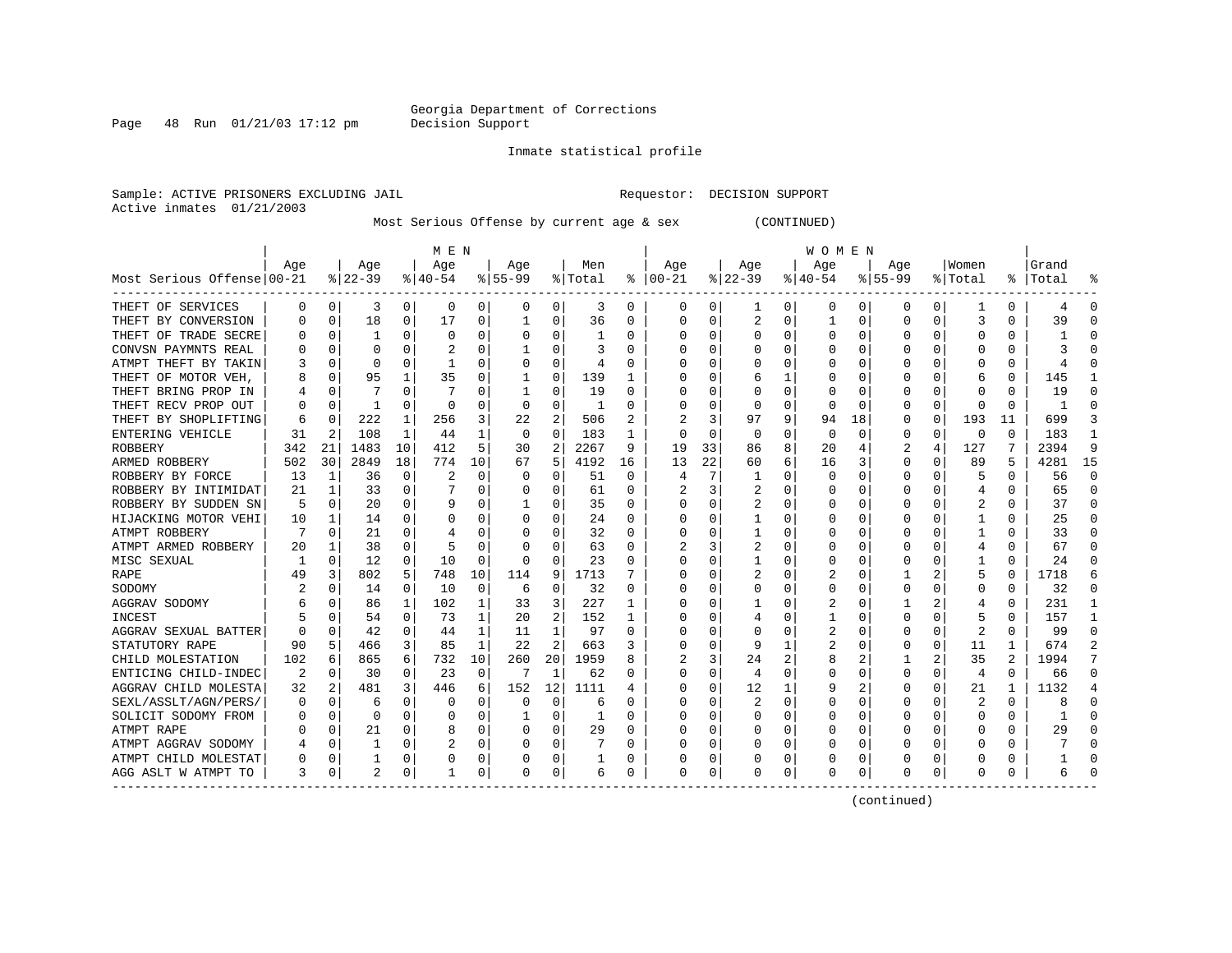Georgia Department of Corrections
Decision Support

Inmate statistical profile

Sample: ACTIVE PRISONERS EXCLUDING JAIL

Requestor: DECISION SUPPORT

Active inmates 01/21/2003

Most Serious Offense by current age & sex (CONTINUED)

| Most Serious Offense | MEN Age 00-21 | % | Age 22-39 | % | Age 40-54 | % | Age 55-99 | % | Men Total | % | WOMEN Age 00-21 | % | Age 22-39 | % | Age 40-54 | % | Age 55-99 | % | Women Total | % | Grand Total | % |
|---|---|---|---|---|---|---|---|---|---|---|---|---|---|---|---|---|---|---|---|---|---|---|
| THEFT OF SERVICES | 0 | 0 | 3 | 0 | 0 | 0 | 0 | 0 | 3 | 0 | 0 | 0 | 1 | 0 | 0 | 0 | 0 | 0 | 1 | 0 | 4 | 0 |
| THEFT BY CONVERSION | 0 | 0 | 18 | 0 | 17 | 0 | 1 | 0 | 36 | 0 | 0 | 0 | 2 | 0 | 1 | 0 | 0 | 0 | 3 | 0 | 39 | 0 |
| THEFT OF TRADE SECRE | 0 | 0 | 1 | 0 | 0 | 0 | 0 | 0 | 1 | 0 | 0 | 0 | 0 | 0 | 0 | 0 | 0 | 0 | 0 | 0 | 1 | 0 |
| CONVSN PAYMNTS REAL | 0 | 0 | 0 | 0 | 2 | 0 | 1 | 0 | 3 | 0 | 0 | 0 | 0 | 0 | 0 | 0 | 0 | 0 | 0 | 0 | 3 | 0 |
| ATMPT THEFT BY TAKIN | 3 | 0 | 0 | 0 | 1 | 0 | 0 | 0 | 4 | 0 | 0 | 0 | 0 | 0 | 0 | 0 | 0 | 0 | 0 | 0 | 4 | 0 |
| THEFT OF MOTOR VEH, | 8 | 0 | 95 | 1 | 35 | 0 | 1 | 0 | 139 | 1 | 0 | 0 | 6 | 1 | 0 | 0 | 0 | 0 | 6 | 0 | 145 | 1 |
| THEFT BRING PROP IN | 4 | 0 | 7 | 0 | 7 | 0 | 1 | 0 | 19 | 0 | 0 | 0 | 0 | 0 | 0 | 0 | 0 | 0 | 0 | 0 | 19 | 0 |
| THEFT RECV PROP OUT | 0 | 0 | 1 | 0 | 0 | 0 | 0 | 0 | 1 | 0 | 0 | 0 | 0 | 0 | 0 | 0 | 0 | 0 | 0 | 0 | 1 | 0 |
| THEFT BY SHOPLIFTING | 6 | 0 | 222 | 1 | 256 | 3 | 22 | 2 | 506 | 2 | 2 | 3 | 97 | 9 | 94 | 18 | 0 | 0 | 193 | 11 | 699 | 3 |
| ENTERING VEHICLE | 31 | 2 | 108 | 1 | 44 | 1 | 0 | 0 | 183 | 1 | 0 | 0 | 0 | 0 | 0 | 0 | 0 | 0 | 0 | 0 | 183 | 1 |
| ROBBERY | 342 | 21 | 1483 | 10 | 412 | 5 | 30 | 2 | 2267 | 9 | 19 | 33 | 86 | 8 | 20 | 4 | 2 | 4 | 127 | 7 | 2394 | 9 |
| ARMED ROBBERY | 502 | 30 | 2849 | 18 | 774 | 10 | 67 | 5 | 4192 | 16 | 13 | 22 | 60 | 6 | 16 | 3 | 0 | 0 | 89 | 5 | 4281 | 15 |
| ROBBERY BY FORCE | 13 | 1 | 36 | 0 | 2 | 0 | 0 | 0 | 51 | 0 | 4 | 7 | 1 | 0 | 0 | 0 | 0 | 0 | 5 | 0 | 56 | 0 |
| ROBBERY BY INTIMIDAT | 21 | 1 | 33 | 0 | 7 | 0 | 0 | 0 | 61 | 0 | 2 | 3 | 2 | 0 | 0 | 0 | 0 | 0 | 4 | 0 | 65 | 0 |
| ROBBERY BY SUDDEN SN | 5 | 0 | 20 | 0 | 9 | 0 | 1 | 0 | 35 | 0 | 0 | 0 | 2 | 0 | 0 | 0 | 0 | 0 | 2 | 0 | 37 | 0 |
| HIJACKING MOTOR VEHI | 10 | 1 | 14 | 0 | 0 | 0 | 0 | 0 | 24 | 0 | 0 | 0 | 1 | 0 | 0 | 0 | 0 | 0 | 1 | 0 | 25 | 0 |
| ATMPT ROBBERY | 7 | 0 | 21 | 0 | 4 | 0 | 0 | 0 | 32 | 0 | 0 | 0 | 1 | 0 | 0 | 0 | 0 | 0 | 1 | 0 | 33 | 0 |
| ATMPT ARMED ROBBERY | 20 | 1 | 38 | 0 | 5 | 0 | 0 | 0 | 63 | 0 | 2 | 3 | 2 | 0 | 0 | 0 | 0 | 0 | 4 | 0 | 67 | 0 |
| MISC SEXUAL | 1 | 0 | 12 | 0 | 10 | 0 | 0 | 0 | 23 | 0 | 0 | 0 | 1 | 0 | 0 | 0 | 0 | 0 | 1 | 0 | 24 | 0 |
| RAPE | 49 | 3 | 802 | 5 | 748 | 10 | 114 | 9 | 1713 | 7 | 0 | 0 | 2 | 0 | 2 | 0 | 1 | 2 | 5 | 0 | 1718 | 6 |
| SODOMY | 2 | 0 | 14 | 0 | 10 | 0 | 6 | 0 | 32 | 0 | 0 | 0 | 0 | 0 | 0 | 0 | 0 | 0 | 0 | 0 | 32 | 0 |
| AGGRAV SODOMY | 6 | 0 | 86 | 1 | 102 | 1 | 33 | 3 | 227 | 1 | 0 | 0 | 1 | 0 | 2 | 0 | 1 | 2 | 4 | 0 | 231 | 1 |
| INCEST | 5 | 0 | 54 | 0 | 73 | 1 | 20 | 2 | 152 | 1 | 0 | 0 | 4 | 0 | 1 | 0 | 0 | 0 | 5 | 0 | 157 | 1 |
| AGGRAV SEXUAL BATTER | 0 | 0 | 42 | 0 | 44 | 1 | 11 | 1 | 97 | 0 | 0 | 0 | 0 | 0 | 2 | 0 | 0 | 0 | 2 | 0 | 99 | 0 |
| STATUTORY RAPE | 90 | 5 | 466 | 3 | 85 | 1 | 22 | 2 | 663 | 3 | 0 | 0 | 9 | 1 | 2 | 0 | 0 | 0 | 11 | 1 | 674 | 2 |
| CHILD MOLESTATION | 102 | 6 | 865 | 6 | 732 | 10 | 260 | 20 | 1959 | 8 | 2 | 3 | 24 | 2 | 8 | 2 | 1 | 2 | 35 | 2 | 1994 | 7 |
| ENTICING CHILD-INDEC | 2 | 0 | 30 | 0 | 23 | 0 | 7 | 1 | 62 | 0 | 0 | 0 | 4 | 0 | 0 | 0 | 0 | 0 | 4 | 0 | 66 | 0 |
| AGGRAV CHILD MOLESTA | 32 | 2 | 481 | 3 | 446 | 6 | 152 | 12 | 1111 | 4 | 0 | 0 | 12 | 1 | 9 | 2 | 0 | 0 | 21 | 1 | 1132 | 4 |
| SEXL/ASSLT/AGN/PERS/ | 0 | 0 | 6 | 0 | 0 | 0 | 0 | 0 | 6 | 0 | 0 | 0 | 2 | 0 | 0 | 0 | 0 | 0 | 2 | 0 | 8 | 0 |
| SOLICIT SODOMY FROM | 0 | 0 | 0 | 0 | 0 | 0 | 1 | 0 | 1 | 0 | 0 | 0 | 0 | 0 | 0 | 0 | 0 | 0 | 0 | 0 | 1 | 0 |
| ATMPT RAPE | 0 | 0 | 21 | 0 | 8 | 0 | 0 | 0 | 29 | 0 | 0 | 0 | 0 | 0 | 0 | 0 | 0 | 0 | 0 | 0 | 29 | 0 |
| ATMPT AGGRAV SODOMY | 4 | 0 | 1 | 0 | 2 | 0 | 0 | 0 | 7 | 0 | 0 | 0 | 0 | 0 | 0 | 0 | 0 | 0 | 0 | 0 | 7 | 0 |
| ATMPT CHILD MOLESTAT | 0 | 0 | 1 | 0 | 0 | 0 | 0 | 0 | 1 | 0 | 0 | 0 | 0 | 0 | 0 | 0 | 0 | 0 | 0 | 0 | 1 | 0 |
| AGG ASLT W ATMPT TO | 3 | 0 | 2 | 0 | 1 | 0 | 0 | 0 | 6 | 0 | 0 | 0 | 0 | 0 | 0 | 0 | 0 | 0 | 0 | 0 | 6 | 0 |

(continued)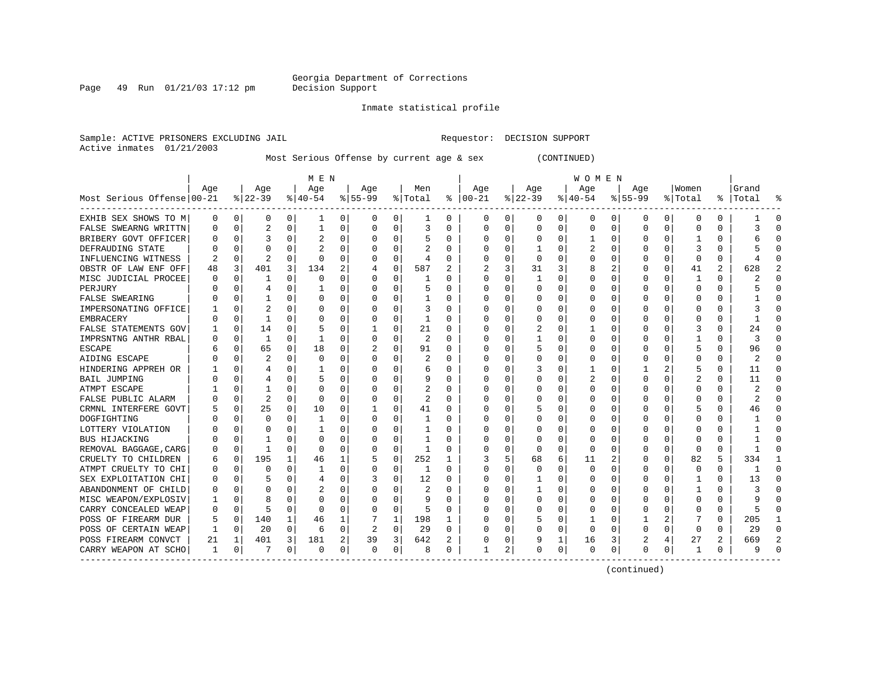Georgia Department of Corrections
Decision Support

Inmate statistical profile

Sample: ACTIVE PRISONERS EXCLUDING JAIL
Requestor: DECISION SUPPORT
Active inmates 01/21/2003

Most Serious Offense by current age & sex (CONTINUED)

| Most Serious Offense | MEN Age 00-21 | % | Age 22-39 | % | Age 40-54 | % | Age 55-99 | % | Men Total | % | WOMEN Age 00-21 | % | Age 22-39 | % | Age 40-54 | % | Age 55-99 | % | Women Total | % | Grand Total | % |
|---|---|---|---|---|---|---|---|---|---|---|---|---|---|---|---|---|---|---|---|---|---|---|
| EXHIB SEX SHOWS TO M | 0 | 0 | 0 | 0 | 1 | 0 | 0 | 0 | 1 | 0 | 0 | 0 | 0 | 0 | 0 | 0 | 0 | 0 | 0 | 0 | 1 | 0 |
| FALSE SWEARNG WRITTN | 0 | 0 | 2 | 0 | 1 | 0 | 0 | 0 | 3 | 0 | 0 | 0 | 0 | 0 | 0 | 0 | 0 | 0 | 0 | 0 | 3 | 0 |
| BRIBERY GOVT OFFICER | 0 | 0 | 3 | 0 | 2 | 0 | 0 | 0 | 5 | 0 | 0 | 0 | 0 | 0 | 1 | 0 | 0 | 0 | 1 | 0 | 6 | 0 |
| DEFRAUDING STATE | 0 | 0 | 0 | 0 | 2 | 0 | 0 | 0 | 2 | 0 | 0 | 0 | 1 | 0 | 2 | 0 | 0 | 0 | 3 | 0 | 5 | 0 |
| INFLUENCING WITNESS | 2 | 0 | 2 | 0 | 0 | 0 | 0 | 0 | 4 | 0 | 0 | 0 | 0 | 0 | 0 | 0 | 0 | 0 | 0 | 0 | 4 | 0 |
| OBSTR OF LAW ENF OFF | 48 | 3 | 401 | 3 | 134 | 2 | 4 | 0 | 587 | 2 | 2 | 3 | 31 | 3 | 8 | 2 | 0 | 0 | 41 | 2 | 628 | 2 |
| MISC JUDICIAL PROCEE | 0 | 0 | 1 | 0 | 0 | 0 | 0 | 0 | 1 | 0 | 0 | 0 | 1 | 0 | 0 | 0 | 0 | 0 | 1 | 0 | 2 | 0 |
| PERJURY | 0 | 0 | 4 | 0 | 1 | 0 | 0 | 0 | 5 | 0 | 0 | 0 | 0 | 0 | 0 | 0 | 0 | 0 | 0 | 0 | 5 | 0 |
| FALSE SWEARING | 0 | 0 | 1 | 0 | 0 | 0 | 0 | 0 | 1 | 0 | 0 | 0 | 0 | 0 | 0 | 0 | 0 | 0 | 0 | 0 | 1 | 0 |
| IMPERSONATING OFFICE | 1 | 0 | 2 | 0 | 0 | 0 | 0 | 0 | 3 | 0 | 0 | 0 | 0 | 0 | 0 | 0 | 0 | 0 | 0 | 0 | 3 | 0 |
| EMBRACERY | 0 | 0 | 1 | 0 | 0 | 0 | 0 | 0 | 1 | 0 | 0 | 0 | 0 | 0 | 0 | 0 | 0 | 0 | 0 | 0 | 1 | 0 |
| FALSE STATEMENTS GOV | 1 | 0 | 14 | 0 | 5 | 0 | 1 | 0 | 21 | 0 | 0 | 0 | 2 | 0 | 1 | 0 | 0 | 0 | 3 | 0 | 24 | 0 |
| IMPRSNTNG ANTHR RBAL | 0 | 0 | 1 | 0 | 1 | 0 | 0 | 0 | 2 | 0 | 0 | 0 | 1 | 0 | 0 | 0 | 0 | 0 | 1 | 0 | 3 | 0 |
| ESCAPE | 6 | 0 | 65 | 0 | 18 | 0 | 2 | 0 | 91 | 0 | 0 | 0 | 5 | 0 | 0 | 0 | 0 | 0 | 5 | 0 | 96 | 0 |
| AIDING ESCAPE | 0 | 0 | 2 | 0 | 0 | 0 | 0 | 0 | 2 | 0 | 0 | 0 | 0 | 0 | 0 | 0 | 0 | 0 | 0 | 0 | 2 | 0 |
| HINDERING APPREH OR | 1 | 0 | 4 | 0 | 1 | 0 | 0 | 0 | 6 | 0 | 0 | 0 | 3 | 0 | 1 | 0 | 1 | 2 | 5 | 0 | 11 | 0 |
| BAIL JUMPING | 0 | 0 | 4 | 0 | 5 | 0 | 0 | 0 | 9 | 0 | 0 | 0 | 0 | 0 | 2 | 0 | 0 | 0 | 2 | 0 | 11 | 0 |
| ATMPT ESCAPE | 1 | 0 | 1 | 0 | 0 | 0 | 0 | 0 | 2 | 0 | 0 | 0 | 0 | 0 | 0 | 0 | 0 | 0 | 0 | 0 | 2 | 0 |
| FALSE PUBLIC ALARM | 0 | 0 | 2 | 0 | 0 | 0 | 0 | 0 | 2 | 0 | 0 | 0 | 0 | 0 | 0 | 0 | 0 | 0 | 0 | 0 | 2 | 0 |
| CRMNL INTERFERE GOVT | 5 | 0 | 25 | 0 | 10 | 0 | 1 | 0 | 41 | 0 | 0 | 0 | 5 | 0 | 0 | 0 | 0 | 0 | 5 | 0 | 46 | 0 |
| DOGFIGHTING | 0 | 0 | 0 | 0 | 1 | 0 | 0 | 0 | 1 | 0 | 0 | 0 | 0 | 0 | 0 | 0 | 0 | 0 | 0 | 0 | 1 | 0 |
| LOTTERY VIOLATION | 0 | 0 | 0 | 0 | 1 | 0 | 0 | 0 | 1 | 0 | 0 | 0 | 0 | 0 | 0 | 0 | 0 | 0 | 0 | 0 | 1 | 0 |
| BUS HIJACKING | 0 | 0 | 1 | 0 | 0 | 0 | 0 | 0 | 1 | 0 | 0 | 0 | 0 | 0 | 0 | 0 | 0 | 0 | 0 | 0 | 1 | 0 |
| REMOVAL BAGGAGE,CARG | 0 | 0 | 1 | 0 | 0 | 0 | 0 | 0 | 1 | 0 | 0 | 0 | 0 | 0 | 0 | 0 | 0 | 0 | 0 | 0 | 1 | 0 |
| CRUELTY TO CHILDREN | 6 | 0 | 195 | 1 | 46 | 1 | 5 | 0 | 252 | 1 | 3 | 5 | 68 | 6 | 11 | 2 | 0 | 0 | 82 | 5 | 334 | 1 |
| ATMPT CRUELTY TO CHI | 0 | 0 | 0 | 0 | 1 | 0 | 0 | 0 | 1 | 0 | 0 | 0 | 0 | 0 | 0 | 0 | 0 | 0 | 0 | 0 | 1 | 0 |
| SEX EXPLOITATION CHI | 0 | 0 | 5 | 0 | 4 | 0 | 3 | 0 | 12 | 0 | 0 | 0 | 1 | 0 | 0 | 0 | 0 | 0 | 1 | 0 | 13 | 0 |
| ABANDONMENT OF CHILD | 0 | 0 | 0 | 0 | 2 | 0 | 0 | 0 | 2 | 0 | 0 | 0 | 1 | 0 | 0 | 0 | 0 | 0 | 1 | 0 | 3 | 0 |
| MISC WEAPON/EXPLOSIV | 1 | 0 | 8 | 0 | 0 | 0 | 0 | 0 | 9 | 0 | 0 | 0 | 0 | 0 | 0 | 0 | 0 | 0 | 0 | 0 | 9 | 0 |
| CARRY CONCEALED WEAP | 0 | 0 | 5 | 0 | 0 | 0 | 0 | 0 | 5 | 0 | 0 | 0 | 0 | 0 | 0 | 0 | 0 | 0 | 0 | 0 | 5 | 0 |
| POSS OF FIREARM DUR | 5 | 0 | 140 | 1 | 46 | 1 | 7 | 1 | 198 | 1 | 0 | 0 | 5 | 0 | 1 | 0 | 1 | 2 | 7 | 0 | 205 | 1 |
| POSS OF CERTAIN WEAP | 1 | 0 | 20 | 0 | 6 | 0 | 2 | 0 | 29 | 0 | 0 | 0 | 0 | 0 | 0 | 0 | 0 | 0 | 0 | 0 | 29 | 0 |
| POSS FIREARM CONVCT | 21 | 1 | 401 | 3 | 181 | 2 | 39 | 3 | 642 | 2 | 0 | 0 | 9 | 1 | 16 | 3 | 2 | 4 | 27 | 2 | 669 | 2 |
| CARRY WEAPON AT SCHO | 1 | 0 | 7 | 0 | 0 | 0 | 0 | 0 | 8 | 0 | 1 | 2 | 0 | 0 | 0 | 0 | 0 | 0 | 1 | 0 | 9 | 0 |

(continued)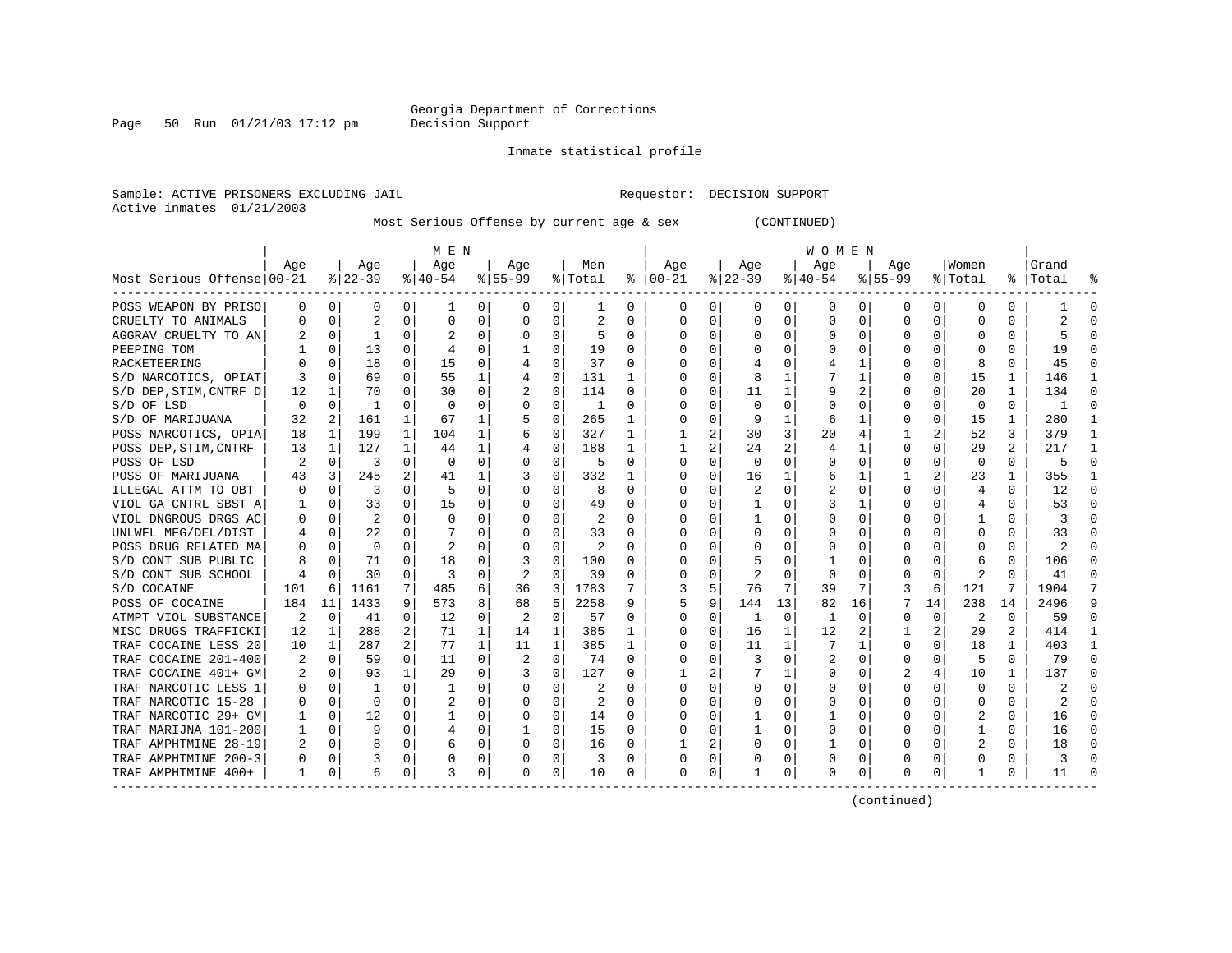Georgia Department of Corrections
Decision Support

Inmate statistical profile

Sample: ACTIVE PRISONERS EXCLUDING JAIL                                   Requestor:  DECISION SUPPORT
Active inmates  01/21/2003

Most Serious Offense by current age & sex          (CONTINUED)

| Most Serious Offense | MEN Age 00-21 | % | Age 22-39 | % | Age 40-54 | % | Age 55-99 | % | Men Total | % | WOMEN Age 00-21 | % | Age 22-39 | % | Age 40-54 | % | Age 55-99 | % | Women Total | % | Grand Total | % |
|---|---|---|---|---|---|---|---|---|---|---|---|---|---|---|---|---|---|---|---|---|---|---|
| POSS WEAPON BY PRISO | 0 | 0 | 0 | 0 | 1 | 0 | 0 | 0 | 1 | 0 | 0 | 0 | 0 | 0 | 0 | 0 | 0 | 0 | 0 | 0 | 1 | 0 |
| CRUELTY TO ANIMALS | 0 | 0 | 2 | 0 | 0 | 0 | 0 | 0 | 2 | 0 | 0 | 0 | 0 | 0 | 0 | 0 | 0 | 0 | 0 | 0 | 2 | 0 |
| AGGRAV CRUELTY TO AN | 2 | 0 | 1 | 0 | 2 | 0 | 0 | 0 | 5 | 0 | 0 | 0 | 0 | 0 | 0 | 0 | 0 | 0 | 0 | 0 | 5 | 0 |
| PEEPING TOM | 1 | 0 | 13 | 0 | 4 | 0 | 1 | 0 | 19 | 0 | 0 | 0 | 0 | 0 | 0 | 0 | 0 | 0 | 0 | 0 | 19 | 0 |
| RACKETEERING | 0 | 0 | 18 | 0 | 15 | 0 | 4 | 0 | 37 | 0 | 0 | 0 | 4 | 0 | 4 | 1 | 0 | 0 | 8 | 0 | 45 | 0 |
| S/D NARCOTICS, OPIAT | 3 | 0 | 69 | 0 | 55 | 1 | 4 | 0 | 131 | 1 | 0 | 0 | 8 | 1 | 7 | 1 | 0 | 0 | 15 | 1 | 146 | 1 |
| S/D DEP,STIM,CNTRF D | 12 | 1 | 70 | 0 | 30 | 0 | 2 | 0 | 114 | 0 | 0 | 0 | 11 | 1 | 9 | 2 | 0 | 0 | 20 | 1 | 134 | 0 |
| S/D OF LSD | 0 | 0 | 1 | 0 | 0 | 0 | 0 | 0 | 1 | 0 | 0 | 0 | 0 | 0 | 0 | 0 | 0 | 0 | 0 | 0 | 1 | 0 |
| S/D OF MARIJUANA | 32 | 2 | 161 | 1 | 67 | 1 | 5 | 0 | 265 | 1 | 0 | 0 | 9 | 1 | 6 | 1 | 0 | 0 | 15 | 1 | 280 | 1 |
| POSS NARCOTICS, OPIA | 18 | 1 | 199 | 1 | 104 | 1 | 6 | 0 | 327 | 1 | 1 | 2 | 30 | 3 | 20 | 4 | 1 | 2 | 52 | 3 | 379 | 1 |
| POSS DEP,STIM,CNTRF | 13 | 1 | 127 | 1 | 44 | 1 | 4 | 0 | 188 | 1 | 1 | 2 | 24 | 2 | 4 | 1 | 0 | 0 | 29 | 2 | 217 | 1 |
| POSS OF LSD | 2 | 0 | 3 | 0 | 0 | 0 | 0 | 0 | 5 | 0 | 0 | 0 | 0 | 0 | 0 | 0 | 0 | 0 | 0 | 0 | 5 | 0 |
| POSS OF MARIJUANA | 43 | 3 | 245 | 2 | 41 | 1 | 3 | 0 | 332 | 1 | 0 | 0 | 16 | 1 | 6 | 1 | 1 | 2 | 23 | 1 | 355 | 1 |
| ILLEGAL ATTM TO OBT | 0 | 0 | 3 | 0 | 5 | 0 | 0 | 0 | 8 | 0 | 0 | 0 | 2 | 0 | 2 | 0 | 0 | 0 | 4 | 0 | 12 | 0 |
| VIOL GA CNTRL SBST A | 1 | 0 | 33 | 0 | 15 | 0 | 0 | 0 | 49 | 0 | 0 | 0 | 1 | 0 | 3 | 1 | 0 | 0 | 4 | 0 | 53 | 0 |
| VIOL DNGROUS DRGS AC | 0 | 0 | 2 | 0 | 0 | 0 | 0 | 0 | 2 | 0 | 0 | 0 | 1 | 0 | 0 | 0 | 0 | 0 | 1 | 0 | 3 | 0 |
| UNLWFL MFG/DEL/DIST | 4 | 0 | 22 | 0 | 7 | 0 | 0 | 0 | 33 | 0 | 0 | 0 | 0 | 0 | 0 | 0 | 0 | 0 | 0 | 0 | 33 | 0 |
| POSS DRUG RELATED MA | 0 | 0 | 0 | 0 | 2 | 0 | 0 | 0 | 2 | 0 | 0 | 0 | 0 | 0 | 0 | 0 | 0 | 0 | 0 | 0 | 2 | 0 |
| S/D CONT SUB PUBLIC | 8 | 0 | 71 | 0 | 18 | 0 | 3 | 0 | 100 | 0 | 0 | 0 | 5 | 0 | 1 | 0 | 0 | 0 | 6 | 0 | 106 | 0 |
| S/D CONT SUB SCHOOL | 4 | 0 | 30 | 0 | 3 | 0 | 2 | 0 | 39 | 0 | 0 | 0 | 2 | 0 | 0 | 0 | 0 | 0 | 2 | 0 | 41 | 0 |
| S/D COCAINE | 101 | 6 | 1161 | 7 | 485 | 6 | 36 | 3 | 1783 | 7 | 3 | 5 | 76 | 7 | 39 | 7 | 3 | 6 | 121 | 7 | 1904 | 7 |
| POSS OF COCAINE | 184 | 11 | 1433 | 9 | 573 | 8 | 68 | 5 | 2258 | 9 | 5 | 9 | 144 | 13 | 82 | 16 | 7 | 14 | 238 | 14 | 2496 | 9 |
| ATMPT VIOL SUBSTANCE | 2 | 0 | 41 | 0 | 12 | 0 | 2 | 0 | 57 | 0 | 0 | 0 | 1 | 0 | 1 | 0 | 0 | 0 | 2 | 0 | 59 | 0 |
| MISC DRUGS TRAFFICKI | 12 | 1 | 288 | 2 | 71 | 1 | 14 | 1 | 385 | 1 | 0 | 0 | 16 | 1 | 12 | 2 | 1 | 2 | 29 | 2 | 414 | 1 |
| TRAF COCAINE LESS 20 | 10 | 1 | 287 | 2 | 77 | 1 | 11 | 1 | 385 | 1 | 0 | 0 | 11 | 1 | 7 | 1 | 0 | 0 | 18 | 1 | 403 | 1 |
| TRAF COCAINE 201-400 | 2 | 0 | 59 | 0 | 11 | 0 | 2 | 0 | 74 | 0 | 0 | 0 | 3 | 0 | 2 | 0 | 0 | 0 | 5 | 0 | 79 | 0 |
| TRAF COCAINE 401+ GM | 2 | 0 | 93 | 1 | 29 | 0 | 3 | 0 | 127 | 0 | 1 | 2 | 7 | 1 | 0 | 0 | 2 | 4 | 10 | 1 | 137 | 0 |
| TRAF NARCOTIC LESS 1 | 0 | 0 | 1 | 0 | 1 | 0 | 0 | 0 | 2 | 0 | 0 | 0 | 0 | 0 | 0 | 0 | 0 | 0 | 0 | 0 | 2 | 0 |
| TRAF NARCOTIC 15-28 | 0 | 0 | 0 | 0 | 2 | 0 | 0 | 0 | 2 | 0 | 0 | 0 | 0 | 0 | 0 | 0 | 0 | 0 | 0 | 0 | 2 | 0 |
| TRAF NARCOTIC 29+ GM | 1 | 0 | 12 | 0 | 1 | 0 | 0 | 0 | 14 | 0 | 0 | 0 | 1 | 0 | 1 | 0 | 0 | 0 | 2 | 0 | 16 | 0 |
| TRAF MARIJNA 101-200 | 1 | 0 | 9 | 0 | 4 | 0 | 1 | 0 | 15 | 0 | 0 | 0 | 1 | 0 | 0 | 0 | 0 | 0 | 1 | 0 | 16 | 0 |
| TRAF AMPHTMINE 28-19 | 2 | 0 | 8 | 0 | 6 | 0 | 0 | 0 | 16 | 0 | 1 | 2 | 0 | 0 | 1 | 0 | 0 | 0 | 2 | 0 | 18 | 0 |
| TRAF AMPHTMINE 200-3 | 0 | 0 | 3 | 0 | 0 | 0 | 0 | 0 | 3 | 0 | 0 | 0 | 0 | 0 | 0 | 0 | 0 | 0 | 0 | 0 | 3 | 0 |
| TRAF AMPHTMINE 400+ | 1 | 0 | 6 | 0 | 3 | 0 | 0 | 0 | 10 | 0 | 0 | 0 | 1 | 0 | 0 | 0 | 0 | 0 | 1 | 0 | 11 | 0 |

(continued)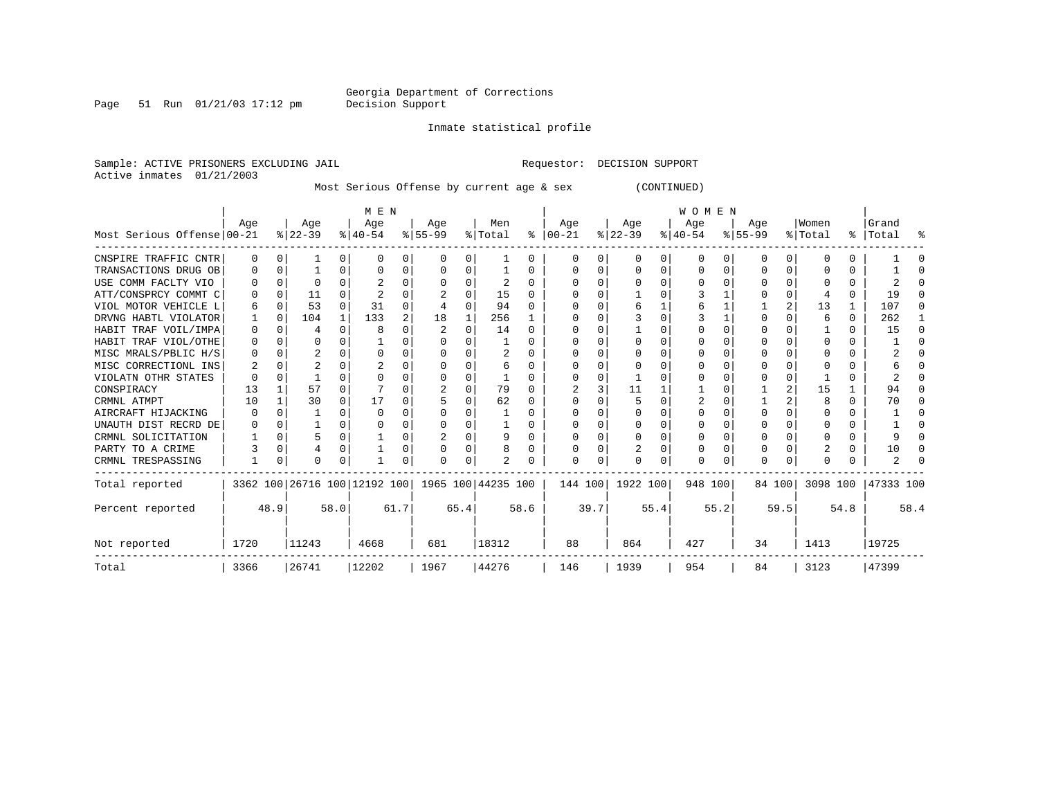Georgia Department of Corrections
Decision Support

Inmate statistical profile

Sample: ACTIVE PRISONERS EXCLUDING JAIL    Requestor: DECISION SUPPORT
Active inmates 01/21/2003

Most Serious Offense by current age & sex (CONTINUED)

| Most Serious Offense | MEN Age 00-21 | % | Age 22-39 | % | Age 40-54 | % | Age 55-99 | % | Men Total | % | WOMEN Age 00-21 | % | Age 22-39 | % | Age 40-54 | % | Age 55-99 | % | Women Total | % | Grand Total | % |
|---|---|---|---|---|---|---|---|---|---|---|---|---|---|---|---|---|---|---|---|---|---|---|
| CNSPIRE TRAFFIC CNTR | 0 | 0 | 1 | 0 | 0 | 0 | 0 | 0 | 1 | 0 | 0 | 0 | 0 | 0 | 0 | 0 | 0 | 0 | 0 | 0 | 1 | 0 |
| TRANSACTIONS DRUG OB | 0 | 0 | 1 | 0 | 0 | 0 | 0 | 0 | 1 | 0 | 0 | 0 | 0 | 0 | 0 | 0 | 0 | 0 | 0 | 0 | 1 | 0 |
| USE COMM FACLTY VIO | 0 | 0 | 0 | 0 | 2 | 0 | 0 | 0 | 2 | 0 | 0 | 0 | 0 | 0 | 0 | 0 | 0 | 0 | 0 | 0 | 2 | 0 |
| ATT/CONSPRCY COMMT C | 0 | 0 | 11 | 0 | 2 | 0 | 2 | 0 | 15 | 0 | 0 | 0 | 1 | 0 | 3 | 1 | 0 | 0 | 4 | 0 | 19 | 0 |
| VIOL MOTOR VEHICLE L | 6 | 0 | 53 | 0 | 31 | 0 | 4 | 0 | 94 | 0 | 0 | 0 | 6 | 1 | 6 | 1 | 1 | 2 | 13 | 1 | 107 | 0 |
| DRVNG HABTL VIOLATOR | 1 | 0 | 104 | 1 | 133 | 2 | 18 | 1 | 256 | 1 | 0 | 0 | 3 | 0 | 3 | 1 | 0 | 0 | 6 | 0 | 262 | 1 |
| HABIT TRAF VOIL/IMPA | 0 | 0 | 4 | 0 | 8 | 0 | 2 | 0 | 14 | 0 | 0 | 0 | 1 | 0 | 0 | 0 | 0 | 0 | 1 | 0 | 15 | 0 |
| HABIT TRAF VIOL/OTHE | 0 | 0 | 0 | 0 | 1 | 0 | 0 | 0 | 1 | 0 | 0 | 0 | 0 | 0 | 0 | 0 | 0 | 0 | 0 | 0 | 1 | 0 |
| MISC MRALS/PBLIC H/S | 0 | 0 | 2 | 0 | 0 | 0 | 0 | 0 | 2 | 0 | 0 | 0 | 0 | 0 | 0 | 0 | 0 | 0 | 0 | 0 | 2 | 0 |
| MISC CORRECTIONL INS | 2 | 0 | 2 | 0 | 2 | 0 | 0 | 0 | 6 | 0 | 0 | 0 | 0 | 0 | 0 | 0 | 0 | 0 | 0 | 0 | 6 | 0 |
| VIOLATN OTHR STATES | 0 | 0 | 1 | 0 | 0 | 0 | 0 | 0 | 1 | 0 | 0 | 0 | 1 | 0 | 0 | 0 | 0 | 0 | 1 | 0 | 2 | 0 |
| CONSPIRACY | 13 | 1 | 57 | 0 | 7 | 0 | 2 | 0 | 79 | 0 | 2 | 3 | 11 | 1 | 1 | 0 | 1 | 2 | 15 | 1 | 94 | 0 |
| CRMNL ATMPT | 10 | 1 | 30 | 0 | 17 | 0 | 5 | 0 | 62 | 0 | 0 | 0 | 5 | 0 | 2 | 0 | 1 | 2 | 8 | 0 | 70 | 0 |
| AIRCRAFT HIJACKING | 0 | 0 | 1 | 0 | 0 | 0 | 0 | 0 | 1 | 0 | 0 | 0 | 0 | 0 | 0 | 0 | 0 | 0 | 0 | 0 | 1 | 0 |
| UNAUTH DIST RECRD DE | 0 | 0 | 1 | 0 | 0 | 0 | 0 | 0 | 1 | 0 | 0 | 0 | 0 | 0 | 0 | 0 | 0 | 0 | 0 | 0 | 1 | 0 |
| CRMNL SOLICITATION | 1 | 0 | 5 | 0 | 1 | 0 | 2 | 0 | 9 | 0 | 0 | 0 | 0 | 0 | 0 | 0 | 0 | 0 | 0 | 0 | 9 | 0 |
| PARTY TO A CRIME | 3 | 0 | 4 | 0 | 1 | 0 | 0 | 0 | 8 | 0 | 0 | 0 | 2 | 0 | 0 | 0 | 0 | 0 | 2 | 0 | 10 | 0 |
| CRMNL TRESPASSING | 1 | 0 | 0 | 0 | 1 | 0 | 0 | 0 | 2 | 0 | 0 | 0 | 0 | 0 | 0 | 0 | 0 | 0 | 0 | 0 | 2 | 0 |
| Total reported | 3362 | 100 | 26716 | 100 | 12192 | 100 | 1965 | 100 | 44235 | 100 | 144 | 100 | 1922 | 100 | 948 | 100 | 84 | 100 | 3098 | 100 | 47333 | 100 |
| Percent reported | | 48.9 | | 58.0 | | 61.7 | | 65.4 | | 58.6 | | 39.7 | | 55.4 | | 55.2 | | 59.5 | | 54.8 | | 58.4 |
| Not reported | 1720 | | 11243 | | 4668 | | 681 | | 18312 | | 88 | | 864 | | 427 | | 34 | | 1413 | | 19725 | |
| Total | 3366 | | 26741 | | 12202 | | 1967 | | 44276 | | 146 | | 1939 | | 954 | | 84 | | 3123 | | 47399 | |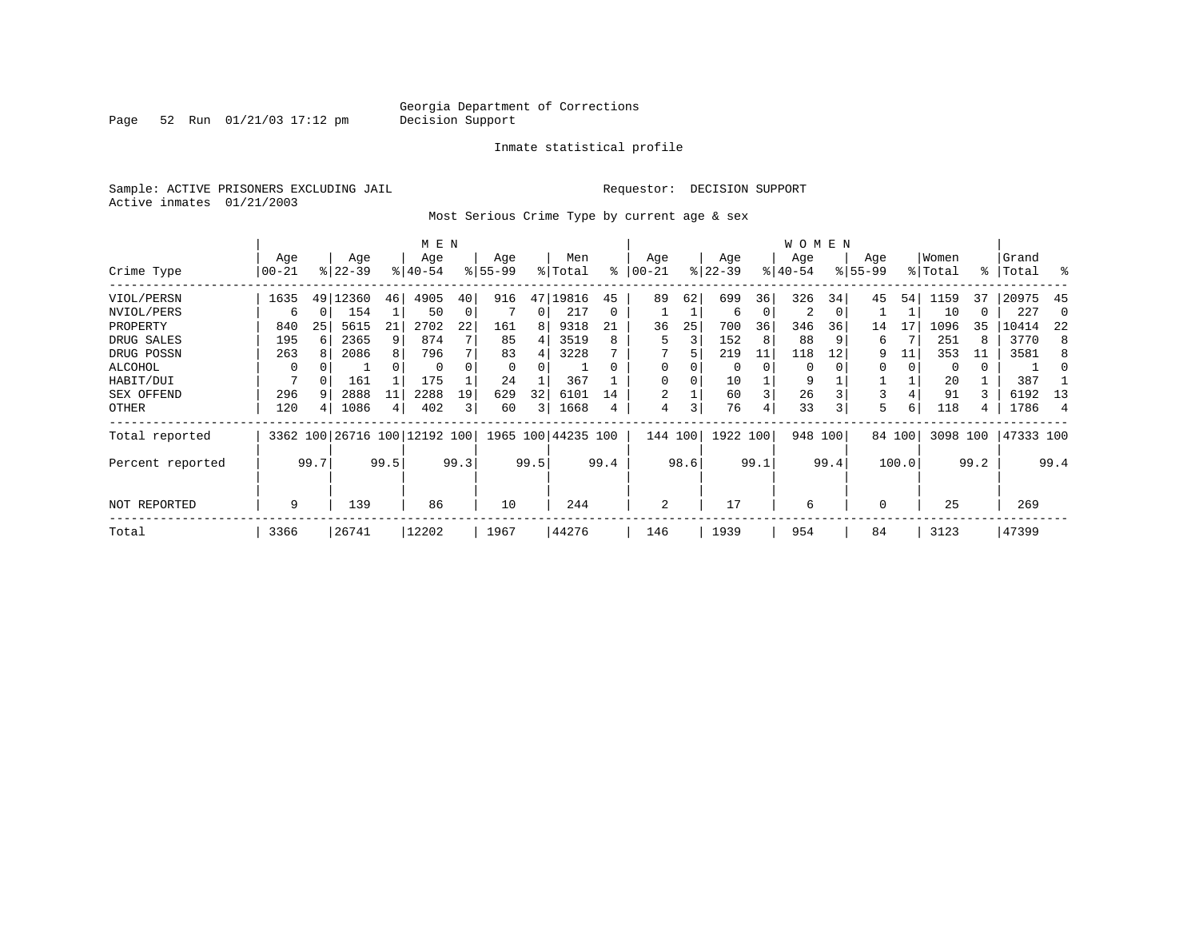Georgia Department of Corrections
Decision Support

Inmate statistical profile

Sample: ACTIVE PRISONERS EXCLUDING JAIL

Requestor: DECISION SUPPORT

Active inmates 01/21/2003

Most Serious Crime Type by current age & sex

| Crime Type | MEN Age 00-21 | % | Age 22-39 | % | Age 40-54 | % | Age 55-99 | % | Men Total | % | WOMEN Age 00-21 | % | Age 22-39 | % | Age 40-54 | % | Age 55-99 | % | Women Total | % | Grand Total | % |
|---|---|---|---|---|---|---|---|---|---|---|---|---|---|---|---|---|---|---|---|---|---|---|
| VIOL/PERSN | 1635 | 49 | 12360 | 46 | 4905 | 40 | 916 | 47 | 19816 | 45 | 89 | 62 | 699 | 36 | 326 | 34 | 45 | 54 | 1159 | 37 | 20975 | 45 |
| NVIOL/PERS | 6 | 0 | 154 | 1 | 50 | 0 | 7 | 0 | 217 | 0 | 1 | 1 | 6 | 0 | 2 | 0 | 1 | 1 | 10 | 0 | 227 | 0 |
| PROPERTY | 840 | 25 | 5615 | 21 | 2702 | 22 | 161 | 8 | 9318 | 21 | 36 | 25 | 700 | 36 | 346 | 36 | 14 | 17 | 1096 | 35 | 10414 | 22 |
| DRUG SALES | 195 | 6 | 2365 | 9 | 874 | 7 | 85 | 4 | 3519 | 8 | 5 | 3 | 152 | 8 | 88 | 9 | 6 | 7 | 251 | 8 | 3770 | 8 |
| DRUG POSSN | 263 | 8 | 2086 | 8 | 796 | 7 | 83 | 4 | 3228 | 7 | 7 | 5 | 219 | 11 | 118 | 12 | 9 | 11 | 353 | 11 | 3581 | 8 |
| ALCOHOL | 0 | 0 | 1 | 0 | 0 | 0 | 0 | 0 | 1 | 0 | 0 | 0 | 0 | 0 | 0 | 0 | 0 | 0 | 0 | 0 | 1 | 0 |
| HABIT/DUI | 7 | 0 | 161 | 1 | 175 | 1 | 24 | 1 | 367 | 1 | 0 | 0 | 10 | 1 | 9 | 1 | 1 | 1 | 20 | 1 | 387 | 1 |
| SEX OFFEND | 296 | 9 | 2888 | 11 | 2288 | 19 | 629 | 32 | 6101 | 14 | 2 | 1 | 60 | 3 | 26 | 3 | 3 | 4 | 91 | 3 | 6192 | 13 |
| OTHER | 120 | 4 | 1086 | 4 | 402 | 3 | 60 | 3 | 1668 | 4 | 4 | 3 | 76 | 4 | 33 | 3 | 5 | 6 | 118 | 4 | 1786 | 4 |
| Total reported | 3362 | 100 | 26716 | 100 | 12192 | 100 | 1965 | 100 | 44235 | 100 | 144 | 100 | 1922 | 100 | 948 | 100 | 84 | 100 | 3098 | 100 | 47333 | 100 |
| Percent reported | | 99.7 | | 99.5 | | 99.3 | | 99.5 | | 99.4 | | 98.6 | | 99.1 | | 99.4 | | 100.0 | | 99.2 | | 99.4 |
| NOT REPORTED | 9 | | 139 | | 86 | | 10 | | 244 | | 2 | | 17 | | 6 | | 0 | | 25 | | 269 | |
| Total | 3366 | | 26741 | | 12202 | | 1967 | | 44276 | | 146 | | 1939 | | 954 | | 84 | | 3123 | | 47399 | |